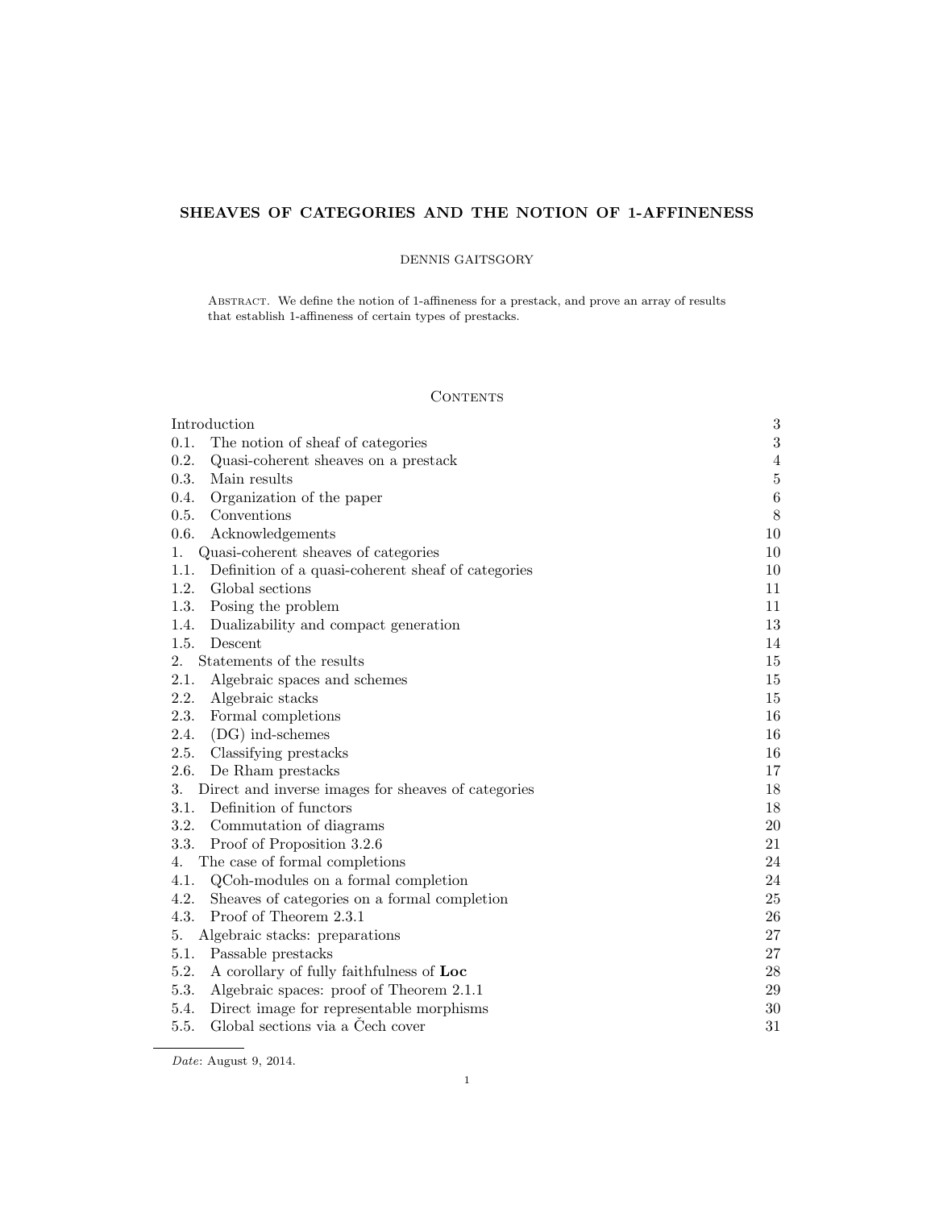# SHEAVES OF CATEGORIES AND THE NOTION OF 1-AFFINENESS

DENNIS GAITSGORY

Abstract. We define the notion of 1-affineness for a prestack, and prove an array of results that establish 1-affineness of certain types of prestacks.

## Contents

| | |
|---|---|
| Introduction | 3 |
| 0.1. The notion of sheaf of categories | 3 |
| 0.2. Quasi-coherent sheaves on a prestack | 4 |
| 0.3. Main results | 5 |
| 0.4. Organization of the paper | 6 |
| 0.5. Conventions | 8 |
| 0.6. Acknowledgements | 10 |
| 1. Quasi-coherent sheaves of categories | 10 |
| 1.1. Definition of a quasi-coherent sheaf of categories | 10 |
| 1.2. Global sections | 11 |
| 1.3. Posing the problem | 11 |
| 1.4. Dualizability and compact generation | 13 |
| 1.5. Descent | 14 |
| 2. Statements of the results | 15 |
| 2.1. Algebraic spaces and schemes | 15 |
| 2.2. Algebraic stacks | 15 |
| 2.3. Formal completions | 16 |
| 2.4. (DG) ind-schemes | 16 |
| 2.5. Classifying prestacks | 16 |
| 2.6. De Rham prestacks | 17 |
| 3. Direct and inverse images for sheaves of categories | 18 |
| 3.1. Definition of functors | 18 |
| 3.2. Commutation of diagrams | 20 |
| 3.3. Proof of Proposition 3.2.6 | 21 |
| 4. The case of formal completions | 24 |
| 4.1. QCoh-modules on a formal completion | 24 |
| 4.2. Sheaves of categories on a formal completion | 25 |
| 4.3. Proof of Theorem 2.3.1 | 26 |
| 5. Algebraic stacks: preparations | 27 |
| 5.1. Passable prestacks | 27 |
| 5.2. A corollary of fully faithfulness of **Loc** | 28 |
| 5.3. Algebraic spaces: proof of Theorem 2.1.1 | 29 |
| 5.4. Direct image for representable morphisms | 30 |
| 5.5. Global sections via a Čech cover | 31 |

*Date*: August 9, 2014.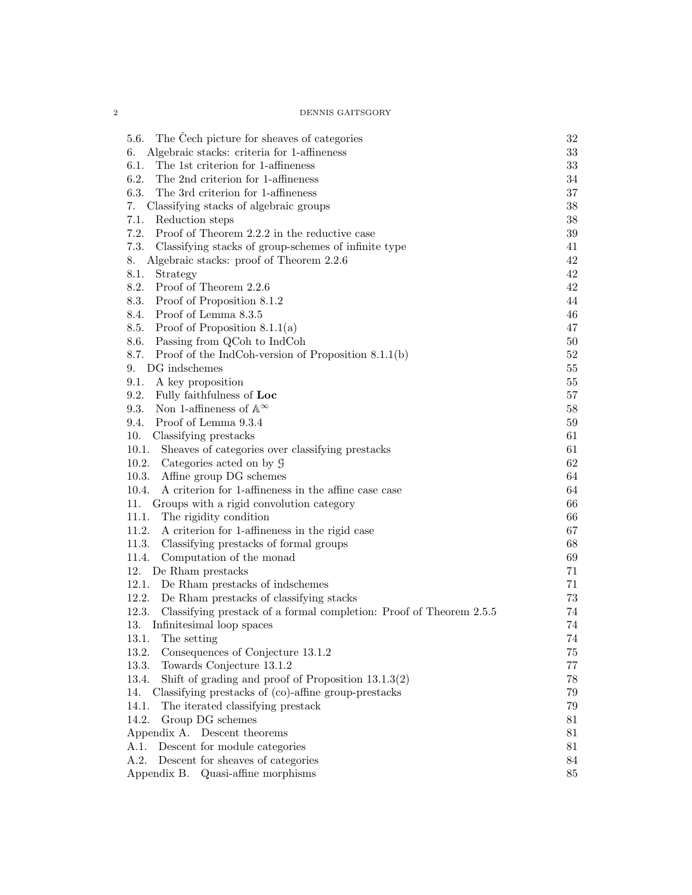5.6. The Čech picture for sheaves of categories 32
6. Algebraic stacks: criteria for 1-affineness 33
6.1. The 1st criterion for 1-affineness 33
6.2. The 2nd criterion for 1-affineness 34
6.3. The 3rd criterion for 1-affineness 37
7. Classifying stacks of algebraic groups 38
7.1. Reduction steps 38
7.2. Proof of Theorem 2.2.2 in the reductive case 39
7.3. Classifying stacks of group-schemes of infinite type 41
8. Algebraic stacks: proof of Theorem 2.2.6 42
8.1. Strategy 42
8.2. Proof of Theorem 2.2.6 42
8.3. Proof of Proposition 8.1.2 44
8.4. Proof of Lemma 8.3.5 46
8.5. Proof of Proposition 8.1.1(a) 47
8.6. Passing from QCoh to IndCoh 50
8.7. Proof of the IndCoh-version of Proposition 8.1.1(b) 52
9. DG indschemes 55
9.1. A key proposition 55
9.2. Fully faithfulness of **Loc** 57
9.3. Non 1-affineness of $\mathbb{A}^\infty$ 58
9.4. Proof of Lemma 9.3.4 59
10. Classifying prestacks 61
10.1. Sheaves of categories over classifying prestacks 61
10.2. Categories acted on by $\mathcal{G}$ 62
10.3. Affine group DG schemes 64
10.4. A criterion for 1-affineness in the affine case case 64
11. Groups with a rigid convolution category 66
11.1. The rigidity condition 66
11.2. A criterion for 1-affineness in the rigid case 67
11.3. Classifying prestacks of formal groups 68
11.4. Computation of the monad 69
12. De Rham prestacks 71
12.1. De Rham prestacks of indschemes 71
12.2. De Rham prestacks of classifying stacks 73
12.3. Classifying prestack of a formal completion: Proof of Theorem 2.5.5 74
13. Infinitesimal loop spaces 74
13.1. The setting 74
13.2. Consequences of Conjecture 13.1.2 75
13.3. Towards Conjecture 13.1.2 77
13.4. Shift of grading and proof of Proposition 13.1.3(2) 78
14. Classifying prestacks of (co)-affine group-prestacks 79
14.1. The iterated classifying prestack 79
14.2. Group DG schemes 81
Appendix A. Descent theorems 81
A.1. Descent for module categories 81
A.2. Descent for sheaves of categories 84
Appendix B. Quasi-affine morphisms 85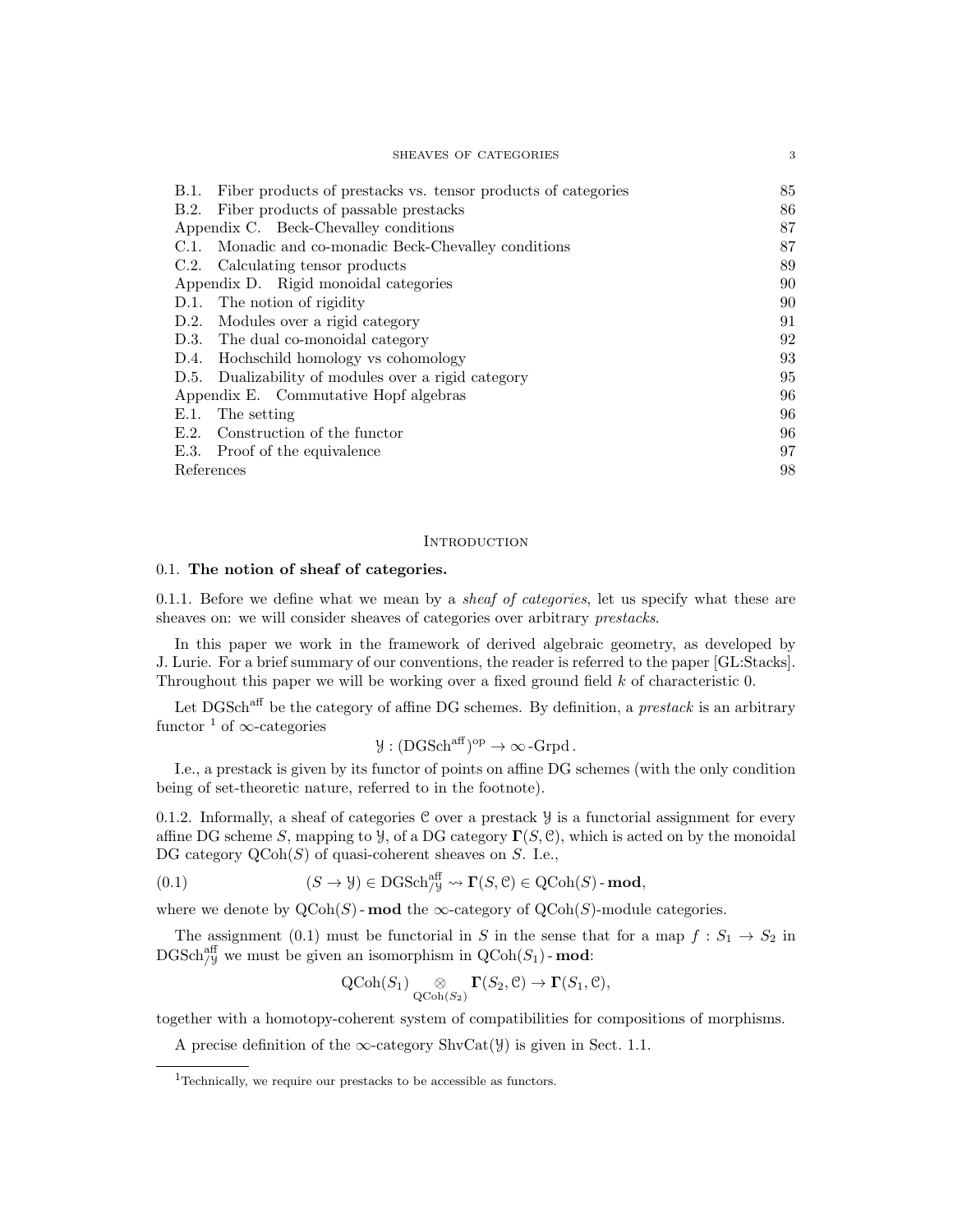B.1. Fiber products of prestacks vs. tensor products of categories 85
B.2. Fiber products of passable prestacks 86
Appendix C. Beck-Chevalley conditions 87
C.1. Monadic and co-monadic Beck-Chevalley conditions 87
C.2. Calculating tensor products 89
Appendix D. Rigid monoidal categories 90
D.1. The notion of rigidity 90
D.2. Modules over a rigid category 91
D.3. The dual co-monoidal category 92
D.4. Hochschild homology vs cohomology 93
D.5. Dualizability of modules over a rigid category 95
Appendix E. Commutative Hopf algebras 96
E.1. The setting 96
E.2. Construction of the functor 96
E.3. Proof of the equivalence 97
References 98

## Introduction

### 0.1. **The notion of sheaf of categories.**

0.1.1. Before we define what we mean by a *sheaf of categories*, let us specify what these are sheaves on: we will consider sheaves of categories over arbitrary *prestacks*.

In this paper we work in the framework of derived algebraic geometry, as developed by J. Lurie. For a brief summary of our conventions, the reader is referred to the paper [GL:Stacks]. Throughout this paper we will be working over a fixed ground field $k$ of characteristic 0.

Let $\mathrm{DGSch}^{\mathrm{aff}}$ be the category of affine DG schemes. By definition, a *prestack* is an arbitrary functor [1] of $\infty$-categories

$$\mathcal{Y} : (\mathrm{DGSch}^{\mathrm{aff}})^{\mathrm{op}} \to \infty\text{-}\mathrm{Grpd}\,.$$

I.e., a prestack is given by its functor of points on affine DG schemes (with the only condition being of set-theoretic nature, referred to in the footnote).

0.1.2. Informally, a sheaf of categories $\mathcal{C}$ over a prestack $\mathcal{Y}$ is a functorial assignment for every affine DG scheme $S$, mapping to $\mathcal{Y}$, of a DG category $\mathbf{\Gamma}(S, \mathcal{C})$, which is acted on by the monoidal DG category $\mathrm{QCoh}(S)$ of quasi-coherent sheaves on $S$. I.e.,

$$(S \to \mathcal{Y}) \in \mathrm{DGSch}^{\mathrm{aff}}_{/\mathcal{Y}} \rightsquigarrow \mathbf{\Gamma}(S, \mathcal{C}) \in \mathrm{QCoh}(S)\text{-}\mathbf{mod}, \tag{0.1}$$

where we denote by $\mathrm{QCoh}(S)\text{-}\mathbf{mod}$ the $\infty$-category of $\mathrm{QCoh}(S)$-module categories.

The assignment (0.1) must be functorial in $S$ in the sense that for a map $f : S_1 \to S_2$ in $\mathrm{DGSch}^{\mathrm{aff}}_{/\mathcal{Y}}$ we must be given an isomorphism in $\mathrm{QCoh}(S_1)\text{-}\mathbf{mod}$:

$$\mathrm{QCoh}(S_1) \underset{\mathrm{QCoh}(S_2)}{\otimes} \mathbf{\Gamma}(S_2, \mathcal{C}) \to \mathbf{\Gamma}(S_1, \mathcal{C}),$$

together with a homotopy-coherent system of compatibilities for compositions of morphisms.

A precise definition of the $\infty$-category $\mathrm{ShvCat}(\mathcal{Y})$ is given in Sect. 1.1.

[1] Technically, we require our prestacks to be accessible as functors.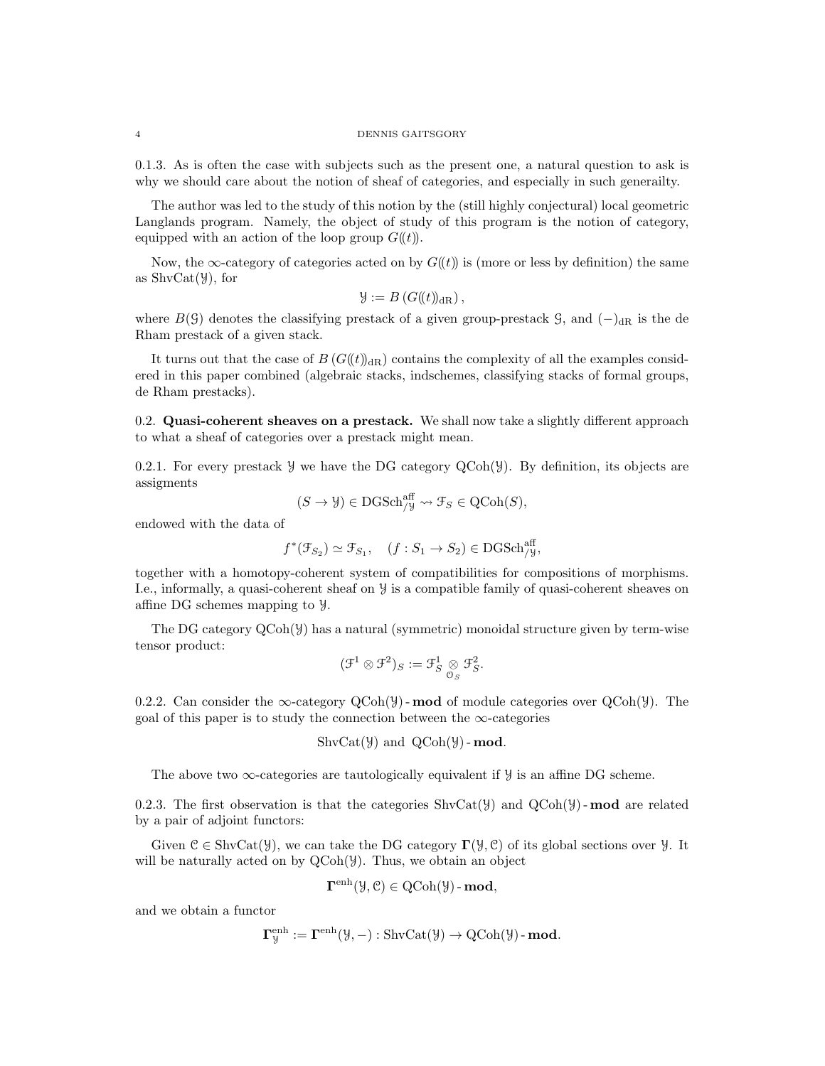0.1.3. As is often the case with subjects such as the present one, a natural question to ask is why we should care about the notion of sheaf of categories, and especially in such generailty.

The author was led to the study of this notion by the (still highly conjectural) local geometric Langlands program. Namely, the object of study of this program is the notion of category, equipped with an action of the loop group $G(\!(t)\!)$.

Now, the $\infty$-category of categories acted on by $G(\!(t)\!)$ is (more or less by definition) the same as $\mathrm{ShvCat}(\mathcal{Y})$, for

$$\mathcal{Y} := B\left(G(\!(t)\!)_{\mathrm{dR}}\right),$$

where $B(\mathcal{G})$ denotes the classifying prestack of a given group-prestack $\mathcal{G}$, and $(-)_{\mathrm{dR}}$ is the de Rham prestack of a given stack.

It turns out that the case of $B\left(G(\!(t)\!)_{\mathrm{dR}}\right)$ contains the complexity of all the examples considered in this paper combined (algebraic stacks, indschemes, classifying stacks of formal groups, de Rham prestacks).

## 0.2. Quasi-coherent sheaves on a prestack.

We shall now take a slightly different approach to what a sheaf of categories over a prestack might mean.

0.2.1. For every prestack $\mathcal{Y}$ we have the DG category $\mathrm{QCoh}(\mathcal{Y})$. By definition, its objects are assigments

$$(S \to \mathcal{Y}) \in \mathrm{DGSch}^{\mathrm{aff}}_{/\mathcal{Y}} \rightsquigarrow \mathcal{F}_S \in \mathrm{QCoh}(S),$$

endowed with the data of

$$f^*(\mathcal{F}_{S_2}) \simeq \mathcal{F}_{S_1}, \quad (f : S_1 \to S_2) \in \mathrm{DGSch}^{\mathrm{aff}}_{/\mathcal{Y}},$$

together with a homotopy-coherent system of compatibilities for compositions of morphisms. I.e., informally, a quasi-coherent sheaf on $\mathcal{Y}$ is a compatible family of quasi-coherent sheaves on affine DG schemes mapping to $\mathcal{Y}$.

The DG category $\mathrm{QCoh}(\mathcal{Y})$ has a natural (symmetric) monoidal structure given by term-wise tensor product:

$$(\mathcal{F}^1 \otimes \mathcal{F}^2)_S := \mathcal{F}^1_S \underset{\mathcal{O}_S}{\otimes} \mathcal{F}^2_S.$$

0.2.2. Can consider the $\infty$-category $\mathrm{QCoh}(\mathcal{Y})\text{-}\mathbf{mod}$ of module categories over $\mathrm{QCoh}(\mathcal{Y})$. The goal of this paper is to study the connection between the $\infty$-categories

$$\mathrm{ShvCat}(\mathcal{Y}) \text{ and } \mathrm{QCoh}(\mathcal{Y})\text{-}\mathbf{mod}.$$

The above two $\infty$-categories are tautologically equivalent if $\mathcal{Y}$ is an affine DG scheme.

0.2.3. The first observation is that the categories $\mathrm{ShvCat}(\mathcal{Y})$ and $\mathrm{QCoh}(\mathcal{Y})\text{-}\mathbf{mod}$ are related by a pair of adjoint functors:

Given $\mathcal{C} \in \mathrm{ShvCat}(\mathcal{Y})$, we can take the DG category $\mathbf{\Gamma}(\mathcal{Y}, \mathcal{C})$ of its global sections over $\mathcal{Y}$. It will be naturally acted on by $\mathrm{QCoh}(\mathcal{Y})$. Thus, we obtain an object

$$\mathbf{\Gamma}^{\mathrm{enh}}(\mathcal{Y}, \mathcal{C}) \in \mathrm{QCoh}(\mathcal{Y})\text{-}\mathbf{mod},$$

and we obtain a functor

$$\mathbf{\Gamma}^{\mathrm{enh}}_{\mathcal{Y}} := \mathbf{\Gamma}^{\mathrm{enh}}(\mathcal{Y}, -) : \mathrm{ShvCat}(\mathcal{Y}) \to \mathrm{QCoh}(\mathcal{Y})\text{-}\mathbf{mod}.$$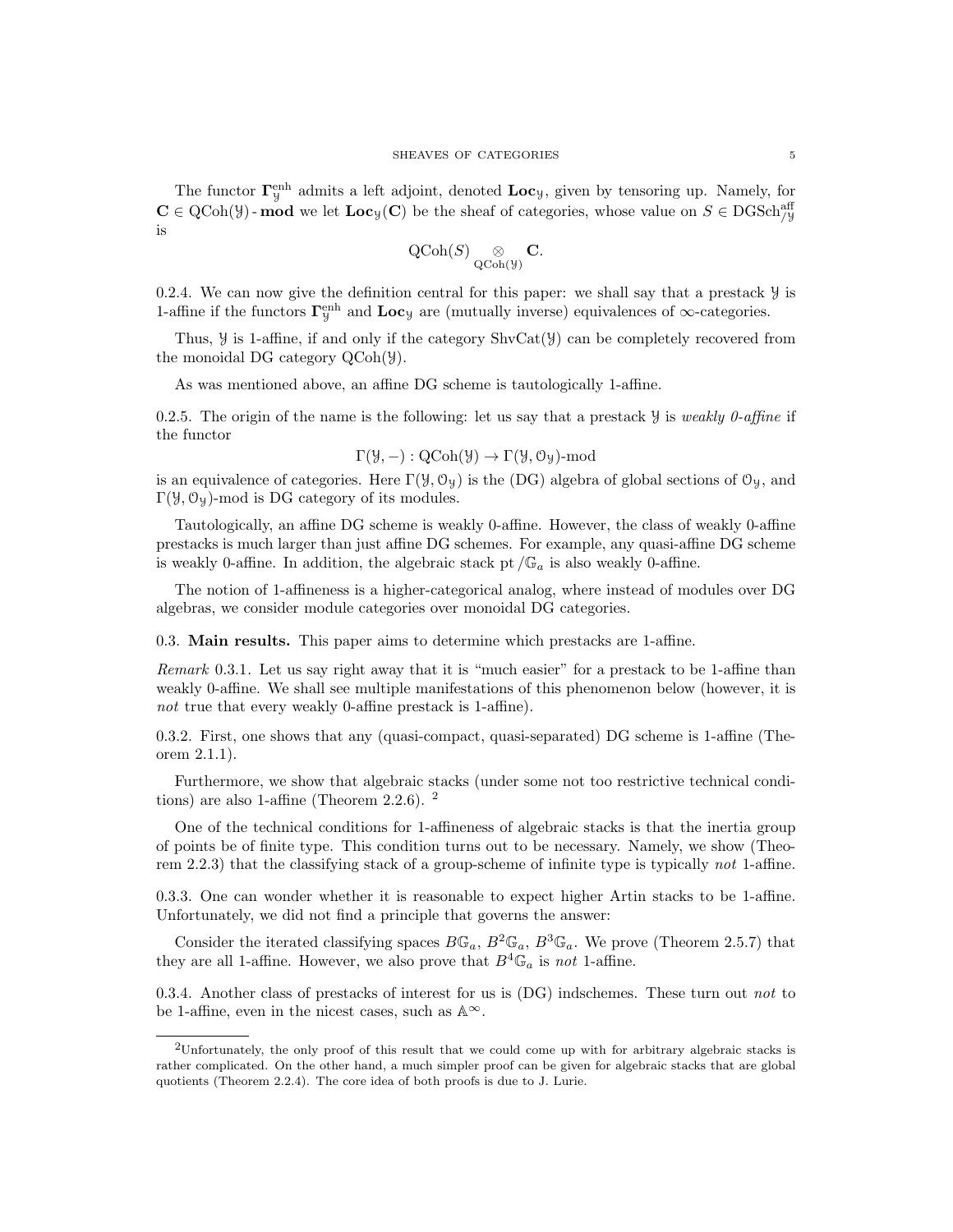The functor $\mathbf{\Gamma}^{\mathrm{enh}}_{\mathcal{Y}}$ admits a left adjoint, denoted $\mathbf{Loc}_{\mathcal{Y}}$, given by tensoring up. Namely, for $\mathbf{C} \in \mathrm{QCoh}(\mathcal{Y})\text{-}\mathbf{mod}$ we let $\mathbf{Loc}_{\mathcal{Y}}(\mathbf{C})$ be the sheaf of categories, whose value on $S \in \mathrm{DGSch}^{\mathrm{aff}}_{/\mathcal{Y}}$ is

$$\mathrm{QCoh}(S) \underset{\mathrm{QCoh}(\mathcal{Y})}{\otimes} \mathbf{C}.$$

0.2.4. We can now give the definition central for this paper: we shall say that a prestack $\mathcal{Y}$ is 1-affine if the functors $\mathbf{\Gamma}^{\mathrm{enh}}_{\mathcal{Y}}$ and $\mathbf{Loc}_{\mathcal{Y}}$ are (mutually inverse) equivalences of $\infty$-categories.

Thus, $\mathcal{Y}$ is 1-affine, if and only if the category $\mathrm{ShvCat}(\mathcal{Y})$ can be completely recovered from the monoidal DG category $\mathrm{QCoh}(\mathcal{Y})$.

As was mentioned above, an affine DG scheme is tautologically 1-affine.

0.2.5. The origin of the name is the following: let us say that a prestack $\mathcal{Y}$ is *weakly 0-affine* if the functor

$$\Gamma(\mathcal{Y}, -) : \mathrm{QCoh}(\mathcal{Y}) \to \Gamma(\mathcal{Y}, \mathcal{O}_{\mathcal{Y}})\text{-mod}$$

is an equivalence of categories. Here $\Gamma(\mathcal{Y}, \mathcal{O}_{\mathcal{Y}})$ is the (DG) algebra of global sections of $\mathcal{O}_{\mathcal{Y}}$, and $\Gamma(\mathcal{Y}, \mathcal{O}_{\mathcal{Y}})$-mod is DG category of its modules.

Tautologically, an affine DG scheme is weakly 0-affine. However, the class of weakly 0-affine prestacks is much larger than just affine DG schemes. For example, any quasi-affine DG scheme is weakly 0-affine. In addition, the algebraic stack $\mathrm{pt}/\mathbb{G}_a$ is also weakly 0-affine.

The notion of 1-affineness is a higher-categorical analog, where instead of modules over DG algebras, we consider module categories over monoidal DG categories.

## 0.3. Main results.

This paper aims to determine which prestacks are 1-affine.

*Remark* 0.3.1. Let us say right away that it is "much easier" for a prestack to be 1-affine than weakly 0-affine. We shall see multiple manifestations of this phenomenon below (however, it is *not* true that every weakly 0-affine prestack is 1-affine).

0.3.2. First, one shows that any (quasi-compact, quasi-separated) DG scheme is 1-affine (Theorem 2.1.1).

Furthermore, we show that algebraic stacks (under some not too restrictive technical conditions) are also 1-affine (Theorem 2.2.6). [2]

One of the technical conditions for 1-affineness of algebraic stacks is that the inertia group of points be of finite type. This condition turns out to be necessary. Namely, we show (Theorem 2.2.3) that the classifying stack of a group-scheme of infinite type is typically *not* 1-affine.

0.3.3. One can wonder whether it is reasonable to expect higher Artin stacks to be 1-affine. Unfortunately, we did not find a principle that governs the answer:

Consider the iterated classifying spaces $B\mathbb{G}_a$, $B^2\mathbb{G}_a$, $B^3\mathbb{G}_a$. We prove (Theorem 2.5.7) that they are all 1-affine. However, we also prove that $B^4\mathbb{G}_a$ is *not* 1-affine.

0.3.4. Another class of prestacks of interest for us is (DG) indschemes. These turn out *not* to be 1-affine, even in the nicest cases, such as $\mathbb{A}^\infty$.

---

[2] Unfortunately, the only proof of this result that we could come up with for arbitrary algebraic stacks is rather complicated. On the other hand, a much simpler proof can be given for algebraic stacks that are global quotients (Theorem 2.2.4). The core idea of both proofs is due to J. Lurie.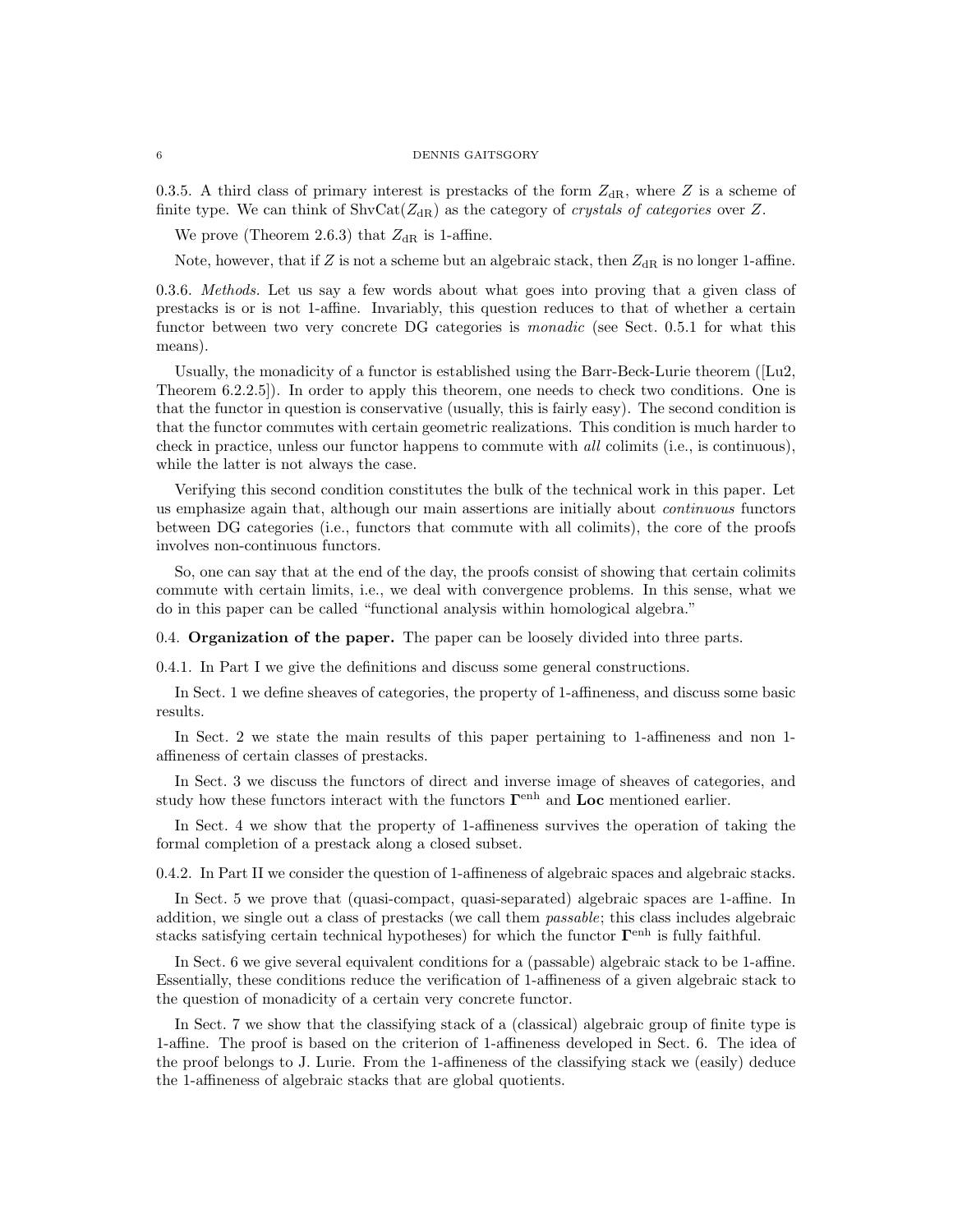0.3.5. A third class of primary interest is prestacks of the form $Z_{\mathrm{dR}}$, where $Z$ is a scheme of finite type. We can think of $\mathrm{ShvCat}(Z_{\mathrm{dR}})$ as the category of *crystals of categories* over $Z$.

We prove (Theorem 2.6.3) that $Z_{\mathrm{dR}}$ is 1-affine.

Note, however, that if $Z$ is not a scheme but an algebraic stack, then $Z_{\mathrm{dR}}$ is no longer 1-affine.

0.3.6. *Methods.* Let us say a few words about what goes into proving that a given class of prestacks is or is not 1-affine. Invariably, this question reduces to that of whether a certain functor between two very concrete DG categories is *monadic* (see Sect. 0.5.1 for what this means).

Usually, the monadicity of a functor is established using the Barr-Beck-Lurie theorem ([Lu2, Theorem 6.2.2.5]). In order to apply this theorem, one needs to check two conditions. One is that the functor in question is conservative (usually, this is fairly easy). The second condition is that the functor commutes with certain geometric realizations. This condition is much harder to check in practice, unless our functor happens to commute with *all* colimits (i.e., is continuous), while the latter is not always the case.

Verifying this second condition constitutes the bulk of the technical work in this paper. Let us emphasize again that, although our main assertions are initially about *continuous* functors between DG categories (i.e., functors that commute with all colimits), the core of the proofs involves non-continuous functors.

So, one can say that at the end of the day, the proofs consist of showing that certain colimits commute with certain limits, i.e., we deal with convergence problems. In this sense, what we do in this paper can be called "functional analysis within homological algebra."

0.4. **Organization of the paper.** The paper can be loosely divided into three parts.

0.4.1. In Part I we give the definitions and discuss some general constructions.

In Sect. 1 we define sheaves of categories, the property of 1-affineness, and discuss some basic results.

In Sect. 2 we state the main results of this paper pertaining to 1-affineness and non 1-affineness of certain classes of prestacks.

In Sect. 3 we discuss the functors of direct and inverse image of sheaves of categories, and study how these functors interact with the functors $\mathbf{\Gamma}^{\mathrm{enh}}$ and $\mathbf{Loc}$ mentioned earlier.

In Sect. 4 we show that the property of 1-affineness survives the operation of taking the formal completion of a prestack along a closed subset.

0.4.2. In Part II we consider the question of 1-affineness of algebraic spaces and algebraic stacks.

In Sect. 5 we prove that (quasi-compact, quasi-separated) algebraic spaces are 1-affine. In addition, we single out a class of prestacks (we call them *passable*; this class includes algebraic stacks satisfying certain technical hypotheses) for which the functor $\mathbf{\Gamma}^{\mathrm{enh}}$ is fully faithful.

In Sect. 6 we give several equivalent conditions for a (passable) algebraic stack to be 1-affine. Essentially, these conditions reduce the verification of 1-affineness of a given algebraic stack to the question of monadicity of a certain very concrete functor.

In Sect. 7 we show that the classifying stack of a (classical) algebraic group of finite type is 1-affine. The proof is based on the criterion of 1-affineness developed in Sect. 6. The idea of the proof belongs to J. Lurie. From the 1-affineness of the classifying stack we (easily) deduce the 1-affineness of algebraic stacks that are global quotients.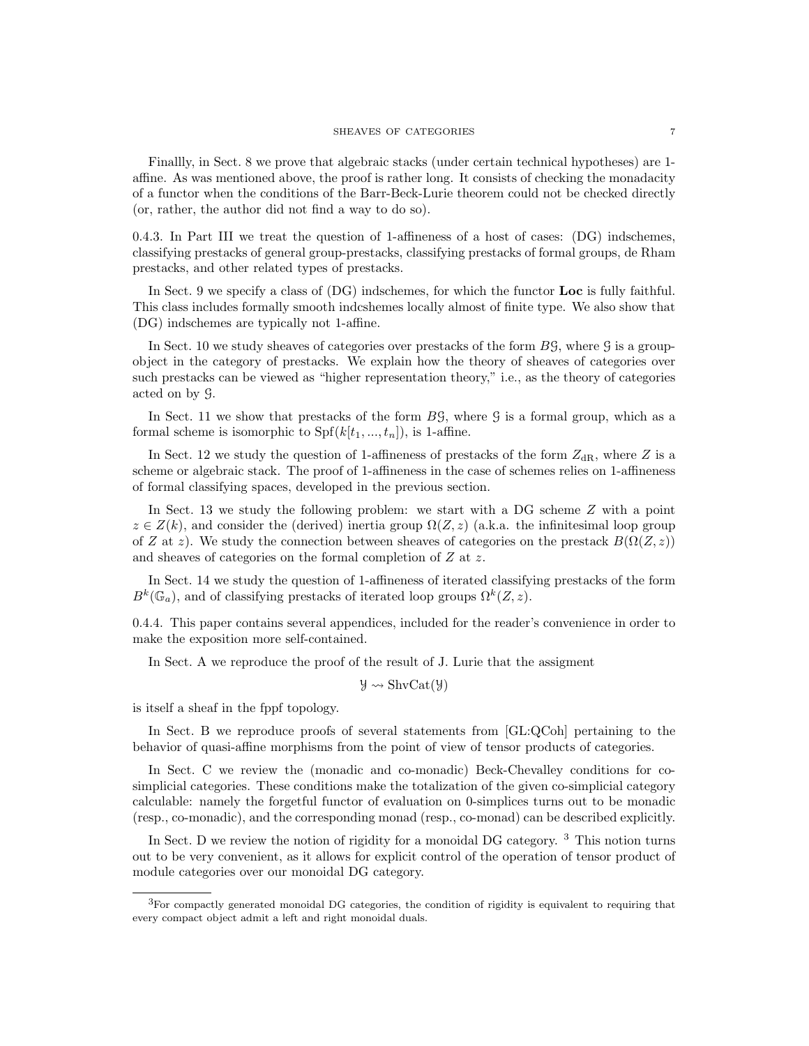Finallly, in Sect. 8 we prove that algebraic stacks (under certain technical hypotheses) are 1-affine. As was mentioned above, the proof is rather long. It consists of checking the monadacity of a functor when the conditions of the Barr-Beck-Lurie theorem could not be checked directly (or, rather, the author did not find a way to do so).

0.4.3. In Part III we treat the question of 1-affineness of a host of cases: (DG) indschemes, classifying prestacks of general group-prestacks, classifying prestacks of formal groups, de Rham prestacks, and other related types of prestacks.

In Sect. 9 we specify a class of (DG) indschemes, for which the functor **Loc** is fully faithful. This class includes formally smooth indcshemes locally almost of finite type. We also show that (DG) indschemes are typically not 1-affine.

In Sect. 10 we study sheaves of categories over prestacks of the form $B\mathcal{G}$, where $\mathcal{G}$ is a group-object in the category of prestacks. We explain how the theory of sheaves of categories over such prestacks can be viewed as "higher representation theory," i.e., as the theory of categories acted on by $\mathcal{G}$.

In Sect. 11 we show that prestacks of the form $B\mathcal{G}$, where $\mathcal{G}$ is a formal group, which as a formal scheme is isomorphic to $\operatorname{Spf}(k[t_1, ..., t_n])$, is 1-affine.

In Sect. 12 we study the question of 1-affineness of prestacks of the form $Z_{\mathrm{dR}}$, where $Z$ is a scheme or algebraic stack. The proof of 1-affineness in the case of schemes relies on 1-affineness of formal classifying spaces, developed in the previous section.

In Sect. 13 we study the following problem: we start with a DG scheme $Z$ with a point $z \in Z(k)$, and consider the (derived) inertia group $\Omega(Z, z)$ (a.k.a. the infinitesimal loop group of $Z$ at $z$). We study the connection between sheaves of categories on the prestack $B(\Omega(Z, z))$ and sheaves of categories on the formal completion of $Z$ at $z$.

In Sect. 14 we study the question of 1-affineness of iterated classifying prestacks of the form $B^k(\mathbb{G}_a)$, and of classifying prestacks of iterated loop groups $\Omega^k(Z, z)$.

0.4.4. This paper contains several appendices, included for the reader's convenience in order to make the exposition more self-contained.

In Sect. A we reproduce the proof of the result of J. Lurie that the assigment

$$\mathcal{Y} \rightsquigarrow \operatorname{ShvCat}(\mathcal{Y})$$

is itself a sheaf in the fppf topology.

In Sect. B we reproduce proofs of several statements from [GL:QCoh] pertaining to the behavior of quasi-affine morphisms from the point of view of tensor products of categories.

In Sect. C we review the (monadic and co-monadic) Beck-Chevalley conditions for co-simplicial categories. These conditions make the totalization of the given co-simplicial category calculable: namely the forgetful functor of evaluation on 0-simplices turns out to be monadic (resp., co-monadic), and the corresponding monad (resp., co-monad) can be described explicitly.

In Sect. D we review the notion of rigidity for a monoidal DG category. [3] This notion turns out to be very convenient, as it allows for explicit control of the operation of tensor product of module categories over our monoidal DG category.

[3] For compactly generated monoidal DG categories, the condition of rigidity is equivalent to requiring that every compact object admit a left and right monoidal duals.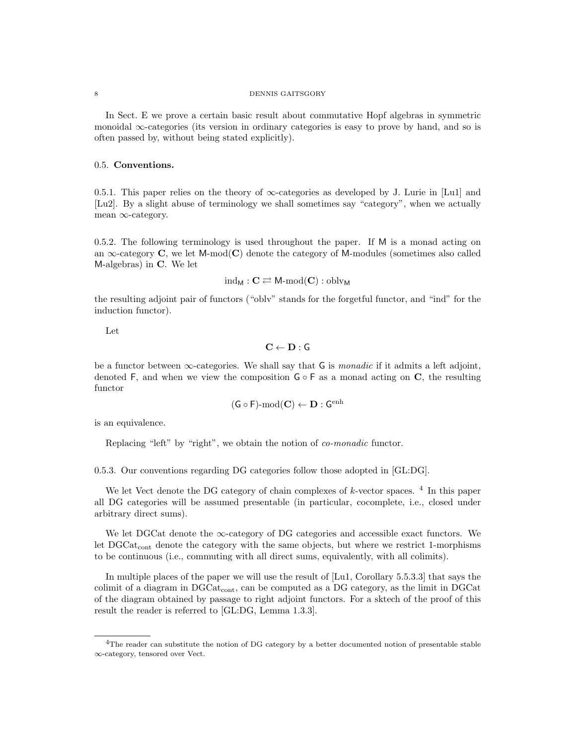In Sect. E we prove a certain basic result about commutative Hopf algebras in symmetric monoidal $\infty$-categories (its version in ordinary categories is easy to prove by hand, and so is often passed by, without being stated explicitly).

## 0.5. **Conventions.**

0.5.1. This paper relies on the theory of $\infty$-categories as developed by J. Lurie in [Lu1] and [Lu2]. By a slight abuse of terminology we shall sometimes say "category", when we actually mean $\infty$-category.

0.5.2. The following terminology is used throughout the paper. If $\mathsf{M}$ is a monad acting on an $\infty$-category $\mathbf{C}$, we let $\mathsf{M}\text{-mod}(\mathbf{C})$ denote the category of $\mathsf{M}$-modules (sometimes also called $\mathsf{M}$-algebras) in $\mathbf{C}$. We let

$$\text{ind}_{\mathsf{M}} : \mathbf{C} \rightleftarrows \mathsf{M}\text{-mod}(\mathbf{C}) : \text{oblv}_{\mathsf{M}}$$

the resulting adjoint pair of functors ("oblv" stands for the forgetful functor, and "ind" for the induction functor).

Let

$$\mathbf{C} \leftarrow \mathbf{D} : \mathsf{G}$$

be a functor between $\infty$-categories. We shall say that $\mathsf{G}$ is *monadic* if it admits a left adjoint, denoted $\mathsf{F}$, and when we view the composition $\mathsf{G} \circ \mathsf{F}$ as a monad acting on $\mathbf{C}$, the resulting functor

$$(\mathsf{G} \circ \mathsf{F})\text{-mod}(\mathbf{C}) \leftarrow \mathbf{D} : \mathsf{G}^{\text{enh}}$$

is an equivalence.

Replacing "left" by "right", we obtain the notion of *co-monadic* functor.

0.5.3. Our conventions regarding DG categories follow those adopted in [GL:DG].

We let Vect denote the DG category of chain complexes of $k$-vector spaces. [4] In this paper all DG categories will be assumed presentable (in particular, cocomplete, i.e., closed under arbitrary direct sums).

We let DGCat denote the $\infty$-category of DG categories and accessible exact functors. We let $\text{DGCat}_{\text{cont}}$ denote the category with the same objects, but where we restrict 1-morphisms to be continuous (i.e., commuting with all direct sums, equivalently, with all colimits).

In multiple places of the paper we will use the result of [Lu1, Corollary 5.5.3.3] that says the colimit of a diagram in $\text{DGCat}_{\text{cont}}$, can be computed as a DG category, as the limit in DGCat of the diagram obtained by passage to right adjoint functors. For a sktech of the proof of this result the reader is referred to [GL:DG, Lemma 1.3.3].

---

[4] The reader can substitute the notion of DG category by a better documented notion of presentable stable $\infty$-category, tensored over Vect.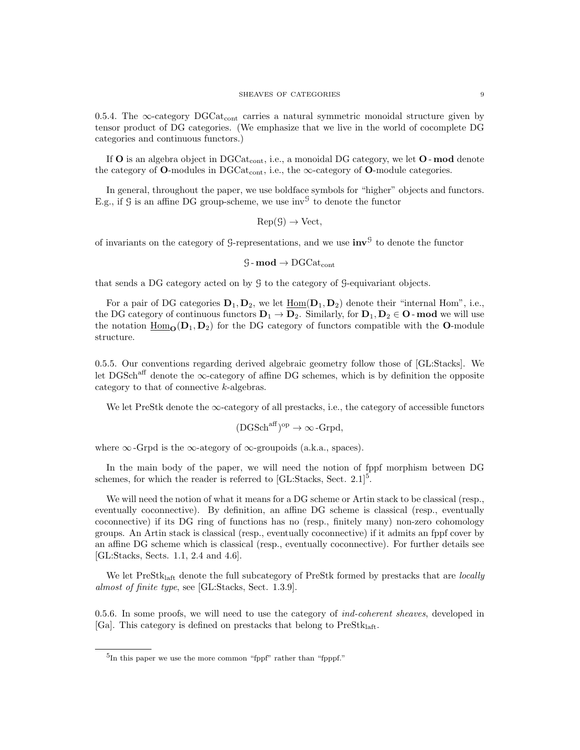0.5.4. The $\infty$-category $\mathrm{DGCat}_{\mathrm{cont}}$ carries a natural symmetric monoidal structure given by tensor product of DG categories. (We emphasize that we live in the world of cocomplete DG categories and continuous functors.)

If $\mathbf{O}$ is an algebra object in $\mathrm{DGCat}_{\mathrm{cont}}$, i.e., a monoidal DG category, we let $\mathbf{O}\text{-}\mathbf{mod}$ denote the category of $\mathbf{O}$-modules in $\mathrm{DGCat}_{\mathrm{cont}}$, i.e., the $\infty$-category of $\mathbf{O}$-module categories.

In general, throughout the paper, we use boldface symbols for "higher" objects and functors. E.g., if $\mathcal{G}$ is an affine DG group-scheme, we use $\mathrm{inv}^{\mathcal{G}}$ to denote the functor

$$\mathrm{Rep}(\mathcal{G}) \to \mathrm{Vect},$$

of invariants on the category of $\mathcal{G}$-representations, and we use $\mathbf{inv}^{\mathcal{G}}$ to denote the functor

$$\mathcal{G}\text{-}\mathbf{mod} \to \mathrm{DGCat}_{\mathrm{cont}}$$

that sends a DG category acted on by $\mathcal{G}$ to the category of $\mathcal{G}$-equivariant objects.

For a pair of DG categories $\mathbf{D}_1, \mathbf{D}_2$, we let $\underline{\mathrm{Hom}}(\mathbf{D}_1, \mathbf{D}_2)$ denote their "internal Hom", i.e., the DG category of continuous functors $\mathbf{D}_1 \to \mathbf{D}_2$. Similarly, for $\mathbf{D}_1, \mathbf{D}_2 \in \mathbf{O}\text{-}\mathbf{mod}$ we will use the notation $\underline{\mathrm{Hom}}_{\mathbf{O}}(\mathbf{D}_1, \mathbf{D}_2)$ for the DG category of functors compatible with the $\mathbf{O}$-module structure.

0.5.5. Our conventions regarding derived algebraic geometry follow those of [GL:Stacks]. We let $\mathrm{DGSch}^{\mathrm{aff}}$ denote the $\infty$-category of affine DG schemes, which is by definition the opposite category to that of connective $k$-algebras.

We let PreStk denote the $\infty$-category of all prestacks, i.e., the category of accessible functors

$$(\mathrm{DGSch}^{\mathrm{aff}})^{\mathrm{op}} \to \infty\text{-}\mathrm{Grpd},$$

where $\infty$-Grpd is the $\infty$-ategory of $\infty$-groupoids (a.k.a., spaces).

In the main body of the paper, we will need the notion of fppf morphism between DG schemes, for which the reader is referred to [GL:Stacks, Sect. 2.1][5].

We will need the notion of what it means for a DG scheme or Artin stack to be classical (resp., eventually coconnective). By definition, an affine DG scheme is classical (resp., eventually coconnective) if its DG ring of functions has no (resp., finitely many) non-zero cohomology groups. An Artin stack is classical (resp., eventually coconnective) if it admits an fppf cover by an affine DG scheme which is classical (resp., eventually coconnective). For further details see [GL:Stacks, Sects. 1.1, 2.4 and 4.6].

We let $\mathrm{PreStk}_{\mathrm{laft}}$ denote the full subcategory of PreStk formed by prestacks that are *locally almost of finite type*, see [GL:Stacks, Sect. 1.3.9].

0.5.6. In some proofs, we will need to use the category of *ind-coherent sheaves*, developed in [Ga]. This category is defined on prestacks that belong to $\mathrm{PreStk}_{\mathrm{laft}}$.

[5] In this paper we use the more common "fppf" rather than "fpppf."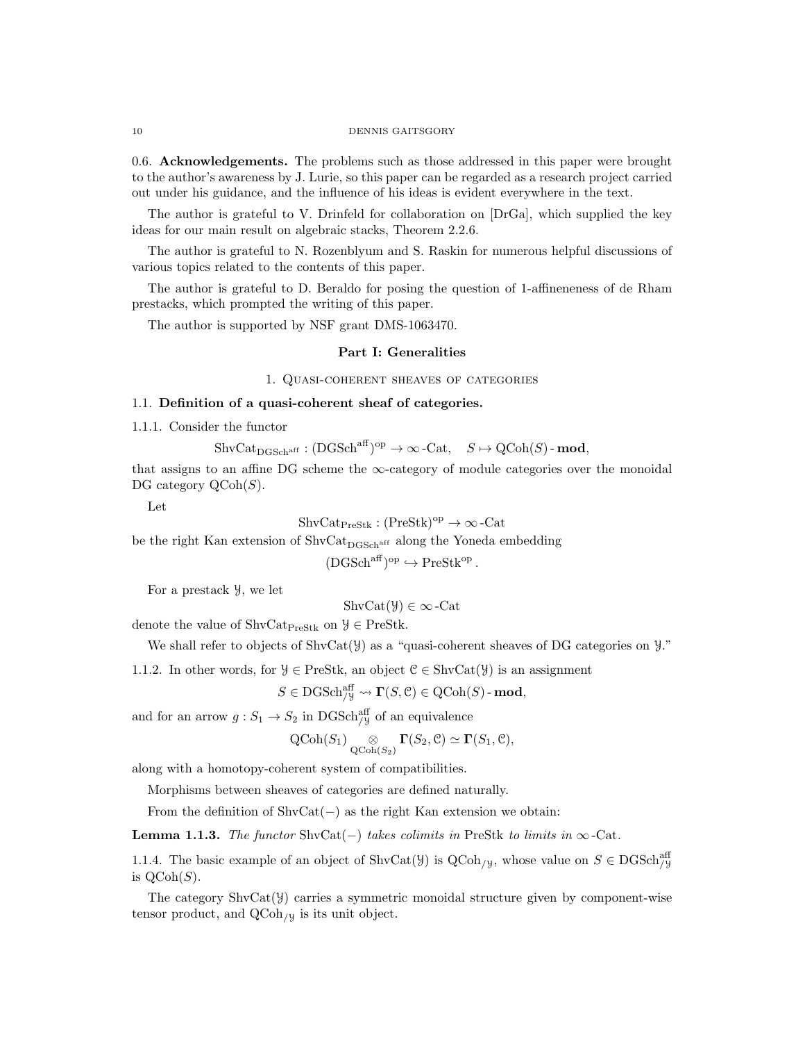0.6. **Acknowledgements.** The problems such as those addressed in this paper were brought to the author's awareness by J. Lurie, so this paper can be regarded as a research project carried out under his guidance, and the influence of his ideas is evident everywhere in the text.

The author is grateful to V. Drinfeld for collaboration on [DrGa], which supplied the key ideas for our main result on algebraic stacks, Theorem 2.2.6.

The author is grateful to N. Rozenblyum and S. Raskin for numerous helpful discussions of various topics related to the contents of this paper.

The author is grateful to D. Beraldo for posing the question of 1-affineneness of de Rham prestacks, which prompted the writing of this paper.

The author is supported by NSF grant DMS-1063470.

## Part I: Generalities

### 1. Quasi-coherent sheaves of categories

#### 1.1. Definition of a quasi-coherent sheaf of categories.

1.1.1. Consider the functor

$$\mathrm{ShvCat}_{\mathrm{DGSch}^{\mathrm{aff}}} : (\mathrm{DGSch}^{\mathrm{aff}})^{\mathrm{op}} \to \infty\text{-Cat}, \quad S \mapsto \mathrm{QCoh}(S)\text{-}\mathbf{mod},$$

that assigns to an affine DG scheme the $\infty$-category of module categories over the monoidal DG category $\mathrm{QCoh}(S)$.

Let

$$\mathrm{ShvCat}_{\mathrm{PreStk}} : (\mathrm{PreStk})^{\mathrm{op}} \to \infty\text{-Cat}$$

be the right Kan extension of $\mathrm{ShvCat}_{\mathrm{DGSch}^{\mathrm{aff}}}$ along the Yoneda embedding

$$(\mathrm{DGSch}^{\mathrm{aff}})^{\mathrm{op}} \hookrightarrow \mathrm{PreStk}^{\mathrm{op}}.$$

For a prestack $\mathcal{Y}$, we let

$$\mathrm{ShvCat}(\mathcal{Y}) \in \infty\text{-Cat}$$

denote the value of $\mathrm{ShvCat}_{\mathrm{PreStk}}$ on $\mathcal{Y} \in \mathrm{PreStk}$.

We shall refer to objects of $\mathrm{ShvCat}(\mathcal{Y})$ as a "quasi-coherent sheaves of DG categories on $\mathcal{Y}$."

1.1.2. In other words, for $\mathcal{Y} \in \mathrm{PreStk}$, an object $\mathcal{C} \in \mathrm{ShvCat}(\mathcal{Y})$ is an assignment

$$S \in \mathrm{DGSch}^{\mathrm{aff}}_{/\mathcal{Y}} \rightsquigarrow \mathbf{\Gamma}(S, \mathcal{C}) \in \mathrm{QCoh}(S)\text{-}\mathbf{mod},$$

and for an arrow $g : S_1 \to S_2$ in $\mathrm{DGSch}^{\mathrm{aff}}_{/\mathcal{Y}}$ of an equivalence

$$\mathrm{QCoh}(S_1) \underset{\mathrm{QCoh}(S_2)}{\otimes} \mathbf{\Gamma}(S_2, \mathcal{C}) \simeq \mathbf{\Gamma}(S_1, \mathcal{C}),$$

along with a homotopy-coherent system of compatibilities.

Morphisms between sheaves of categories are defined naturally.

From the definition of $\mathrm{ShvCat}(-)$ as the right Kan extension we obtain:

**Lemma 1.1.3.** *The functor* $\mathrm{ShvCat}(-)$ *takes colimits in* $\mathrm{PreStk}$ *to limits in* $\infty$-$\mathrm{Cat}$*.*

1.1.4. The basic example of an object of $\mathrm{ShvCat}(\mathcal{Y})$ is $\mathrm{QCoh}_{/\mathcal{Y}}$, whose value on $S \in \mathrm{DGSch}^{\mathrm{aff}}_{/\mathcal{Y}}$ is $\mathrm{QCoh}(S)$.

The category $\mathrm{ShvCat}(\mathcal{Y})$ carries a symmetric monoidal structure given by component-wise tensor product, and $\mathrm{QCoh}_{/\mathcal{Y}}$ is its unit object.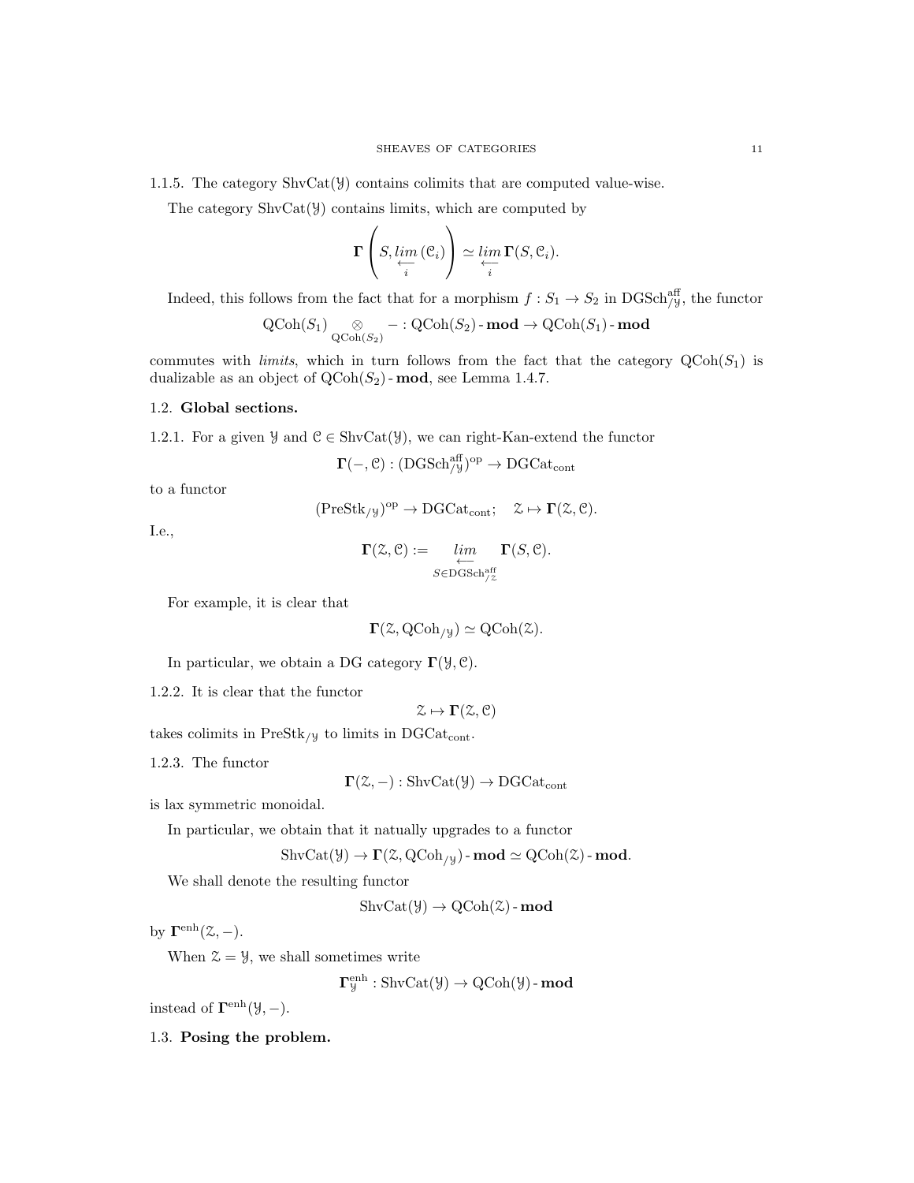1.1.5. The category $\operatorname{ShvCat}(\mathcal{Y})$ contains colimits that are computed value-wise.

The category $\operatorname{ShvCat}(\mathcal{Y})$ contains limits, which are computed by

$$\mathbf{\Gamma}\left(S, \underset{i}{\underleftarrow{lim}}\,(\mathcal{C}_i)\right) \simeq \underset{i}{\underleftarrow{lim}}\,\mathbf{\Gamma}(S, \mathcal{C}_i).$$

Indeed, this follows from the fact that for a morphism $f : S_1 \to S_2$ in $\operatorname{DGSch}^{\mathrm{aff}}_{/\mathcal{Y}}$, the functor

$$\operatorname{QCoh}(S_1) \underset{\operatorname{QCoh}(S_2)}{\otimes} - : \operatorname{QCoh}(S_2)\text{-}\mathbf{mod} \to \operatorname{QCoh}(S_1)\text{-}\mathbf{mod}$$

commutes with *limits*, which in turn follows from the fact that the category $\operatorname{QCoh}(S_1)$ is dualizable as an object of $\operatorname{QCoh}(S_2)\text{-}\mathbf{mod}$, see Lemma 1.4.7.

## 1.2. Global sections.

1.2.1. For a given $\mathcal{Y}$ and $\mathcal{C} \in \operatorname{ShvCat}(\mathcal{Y})$, we can right-Kan-extend the functor

$$\mathbf{\Gamma}(-, \mathcal{C}) : (\operatorname{DGSch}^{\mathrm{aff}}_{/\mathcal{Y}})^{\mathrm{op}} \to \operatorname{DGCat}_{\mathrm{cont}}$$

to a functor

$$(\operatorname{PreStk}_{/\mathcal{Y}})^{\mathrm{op}} \to \operatorname{DGCat}_{\mathrm{cont}}; \quad \mathcal{Z} \mapsto \mathbf{\Gamma}(\mathcal{Z}, \mathcal{C}).$$

I.e.,

$$\mathbf{\Gamma}(\mathcal{Z}, \mathcal{C}) := \underset{S \in \operatorname{DGSch}^{\mathrm{aff}}_{/\mathcal{Z}}}{\underleftarrow{lim}} \mathbf{\Gamma}(S, \mathcal{C}).$$

For example, it is clear that

$$\mathbf{\Gamma}(\mathcal{Z}, \operatorname{QCoh}_{/\mathcal{Y}}) \simeq \operatorname{QCoh}(\mathcal{Z}).$$

In particular, we obtain a DG category $\mathbf{\Gamma}(\mathcal{Y}, \mathcal{C})$.

1.2.2. It is clear that the functor

$$\mathcal{Z} \mapsto \mathbf{\Gamma}(\mathcal{Z}, \mathcal{C})$$

takes colimits in $\operatorname{PreStk}_{/\mathcal{Y}}$ to limits in $\operatorname{DGCat}_{\mathrm{cont}}$.

1.2.3. The functor

$$\mathbf{\Gamma}(\mathcal{Z}, -) : \operatorname{ShvCat}(\mathcal{Y}) \to \operatorname{DGCat}_{\mathrm{cont}}$$

is lax symmetric monoidal.

In particular, we obtain that it natually upgrades to a functor

$$\operatorname{ShvCat}(\mathcal{Y}) \to \mathbf{\Gamma}(\mathcal{Z}, \operatorname{QCoh}_{/\mathcal{Y}})\text{-}\mathbf{mod} \simeq \operatorname{QCoh}(\mathcal{Z})\text{-}\mathbf{mod}.$$

We shall denote the resulting functor

$$\operatorname{ShvCat}(\mathcal{Y}) \to \operatorname{QCoh}(\mathcal{Z})\text{-}\mathbf{mod}$$

by $\mathbf{\Gamma}^{\mathrm{enh}}(\mathcal{Z}, -)$.

When $\mathcal{Z} = \mathcal{Y}$, we shall sometimes write

$$\mathbf{\Gamma}^{\mathrm{enh}}_{\mathcal{Y}} : \operatorname{ShvCat}(\mathcal{Y}) \to \operatorname{QCoh}(\mathcal{Y})\text{-}\mathbf{mod}$$

instead of $\mathbf{\Gamma}^{\mathrm{enh}}(\mathcal{Y}, -)$.

## 1.3. Posing the problem.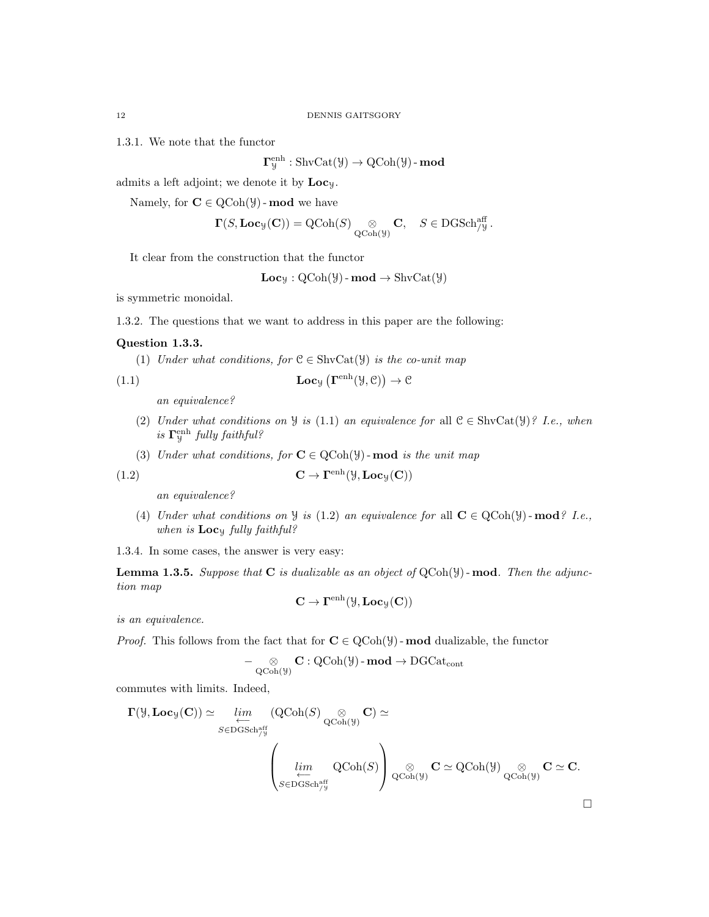1.3.1. We note that the functor

$$\mathbf{\Gamma}^{\mathrm{enh}}_{\mathcal{Y}} : \mathrm{ShvCat}(\mathcal{Y}) \to \mathrm{QCoh}(\mathcal{Y})\text{-}\mathbf{mod}$$

admits a left adjoint; we denote it by $\mathbf{Loc}_{\mathcal{Y}}$.

Namely, for $\mathbf{C} \in \mathrm{QCoh}(\mathcal{Y})\text{-}\mathbf{mod}$ we have

$$\mathbf{\Gamma}(S, \mathbf{Loc}_{\mathcal{Y}}(\mathbf{C})) = \mathrm{QCoh}(S) \underset{\mathrm{QCoh}(\mathcal{Y})}{\otimes} \mathbf{C}, \quad S \in \mathrm{DGSch}^{\mathrm{aff}}_{/\mathcal{Y}}.$$

It clear from the construction that the functor

$$\mathbf{Loc}_{\mathcal{Y}} : \mathrm{QCoh}(\mathcal{Y})\text{-}\mathbf{mod} \to \mathrm{ShvCat}(\mathcal{Y})$$

is symmetric monoidal.

1.3.2. The questions that we want to address in this paper are the following:

**Question 1.3.3.**

(1) *Under what conditions, for $\mathcal{C} \in \mathrm{ShvCat}(\mathcal{Y})$ is the co-unit map*

$$\mathbf{Loc}_{\mathcal{Y}}\left(\mathbf{\Gamma}^{\mathrm{enh}}(\mathcal{Y}, \mathcal{C})\right) \to \mathcal{C} \tag{1.1}$$

*an equivalence?*

(2) *Under what conditions on $\mathcal{Y}$ is* (1.1) *an equivalence for* all $\mathcal{C} \in \mathrm{ShvCat}(\mathcal{Y})$*? I.e., when is $\mathbf{\Gamma}^{\mathrm{enh}}_{\mathcal{Y}}$ fully faithful?*

(3) *Under what conditions, for $\mathbf{C} \in \mathrm{QCoh}(\mathcal{Y})\text{-}\mathbf{mod}$ is the unit map*

$$\mathbf{C} \to \mathbf{\Gamma}^{\mathrm{enh}}(\mathcal{Y}, \mathbf{Loc}_{\mathcal{Y}}(\mathbf{C})) \tag{1.2}$$

*an equivalence?*

(4) *Under what conditions on $\mathcal{Y}$ is* (1.2) *an equivalence for* all $\mathbf{C} \in \mathrm{QCoh}(\mathcal{Y})\text{-}\mathbf{mod}$*? I.e., when is $\mathbf{Loc}_{\mathcal{Y}}$ fully faithful?*

1.3.4. In some cases, the answer is very easy:

**Lemma 1.3.5.** *Suppose that $\mathbf{C}$ is dualizable as an object of $\mathrm{QCoh}(\mathcal{Y})\text{-}\mathbf{mod}$. Then the adjunction map*

$$\mathbf{C} \to \mathbf{\Gamma}^{\mathrm{enh}}(\mathcal{Y}, \mathbf{Loc}_{\mathcal{Y}}(\mathbf{C}))$$

*is an equivalence.*

*Proof.* This follows from the fact that for $\mathbf{C} \in \mathrm{QCoh}(\mathcal{Y})\text{-}\mathbf{mod}$ dualizable, the functor

$$- \underset{\mathrm{QCoh}(\mathcal{Y})}{\otimes} \mathbf{C} : \mathrm{QCoh}(\mathcal{Y})\text{-}\mathbf{mod} \to \mathrm{DGCat}_{\mathrm{cont}}$$

commutes with limits. Indeed,

$$\mathbf{\Gamma}(\mathcal{Y}, \mathbf{Loc}_{\mathcal{Y}}(\mathbf{C})) \simeq \underset{S \in \mathrm{DGSch}^{\mathrm{aff}}_{/\mathcal{Y}}}{\underset{\longleftarrow}{lim}} (\mathrm{QCoh}(S) \underset{\mathrm{QCoh}(\mathcal{Y})}{\otimes} \mathbf{C}) \simeq$$

$$\left( \underset{S \in \mathrm{DGSch}^{\mathrm{aff}}_{/\mathcal{Y}}}{\underset{\longleftarrow}{lim}} \mathrm{QCoh}(S) \right) \underset{\mathrm{QCoh}(\mathcal{Y})}{\otimes} \mathbf{C} \simeq \mathrm{QCoh}(\mathcal{Y}) \underset{\mathrm{QCoh}(\mathcal{Y})}{\otimes} \mathbf{C} \simeq \mathbf{C}.$$

$\square$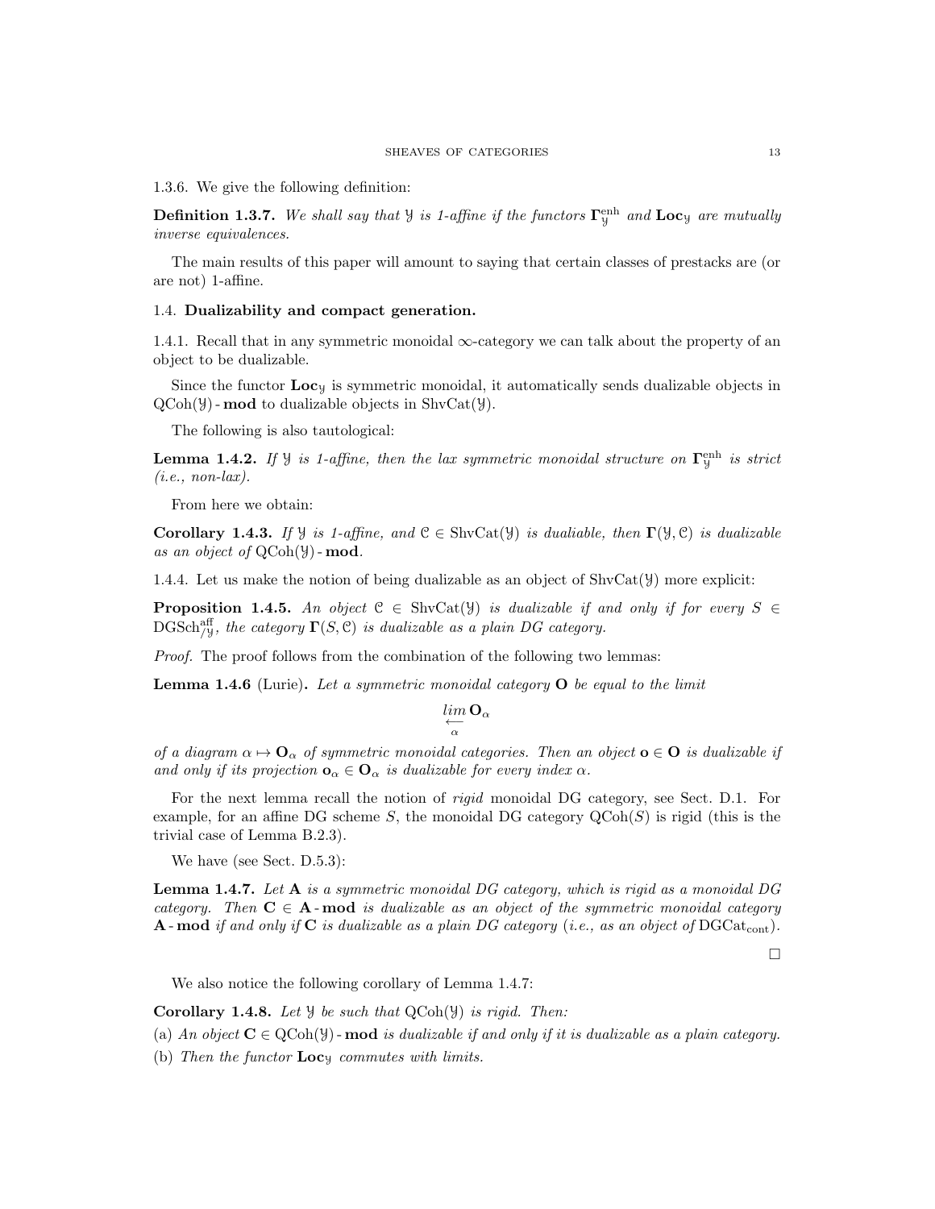1.3.6. We give the following definition:

**Definition 1.3.7.** *We shall say that $\mathcal{Y}$ is 1-affine if the functors $\mathbf{\Gamma}^{\text{enh}}_{\mathcal{Y}}$ and $\mathbf{Loc}_{\mathcal{Y}}$ are mutually inverse equivalences.*

The main results of this paper will amount to saying that certain classes of prestacks are (or are not) 1-affine.

## 1.4. Dualizability and compact generation.

1.4.1. Recall that in any symmetric monoidal $\infty$-category we can talk about the property of an object to be dualizable.

Since the functor $\mathbf{Loc}_{\mathcal{Y}}$ is symmetric monoidal, it automatically sends dualizable objects in $\text{QCoh}(\mathcal{Y})\text{-}\mathbf{mod}$ to dualizable objects in $\text{ShvCat}(\mathcal{Y})$.

The following is also tautological:

**Lemma 1.4.2.** *If $\mathcal{Y}$ is 1-affine, then the lax symmetric monoidal structure on $\mathbf{\Gamma}^{\text{enh}}_{\mathcal{Y}}$ is strict (i.e., non-lax).*

From here we obtain:

**Corollary 1.4.3.** *If $\mathcal{Y}$ is 1-affine, and $\mathcal{C} \in \text{ShvCat}(\mathcal{Y})$ is dualiable, then $\mathbf{\Gamma}(\mathcal{Y}, \mathcal{C})$ is dualizable as an object of $\text{QCoh}(\mathcal{Y})\text{-}\mathbf{mod}$.*

1.4.4. Let us make the notion of being dualizable as an object of $\text{ShvCat}(\mathcal{Y})$ more explicit:

**Proposition 1.4.5.** *An object $\mathcal{C} \in \text{ShvCat}(\mathcal{Y})$ is dualizable if and only if for every $S \in \text{DGSch}^{\text{aff}}_{/\mathcal{Y}}$, the category $\mathbf{\Gamma}(S, \mathcal{C})$ is dualizable as a plain DG category.*

*Proof.* The proof follows from the combination of the following two lemmas:

**Lemma 1.4.6** (Lurie). *Let a symmetric monoidal category $\mathbf{O}$ be equal to the limit*

$$\underset{\alpha}{\underleftarrow{lim}}\, \mathbf{O}_\alpha$$

*of a diagram $\alpha \mapsto \mathbf{O}_\alpha$ of symmetric monoidal categories. Then an object $\mathbf{o} \in \mathbf{O}$ is dualizable if and only if its projection $\mathbf{o}_\alpha \in \mathbf{O}_\alpha$ is dualizable for every index $\alpha$.*

For the next lemma recall the notion of *rigid* monoidal DG category, see Sect. D.1. For example, for an affine DG scheme $S$, the monoidal DG category $\text{QCoh}(S)$ is rigid (this is the trivial case of Lemma B.2.3).

We have (see Sect. D.5.3):

**Lemma 1.4.7.** *Let $\mathbf{A}$ is a symmetric monoidal DG category, which is rigid as a monoidal DG category. Then $\mathbf{C} \in \mathbf{A}\text{-}\mathbf{mod}$ is dualizable as an object of the symmetric monoidal category $\mathbf{A}\text{-}\mathbf{mod}$ if and only if $\mathbf{C}$ is dualizable as a plain DG category (i.e., as an object of $\text{DGCat}_{\text{cont}}$).*

□

We also notice the following corollary of Lemma 1.4.7:

**Corollary 1.4.8.** *Let $\mathcal{Y}$ be such that $\text{QCoh}(\mathcal{Y})$ is rigid. Then:*

(a) *An object $\mathbf{C} \in \text{QCoh}(\mathcal{Y})\text{-}\mathbf{mod}$ is dualizable if and only if it is dualizable as a plain category.*

(b) *Then the functor $\mathbf{Loc}_{\mathcal{Y}}$ commutes with limits.*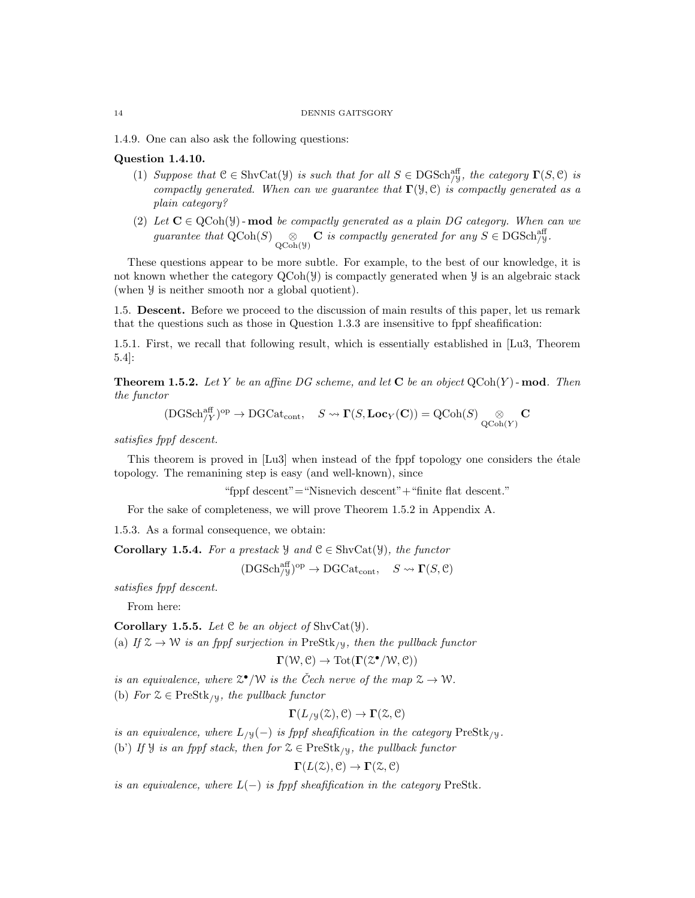1.4.9. One can also ask the following questions:

**Question 1.4.10.**

(1) *Suppose that $\mathcal{C} \in \mathrm{ShvCat}(\mathcal{Y})$ is such that for all $S \in \mathrm{DGSch}^{\mathrm{aff}}_{/\mathcal{Y}}$, the category $\mathbf{\Gamma}(S, \mathcal{C})$ is compactly generated. When can we guarantee that $\mathbf{\Gamma}(\mathcal{Y}, \mathcal{C})$ is compactly generated as a plain category?*

(2) *Let $\mathbf{C} \in \mathrm{QCoh}(\mathcal{Y})\text{-}\mathbf{mod}$ be compactly generated as a plain DG category. When can we guarantee that $\mathrm{QCoh}(S) \underset{\mathrm{QCoh}(\mathcal{Y})}{\otimes} \mathbf{C}$ is compactly generated for any $S \in \mathrm{DGSch}^{\mathrm{aff}}_{/\mathcal{Y}}$.*

These questions appear to be more subtle. For example, to the best of our knowledge, it is not known whether the category $\mathrm{QCoh}(\mathcal{Y})$ is compactly generated when $\mathcal{Y}$ is an algebraic stack (when $\mathcal{Y}$ is neither smooth nor a global quotient).

1.5. **Descent.** Before we proceed to the discussion of main results of this paper, let us remark that the questions such as those in Question 1.3.3 are insensitive to fppf sheafification:

1.5.1. First, we recall that following result, which is essentially established in [Lu3, Theorem 5.4]:

**Theorem 1.5.2.** *Let $Y$ be an affine DG scheme, and let $\mathbf{C}$ be an object $\mathrm{QCoh}(Y)\text{-}\mathbf{mod}$. Then the functor*

$$(\mathrm{DGSch}^{\mathrm{aff}}_{/Y})^{\mathrm{op}} \to \mathrm{DGCat}_{\mathrm{cont}}, \quad S \rightsquigarrow \mathbf{\Gamma}(S, \mathbf{Loc}_Y(\mathbf{C})) = \mathrm{QCoh}(S) \underset{\mathrm{QCoh}(Y)}{\otimes} \mathbf{C}$$

*satisfies fppf descent.*

This theorem is proved in [Lu3] when instead of the fppf topology one considers the étale topology. The remaining step is easy (and well-known), since

"fppf descent"="Nisnevich descent"+"finite flat descent."

For the sake of completeness, we will prove Theorem 1.5.2 in Appendix A.

1.5.3. As a formal consequence, we obtain:

**Corollary 1.5.4.** *For a prestack $\mathcal{Y}$ and $\mathcal{C} \in \mathrm{ShvCat}(\mathcal{Y})$, the functor*

$$(\mathrm{DGSch}^{\mathrm{aff}}_{/\mathcal{Y}})^{\mathrm{op}} \to \mathrm{DGCat}_{\mathrm{cont}}, \quad S \rightsquigarrow \mathbf{\Gamma}(S, \mathcal{C})$$

*satisfies fppf descent.*

From here:

**Corollary 1.5.5.** *Let $\mathcal{C}$ be an object of $\mathrm{ShvCat}(\mathcal{Y})$.*
(a) *If $\mathcal{Z} \to \mathcal{W}$ is an fppf surjection in $\mathrm{PreStk}_{/\mathcal{Y}}$, then the pullback functor*

$$\mathbf{\Gamma}(\mathcal{W}, \mathcal{C}) \to \mathrm{Tot}(\mathbf{\Gamma}(\mathcal{Z}^\bullet/\mathcal{W}, \mathcal{C}))$$

*is an equivalence, where $\mathcal{Z}^\bullet/\mathcal{W}$ is the Čech nerve of the map $\mathcal{Z} \to \mathcal{W}$.*
(b) *For $\mathcal{Z} \in \mathrm{PreStk}_{/\mathcal{Y}}$, the pullback functor*

$$\mathbf{\Gamma}(L_{/\mathcal{Y}}(\mathcal{Z}), \mathcal{C}) \to \mathbf{\Gamma}(\mathcal{Z}, \mathcal{C})$$

*is an equivalence, where $L_{/\mathcal{Y}}(-)$ is fppf sheafification in the category $\mathrm{PreStk}_{/\mathcal{Y}}$.*
(b') *If $\mathcal{Y}$ is an fppf stack, then for $\mathcal{Z} \in \mathrm{PreStk}_{/\mathcal{Y}}$, the pullback functor*

$$\mathbf{\Gamma}(L(\mathcal{Z}), \mathcal{C}) \to \mathbf{\Gamma}(\mathcal{Z}, \mathcal{C})$$

*is an equivalence, where $L(-)$ is fppf sheafification in the category* PreStk.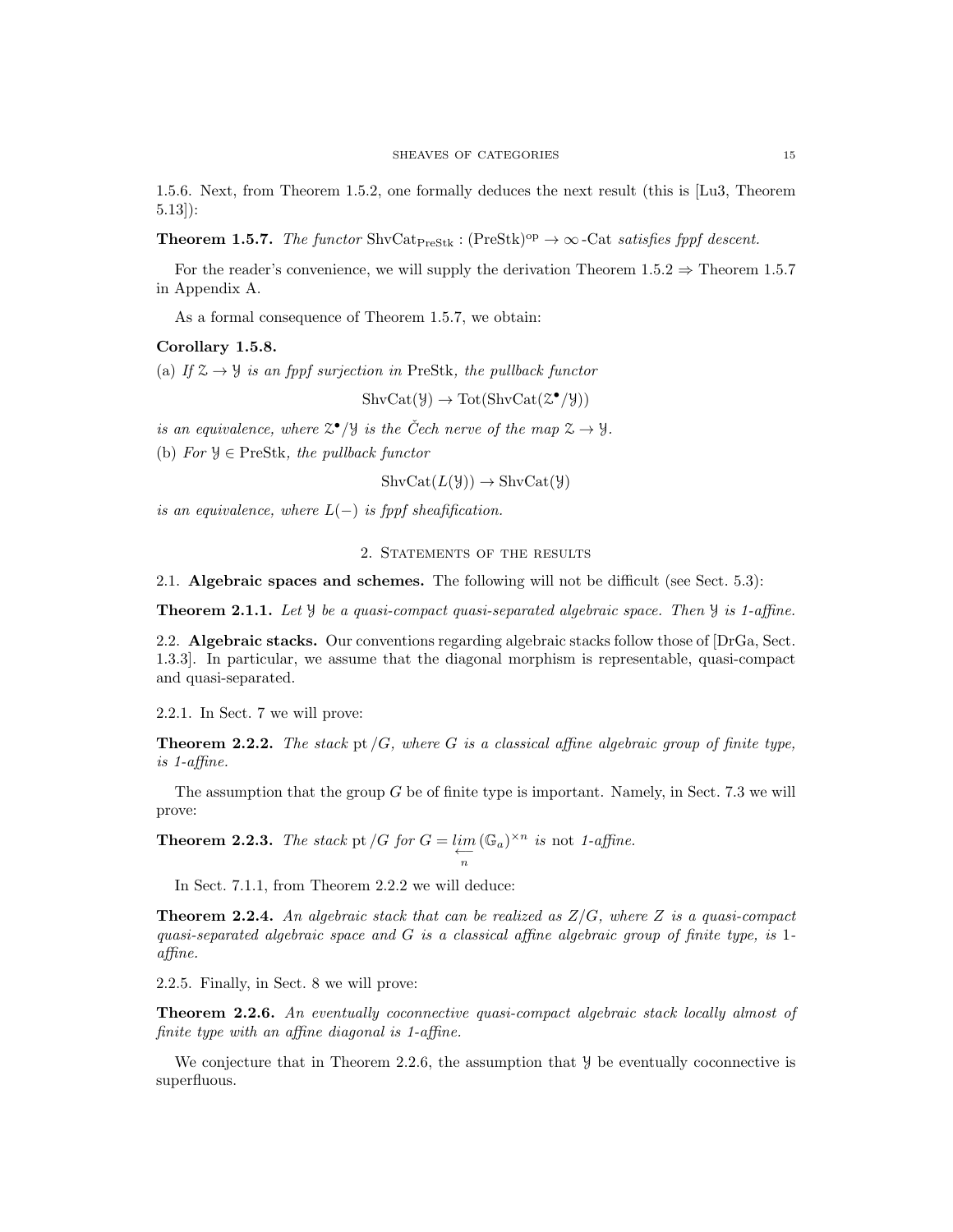1.5.6. Next, from Theorem 1.5.2, one formally deduces the next result (this is [Lu3, Theorem 5.13]):

**Theorem 1.5.7.** *The functor* $\mathrm{ShvCat}_{\mathrm{PreStk}} : (\mathrm{PreStk})^{\mathrm{op}} \to \infty\text{-}\mathrm{Cat}$ *satisfies fppf descent.*

For the reader's convenience, we will supply the derivation Theorem 1.5.2 ⇒ Theorem 1.5.7 in Appendix A.

As a formal consequence of Theorem 1.5.7, we obtain:

**Corollary 1.5.8.**

(a) *If* $\mathcal{Z} \to \mathcal{Y}$ *is an fppf surjection in* PreStk*, the pullback functor*

$$\mathrm{ShvCat}(\mathcal{Y}) \to \mathrm{Tot}(\mathrm{ShvCat}(\mathcal{Z}^\bullet/\mathcal{Y}))$$

*is an equivalence, where* $\mathcal{Z}^\bullet/\mathcal{Y}$ *is the Čech nerve of the map* $\mathcal{Z} \to \mathcal{Y}$.

(b) *For* $\mathcal{Y} \in \mathrm{PreStk}$*, the pullback functor*

$$\mathrm{ShvCat}(L(\mathcal{Y})) \to \mathrm{ShvCat}(\mathcal{Y})$$

*is an equivalence, where* $L(-)$ *is fppf sheafification.*

## 2. Statements of the results

2.1. **Algebraic spaces and schemes.** The following will not be difficult (see Sect. 5.3):

**Theorem 2.1.1.** *Let* $\mathcal{Y}$ *be a quasi-compact quasi-separated algebraic space. Then* $\mathcal{Y}$ *is 1-affine.*

2.2. **Algebraic stacks.** Our conventions regarding algebraic stacks follow those of [DrGa, Sect. 1.3.3]. In particular, we assume that the diagonal morphism is representable, quasi-compact and quasi-separated.

2.2.1. In Sect. 7 we will prove:

**Theorem 2.2.2.** *The stack* $\mathrm{pt}/G$*, where* $G$ *is a classical affine algebraic group of finite type, is 1-affine.*

The assumption that the group $G$ be of finite type is important. Namely, in Sect. 7.3 we will prove:

**Theorem 2.2.3.** *The stack* $\mathrm{pt}/G$ *for* $G = \underset{\overleftarrow{n}}{lim}\, (\mathbb{G}_a)^{\times n}$ *is* not *1-affine.*

In Sect. 7.1.1, from Theorem 2.2.2 we will deduce:

**Theorem 2.2.4.** *An algebraic stack that can be realized as* $Z/G$*, where* $Z$ *is a quasi-compact quasi-separated algebraic space and* $G$ *is a classical affine algebraic group of finite type, is* 1*-affine.*

2.2.5. Finally, in Sect. 8 we will prove:

**Theorem 2.2.6.** *An eventually coconnective quasi-compact algebraic stack locally almost of finite type with an affine diagonal is 1-affine.*

We conjecture that in Theorem 2.2.6, the assumption that $\mathcal{Y}$ be eventually coconnective is superfluous.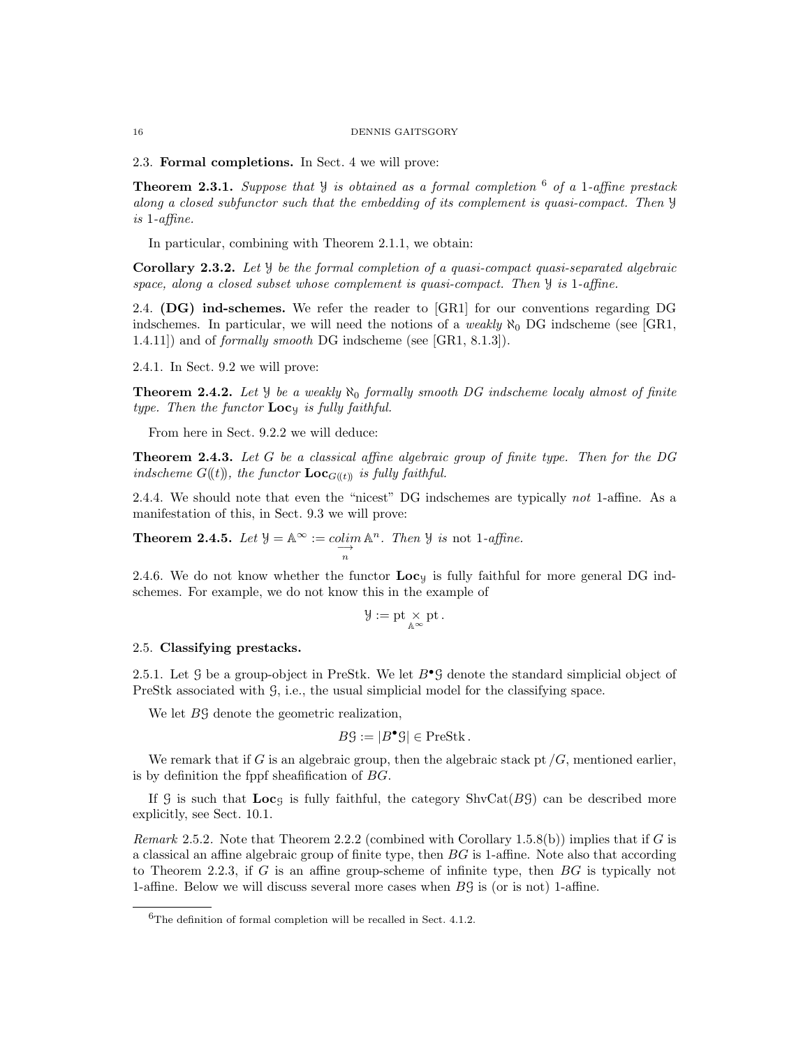2.3. **Formal completions.** In Sect. 4 we will prove:

**Theorem 2.3.1.** *Suppose that $\mathcal{Y}$ is obtained as a formal completion* [6] *of a 1-affine prestack along a closed subfunctor such that the embedding of its complement is quasi-compact. Then $\mathcal{Y}$ is 1-affine.*

In particular, combining with Theorem 2.1.1, we obtain:

**Corollary 2.3.2.** *Let $\mathcal{Y}$ be the formal completion of a quasi-compact quasi-separated algebraic space, along a closed subset whose complement is quasi-compact. Then $\mathcal{Y}$ is 1-affine.*

2.4. **(DG) ind-schemes.** We refer the reader to [GR1] for our conventions regarding DG indschemes. In particular, we will need the notions of a *weakly* $\aleph_0$ DG indscheme (see [GR1, 1.4.11]) and of *formally smooth* DG indscheme (see [GR1, 8.1.3]).

2.4.1. In Sect. 9.2 we will prove:

**Theorem 2.4.2.** *Let $\mathcal{Y}$ be a weakly $\aleph_0$ formally smooth DG indscheme localy almost of finite type. Then the functor $\mathbf{Loc}_{\mathcal{Y}}$ is fully faithful.*

From here in Sect. 9.2.2 we will deduce:

**Theorem 2.4.3.** *Let $G$ be a classical affine algebraic group of finite type. Then for the DG indscheme $G(\!(t)\!)$, the functor $\mathbf{Loc}_{G(\!(t)\!)}$ is fully faithful.*

2.4.4. We should note that even the "nicest" DG indschemes are typically *not* 1-affine. As a manifestation of this, in Sect. 9.3 we will prove:

**Theorem 2.4.5.** *Let $\mathcal{Y} = \mathbb{A}^\infty := \underset{n}{\underset{\longrightarrow}{colim}}\, \mathbb{A}^n$. Then $\mathcal{Y}$ is* not *1-affine.*

2.4.6. We do not know whether the functor $\mathbf{Loc}_{\mathcal{Y}}$ is fully faithful for more general DG indschemes. For example, we do not know this in the example of

$$\mathcal{Y} := \mathrm{pt} \underset{\mathbb{A}^\infty}{\times} \mathrm{pt}\,.$$

2.5. **Classifying prestacks.**

2.5.1. Let $\mathcal{G}$ be a group-object in PreStk. We let $B^\bullet\mathcal{G}$ denote the standard simplicial object of PreStk associated with $\mathcal{G}$, i.e., the usual simplicial model for the classifying space.

We let $B\mathcal{G}$ denote the geometric realization,

$$B\mathcal{G} := |B^\bullet\mathcal{G}| \in \mathrm{PreStk}\,.$$

We remark that if $G$ is an algebraic group, then the algebraic stack $\mathrm{pt}/G$, mentioned earlier, is by definition the fppf sheafification of $BG$.

If $\mathcal{G}$ is such that $\mathbf{Loc}_{\mathcal{G}}$ is fully faithful, the category $\mathrm{ShvCat}(B\mathcal{G})$ can be described more explicitly, see Sect. 10.1.

*Remark* 2.5.2. Note that Theorem 2.2.2 (combined with Corollary 1.5.8(b)) implies that if $G$ is a classical an affine algebraic group of finite type, then $BG$ is 1-affine. Note also that according to Theorem 2.2.3, if $G$ is an affine group-scheme of infinite type, then $BG$ is typically not 1-affine. Below we will discuss several more cases when $B\mathcal{G}$ is (or is not) 1-affine.

---

[6] The definition of formal completion will be recalled in Sect. 4.1.2.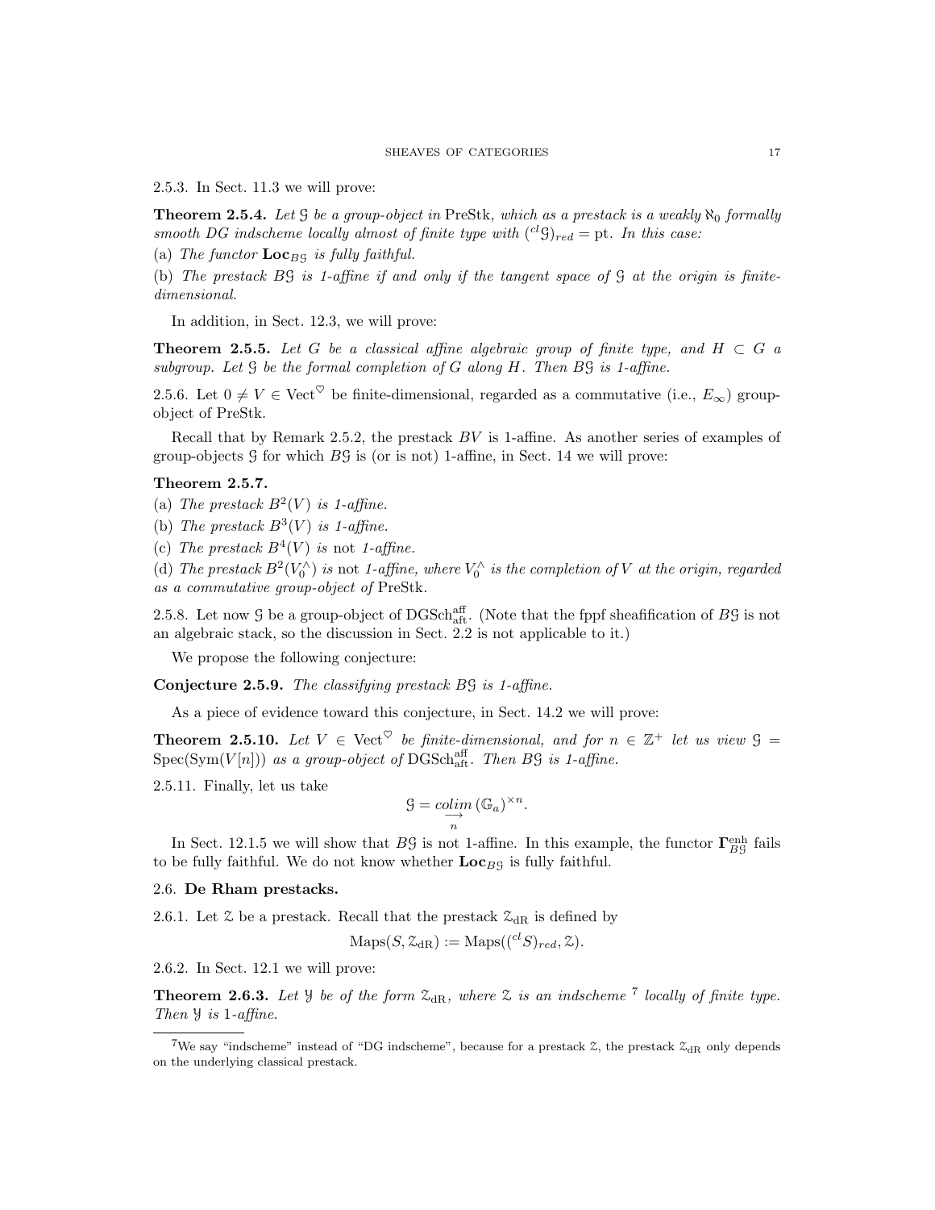2.5.3. In Sect. 11.3 we will prove:

**Theorem 2.5.4.** *Let $\mathcal{G}$ be a group-object in* PreStk*, which as a prestack is a weakly $\aleph_0$ formally smooth DG indscheme locally almost of finite type with $({}^{cl}\mathcal{G})_{red} = \mathrm{pt}$. In this case:*

(a) *The functor $\mathbf{Loc}_{B\mathcal{G}}$ is fully faithful.*

(b) *The prestack $B\mathcal{G}$ is 1-affine if and only if the tangent space of $\mathcal{G}$ at the origin is finite-dimensional.*

In addition, in Sect. 12.3, we will prove:

**Theorem 2.5.5.** *Let $G$ be a classical affine algebraic group of finite type, and $H \subset G$ a subgroup. Let $\mathcal{G}$ be the formal completion of $G$ along $H$. Then $B\mathcal{G}$ is 1-affine.*

2.5.6. Let $0 \neq V \in \mathrm{Vect}^{\heartsuit}$ be finite-dimensional, regarded as a commutative (i.e., $E_\infty$) group-object of PreStk.

Recall that by Remark 2.5.2, the prestack $BV$ is 1-affine. As another series of examples of group-objects $\mathcal{G}$ for which $B\mathcal{G}$ is (or is not) 1-affine, in Sect. 14 we will prove:

**Theorem 2.5.7.**

(a) *The prestack $B^2(V)$ is 1-affine.*

(b) *The prestack $B^3(V)$ is 1-affine.*

(c) *The prestack $B^4(V)$ is* not *1-affine.*

(d) *The prestack $B^2(V_0^\wedge)$ is* not *1-affine, where $V_0^\wedge$ is the completion of $V$ at the origin, regarded as a commutative group-object of* PreStk.

2.5.8. Let now $\mathcal{G}$ be a group-object of $\mathrm{DGSch}^{\mathrm{aff}}_{\mathrm{aft}}$. (Note that the fppf sheafification of $B\mathcal{G}$ is not an algebraic stack, so the discussion in Sect. 2.2 is not applicable to it.)

We propose the following conjecture:

**Conjecture 2.5.9.** *The classifying prestack $B\mathcal{G}$ is 1-affine.*

As a piece of evidence toward this conjecture, in Sect. 14.2 we will prove:

**Theorem 2.5.10.** *Let $V \in \mathrm{Vect}^{\heartsuit}$ be finite-dimensional, and for $n \in \mathbb{Z}^+$ let us view $\mathcal{G} = \mathrm{Spec}(\mathrm{Sym}(V[n]))$ as a group-object of $\mathrm{DGSch}^{\mathrm{aff}}_{\mathrm{aft}}$. Then $B\mathcal{G}$ is 1-affine.*

2.5.11. Finally, let us take

$$\mathcal{G} = \underset{n}{\underrightarrow{colim}}\, (\mathbb{G}_a)^{\times n}.$$

In Sect. 12.1.5 we will show that $B\mathcal{G}$ is not 1-affine. In this example, the functor $\mathbf{\Gamma}^{\mathrm{enh}}_{B\mathcal{G}}$ fails to be fully faithful. We do not know whether $\mathbf{Loc}_{B\mathcal{G}}$ is fully faithful.

## 2.6. De Rham prestacks.

2.6.1. Let $\mathcal{Z}$ be a prestack. Recall that the prestack $\mathcal{Z}_{\mathrm{dR}}$ is defined by

$$\mathrm{Maps}(S, \mathcal{Z}_{\mathrm{dR}}) := \mathrm{Maps}(({}^{cl}S)_{red}, \mathcal{Z}).$$

2.6.2. In Sect. 12.1 we will prove:

**Theorem 2.6.3.** *Let $\mathcal{Y}$ be of the form $\mathcal{Z}_{\mathrm{dR}}$, where $\mathcal{Z}$ is an indscheme* [7] *locally of finite type. Then $\mathcal{Y}$ is 1-affine.*

[7] We say "indscheme" instead of "DG indscheme", because for a prestack $\mathcal{Z}$, the prestack $\mathcal{Z}_{\mathrm{dR}}$ only depends on the underlying classical prestack.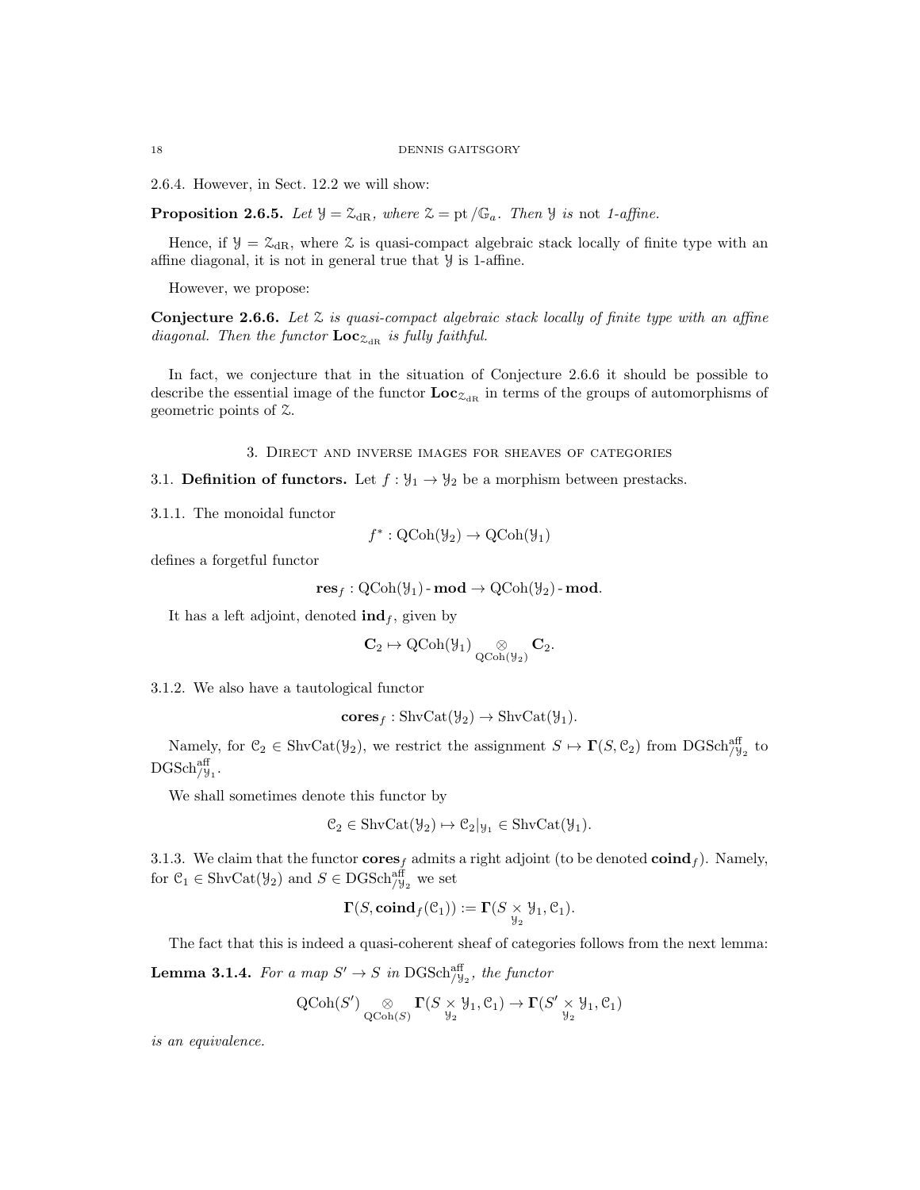2.6.4. However, in Sect. 12.2 we will show:

**Proposition 2.6.5.** *Let $\mathcal{Y} = \mathcal{Z}_{\mathrm{dR}}$, where $\mathcal{Z} = \mathrm{pt}/\mathbb{G}_a$. Then $\mathcal{Y}$ is* not *1-affine.*

Hence, if $\mathcal{Y} = \mathcal{Z}_{\mathrm{dR}}$, where $\mathcal{Z}$ is quasi-compact algebraic stack locally of finite type with an affine diagonal, it is not in general true that $\mathcal{Y}$ is 1-affine.

However, we propose:

**Conjecture 2.6.6.** *Let $\mathcal{Z}$ is quasi-compact algebraic stack locally of finite type with an affine diagonal. Then the functor $\mathbf{Loc}_{\mathcal{Z}_{\mathrm{dR}}}$ is fully faithful.*

In fact, we conjecture that in the situation of Conjecture 2.6.6 it should be possible to describe the essential image of the functor $\mathbf{Loc}_{\mathcal{Z}_{\mathrm{dR}}}$ in terms of the groups of automorphisms of geometric points of $\mathcal{Z}$.

## 3. Direct and inverse images for sheaves of categories

3.1. **Definition of functors.** Let $f : \mathcal{Y}_1 \to \mathcal{Y}_2$ be a morphism between prestacks.

3.1.1. The monoidal functor

$$f^* : \mathrm{QCoh}(\mathcal{Y}_2) \to \mathrm{QCoh}(\mathcal{Y}_1)$$

defines a forgetful functor

$$\mathbf{res}_f : \mathrm{QCoh}(\mathcal{Y}_1)\text{-}\mathbf{mod} \to \mathrm{QCoh}(\mathcal{Y}_2)\text{-}\mathbf{mod}.$$

It has a left adjoint, denoted $\mathbf{ind}_f$, given by

$$\mathbf{C}_2 \mapsto \mathrm{QCoh}(\mathcal{Y}_1) \underset{\mathrm{QCoh}(\mathcal{Y}_2)}{\otimes} \mathbf{C}_2.$$

3.1.2. We also have a tautological functor

$$\mathbf{cores}_f : \mathrm{ShvCat}(\mathcal{Y}_2) \to \mathrm{ShvCat}(\mathcal{Y}_1).$$

Namely, for $\mathcal{C}_2 \in \mathrm{ShvCat}(\mathcal{Y}_2)$, we restrict the assignment $S \mapsto \mathbf{\Gamma}(S, \mathcal{C}_2)$ from $\mathrm{DGSch}^{\mathrm{aff}}_{/\mathcal{Y}_2}$ to $\mathrm{DGSch}^{\mathrm{aff}}_{/\mathcal{Y}_1}$.

We shall sometimes denote this functor by

$$\mathcal{C}_2 \in \mathrm{ShvCat}(\mathcal{Y}_2) \mapsto \mathcal{C}_2|_{\mathcal{Y}_1} \in \mathrm{ShvCat}(\mathcal{Y}_1).$$

3.1.3. We claim that the functor $\mathbf{cores}_f$ admits a right adjoint (to be denoted $\mathbf{coind}_f$). Namely, for $\mathcal{C}_1 \in \mathrm{ShvCat}(\mathcal{Y}_2)$ and $S \in \mathrm{DGSch}^{\mathrm{aff}}_{/\mathcal{Y}_2}$ we set

$$\mathbf{\Gamma}(S, \mathbf{coind}_f(\mathcal{C}_1)) := \mathbf{\Gamma}(S \underset{\mathcal{Y}_2}{\times} \mathcal{Y}_1, \mathcal{C}_1).$$

The fact that this is indeed a quasi-coherent sheaf of categories follows from the next lemma:

**Lemma 3.1.4.** *For a map $S' \to S$ in $\mathrm{DGSch}^{\mathrm{aff}}_{/\mathcal{Y}_2}$, the functor*

$$\mathrm{QCoh}(S') \underset{\mathrm{QCoh}(S)}{\otimes} \mathbf{\Gamma}(S \underset{\mathcal{Y}_2}{\times} \mathcal{Y}_1, \mathcal{C}_1) \to \mathbf{\Gamma}(S' \underset{\mathcal{Y}_2}{\times} \mathcal{Y}_1, \mathcal{C}_1)$$

*is an equivalence.*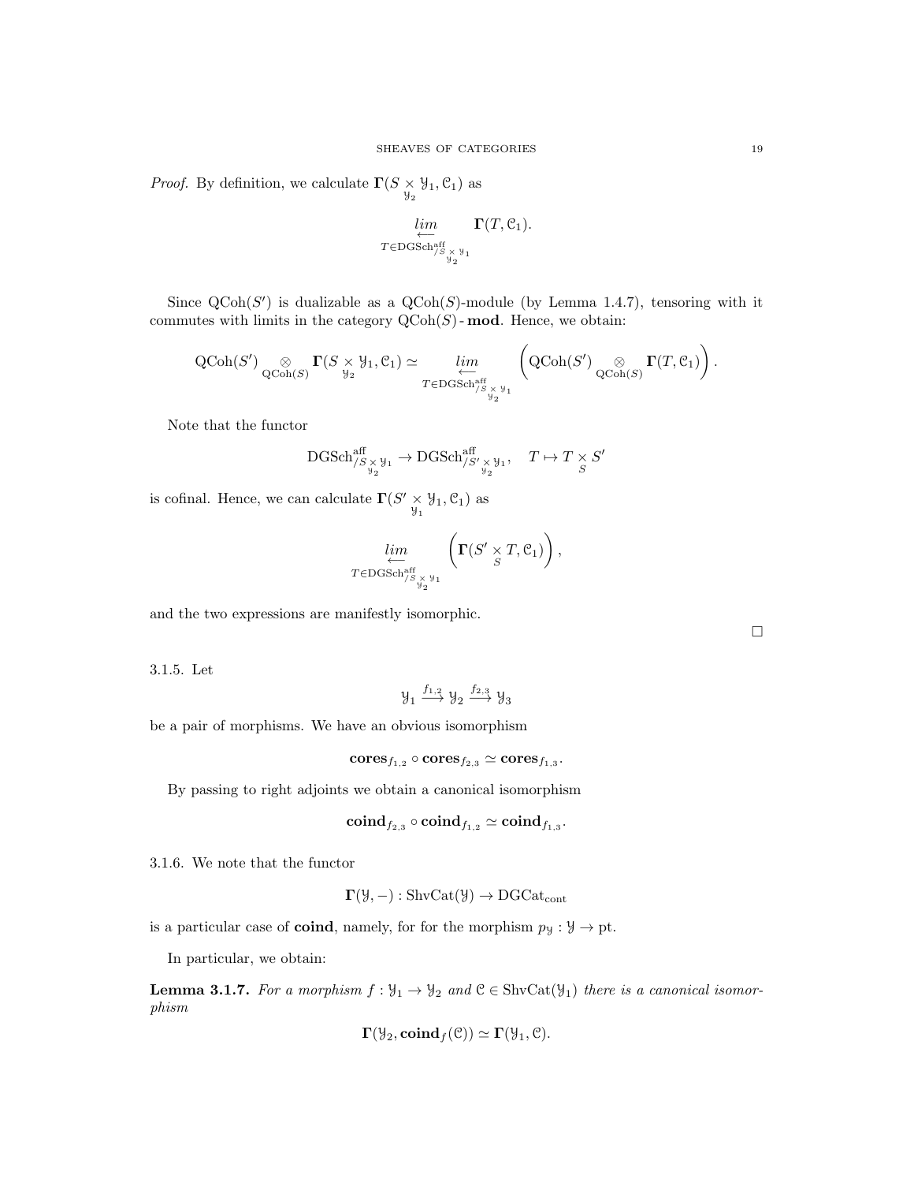*Proof.* By definition, we calculate $\mathbf{\Gamma}(S \underset{\mathcal{Y}_2}{\times} \mathcal{Y}_1, \mathcal{C}_1)$ as

$$\underset{T \in \mathrm{DGSch}^{\mathrm{aff}}_{/S \underset{\mathcal{Y}_2}{\times} \mathcal{Y}_1}}{\underset{\longleftarrow}{lim}} \mathbf{\Gamma}(T, \mathcal{C}_1).$$

Since $\mathrm{QCoh}(S')$ is dualizable as a $\mathrm{QCoh}(S)$-module (by Lemma 1.4.7), tensoring with it commutes with limits in the category $\mathrm{QCoh}(S)\text{-}\mathbf{mod}$. Hence, we obtain:

$$\mathrm{QCoh}(S') \underset{\mathrm{QCoh}(S)}{\otimes} \mathbf{\Gamma}(S \underset{\mathcal{Y}_2}{\times} \mathcal{Y}_1, \mathcal{C}_1) \simeq \underset{T \in \mathrm{DGSch}^{\mathrm{aff}}_{/S \underset{\mathcal{Y}_2}{\times} \mathcal{Y}_1}}{\underset{\longleftarrow}{lim}} \left( \mathrm{QCoh}(S') \underset{\mathrm{QCoh}(S)}{\otimes} \mathbf{\Gamma}(T, \mathcal{C}_1) \right).$$

Note that the functor

$$\mathrm{DGSch}^{\mathrm{aff}}_{/S \underset{\mathcal{Y}_2}{\times} \mathcal{Y}_1} \to \mathrm{DGSch}^{\mathrm{aff}}_{/S' \underset{\mathcal{Y}_2}{\times} \mathcal{Y}_1}, \quad T \mapsto T \underset{S}{\times} S'$$

is cofinal. Hence, we can calculate $\mathbf{\Gamma}(S' \underset{\mathcal{Y}_1}{\times} \mathcal{Y}_1, \mathcal{C}_1)$ as

$$\underset{T \in \mathrm{DGSch}^{\mathrm{aff}}_{/S \underset{\mathcal{Y}_2}{\times} \mathcal{Y}_1}}{\underset{\longleftarrow}{lim}} \left( \mathbf{\Gamma}(S' \underset{S}{\times} T, \mathcal{C}_1) \right),$$

and the two expressions are manifestly isomorphic.

□

3.1.5. Let

$$\mathcal{Y}_1 \xrightarrow{f_{1,2}} \mathcal{Y}_2 \xrightarrow{f_{2,3}} \mathcal{Y}_3$$

be a pair of morphisms. We have an obvious isomorphism

$$\mathbf{cores}_{f_{1,2}} \circ \mathbf{cores}_{f_{2,3}} \simeq \mathbf{cores}_{f_{1,3}}.$$

By passing to right adjoints we obtain a canonical isomorphism

$$\mathbf{coind}_{f_{2,3}} \circ \mathbf{coind}_{f_{1,2}} \simeq \mathbf{coind}_{f_{1,3}}.$$

3.1.6. We note that the functor

$$\mathbf{\Gamma}(\mathcal{Y}, -) : \mathrm{ShvCat}(\mathcal{Y}) \to \mathrm{DGCat}_{\mathrm{cont}}$$

is a particular case of **coind**, namely, for for the morphism $p_{\mathcal{Y}} : \mathcal{Y} \to \mathrm{pt}$.

In particular, we obtain:

**Lemma 3.1.7.** *For a morphism $f : \mathcal{Y}_1 \to \mathcal{Y}_2$ and $\mathcal{C} \in \mathrm{ShvCat}(\mathcal{Y}_1)$ there is a canonical isomorphism*

$$\mathbf{\Gamma}(\mathcal{Y}_2, \mathbf{coind}_f(\mathcal{C})) \simeq \mathbf{\Gamma}(\mathcal{Y}_1, \mathcal{C}).$$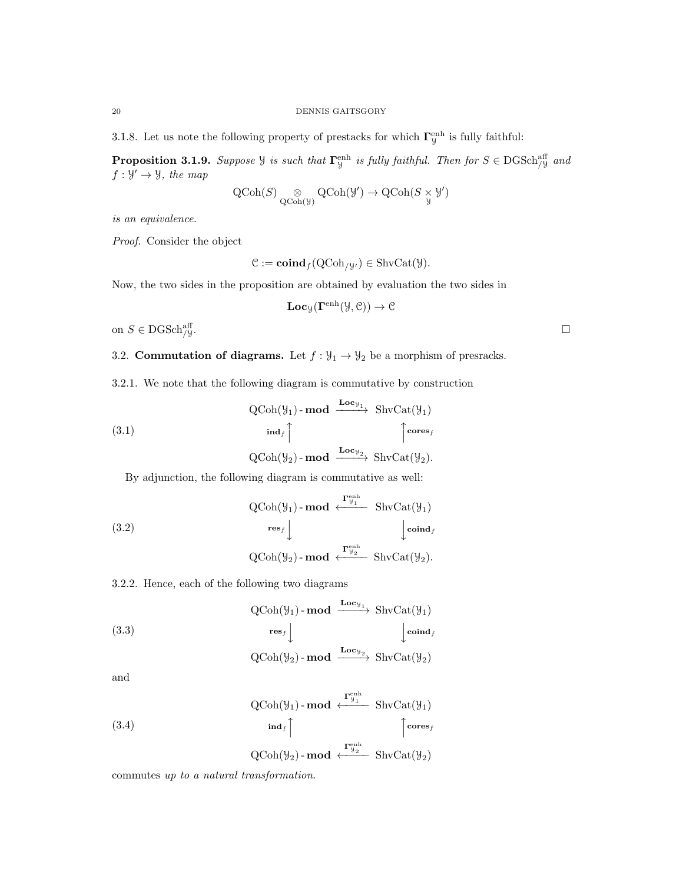3.1.8. Let us note the following property of prestacks for which $\mathbf{\Gamma}^{\text{enh}}_{\mathcal{Y}}$ is fully faithful:

**Proposition 3.1.9.** *Suppose $\mathcal{Y}$ is such that $\mathbf{\Gamma}^{\text{enh}}_{\mathcal{Y}}$ is fully faithful. Then for $S \in \text{DGSch}^{\text{aff}}_{/\mathcal{Y}}$ and $f : \mathcal{Y}' \to \mathcal{Y}$, the map*

$$\text{QCoh}(S) \underset{\text{QCoh}(\mathcal{Y})}{\otimes} \text{QCoh}(\mathcal{Y}') \to \text{QCoh}(S \underset{\mathcal{Y}}{\times} \mathcal{Y}')$$

*is an equivalence.*

*Proof.* Consider the object

$$\mathcal{C} := \mathbf{coind}_f(\text{QCoh}_{/\mathcal{Y}'}) \in \text{ShvCat}(\mathcal{Y}).$$

Now, the two sides in the proposition are obtained by evaluation the two sides in

$$\mathbf{Loc}_{\mathcal{Y}}(\mathbf{\Gamma}^{\text{enh}}(\mathcal{Y}, \mathcal{C})) \to \mathcal{C}$$

on $S \in \text{DGSch}^{\text{aff}}_{/\mathcal{Y}}$. □

## 3.2. Commutation of diagrams.

Let $f : \mathcal{Y}_1 \to \mathcal{Y}_2$ be a morphism of presracks.

3.2.1. We note that the following diagram is commutative by construction

$$\begin{array}{ccc} \text{QCoh}(\mathcal{Y}_1)\text{-}\mathbf{mod} & \xrightarrow{\mathbf{Loc}_{\mathcal{Y}_1}} & \text{ShvCat}(\mathcal{Y}_1) \\ \mathbf{ind}_f \uparrow & & \uparrow \mathbf{cores}_f \\ \text{QCoh}(\mathcal{Y}_2)\text{-}\mathbf{mod} & \xrightarrow{\mathbf{Loc}_{\mathcal{Y}_2}} & \text{ShvCat}(\mathcal{Y}_2). \end{array} \tag{3.1}$$

By adjunction, the following diagram is commutative as well:

$$\begin{array}{ccc} \text{QCoh}(\mathcal{Y}_1)\text{-}\mathbf{mod} & \xleftarrow{\mathbf{\Gamma}^{\text{enh}}_{\mathcal{Y}_1}} & \text{ShvCat}(\mathcal{Y}_1) \\ \mathbf{res}_f \downarrow & & \downarrow \mathbf{coind}_f \\ \text{QCoh}(\mathcal{Y}_2)\text{-}\mathbf{mod} & \xleftarrow{\mathbf{\Gamma}^{\text{enh}}_{\mathcal{Y}_2}} & \text{ShvCat}(\mathcal{Y}_2). \end{array} \tag{3.2}$$

3.2.2. Hence, each of the following two diagrams

$$\begin{array}{ccc} \text{QCoh}(\mathcal{Y}_1)\text{-}\mathbf{mod} & \xrightarrow{\mathbf{Loc}_{\mathcal{Y}_1}} & \text{ShvCat}(\mathcal{Y}_1) \\ \mathbf{res}_f \downarrow & & \downarrow \mathbf{coind}_f \\ \text{QCoh}(\mathcal{Y}_2)\text{-}\mathbf{mod} & \xrightarrow{\mathbf{Loc}_{\mathcal{Y}_2}} & \text{ShvCat}(\mathcal{Y}_2) \end{array} \tag{3.3}$$

and

$$\begin{array}{ccc} \text{QCoh}(\mathcal{Y}_1)\text{-}\mathbf{mod} & \xleftarrow{\mathbf{\Gamma}^{\text{enh}}_{\mathcal{Y}_1}} & \text{ShvCat}(\mathcal{Y}_1) \\ \mathbf{ind}_f \uparrow & & \uparrow \mathbf{cores}_f \\ \text{QCoh}(\mathcal{Y}_2)\text{-}\mathbf{mod} & \xleftarrow{\mathbf{\Gamma}^{\text{enh}}_{\mathcal{Y}_2}} & \text{ShvCat}(\mathcal{Y}_2) \end{array} \tag{3.4}$$

commutes *up to a natural transformation*.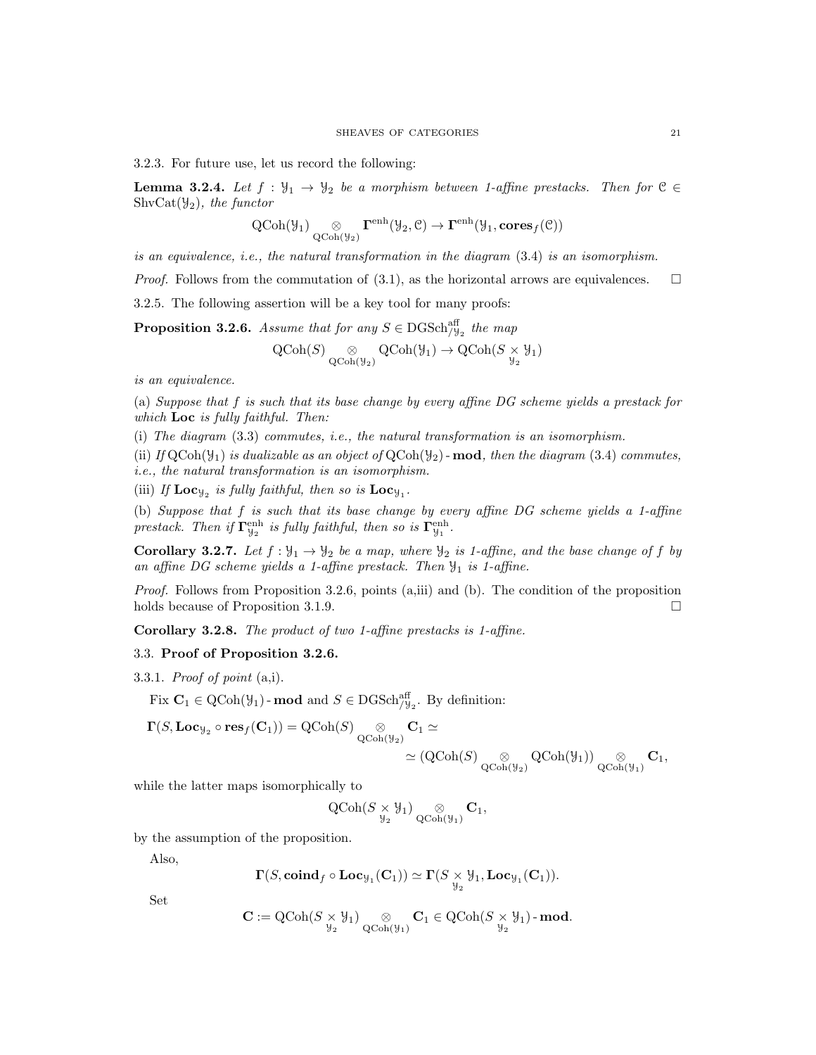3.2.3. For future use, let us record the following:

**Lemma 3.2.4.** *Let $f : \mathcal{Y}_1 \to \mathcal{Y}_2$ be a morphism between 1-affine prestacks. Then for $\mathcal{C} \in \text{ShvCat}(\mathcal{Y}_2)$, the functor*

$$\text{QCoh}(\mathcal{Y}_1) \underset{\text{QCoh}(\mathcal{Y}_2)}{\otimes} \mathbf{\Gamma}^{\text{enh}}(\mathcal{Y}_2, \mathcal{C}) \to \mathbf{\Gamma}^{\text{enh}}(\mathcal{Y}_1, \mathbf{cores}_f(\mathcal{C}))$$

*is an equivalence, i.e., the natural transformation in the diagram (3.4) is an isomorphism.*

*Proof.* Follows from the commutation of (3.1), as the horizontal arrows are equivalences. $\square$

3.2.5. The following assertion will be a key tool for many proofs:

**Proposition 3.2.6.** *Assume that for any $S \in \text{DGSch}^{\text{aff}}_{/\mathcal{Y}_2}$ the map*

$$\text{QCoh}(S) \underset{\text{QCoh}(\mathcal{Y}_2)}{\otimes} \text{QCoh}(\mathcal{Y}_1) \to \text{QCoh}(S \underset{\mathcal{Y}_2}{\times} \mathcal{Y}_1)$$

*is an equivalence.*

(a) *Suppose that $f$ is such that its base change by every affine DG scheme yields a prestack for which* **Loc** *is fully faithful. Then:*

(i) *The diagram (3.3) commutes, i.e., the natural transformation is an isomorphism.*

(ii) *If $\text{QCoh}(\mathcal{Y}_1)$ is dualizable as an object of $\text{QCoh}(\mathcal{Y}_2)\text{-}\mathbf{mod}$, then the diagram (3.4) commutes, i.e., the natural transformation is an isomorphism.*

(iii) *If $\mathbf{Loc}_{\mathcal{Y}_2}$ is fully faithful, then so is $\mathbf{Loc}_{\mathcal{Y}_1}$.*

(b) *Suppose that $f$ is such that its base change by every affine DG scheme yields a 1-affine prestack. Then if $\mathbf{\Gamma}^{\text{enh}}_{\mathcal{Y}_2}$ is fully faithful, then so is $\mathbf{\Gamma}^{\text{enh}}_{\mathcal{Y}_1}$.*

**Corollary 3.2.7.** *Let $f : \mathcal{Y}_1 \to \mathcal{Y}_2$ be a map, where $\mathcal{Y}_2$ is 1-affine, and the base change of $f$ by an affine DG scheme yields a 1-affine prestack. Then $\mathcal{Y}_1$ is 1-affine.*

*Proof.* Follows from Proposition 3.2.6, points (a,iii) and (b). The condition of the proposition holds because of Proposition 3.1.9. $\square$

**Corollary 3.2.8.** *The product of two 1-affine prestacks is 1-affine.*

## 3.3. Proof of Proposition 3.2.6.

3.3.1. *Proof of point* (a,i).

Fix $\mathbf{C}_1 \in \text{QCoh}(\mathcal{Y}_1)\text{-}\mathbf{mod}$ and $S \in \text{DGSch}^{\text{aff}}_{/\mathcal{Y}_2}$. By definition:

$$\mathbf{\Gamma}(S, \mathbf{Loc}_{\mathcal{Y}_2} \circ \mathbf{res}_f(\mathbf{C}_1)) = \text{QCoh}(S) \underset{\text{QCoh}(\mathcal{Y}_2)}{\otimes} \mathbf{C}_1 \simeq$$

$$\simeq (\text{QCoh}(S) \underset{\text{QCoh}(\mathcal{Y}_2)}{\otimes} \text{QCoh}(\mathcal{Y}_1)) \underset{\text{QCoh}(\mathcal{Y}_1)}{\otimes} \mathbf{C}_1,$$

while the latter maps isomorphically to

$$\text{QCoh}(S \underset{\mathcal{Y}_2}{\times} \mathcal{Y}_1) \underset{\text{QCoh}(\mathcal{Y}_1)}{\otimes} \mathbf{C}_1,$$

by the assumption of the proposition.

Also,

$$\mathbf{\Gamma}(S, \mathbf{coind}_f \circ \mathbf{Loc}_{\mathcal{Y}_1}(\mathbf{C}_1)) \simeq \mathbf{\Gamma}(S \underset{\mathcal{Y}_2}{\times} \mathcal{Y}_1, \mathbf{Loc}_{\mathcal{Y}_1}(\mathbf{C}_1)).$$

Set

$$\mathbf{C} := \text{QCoh}(S \underset{\mathcal{Y}_2}{\times} \mathcal{Y}_1) \underset{\text{QCoh}(\mathcal{Y}_1)}{\otimes} \mathbf{C}_1 \in \text{QCoh}(S \underset{\mathcal{Y}_2}{\times} \mathcal{Y}_1)\text{-}\mathbf{mod}.$$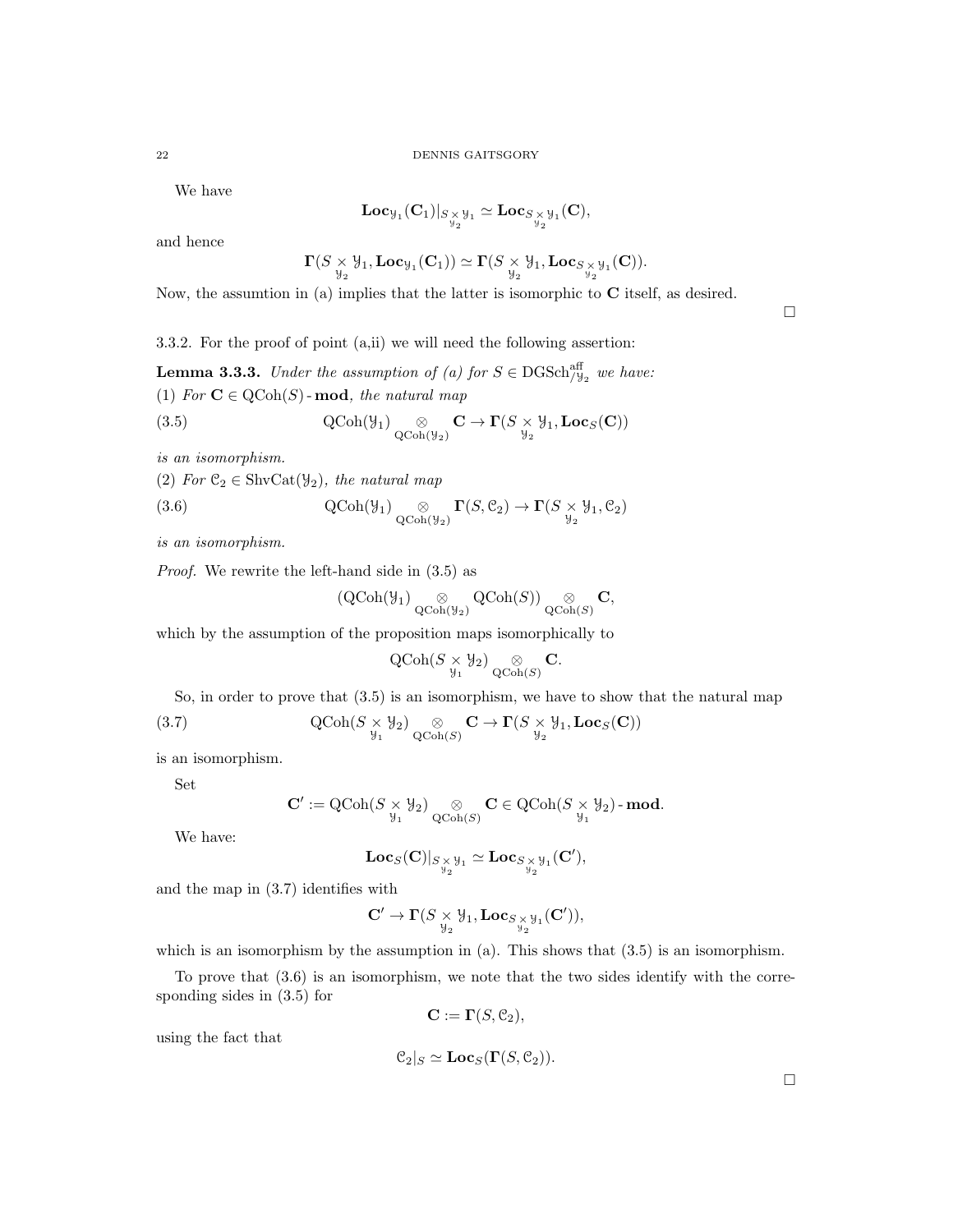We have

$$\mathbf{Loc}_{\mathcal{Y}_1}(\mathbf{C}_1)|_{S\underset{\mathcal{Y}_2}{\times}\mathcal{Y}_1} \simeq \mathbf{Loc}_{S\underset{\mathcal{Y}_2}{\times}\mathcal{Y}_1}(\mathbf{C}),$$

and hence

$$\mathbf{\Gamma}(S\underset{\mathcal{Y}_2}{\times}\mathcal{Y}_1, \mathbf{Loc}_{\mathcal{Y}_1}(\mathbf{C}_1)) \simeq \mathbf{\Gamma}(S\underset{\mathcal{Y}_2}{\times}\mathcal{Y}_1, \mathbf{Loc}_{S\underset{\mathcal{Y}_2}{\times}\mathcal{Y}_1}(\mathbf{C})).$$

Now, the assumtion in (a) implies that the latter is isomorphic to $\mathbf{C}$ itself, as desired.

□

3.3.2. For the proof of point (a,ii) we will need the following assertion:

**Lemma 3.3.3.** *Under the assumption of (a) for $S \in \mathrm{DGSch}^{\mathrm{aff}}_{/\mathcal{Y}_2}$ we have:*
*(1) For $\mathbf{C} \in \mathrm{QCoh}(S)\text{-}\mathbf{mod}$, the natural map*

$$\mathrm{QCoh}(\mathcal{Y}_1) \underset{\mathrm{QCoh}(\mathcal{Y}_2)}{\otimes} \mathbf{C} \to \mathbf{\Gamma}(S\underset{\mathcal{Y}_2}{\times}\mathcal{Y}_1, \mathbf{Loc}_S(\mathbf{C})) \tag{3.5}$$

*is an isomorphism.*
*(2) For $\mathcal{C}_2 \in \mathrm{ShvCat}(\mathcal{Y}_2)$, the natural map*

$$\mathrm{QCoh}(\mathcal{Y}_1) \underset{\mathrm{QCoh}(\mathcal{Y}_2)}{\otimes} \mathbf{\Gamma}(S, \mathcal{C}_2) \to \mathbf{\Gamma}(S\underset{\mathcal{Y}_2}{\times}\mathcal{Y}_1, \mathcal{C}_2) \tag{3.6}$$

*is an isomorphism.*

*Proof.* We rewrite the left-hand side in (3.5) as

$$(\mathrm{QCoh}(\mathcal{Y}_1) \underset{\mathrm{QCoh}(\mathcal{Y}_2)}{\otimes} \mathrm{QCoh}(S)) \underset{\mathrm{QCoh}(S)}{\otimes} \mathbf{C},$$

which by the assumption of the proposition maps isomorphically to

$$\mathrm{QCoh}(S\underset{\mathcal{Y}_1}{\times}\mathcal{Y}_2) \underset{\mathrm{QCoh}(S)}{\otimes} \mathbf{C}.$$

So, in order to prove that (3.5) is an isomorphism, we have to show that the natural map

$$\mathrm{QCoh}(S\underset{\mathcal{Y}_1}{\times}\mathcal{Y}_2) \underset{\mathrm{QCoh}(S)}{\otimes} \mathbf{C} \to \mathbf{\Gamma}(S\underset{\mathcal{Y}_2}{\times}\mathcal{Y}_1, \mathbf{Loc}_S(\mathbf{C})) \tag{3.7}$$

is an isomorphism.

Set

$$\mathbf{C}' := \mathrm{QCoh}(S\underset{\mathcal{Y}_1}{\times}\mathcal{Y}_2) \underset{\mathrm{QCoh}(S)}{\otimes} \mathbf{C} \in \mathrm{QCoh}(S\underset{\mathcal{Y}_1}{\times}\mathcal{Y}_2)\text{-}\mathbf{mod}.$$

We have:

$$\mathbf{Loc}_S(\mathbf{C})|_{S\underset{\mathcal{Y}_2}{\times}\mathcal{Y}_1} \simeq \mathbf{Loc}_{S\underset{\mathcal{Y}_2}{\times}\mathcal{Y}_1}(\mathbf{C}'),$$

and the map in (3.7) identifies with

$$\mathbf{C}' \to \mathbf{\Gamma}(S\underset{\mathcal{Y}_2}{\times}\mathcal{Y}_1, \mathbf{Loc}_{S\underset{\mathcal{Y}_2}{\times}\mathcal{Y}_1}(\mathbf{C}')),$$

which is an isomorphism by the assumption in (a). This shows that (3.5) is an isomorphism.

To prove that (3.6) is an isomorphism, we note that the two sides identify with the corresponding sides in (3.5) for

$$\mathbf{C} := \mathbf{\Gamma}(S, \mathcal{C}_2),$$

using the fact that

$$\mathcal{C}_2|_S \simeq \mathbf{Loc}_S(\mathbf{\Gamma}(S, \mathcal{C}_2)).$$

□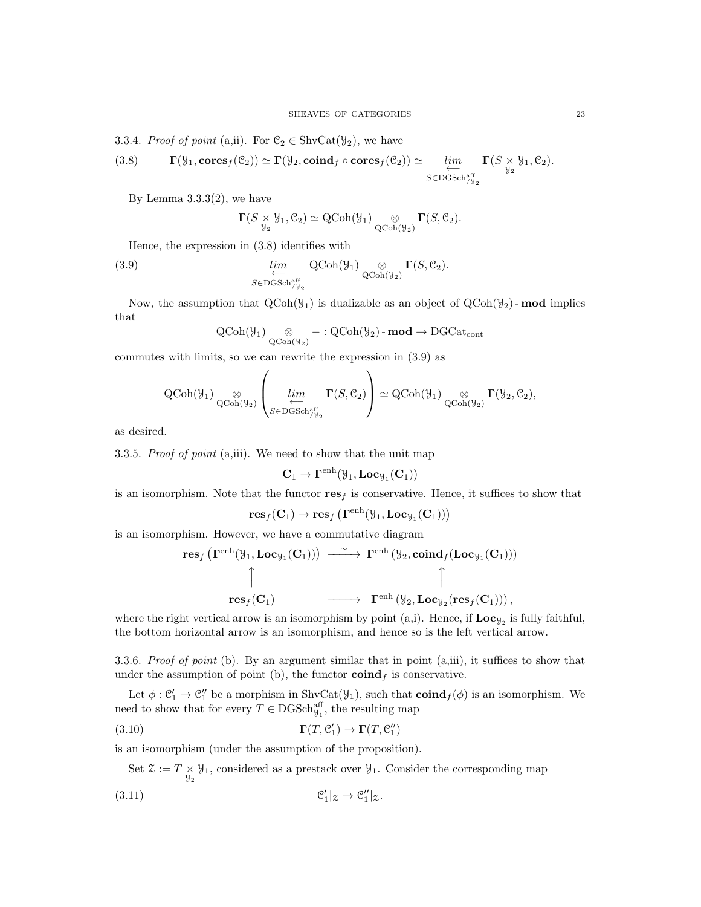3.3.4. *Proof of point* (a,ii). For $\mathcal{C}_2 \in \mathrm{ShvCat}(\mathcal{Y}_2)$, we have

$$\mathbf{\Gamma}(\mathcal{Y}_1, \mathbf{cores}_f(\mathcal{C}_2)) \simeq \mathbf{\Gamma}(\mathcal{Y}_2, \mathbf{coind}_f \circ \mathbf{cores}_f(\mathcal{C}_2)) \simeq \underset{S \in \mathrm{DGSch}^{\mathrm{aff}}_{/\mathcal{Y}_2}}{\underset{\longleftarrow}{lim}} \mathbf{\Gamma}(S \underset{\mathcal{Y}_2}{\times} \mathcal{Y}_1, \mathcal{C}_2). \tag{3.8}$$

By Lemma 3.3.3(2), we have

$$\mathbf{\Gamma}(S \underset{\mathcal{Y}_2}{\times} \mathcal{Y}_1, \mathcal{C}_2) \simeq \mathrm{QCoh}(\mathcal{Y}_1) \underset{\mathrm{QCoh}(\mathcal{Y}_2)}{\otimes} \mathbf{\Gamma}(S, \mathcal{C}_2).$$

Hence, the expression in (3.8) identifies with

$$\underset{S \in \mathrm{DGSch}^{\mathrm{aff}}_{/\mathcal{Y}_2}}{\underset{\longleftarrow}{lim}} \mathrm{QCoh}(\mathcal{Y}_1) \underset{\mathrm{QCoh}(\mathcal{Y}_2)}{\otimes} \mathbf{\Gamma}(S, \mathcal{C}_2). \tag{3.9}$$

Now, the assumption that $\mathrm{QCoh}(\mathcal{Y}_1)$ is dualizable as an object of $\mathrm{QCoh}(\mathcal{Y}_2)\text{-}\mathbf{mod}$ implies that

$$\mathrm{QCoh}(\mathcal{Y}_1) \underset{\mathrm{QCoh}(\mathcal{Y}_2)}{\otimes} - : \mathrm{QCoh}(\mathcal{Y}_2)\text{-}\mathbf{mod} \to \mathrm{DGCat}_{\mathrm{cont}}$$

commutes with limits, so we can rewrite the expression in (3.9) as

$$\mathrm{QCoh}(\mathcal{Y}_1) \underset{\mathrm{QCoh}(\mathcal{Y}_2)}{\otimes} \left( \underset{S \in \mathrm{DGSch}^{\mathrm{aff}}_{/\mathcal{Y}_2}}{\underset{\longleftarrow}{lim}} \mathbf{\Gamma}(S, \mathcal{C}_2) \right) \simeq \mathrm{QCoh}(\mathcal{Y}_1) \underset{\mathrm{QCoh}(\mathcal{Y}_2)}{\otimes} \mathbf{\Gamma}(\mathcal{Y}_2, \mathcal{C}_2),$$

as desired.

3.3.5. *Proof of point* (a,iii). We need to show that the unit map

$$\mathbf{C}_1 \to \mathbf{\Gamma}^{\mathrm{enh}}(\mathcal{Y}_1, \mathbf{Loc}_{\mathcal{Y}_1}(\mathbf{C}_1))$$

is an isomorphism. Note that the functor $\mathbf{res}_f$ is conservative. Hence, it suffices to show that

$$\mathbf{res}_f(\mathbf{C}_1) \to \mathbf{res}_f\left(\mathbf{\Gamma}^{\mathrm{enh}}(\mathcal{Y}_1, \mathbf{Loc}_{\mathcal{Y}_1}(\mathbf{C}_1))\right)$$

is an isomorphism. However, we have a commutative diagram

$$\begin{array}{ccc}
\mathbf{res}_f\left(\mathbf{\Gamma}^{\mathrm{enh}}(\mathcal{Y}_1, \mathbf{Loc}_{\mathcal{Y}_1}(\mathbf{C}_1))\right) & \xrightarrow{\sim} & \mathbf{\Gamma}^{\mathrm{enh}}\left(\mathcal{Y}_2, \mathbf{coind}_f(\mathbf{Loc}_{\mathcal{Y}_1}(\mathbf{C}_1))\right) \\
\uparrow & & \uparrow \\
\mathbf{res}_f(\mathbf{C}_1) & \longrightarrow & \mathbf{\Gamma}^{\mathrm{enh}}\left(\mathcal{Y}_2, \mathbf{Loc}_{\mathcal{Y}_2}(\mathbf{res}_f(\mathbf{C}_1))\right),
\end{array}$$

where the right vertical arrow is an isomorphism by point (a,i). Hence, if $\mathbf{Loc}_{\mathcal{Y}_2}$ is fully faithful, the bottom horizontal arrow is an isomorphism, and hence so is the left vertical arrow.

3.3.6. *Proof of point* (b). By an argument similar that in point (a,iii), it suffices to show that under the assumption of point (b), the functor $\mathbf{coind}_f$ is conservative.

Let $\phi : \mathcal{C}'_1 \to \mathcal{C}''_1$ be a morphism in $\mathrm{ShvCat}(\mathcal{Y}_1)$, such that $\mathbf{coind}_f(\phi)$ is an isomorphism. We need to show that for every $T \in \mathrm{DGSch}^{\mathrm{aff}}_{\mathcal{Y}_1}$, the resulting map

$$\mathbf{\Gamma}(T, \mathcal{C}'_1) \to \mathbf{\Gamma}(T, \mathcal{C}''_1) \tag{3.10}$$

is an isomorphism (under the assumption of the proposition).

Set $\mathcal{Z} := T \underset{\mathcal{Y}_2}{\times} \mathcal{Y}_1$, considered as a prestack over $\mathcal{Y}_1$. Consider the corresponding map

$$\mathcal{C}'_1|_{\mathcal{Z}} \to \mathcal{C}''_1|_{\mathcal{Z}}. \tag{3.11}$$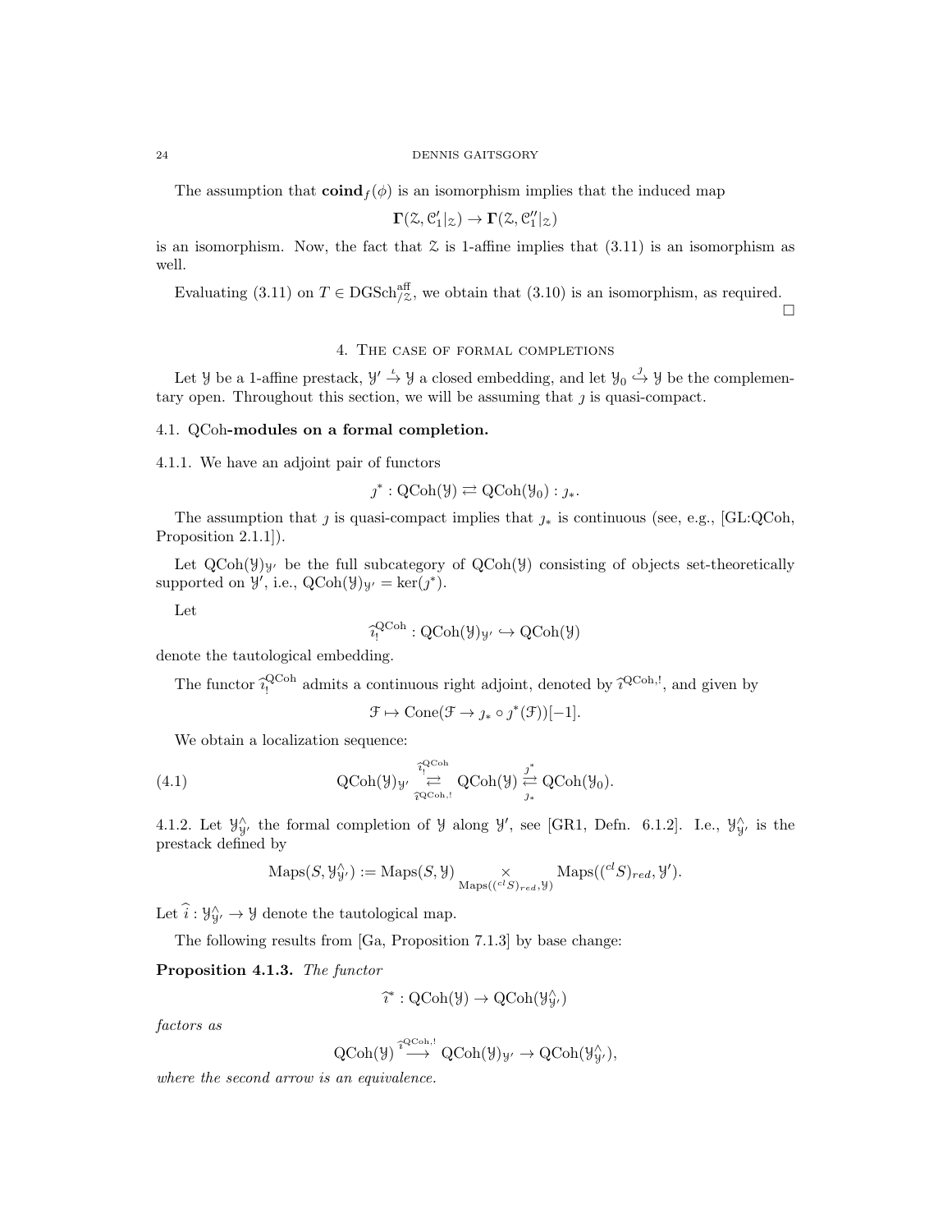The assumption that $\mathbf{coind}_f(\phi)$ is an isomorphism implies that the induced map

$$\mathbf{\Gamma}(\mathcal{Z}, \mathcal{C}'_1|_{\mathcal{Z}}) \to \mathbf{\Gamma}(\mathcal{Z}, \mathcal{C}''_1|_{\mathcal{Z}})$$

is an isomorphism. Now, the fact that $\mathcal{Z}$ is 1-affine implies that (3.11) is an isomorphism as well.

Evaluating (3.11) on $T \in \mathrm{DGSch}^{\mathrm{aff}}_{/\mathcal{Z}}$, we obtain that (3.10) is an isomorphism, as required. $\square$

## 4. The case of formal completions

Let $\mathcal{Y}$ be a 1-affine prestack, $\mathcal{Y}' \overset{\iota}{\to} \mathcal{Y}$ a closed embedding, and let $\mathcal{Y}_0 \overset{\jmath}{\hookrightarrow} \mathcal{Y}$ be the complementary open. Throughout this section, we will be assuming that $\jmath$ is quasi-compact.

### 4.1. QCoh-modules on a formal completion.

4.1.1. We have an adjoint pair of functors

$$\jmath^* : \mathrm{QCoh}(\mathcal{Y}) \rightleftarrows \mathrm{QCoh}(\mathcal{Y}_0) : \jmath_*.$$

The assumption that $\jmath$ is quasi-compact implies that $\jmath_*$ is continuous (see, e.g., [GL:QCoh, Proposition 2.1.1]).

Let $\mathrm{QCoh}(\mathcal{Y})_{\mathcal{Y}'}$ be the full subcategory of $\mathrm{QCoh}(\mathcal{Y})$ consisting of objects set-theoretically supported on $\mathcal{Y}'$, i.e., $\mathrm{QCoh}(\mathcal{Y})_{\mathcal{Y}'} = \ker(\jmath^*)$.

Let

$$\widehat{\imath}^{\mathrm{QCoh}}_! : \mathrm{QCoh}(\mathcal{Y})_{\mathcal{Y}'} \hookrightarrow \mathrm{QCoh}(\mathcal{Y})$$

denote the tautological embedding.

The functor $\widehat{\imath}^{\mathrm{QCoh}}_!$ admits a continuous right adjoint, denoted by $\widehat{\imath}^{\mathrm{QCoh},!}$, and given by

$$\mathcal{F} \mapsto \mathrm{Cone}(\mathcal{F} \to \jmath_* \circ \jmath^*(\mathcal{F}))[-1].$$

We obtain a localization sequence:

$$\mathrm{QCoh}(\mathcal{Y})_{\mathcal{Y}'} \underset{\widehat{\imath}^{\mathrm{QCoh},!}}{\overset{\widehat{\imath}^{\mathrm{QCoh}}_!}{\rightleftarrows}} \mathrm{QCoh}(\mathcal{Y}) \underset{\jmath_*}{\overset{\jmath^*}{\rightleftarrows}} \mathrm{QCoh}(\mathcal{Y}_0). \tag{4.1}$$

4.1.2. Let $\mathcal{Y}^\wedge_{\mathcal{Y}'}$ the formal completion of $\mathcal{Y}$ along $\mathcal{Y}'$, see [GR1, Defn. 6.1.2]. I.e., $\mathcal{Y}^\wedge_{\mathcal{Y}'}$ is the prestack defined by

$$\mathrm{Maps}(S, \mathcal{Y}^\wedge_{\mathcal{Y}'}) := \mathrm{Maps}(S, \mathcal{Y}) \underset{\mathrm{Maps}(({}^{cl}S)_{red}, \mathcal{Y})}{\times} \mathrm{Maps}(({}^{cl}S)_{red}, \mathcal{Y}').$$

Let $\widehat{\imath} : \mathcal{Y}^\wedge_{\mathcal{Y}'} \to \mathcal{Y}$ denote the tautological map.

The following results from [Ga, Proposition 7.1.3] by base change:

**Proposition 4.1.3.** *The functor*

$$\widehat{\imath}^* : \mathrm{QCoh}(\mathcal{Y}) \to \mathrm{QCoh}(\mathcal{Y}^\wedge_{\mathcal{Y}'})$$

*factors as*

$$\mathrm{QCoh}(\mathcal{Y}) \overset{\widehat{\imath}^{\mathrm{QCoh},!}}{\longrightarrow} \mathrm{QCoh}(\mathcal{Y})_{\mathcal{Y}'} \to \mathrm{QCoh}(\mathcal{Y}^\wedge_{\mathcal{Y}'}),$$

*where the second arrow is an equivalence.*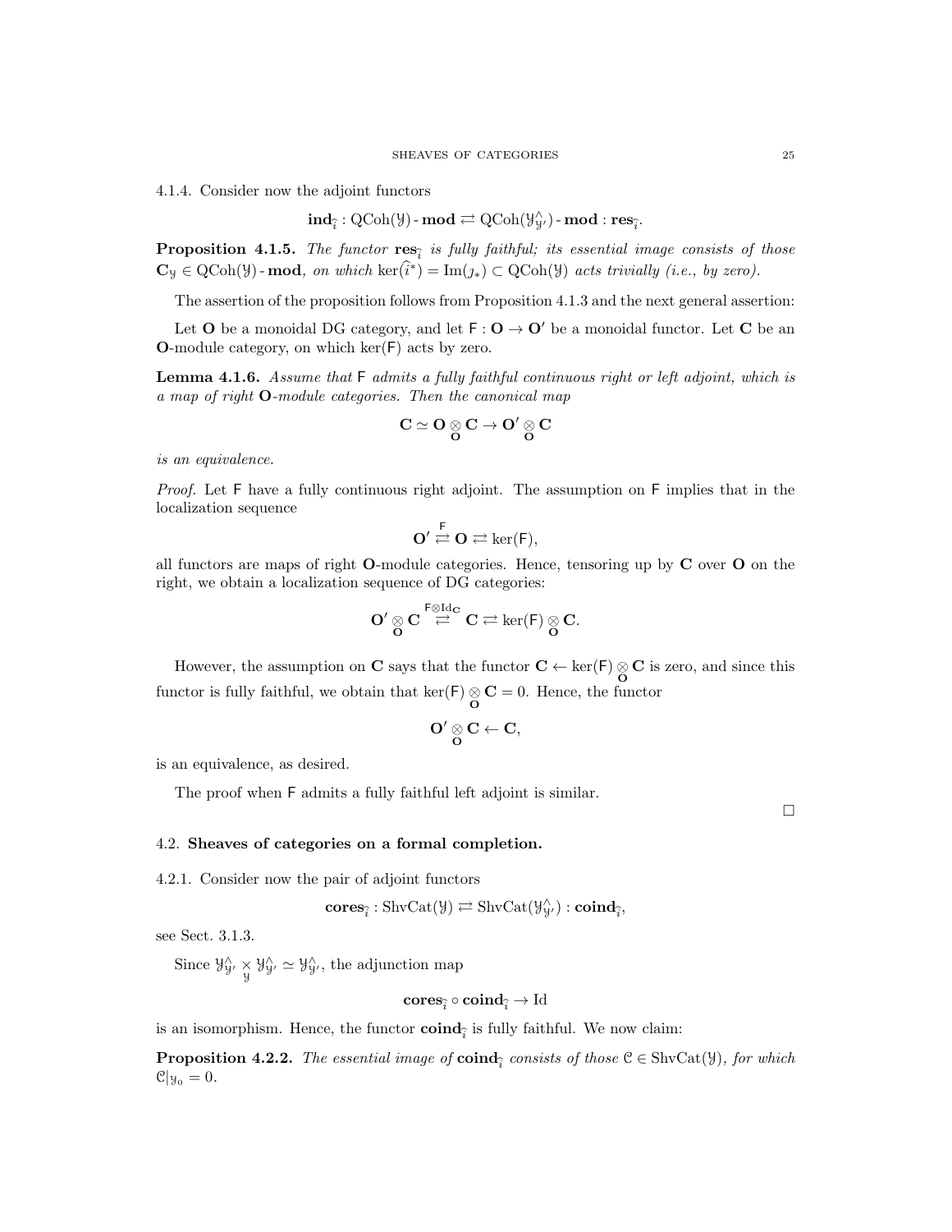4.1.4. Consider now the adjoint functors

$$\mathbf{ind}_{\widehat{i}} : \mathrm{QCoh}(\mathcal{Y})\text{-}\mathbf{mod} \rightleftarrows \mathrm{QCoh}(\mathcal{Y}^\wedge_{\mathcal{Y}'})\text{-}\mathbf{mod} : \mathbf{res}_{\widehat{i}}.$$

**Proposition 4.1.5.** *The functor $\mathbf{res}_{\widehat{i}}$ is fully faithful; its essential image consists of those $\mathbf{C}_{\mathcal{Y}} \in \mathrm{QCoh}(\mathcal{Y})\text{-}\mathbf{mod}$, on which $\ker(\widehat{i}^*) = \mathrm{Im}(\jmath_*) \subset \mathrm{QCoh}(\mathcal{Y})$ acts trivially (i.e., by zero).*

The assertion of the proposition follows from Proposition 4.1.3 and the next general assertion:

Let $\mathbf{O}$ be a monoidal DG category, and let $\mathsf{F} : \mathbf{O} \to \mathbf{O}'$ be a monoidal functor. Let $\mathbf{C}$ be an $\mathbf{O}$-module category, on which $\ker(\mathsf{F})$ acts by zero.

**Lemma 4.1.6.** *Assume that $\mathsf{F}$ admits a fully faithful continuous right or left adjoint, which is a map of right $\mathbf{O}$-module categories. Then the canonical map*

$$\mathbf{C} \simeq \mathbf{O} \underset{\mathbf{O}}{\otimes} \mathbf{C} \to \mathbf{O}' \underset{\mathbf{O}}{\otimes} \mathbf{C}$$

*is an equivalence.*

*Proof.* Let $\mathsf{F}$ have a fully continuous right adjoint. The assumption on $\mathsf{F}$ implies that in the localization sequence

$$\mathbf{O}' \overset{\mathsf{F}}{\rightleftarrows} \mathbf{O} \rightleftarrows \ker(\mathsf{F}),$$

all functors are maps of right $\mathbf{O}$-module categories. Hence, tensoring up by $\mathbf{C}$ over $\mathbf{O}$ on the right, we obtain a localization sequence of DG categories:

$$\mathbf{O}' \underset{\mathbf{O}}{\otimes} \mathbf{C} \overset{\mathsf{F}\otimes \mathrm{Id}_{\mathbf{C}}}{\rightleftarrows} \mathbf{C} \rightleftarrows \ker(\mathsf{F}) \underset{\mathbf{O}}{\otimes} \mathbf{C}.$$

However, the assumption on $\mathbf{C}$ says that the functor $\mathbf{C} \leftarrow \ker(\mathsf{F}) \underset{\mathbf{O}}{\otimes} \mathbf{C}$ is zero, and since this functor is fully faithful, we obtain that $\ker(\mathsf{F}) \underset{\mathbf{O}}{\otimes} \mathbf{C} = 0$. Hence, the functor

$$\mathbf{O}' \underset{\mathbf{O}}{\otimes} \mathbf{C} \leftarrow \mathbf{C},$$

is an equivalence, as desired.

The proof when $\mathsf{F}$ admits a fully faithful left adjoint is similar.

□

## 4.2. Sheaves of categories on a formal completion.

4.2.1. Consider now the pair of adjoint functors

$$\mathbf{cores}_{\widehat{i}} : \mathrm{ShvCat}(\mathcal{Y}) \rightleftarrows \mathrm{ShvCat}(\mathcal{Y}^\wedge_{\mathcal{Y}'}) : \mathbf{coind}_{\widehat{i}},$$

see Sect. 3.1.3.

Since $\mathcal{Y}^\wedge_{\mathcal{Y}'} \underset{\mathcal{Y}}{\times} \mathcal{Y}^\wedge_{\mathcal{Y}'} \simeq \mathcal{Y}^\wedge_{\mathcal{Y}'}$, the adjunction map

$$\mathbf{cores}_{\widehat{i}} \circ \mathbf{coind}_{\widehat{i}} \to \mathrm{Id}$$

is an isomorphism. Hence, the functor $\mathbf{coind}_{\widehat{i}}$ is fully faithful. We now claim:

**Proposition 4.2.2.** *The essential image of $\mathbf{coind}_{\widehat{i}}$ consists of those $\mathcal{C} \in \mathrm{ShvCat}(\mathcal{Y})$, for which $\mathcal{C}|_{\mathcal{Y}_\circ} = 0$.*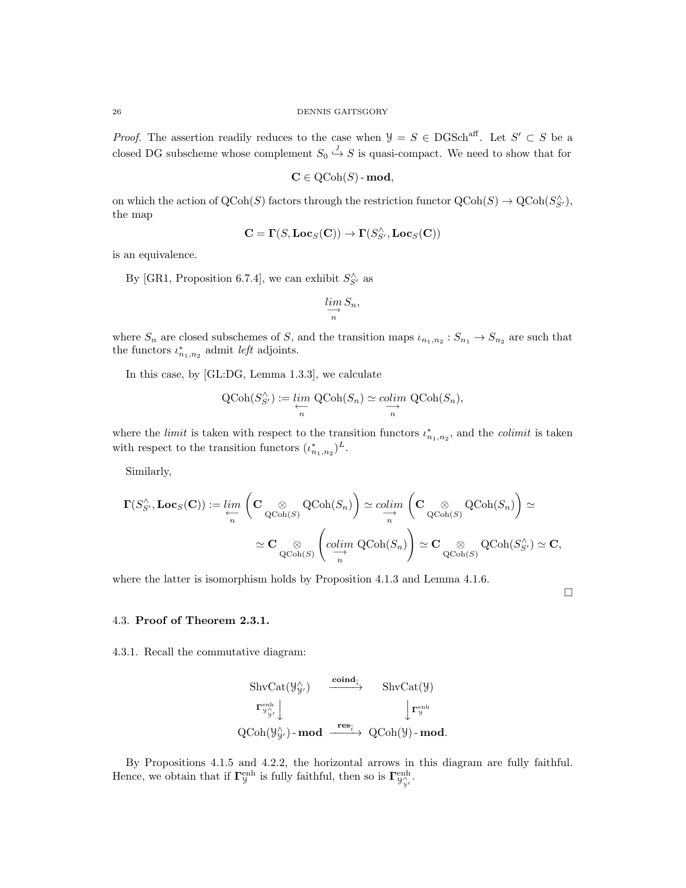*Proof.* The assertion readily reduces to the case when $\mathcal{Y} = S \in \mathrm{DGSch}^{\mathrm{aff}}$. Let $S' \subset S$ be a closed DG subscheme whose complement $S_0 \overset{j}{\hookrightarrow} S$ is quasi-compact. We need to show that for

$$\mathbf{C} \in \mathrm{QCoh}(S)\text{-}\mathbf{mod},$$

on which the action of $\mathrm{QCoh}(S)$ factors through the restriction functor $\mathrm{QCoh}(S) \to \mathrm{QCoh}(S^{\wedge}_{S'})$, the map

$$\mathbf{C} = \mathbf{\Gamma}(S, \mathbf{Loc}_S(\mathbf{C})) \to \mathbf{\Gamma}(S^{\wedge}_{S'}, \mathbf{Loc}_S(\mathbf{C}))$$

is an equivalence.

By [GR1, Proposition 6.7.4], we can exhibit $S^{\wedge}_{S'}$ as

$$\underset{n}{\underset{\longrightarrow}{lim}}\, S_n,$$

where $S_n$ are closed subschemes of $S$, and the transition maps $\iota_{n_1,n_2} : S_{n_1} \to S_{n_2}$ are such that the functors $\iota^*_{n_1,n_2}$ admit *left* adjoints.

In this case, by [GL:DG, Lemma 1.3.3], we calculate

$$\mathrm{QCoh}(S^{\wedge}_{S'}) := \underset{n}{\underset{\longleftarrow}{lim}}\, \mathrm{QCoh}(S_n) \simeq \underset{n}{\underset{\longrightarrow}{colim}}\, \mathrm{QCoh}(S_n),$$

where the *limit* is taken with respect to the transition functors $\iota^*_{n_1,n_2}$, and the *colimit* is taken with respect to the transition functors $(\iota^*_{n_1,n_2})^L$.

Similarly,

$$\mathbf{\Gamma}(S^{\wedge}_{S'}, \mathbf{Loc}_S(\mathbf{C})) := \underset{n}{\underset{\longleftarrow}{lim}} \left( \mathbf{C} \underset{\mathrm{QCoh}(S)}{\otimes} \mathrm{QCoh}(S_n) \right) \simeq \underset{n}{\underset{\longrightarrow}{colim}} \left( \mathbf{C} \underset{\mathrm{QCoh}(S)}{\otimes} \mathrm{QCoh}(S_n) \right) \simeq$$

$$\simeq \mathbf{C} \underset{\mathrm{QCoh}(S)}{\otimes} \left( \underset{n}{\underset{\longrightarrow}{colim}}\, \mathrm{QCoh}(S_n) \right) \simeq \mathbf{C} \underset{\mathrm{QCoh}(S)}{\otimes} \mathrm{QCoh}(S^{\wedge}_{S'}) \simeq \mathbf{C},$$

where the latter is isomorphism holds by Proposition 4.1.3 and Lemma 4.1.6.

$\square$

## 4.3. Proof of Theorem 2.3.1.

4.3.1. Recall the commutative diagram:

$$\begin{array}{ccc}
\mathrm{ShvCat}(\mathcal{Y}^{\wedge}_{\mathcal{Y}'}) & \xrightarrow{\mathbf{coind}_{\hat{\imath}}} & \mathrm{ShvCat}(\mathcal{Y}) \\
\mathbf{\Gamma}^{\mathrm{enh}}_{\mathcal{Y}^{\wedge}_{\mathcal{Y}'}} \big\downarrow & & \big\downarrow \mathbf{\Gamma}^{\mathrm{enh}}_{\mathcal{Y}} \\
\mathrm{QCoh}(\mathcal{Y}^{\wedge}_{\mathcal{Y}'})\text{-}\mathbf{mod} & \xrightarrow{\mathbf{res}_{\hat{\imath}}} & \mathrm{QCoh}(\mathcal{Y})\text{-}\mathbf{mod}.
\end{array}$$

By Propositions 4.1.5 and 4.2.2, the horizontal arrows in this diagram are fully faithful. Hence, we obtain that if $\mathbf{\Gamma}^{\mathrm{enh}}_{\mathcal{Y}}$ is fully faithful, then so is $\mathbf{\Gamma}^{\mathrm{enh}}_{\mathcal{Y}^{\wedge}_{\mathcal{Y}'}}$.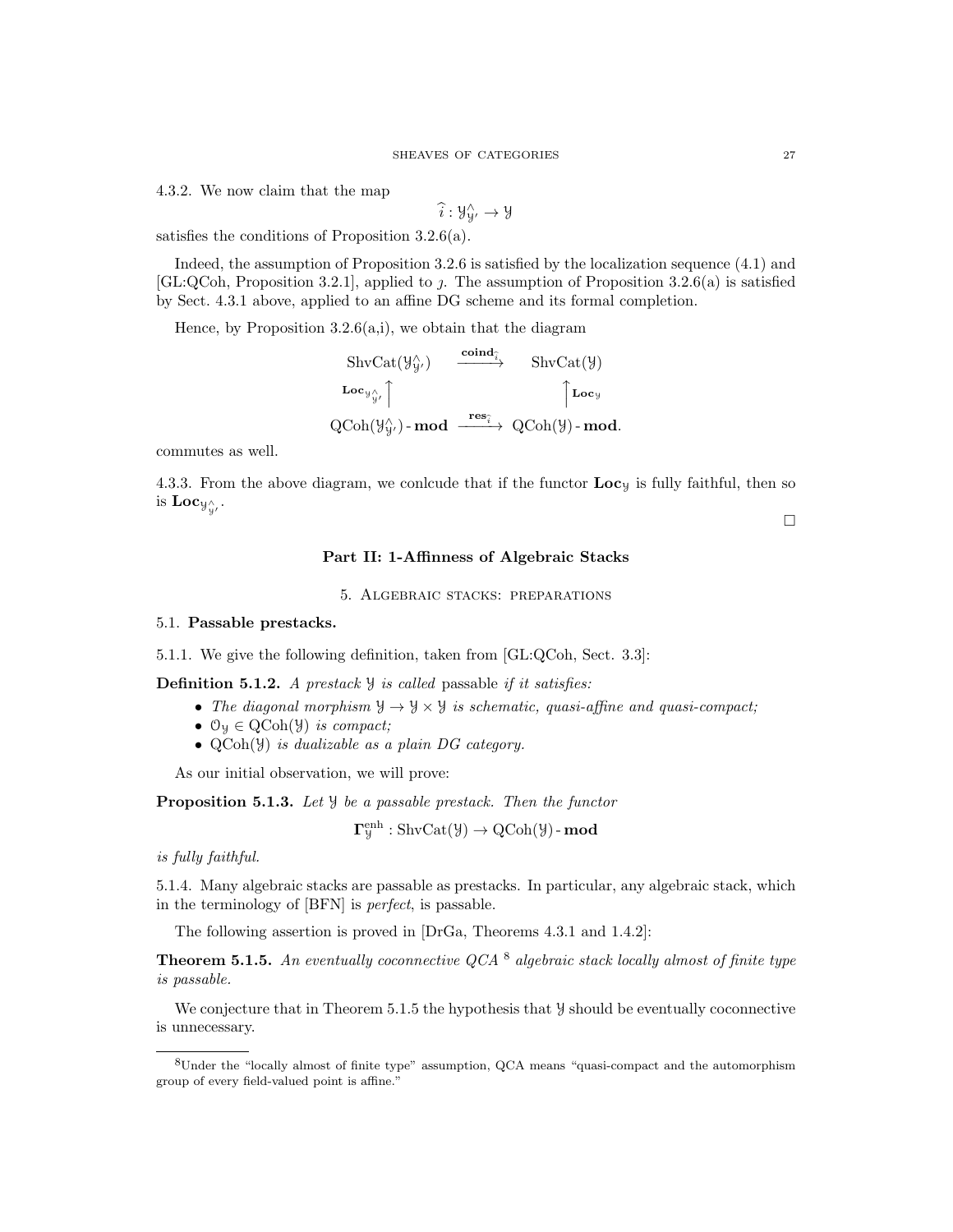4.3.2. We now claim that the map

$$\widehat{\imath} : \mathcal{Y}^{\wedge}_{\mathcal{Y}'} \to \mathcal{Y}$$

satisfies the conditions of Proposition 3.2.6(a).

Indeed, the assumption of Proposition 3.2.6 is satisfied by the localization sequence (4.1) and [GL:QCoh, Proposition 3.2.1], applied to $\jmath$. The assumption of Proposition 3.2.6(a) is satisfied by Sect. 4.3.1 above, applied to an affine DG scheme and its formal completion.

Hence, by Proposition 3.2.6(a,i), we obtain that the diagram

$$\begin{array}{ccc} \mathrm{ShvCat}(\mathcal{Y}^{\wedge}_{\mathcal{Y}'}) & \xrightarrow{\mathbf{coind}_{\widehat{\imath}}} & \mathrm{ShvCat}(\mathcal{Y}) \\ {\scriptstyle \mathbf{Loc}_{\mathcal{Y}^{\wedge}_{\mathcal{Y}'}}} \uparrow & & \uparrow {\scriptstyle \mathbf{Loc}_{\mathcal{Y}}} \\ \mathrm{QCoh}(\mathcal{Y}^{\wedge}_{\mathcal{Y}'})\text{-}\mathbf{mod} & \xrightarrow{\mathbf{res}_{\widehat{\imath}}} & \mathrm{QCoh}(\mathcal{Y})\text{-}\mathbf{mod}. \end{array}$$

commutes as well.

4.3.3. From the above diagram, we conlcude that if the functor $\mathbf{Loc}_{\mathcal{Y}}$ is fully faithful, then so is $\mathbf{Loc}_{\mathcal{Y}^{\wedge}_{\mathcal{Y}'}}$.

□

## Part II: 1-Affinness of Algebraic Stacks

### 5. Algebraic stacks: preparations

#### 5.1. Passable prestacks.

5.1.1. We give the following definition, taken from [GL:QCoh, Sect. 3.3]:

**Definition 5.1.2.** *A prestack $\mathcal{Y}$ is called* passable *if it satisfies:*

- *The diagonal morphism $\mathcal{Y} \to \mathcal{Y} \times \mathcal{Y}$ is schematic, quasi-affine and quasi-compact;*
- *$\mathcal{O}_{\mathcal{Y}} \in \mathrm{QCoh}(\mathcal{Y})$ is compact;*
- *$\mathrm{QCoh}(\mathcal{Y})$ is dualizable as a plain DG category.*

As our initial observation, we will prove:

**Proposition 5.1.3.** *Let $\mathcal{Y}$ be a passable prestack. Then the functor*

$$\mathbf{\Gamma}^{\mathrm{enh}}_{\mathcal{Y}} : \mathrm{ShvCat}(\mathcal{Y}) \to \mathrm{QCoh}(\mathcal{Y})\text{-}\mathbf{mod}$$

*is fully faithful.*

5.1.4. Many algebraic stacks are passable as prestacks. In particular, any algebraic stack, which in the terminology of [BFN] is *perfect*, is passable.

The following assertion is proved in [DrGa, Theorems 4.3.1 and 1.4.2]:

**Theorem 5.1.5.** *An eventually coconnective QCA* [8] *algebraic stack locally almost of finite type is passable.*

We conjecture that in Theorem 5.1.5 the hypothesis that $\mathcal{Y}$ should be eventually coconnective is unnecessary.

---

[8] Under the "locally almost of finite type" assumption, QCA means "quasi-compact and the automorphism group of every field-valued point is affine."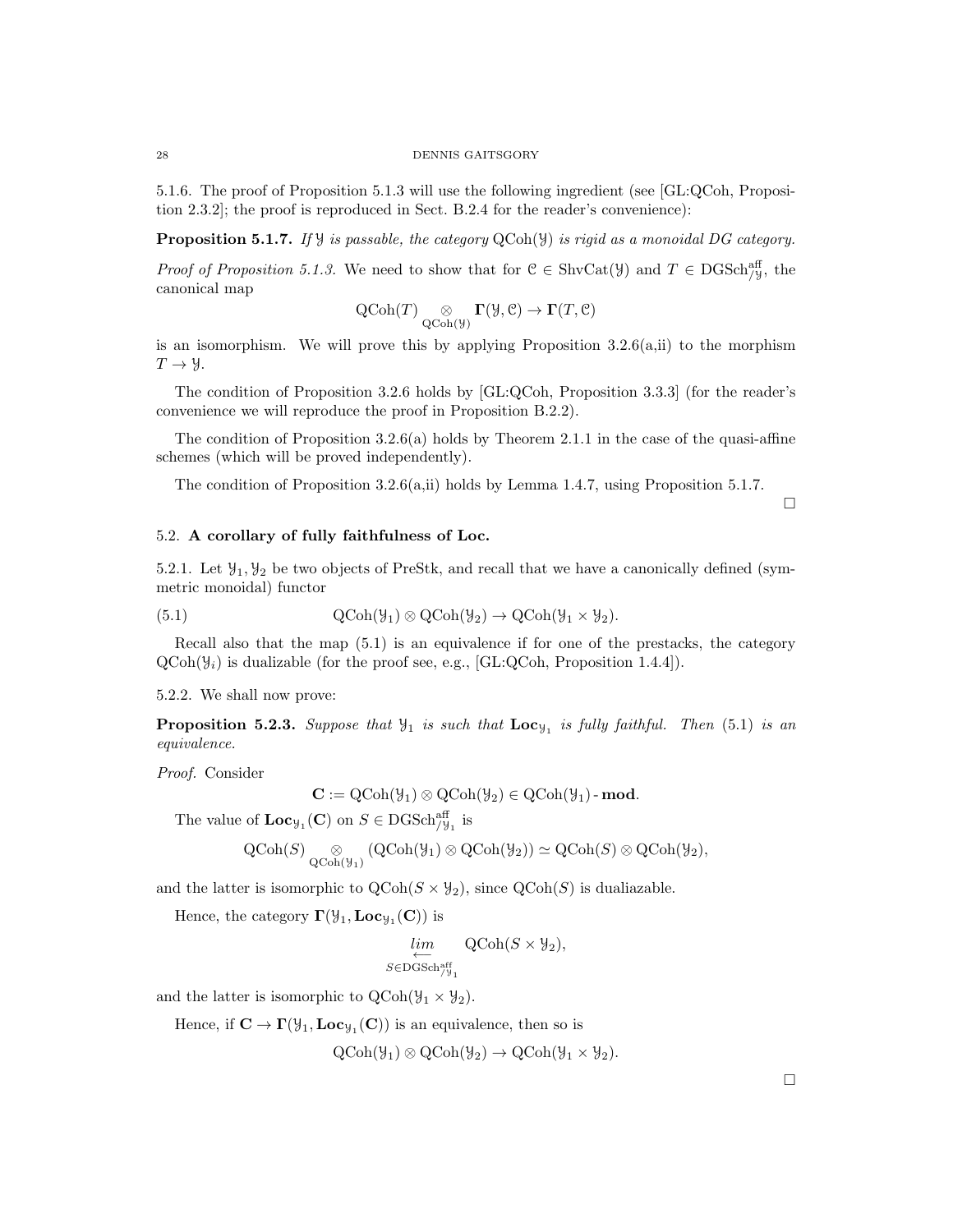5.1.6. The proof of Proposition 5.1.3 will use the following ingredient (see [GL:QCoh, Proposition 2.3.2]; the proof is reproduced in Sect. B.2.4 for the reader's convenience):

**Proposition 5.1.7.** *If $\mathcal{Y}$ is passable, the category $\mathrm{QCoh}(\mathcal{Y})$ is rigid as a monoidal DG category.*

*Proof of Proposition 5.1.3.* We need to show that for $\mathcal{C} \in \mathrm{ShvCat}(\mathcal{Y})$ and $T \in \mathrm{DGSch}^{\mathrm{aff}}_{/\mathcal{Y}}$, the canonical map

$$\mathrm{QCoh}(T) \underset{\mathrm{QCoh}(\mathcal{Y})}{\otimes} \mathbf{\Gamma}(\mathcal{Y}, \mathcal{C}) \to \mathbf{\Gamma}(T, \mathcal{C})$$

is an isomorphism. We will prove this by applying Proposition 3.2.6(a,ii) to the morphism $T \to \mathcal{Y}$.

The condition of Proposition 3.2.6 holds by [GL:QCoh, Proposition 3.3.3] (for the reader's convenience we will reproduce the proof in Proposition B.2.2).

The condition of Proposition 3.2.6(a) holds by Theorem 2.1.1 in the case of the quasi-affine schemes (which will be proved independently).

The condition of Proposition 3.2.6(a,ii) holds by Lemma 1.4.7, using Proposition 5.1.7.

□

## 5.2. A corollary of fully faithfulness of Loc.

5.2.1. Let $\mathcal{Y}_1, \mathcal{Y}_2$ be two objects of PreStk, and recall that we have a canonically defined (symmetric monoidal) functor

$$\mathrm{QCoh}(\mathcal{Y}_1) \otimes \mathrm{QCoh}(\mathcal{Y}_2) \to \mathrm{QCoh}(\mathcal{Y}_1 \times \mathcal{Y}_2). \tag{5.1}$$

Recall also that the map (5.1) is an equivalence if for one of the prestacks, the category $\mathrm{QCoh}(\mathcal{Y}_i)$ is dualizable (for the proof see, e.g., [GL:QCoh, Proposition 1.4.4]).

5.2.2. We shall now prove:

**Proposition 5.2.3.** *Suppose that $\mathcal{Y}_1$ is such that $\mathbf{Loc}_{\mathcal{Y}_1}$ is fully faithful. Then (5.1) is an equivalence.*

*Proof.* Consider

$$\mathbf{C} := \mathrm{QCoh}(\mathcal{Y}_1) \otimes \mathrm{QCoh}(\mathcal{Y}_2) \in \mathrm{QCoh}(\mathcal{Y}_1)\text{-}\mathbf{mod}.$$

The value of $\mathbf{Loc}_{\mathcal{Y}_1}(\mathbf{C})$ on $S \in \mathrm{DGSch}^{\mathrm{aff}}_{/\mathcal{Y}_1}$ is

$$\mathrm{QCoh}(S) \underset{\mathrm{QCoh}(\mathcal{Y}_1)}{\otimes} (\mathrm{QCoh}(\mathcal{Y}_1) \otimes \mathrm{QCoh}(\mathcal{Y}_2)) \simeq \mathrm{QCoh}(S) \otimes \mathrm{QCoh}(\mathcal{Y}_2),$$

and the latter is isomorphic to $\mathrm{QCoh}(S \times \mathcal{Y}_2)$, since $\mathrm{QCoh}(S)$ is dualiazable.

Hence, the category $\mathbf{\Gamma}(\mathcal{Y}_1, \mathbf{Loc}_{\mathcal{Y}_1}(\mathbf{C}))$ is

$$\underset{S \in \mathrm{DGSch}^{\mathrm{aff}}_{/\mathcal{Y}_1}}{\underset{\longleftarrow}{lim}} \mathrm{QCoh}(S \times \mathcal{Y}_2),$$

and the latter is isomorphic to $\mathrm{QCoh}(\mathcal{Y}_1 \times \mathcal{Y}_2)$.

Hence, if $\mathbf{C} \to \mathbf{\Gamma}(\mathcal{Y}_1, \mathbf{Loc}_{\mathcal{Y}_1}(\mathbf{C}))$ is an equivalence, then so is

$$\mathrm{QCoh}(\mathcal{Y}_1) \otimes \mathrm{QCoh}(\mathcal{Y}_2) \to \mathrm{QCoh}(\mathcal{Y}_1 \times \mathcal{Y}_2).$$

□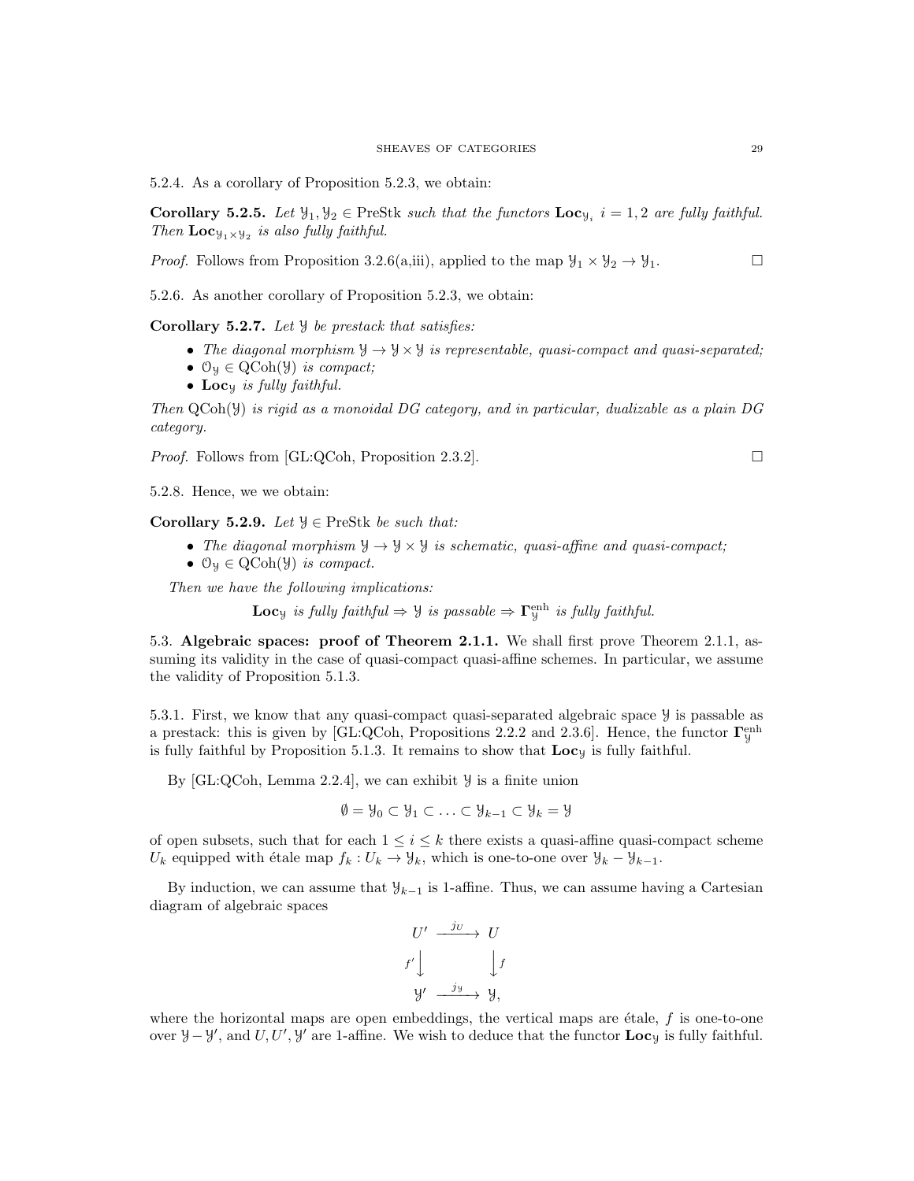5.2.4. As a corollary of Proposition 5.2.3, we obtain:

**Corollary 5.2.5.** *Let $\mathcal{Y}_1, \mathcal{Y}_2 \in \operatorname{PreStk}$ such that the functors $\mathbf{Loc}_{\mathcal{Y}_i}$ $i = 1, 2$ are fully faithful. Then $\mathbf{Loc}_{\mathcal{Y}_1 \times \mathcal{Y}_2}$ is also fully faithful.*

*Proof.* Follows from Proposition 3.2.6(a,iii), applied to the map $\mathcal{Y}_1 \times \mathcal{Y}_2 \to \mathcal{Y}_1$. □

5.2.6. As another corollary of Proposition 5.2.3, we obtain:

**Corollary 5.2.7.** *Let $\mathcal{Y}$ be prestack that satisfies:*

- *The diagonal morphism $\mathcal{Y} \to \mathcal{Y} \times \mathcal{Y}$ is representable, quasi-compact and quasi-separated;*
- *$\mathcal{O}_{\mathcal{Y}} \in \operatorname{QCoh}(\mathcal{Y})$ is compact;*
- *$\mathbf{Loc}_{\mathcal{Y}}$ is fully faithful.*

*Then $\operatorname{QCoh}(\mathcal{Y})$ is rigid as a monoidal DG category, and in particular, dualizable as a plain DG category.*

*Proof.* Follows from [GL:QCoh, Proposition 2.3.2]. □

5.2.8. Hence, we we obtain:

**Corollary 5.2.9.** *Let $\mathcal{Y} \in \operatorname{PreStk}$ be such that:*

- *The diagonal morphism $\mathcal{Y} \to \mathcal{Y} \times \mathcal{Y}$ is schematic, quasi-affine and quasi-compact;*
- *$\mathcal{O}_{\mathcal{Y}} \in \operatorname{QCoh}(\mathcal{Y})$ is compact.*

*Then we have the following implications:*

$$\mathbf{Loc}_{\mathcal{Y}} \text{ is fully faithful} \Rightarrow \mathcal{Y} \text{ is passable} \Rightarrow \mathbf{\Gamma}^{\mathrm{enh}}_{\mathcal{Y}} \text{ is fully faithful.}$$

### 5.3. Algebraic spaces: proof of Theorem 2.1.1.

We shall first prove Theorem 2.1.1, assuming its validity in the case of quasi-compact quasi-affine schemes. In particular, we assume the validity of Proposition 5.1.3.

5.3.1. First, we know that any quasi-compact quasi-separated algebraic space $\mathcal{Y}$ is passable as a prestack: this is given by [GL:QCoh, Propositions 2.2.2 and 2.3.6]. Hence, the functor $\mathbf{\Gamma}^{\mathrm{enh}}_{\mathcal{Y}}$ is fully faithful by Proposition 5.1.3. It remains to show that $\mathbf{Loc}_{\mathcal{Y}}$ is fully faithful.

By [GL:QCoh, Lemma 2.2.4], we can exhibit $\mathcal{Y}$ is a finite union

$$\emptyset = \mathcal{Y}_0 \subset \mathcal{Y}_1 \subset \ldots \subset \mathcal{Y}_{k-1} \subset \mathcal{Y}_k = \mathcal{Y}$$

of open subsets, such that for each $1 \leq i \leq k$ there exists a quasi-affine quasi-compact scheme $U_k$ equipped with étale map $f_k : U_k \to \mathcal{Y}_k$, which is one-to-one over $\mathcal{Y}_k - \mathcal{Y}_{k-1}$.

By induction, we can assume that $\mathcal{Y}_{k-1}$ is 1-affine. Thus, we can assume having a Cartesian diagram of algebraic spaces

$$\begin{array}{ccc} U' & \xrightarrow{j_U} & U \\ {\scriptstyle f'}\downarrow & & \downarrow{\scriptstyle f} \\ \mathcal{Y}' & \xrightarrow{j_{\mathcal{Y}}} & \mathcal{Y}, \end{array}$$

where the horizontal maps are open embeddings, the vertical maps are étale, $f$ is one-to-one over $\mathcal{Y} - \mathcal{Y}'$, and $U, U', \mathcal{Y}'$ are 1-affine. We wish to deduce that the functor $\mathbf{Loc}_{\mathcal{Y}}$ is fully faithful.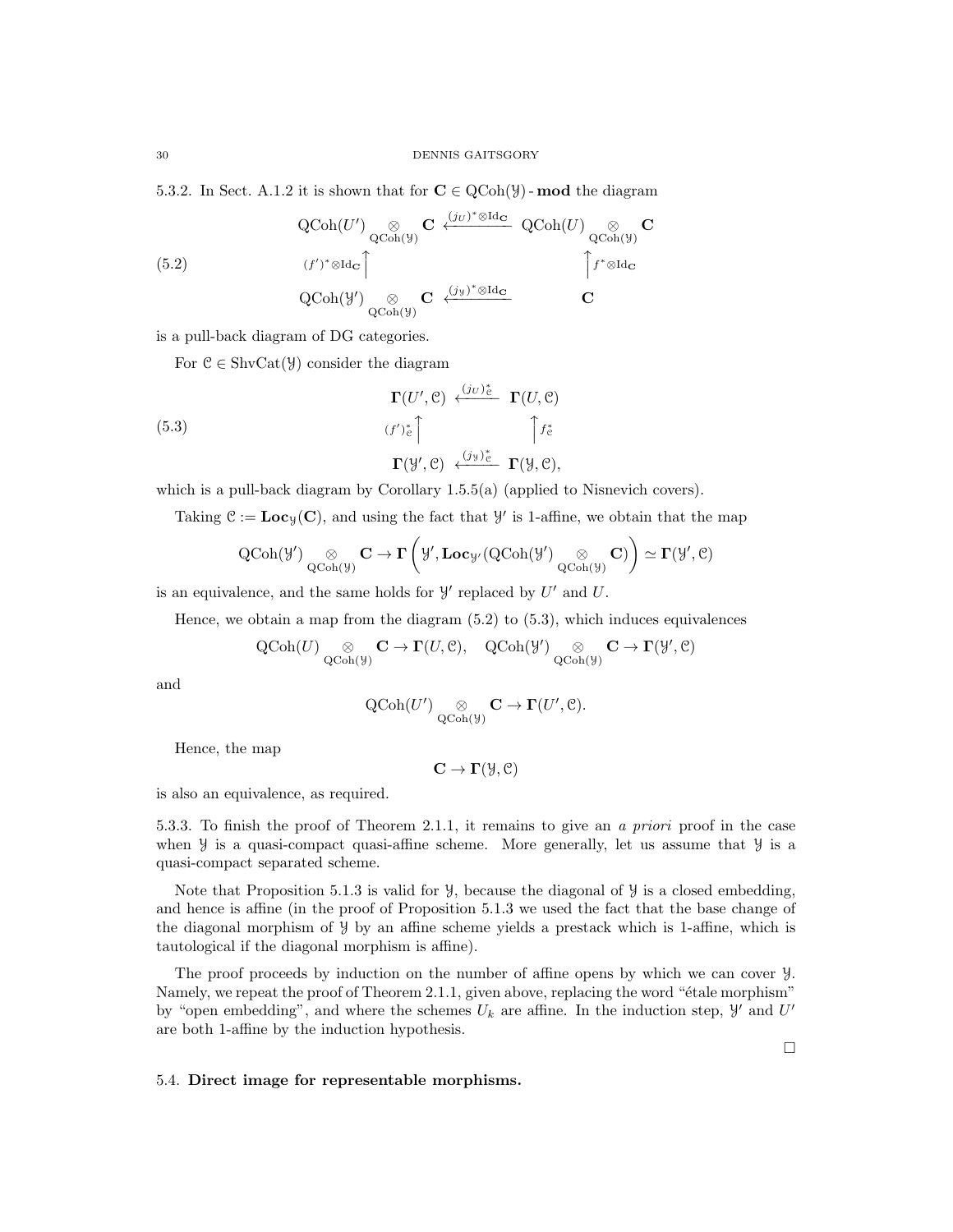5.3.2. In Sect. A.1.2 it is shown that for $\mathbf{C} \in \mathrm{QCoh}(\mathcal{Y})\text{-}\mathbf{mod}$ the diagram

$$
\begin{array}{ccc}
\mathrm{QCoh}(U') \underset{\mathrm{QCoh}(\mathcal{Y})}{\otimes} \mathbf{C} & \xleftarrow{(j_U)^* \otimes \mathrm{Id}_{\mathbf{C}}} & \mathrm{QCoh}(U) \underset{\mathrm{QCoh}(\mathcal{Y})}{\otimes} \mathbf{C} \\
{\scriptstyle (f')^* \otimes \mathrm{Id}_{\mathbf{C}}} \uparrow & & \uparrow {\scriptstyle f^* \otimes \mathrm{Id}_{\mathbf{C}}} \\
\mathrm{QCoh}(\mathcal{Y}') \underset{\mathrm{QCoh}(\mathcal{Y})}{\otimes} \mathbf{C} & \xleftarrow{(j_{\mathcal{Y}})^* \otimes \mathrm{Id}_{\mathbf{C}}} & \mathbf{C}
\end{array}
\tag{5.2}
$$

is a pull-back diagram of DG categories.

For $\mathcal{C} \in \mathrm{ShvCat}(\mathcal{Y})$ consider the diagram

$$
\begin{array}{ccc}
\mathbf{\Gamma}(U', \mathcal{C}) & \xleftarrow{(j_U)^*_{\mathcal{C}}} & \mathbf{\Gamma}(U, \mathcal{C}) \\
{\scriptstyle (f')^*_{\mathcal{C}}} \uparrow & & \uparrow {\scriptstyle f^*_{\mathcal{C}}} \\
\mathbf{\Gamma}(\mathcal{Y}', \mathcal{C}) & \xleftarrow{(j_{\mathcal{Y}})^*_{\mathcal{C}}} & \mathbf{\Gamma}(\mathcal{Y}, \mathcal{C}),
\end{array}
\tag{5.3}
$$

which is a pull-back diagram by Corollary 1.5.5(a) (applied to Nisnevich covers).

Taking $\mathcal{C} := \mathbf{Loc}_{\mathcal{Y}}(\mathbf{C})$, and using the fact that $\mathcal{Y}'$ is 1-affine, we obtain that the map

$$
\mathrm{QCoh}(\mathcal{Y}') \underset{\mathrm{QCoh}(\mathcal{Y})}{\otimes} \mathbf{C} \to \mathbf{\Gamma}\left(\mathcal{Y}', \mathbf{Loc}_{\mathcal{Y}'}(\mathrm{QCoh}(\mathcal{Y}') \underset{\mathrm{QCoh}(\mathcal{Y})}{\otimes} \mathbf{C})\right) \simeq \mathbf{\Gamma}(\mathcal{Y}', \mathcal{C})
$$

is an equivalence, and the same holds for $\mathcal{Y}'$ replaced by $U'$ and $U$.

Hence, we obtain a map from the diagram (5.2) to (5.3), which induces equivalences

$$
\mathrm{QCoh}(U) \underset{\mathrm{QCoh}(\mathcal{Y})}{\otimes} \mathbf{C} \to \mathbf{\Gamma}(U, \mathcal{C}), \quad \mathrm{QCoh}(\mathcal{Y}') \underset{\mathrm{QCoh}(\mathcal{Y})}{\otimes} \mathbf{C} \to \mathbf{\Gamma}(\mathcal{Y}', \mathcal{C})
$$

and

$$
\mathrm{QCoh}(U') \underset{\mathrm{QCoh}(\mathcal{Y})}{\otimes} \mathbf{C} \to \mathbf{\Gamma}(U', \mathcal{C}).
$$

Hence, the map

$$
\mathbf{C} \to \mathbf{\Gamma}(\mathcal{Y}, \mathcal{C})
$$

is also an equivalence, as required.

5.3.3. To finish the proof of Theorem 2.1.1, it remains to give an *a priori* proof in the case when $\mathcal{Y}$ is a quasi-compact quasi-affine scheme. More generally, let us assume that $\mathcal{Y}$ is a quasi-compact separated scheme.

Note that Proposition 5.1.3 is valid for $\mathcal{Y}$, because the diagonal of $\mathcal{Y}$ is a closed embedding, and hence is affine (in the proof of Proposition 5.1.3 we used the fact that the base change of the diagonal morphism of $\mathcal{Y}$ by an affine scheme yields a prestack which is 1-affine, which is tautological if the diagonal morphism is affine).

The proof proceeds by induction on the number of affine opens by which we can cover $\mathcal{Y}$. Namely, we repeat the proof of Theorem 2.1.1, given above, replacing the word "étale morphism" by "open embedding", and where the schemes $U_k$ are affine. In the induction step, $\mathcal{Y}'$ and $U'$ are both 1-affine by the induction hypothesis.

□

## 5.4. **Direct image for representable morphisms.**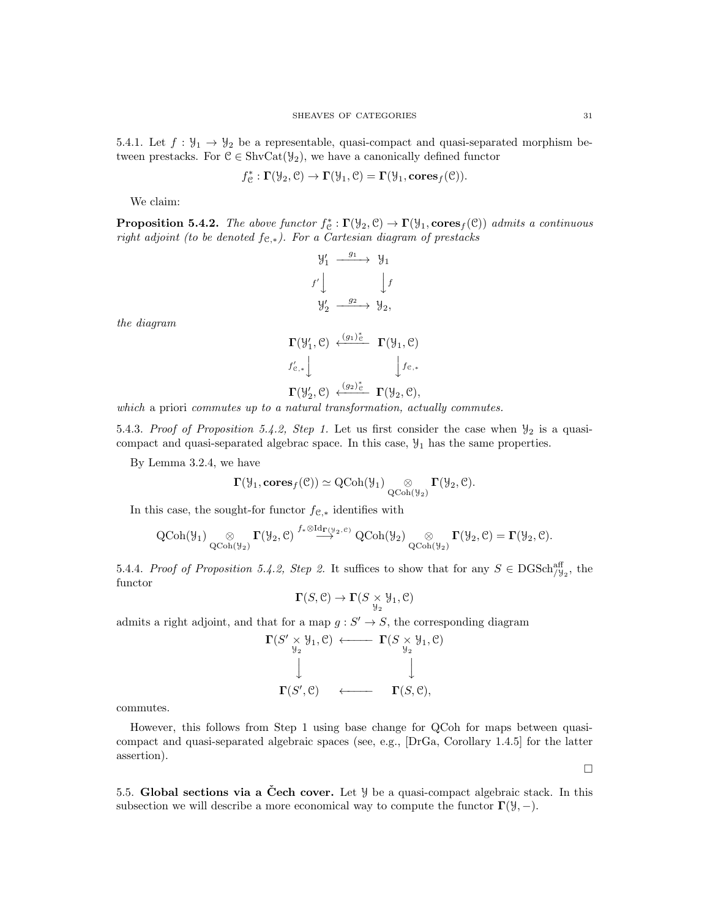5.4.1. Let $f : \mathcal{Y}_1 \to \mathcal{Y}_2$ be a representable, quasi-compact and quasi-separated morphism between prestacks. For $\mathcal{C} \in \text{ShvCat}(\mathcal{Y}_2)$, we have a canonically defined functor

$$f^*_{\mathcal{C}} : \mathbf{\Gamma}(\mathcal{Y}_2, \mathcal{C}) \to \mathbf{\Gamma}(\mathcal{Y}_1, \mathcal{C}) = \mathbf{\Gamma}(\mathcal{Y}_1, \mathbf{cores}_f(\mathcal{C})).$$

We claim:

**Proposition 5.4.2.** *The above functor $f^*_{\mathcal{C}} : \mathbf{\Gamma}(\mathcal{Y}_2, \mathcal{C}) \to \mathbf{\Gamma}(\mathcal{Y}_1, \mathbf{cores}_f(\mathcal{C}))$ admits a continuous right adjoint (to be denoted $f_{\mathcal{C},*}$). For a Cartesian diagram of prestacks*

$$\begin{array}{ccc} \mathcal{Y}'_1 & \xrightarrow{g_1} & \mathcal{Y}_1 \\ {\scriptstyle f'}\big\downarrow & & \big\downarrow{\scriptstyle f} \\ \mathcal{Y}'_2 & \xrightarrow{g_2} & \mathcal{Y}_2, \end{array}$$

*the diagram*

$$\begin{array}{ccc} \mathbf{\Gamma}(\mathcal{Y}'_1, \mathcal{C}) & \xleftarrow{(g_1)^*_{\mathcal{C}}} & \mathbf{\Gamma}(\mathcal{Y}_1, \mathcal{C}) \\ {\scriptstyle f'_{\mathcal{C},*}}\big\downarrow & & \big\downarrow{\scriptstyle f_{\mathcal{C},*}} \\ \mathbf{\Gamma}(\mathcal{Y}'_2, \mathcal{C}) & \xleftarrow{(g_2)^*_{\mathcal{C}}} & \mathbf{\Gamma}(\mathcal{Y}_2, \mathcal{C}), \end{array}$$

*which* a priori *commutes up to a natural transformation, actually commutes.*

5.4.3. *Proof of Proposition 5.4.2, Step 1.* Let us first consider the case when $\mathcal{Y}_2$ is a quasi-compact and quasi-separated algebrac space. In this case, $\mathcal{Y}_1$ has the same properties.

By Lemma 3.2.4, we have

$$\mathbf{\Gamma}(\mathcal{Y}_1, \mathbf{cores}_f(\mathcal{C})) \simeq \text{QCoh}(\mathcal{Y}_1) \underset{\text{QCoh}(\mathcal{Y}_2)}{\otimes} \mathbf{\Gamma}(\mathcal{Y}_2, \mathcal{C}).$$

In this case, the sought-for functor $f_{\mathcal{C},*}$ identifies with

$$\text{QCoh}(\mathcal{Y}_1) \underset{\text{QCoh}(\mathcal{Y}_2)}{\otimes} \mathbf{\Gamma}(\mathcal{Y}_2, \mathcal{C}) \overset{f_* \otimes \text{Id}_{\mathbf{\Gamma}(\mathcal{Y}_2, \mathcal{C})}}{\longrightarrow} \text{QCoh}(\mathcal{Y}_2) \underset{\text{QCoh}(\mathcal{Y}_2)}{\otimes} \mathbf{\Gamma}(\mathcal{Y}_2, \mathcal{C}) = \mathbf{\Gamma}(\mathcal{Y}_2, \mathcal{C}).$$

5.4.4. *Proof of Proposition 5.4.2, Step 2.* It suffices to show that for any $S \in \text{DGSch}^{\text{aff}}_{/\mathcal{Y}_2}$, the functor

$$\mathbf{\Gamma}(S, \mathcal{C}) \to \mathbf{\Gamma}(S \underset{\mathcal{Y}_2}{\times} \mathcal{Y}_1, \mathcal{C})$$

admits a right adjoint, and that for a map $g : S' \to S$, the corresponding diagram

$$\begin{array}{ccc} \mathbf{\Gamma}(S' \underset{\mathcal{Y}_2}{\times} \mathcal{Y}_1, \mathcal{C}) & \longleftarrow & \mathbf{\Gamma}(S \underset{\mathcal{Y}_2}{\times} \mathcal{Y}_1, \mathcal{C}) \\ \big\downarrow & & \big\downarrow \\ \mathbf{\Gamma}(S', \mathcal{C}) & \longleftarrow & \mathbf{\Gamma}(S, \mathcal{C}), \end{array}$$

commutes.

However, this follows from Step 1 using base change for QCoh for maps between quasi-compact and quasi-separated algebraic spaces (see, e.g., [DrGa, Corollary 1.4.5] for the latter assertion).

□

5.5. **Global sections via a Čech cover.** Let $\mathcal{Y}$ be a quasi-compact algebraic stack. In this subsection we will describe a more economical way to compute the functor $\mathbf{\Gamma}(\mathcal{Y}, -)$.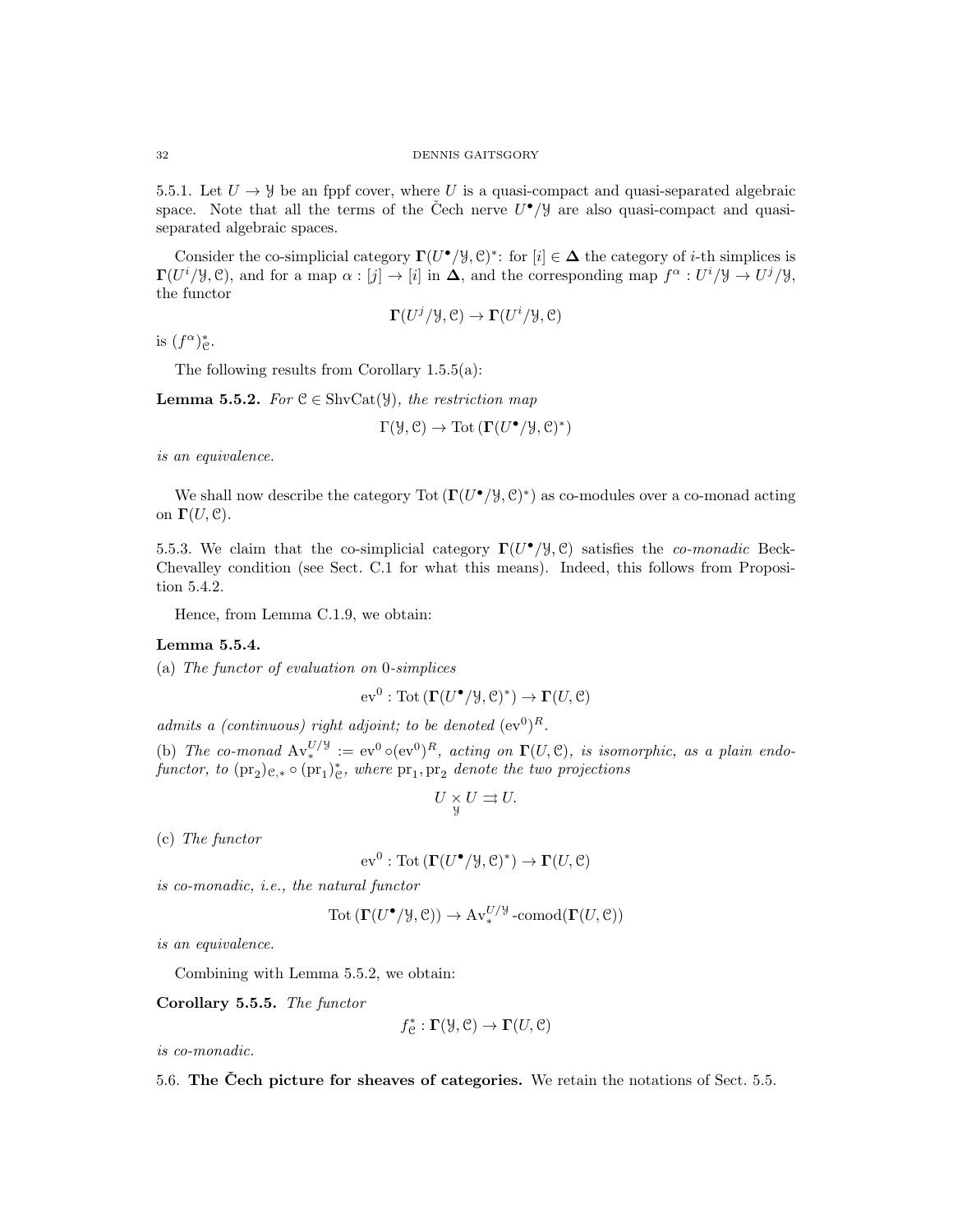5.5.1. Let $U \to \mathcal{Y}$ be an fppf cover, where $U$ is a quasi-compact and quasi-separated algebraic space. Note that all the terms of the Čech nerve $U^\bullet/\mathcal{Y}$ are also quasi-compact and quasi-separated algebraic spaces.

Consider the co-simplicial category $\mathbf{\Gamma}(U^\bullet/\mathcal{Y},\mathcal{C})^*$: for $[i] \in \mathbf{\Delta}$ the category of $i$-th simplices is $\mathbf{\Gamma}(U^i/\mathcal{Y},\mathcal{C})$, and for a map $\alpha : [j] \to [i]$ in $\mathbf{\Delta}$, and the corresponding map $f^\alpha : U^i/\mathcal{Y} \to U^j/\mathcal{Y}$, the functor

$$\mathbf{\Gamma}(U^j/\mathcal{Y},\mathcal{C}) \to \mathbf{\Gamma}(U^i/\mathcal{Y},\mathcal{C})$$

is $(f^\alpha)^*_{\mathcal{C}}$.

The following results from Corollary 1.5.5(a):

**Lemma 5.5.2.** *For $\mathcal{C} \in \operatorname{ShvCat}(\mathcal{Y})$, the restriction map*

$$\Gamma(\mathcal{Y},\mathcal{C}) \to \operatorname{Tot}\left(\mathbf{\Gamma}(U^\bullet/\mathcal{Y},\mathcal{C})^*\right)$$

*is an equivalence.*

We shall now describe the category $\operatorname{Tot}\left(\mathbf{\Gamma}(U^\bullet/\mathcal{Y},\mathcal{C})^*\right)$ as co-modules over a co-monad acting on $\mathbf{\Gamma}(U,\mathcal{C})$.

5.5.3. We claim that the co-simplicial category $\mathbf{\Gamma}(U^\bullet/\mathcal{Y},\mathcal{C})$ satisfies the *co-monadic* Beck-Chevalley condition (see Sect. C.1 for what this means). Indeed, this follows from Proposition 5.4.2.

Hence, from Lemma C.1.9, we obtain:

**Lemma 5.5.4.**

(a) *The functor of evaluation on 0-simplices*

$$\operatorname{ev}^0 : \operatorname{Tot}\left(\mathbf{\Gamma}(U^\bullet/\mathcal{Y},\mathcal{C})^*\right) \to \mathbf{\Gamma}(U,\mathcal{C})$$

*admits a (continuous) right adjoint; to be denoted $(\operatorname{ev}^0)^R$.*

(b) *The co-monad $\operatorname{Av}_*^{U/\mathcal{Y}} := \operatorname{ev}^0 \circ (\operatorname{ev}^0)^R$, acting on $\mathbf{\Gamma}(U,\mathcal{C})$, is isomorphic, as a plain endofunctor, to $(\operatorname{pr}_2)_{\mathcal{C},*} \circ (\operatorname{pr}_1)^*_{\mathcal{C}}$, where $\operatorname{pr}_1, \operatorname{pr}_2$ denote the two projections*

$$U \underset{\mathcal{Y}}{\times} U \rightrightarrows U.$$

(c) *The functor*

$$\operatorname{ev}^0 : \operatorname{Tot}\left(\mathbf{\Gamma}(U^\bullet/\mathcal{Y},\mathcal{C})^*\right) \to \mathbf{\Gamma}(U,\mathcal{C})$$

*is co-monadic, i.e., the natural functor*

$$\operatorname{Tot}\left(\mathbf{\Gamma}(U^\bullet/\mathcal{Y},\mathcal{C})\right) \to \operatorname{Av}_*^{U/\mathcal{Y}}\text{-comod}(\mathbf{\Gamma}(U,\mathcal{C}))$$

*is an equivalence.*

Combining with Lemma 5.5.2, we obtain:

**Corollary 5.5.5.** *The functor*

$$f^*_{\mathcal{C}} : \mathbf{\Gamma}(\mathcal{Y},\mathcal{C}) \to \mathbf{\Gamma}(U,\mathcal{C})$$

*is co-monadic.*

5.6. **The Čech picture for sheaves of categories.** We retain the notations of Sect. 5.5.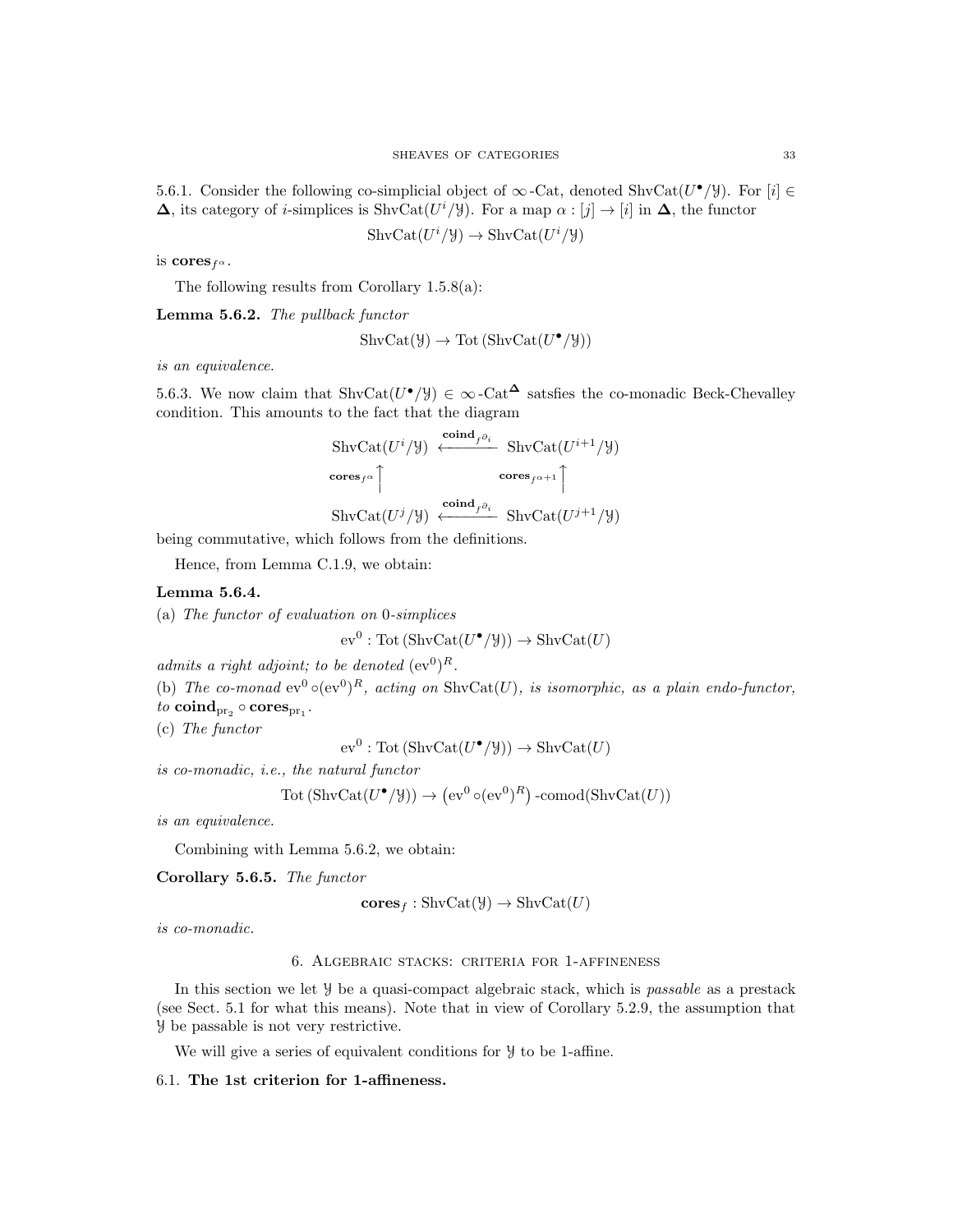5.6.1. Consider the following co-simplicial object of $\infty$-Cat, denoted $\text{ShvCat}(U^\bullet/\mathcal{Y})$. For $[i] \in \mathbf{\Delta}$, its category of $i$-simplices is $\text{ShvCat}(U^i/\mathcal{Y})$. For a map $\alpha : [j] \to [i]$ in $\mathbf{\Delta}$, the functor

$$\text{ShvCat}(U^i/\mathcal{Y}) \to \text{ShvCat}(U^i/\mathcal{Y})$$

is $\mathbf{cores}_{f^\alpha}$.

The following results from Corollary 1.5.8(a):

**Lemma 5.6.2.** *The pullback functor*

$$\text{ShvCat}(\mathcal{Y}) \to \text{Tot}\left(\text{ShvCat}(U^\bullet/\mathcal{Y})\right)$$

*is an equivalence.*

5.6.3. We now claim that $\text{ShvCat}(U^\bullet/\mathcal{Y}) \in \infty\text{-Cat}^{\mathbf{\Delta}}$ satsfies the co-monadic Beck-Chevalley condition. This amounts to the fact that the diagram

$$\begin{array}{ccc} \text{ShvCat}(U^i/\mathcal{Y}) & \xleftarrow{\mathbf{coind}_{f^{\partial_i}}} & \text{ShvCat}(U^{i+1}/\mathcal{Y}) \\ {\scriptstyle \mathbf{cores}_{f^\alpha}}\uparrow & & {\scriptstyle \mathbf{cores}_{f^{\alpha+1}}}\uparrow \\ \text{ShvCat}(U^j/\mathcal{Y}) & \xleftarrow{\mathbf{coind}_{f^{\partial_i}}} & \text{ShvCat}(U^{j+1}/\mathcal{Y}) \end{array}$$

being commutative, which follows from the definitions.

Hence, from Lemma C.1.9, we obtain:

**Lemma 5.6.4.**

(a) *The functor of evaluation on 0-simplices*

$$\text{ev}^0 : \text{Tot}\left(\text{ShvCat}(U^\bullet/\mathcal{Y})\right) \to \text{ShvCat}(U)$$

*admits a right adjoint; to be denoted $(\text{ev}^0)^R$.*

(b) *The co-monad $\text{ev}^0 \circ (\text{ev}^0)^R$, acting on $\text{ShvCat}(U)$, is isomorphic, as a plain endo-functor, to $\mathbf{coind}_{\text{pr}_2} \circ \mathbf{cores}_{\text{pr}_1}$.*

(c) *The functor*

$$\text{ev}^0 : \text{Tot}\left(\text{ShvCat}(U^\bullet/\mathcal{Y})\right) \to \text{ShvCat}(U)$$

*is co-monadic, i.e., the natural functor*

$$\text{Tot}\left(\text{ShvCat}(U^\bullet/\mathcal{Y})\right) \to \left(\text{ev}^0 \circ (\text{ev}^0)^R\right)\text{-comod}(\text{ShvCat}(U))$$

*is an equivalence.*

Combining with Lemma 5.6.2, we obtain:

**Corollary 5.6.5.** *The functor*

$$\mathbf{cores}_f : \text{ShvCat}(\mathcal{Y}) \to \text{ShvCat}(U)$$

*is co-monadic.*

# 6. Algebraic stacks: criteria for 1-affineness

In this section we let $\mathcal{Y}$ be a quasi-compact algebraic stack, which is *passable* as a prestack (see Sect. 5.1 for what this means). Note that in view of Corollary 5.2.9, the assumption that $\mathcal{Y}$ be passable is not very restrictive.

We will give a series of equivalent conditions for $\mathcal{Y}$ to be 1-affine.

## 6.1. The 1st criterion for 1-affineness.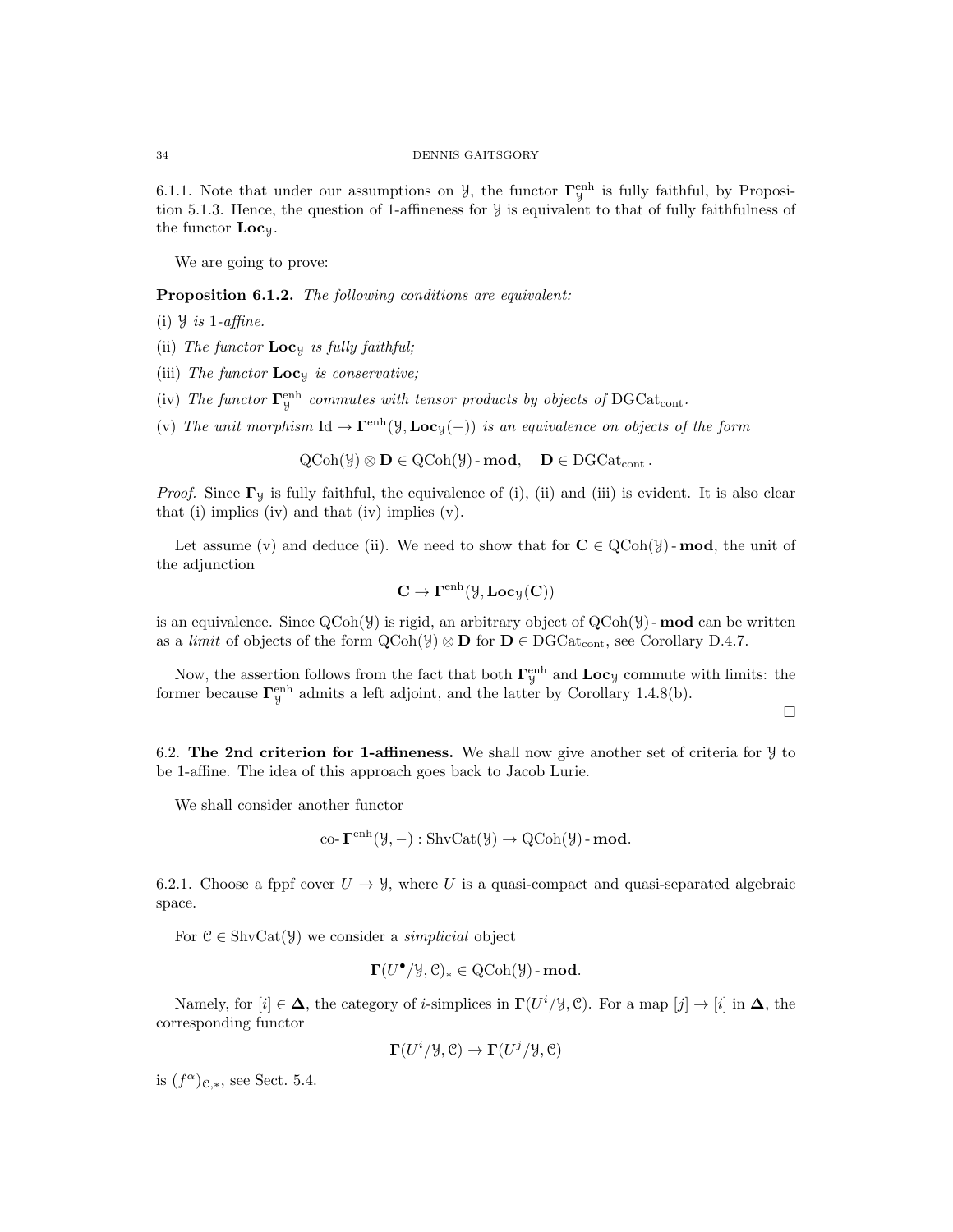6.1.1. Note that under our assumptions on $\mathcal{Y}$, the functor $\mathbf{\Gamma}^{\mathrm{enh}}_{\mathcal{Y}}$ is fully faithful, by Proposition 5.1.3. Hence, the question of 1-affineness for $\mathcal{Y}$ is equivalent to that of fully faithfulness of the functor $\mathbf{Loc}_{\mathcal{Y}}$.

We are going to prove:

**Proposition 6.1.2.** *The following conditions are equivalent:*

(i) *$\mathcal{Y}$ is 1-affine.*

(ii) *The functor $\mathbf{Loc}_{\mathcal{Y}}$ is fully faithful;*

(iii) *The functor $\mathbf{Loc}_{\mathcal{Y}}$ is conservative;*

(iv) *The functor $\mathbf{\Gamma}^{\mathrm{enh}}_{\mathcal{Y}}$ commutes with tensor products by objects of $\mathrm{DGCat}_{\mathrm{cont}}$.*

(v) *The unit morphism $\mathrm{Id} \to \mathbf{\Gamma}^{\mathrm{enh}}(\mathcal{Y}, \mathbf{Loc}_{\mathcal{Y}}(-))$ is an equivalence on objects of the form*

$$\mathrm{QCoh}(\mathcal{Y}) \otimes \mathbf{D} \in \mathrm{QCoh}(\mathcal{Y})\text{-}\mathbf{mod}, \quad \mathbf{D} \in \mathrm{DGCat}_{\mathrm{cont}}.$$

*Proof.* Since $\mathbf{\Gamma}_{\mathcal{Y}}$ is fully faithful, the equivalence of (i), (ii) and (iii) is evident. It is also clear that (i) implies (iv) and that (iv) implies (v).

Let assume (v) and deduce (ii). We need to show that for $\mathbf{C} \in \mathrm{QCoh}(\mathcal{Y})\text{-}\mathbf{mod}$, the unit of the adjunction

$$\mathbf{C} \to \mathbf{\Gamma}^{\mathrm{enh}}(\mathcal{Y}, \mathbf{Loc}_{\mathcal{Y}}(\mathbf{C}))$$

is an equivalence. Since $\mathrm{QCoh}(\mathcal{Y})$ is rigid, an arbitrary object of $\mathrm{QCoh}(\mathcal{Y})\text{-}\mathbf{mod}$ can be written as a *limit* of objects of the form $\mathrm{QCoh}(\mathcal{Y}) \otimes \mathbf{D}$ for $\mathbf{D} \in \mathrm{DGCat}_{\mathrm{cont}}$, see Corollary D.4.7.

Now, the assertion follows from the fact that both $\mathbf{\Gamma}^{\mathrm{enh}}_{\mathcal{Y}}$ and $\mathbf{Loc}_{\mathcal{Y}}$ commute with limits: the former because $\mathbf{\Gamma}^{\mathrm{enh}}_{\mathcal{Y}}$ admits a left adjoint, and the latter by Corollary 1.4.8(b).

□

## 6.2. The 2nd criterion for 1-affineness.

We shall now give another set of criteria for $\mathcal{Y}$ to be 1-affine. The idea of this approach goes back to Jacob Lurie.

We shall consider another functor

$$\text{co-}\mathbf{\Gamma}^{\mathrm{enh}}(\mathcal{Y}, -) : \mathrm{ShvCat}(\mathcal{Y}) \to \mathrm{QCoh}(\mathcal{Y})\text{-}\mathbf{mod}.$$

6.2.1. Choose a fppf cover $U \to \mathcal{Y}$, where $U$ is a quasi-compact and quasi-separated algebraic space.

For $\mathcal{C} \in \mathrm{ShvCat}(\mathcal{Y})$ we consider a *simplicial* object

$$\mathbf{\Gamma}(U^\bullet/\mathcal{Y}, \mathcal{C})_* \in \mathrm{QCoh}(\mathcal{Y})\text{-}\mathbf{mod}.$$

Namely, for $[i] \in \mathbf{\Delta}$, the category of $i$-simplices in $\mathbf{\Gamma}(U^i/\mathcal{Y}, \mathcal{C})$. For a map $[j] \to [i]$ in $\mathbf{\Delta}$, the corresponding functor

$$\mathbf{\Gamma}(U^i/\mathcal{Y}, \mathcal{C}) \to \mathbf{\Gamma}(U^j/\mathcal{Y}, \mathcal{C})$$

is $(f^\alpha)_{\mathcal{C},*}$, see Sect. 5.4.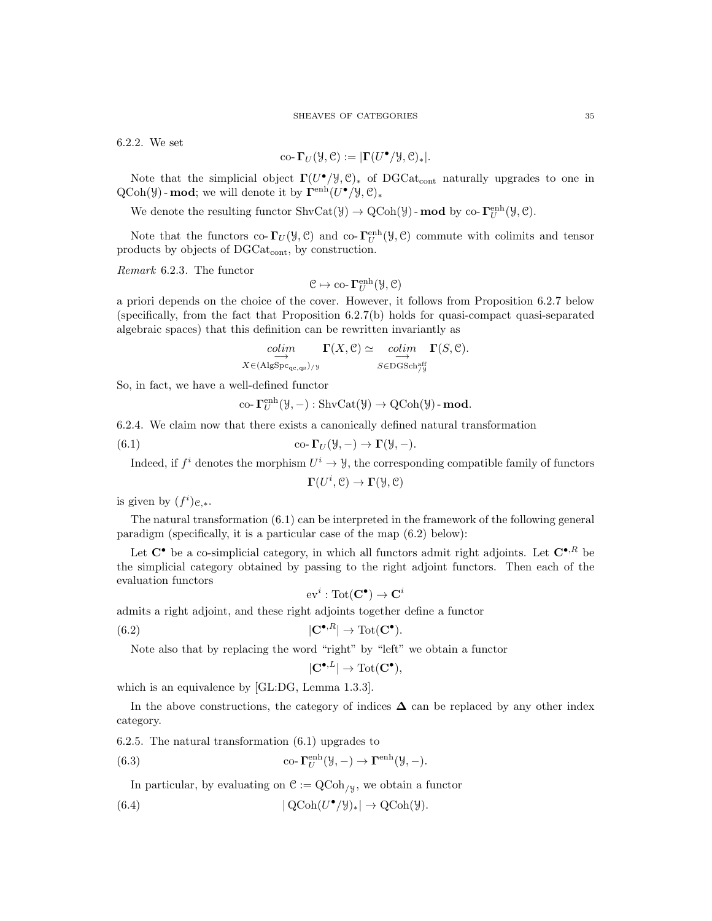6.2.2. We set

$$\text{co-}\mathbf{\Gamma}_U(\mathcal{Y}, \mathcal{C}) := |\mathbf{\Gamma}(U^\bullet/\mathcal{Y}, \mathcal{C})_*|.$$

Note that the simplicial object $\mathbf{\Gamma}(U^\bullet/\mathcal{Y}, \mathcal{C})_*$ of $\mathrm{DGCat}_{\mathrm{cont}}$ naturally upgrades to one in $\mathrm{QCoh}(\mathcal{Y})\text{-}\mathbf{mod}$; we will denote it by $\mathbf{\Gamma}^{\mathrm{enh}}(U^\bullet/\mathcal{Y}, \mathcal{C})_*$

We denote the resulting functor $\mathrm{ShvCat}(\mathcal{Y}) \to \mathrm{QCoh}(\mathcal{Y})\text{-}\mathbf{mod}$ by $\text{co-}\mathbf{\Gamma}^{\mathrm{enh}}_U(\mathcal{Y}, \mathcal{C})$.

Note that the functors $\text{co-}\mathbf{\Gamma}_U(\mathcal{Y}, \mathcal{C})$ and $\text{co-}\mathbf{\Gamma}^{\mathrm{enh}}_U(\mathcal{Y}, \mathcal{C})$ commute with colimits and tensor products by objects of $\mathrm{DGCat}_{\mathrm{cont}}$, by construction.

*Remark* 6.2.3. The functor

$$\mathcal{C} \mapsto \text{co-}\mathbf{\Gamma}^{\mathrm{enh}}_U(\mathcal{Y}, \mathcal{C})$$

a priori depends on the choice of the cover. However, it follows from Proposition 6.2.7 below (specifically, from the fact that Proposition 6.2.7(b) holds for quasi-compact quasi-separated algebraic spaces) that this definition can be rewritten invariantly as

$$\underset{X \in (\mathrm{AlgSpc}_{\mathrm{qc,qs}})_{/\mathcal{Y}}}{\underset{\longrightarrow}{colim}} \mathbf{\Gamma}(X, \mathcal{C}) \simeq \underset{S \in \mathrm{DGSch}^{\mathrm{aff}}_{/\mathcal{Y}}}{\underset{\longrightarrow}{colim}} \mathbf{\Gamma}(S, \mathcal{C}).$$

So, in fact, we have a well-defined functor

$$\text{co-}\mathbf{\Gamma}^{\mathrm{enh}}_U(\mathcal{Y}, -) : \mathrm{ShvCat}(\mathcal{Y}) \to \mathrm{QCoh}(\mathcal{Y})\text{-}\mathbf{mod}.$$

6.2.4. We claim now that there exists a canonically defined natural transformation

$$\text{co-}\mathbf{\Gamma}_U(\mathcal{Y}, -) \to \mathbf{\Gamma}(\mathcal{Y}, -). \tag{6.1}$$

Indeed, if $f^i$ denotes the morphism $U^i \to \mathcal{Y}$, the corresponding compatible family of functors

$$\mathbf{\Gamma}(U^i, \mathcal{C}) \to \mathbf{\Gamma}(\mathcal{Y}, \mathcal{C})$$

is given by $(f^i)_{\mathcal{C},*}$.

The natural transformation (6.1) can be interpreted in the framework of the following general paradigm (specifically, it is a particular case of the map (6.2) below):

Let $\mathbf{C}^\bullet$ be a co-simplicial category, in which all functors admit right adjoints. Let $\mathbf{C}^{\bullet,R}$ be the simplicial category obtained by passing to the right adjoint functors. Then each of the evaluation functors

$$\mathrm{ev}^i : \mathrm{Tot}(\mathbf{C}^\bullet) \to \mathbf{C}^i$$

admits a right adjoint, and these right adjoints together define a functor

$$|\mathbf{C}^{\bullet,R}| \to \mathrm{Tot}(\mathbf{C}^\bullet). \tag{6.2}$$

Note also that by replacing the word "right" by "left" we obtain a functor

$$|\mathbf{C}^{\bullet,L}| \to \mathrm{Tot}(\mathbf{C}^\bullet),$$

which is an equivalence by [GL:DG, Lemma 1.3.3].

In the above constructions, the category of indices $\mathbf{\Delta}$ can be replaced by any other index category.

6.2.5. The natural transformation (6.1) upgrades to

$$\text{co-}\mathbf{\Gamma}^{\mathrm{enh}}_U(\mathcal{Y}, -) \to \mathbf{\Gamma}^{\mathrm{enh}}(\mathcal{Y}, -). \tag{6.3}$$

In particular, by evaluating on $\mathcal{C} := \mathrm{QCoh}_{/\mathcal{Y}}$, we obtain a functor

$$|\mathrm{QCoh}(U^\bullet/\mathcal{Y})_*| \to \mathrm{QCoh}(\mathcal{Y}). \tag{6.4}$$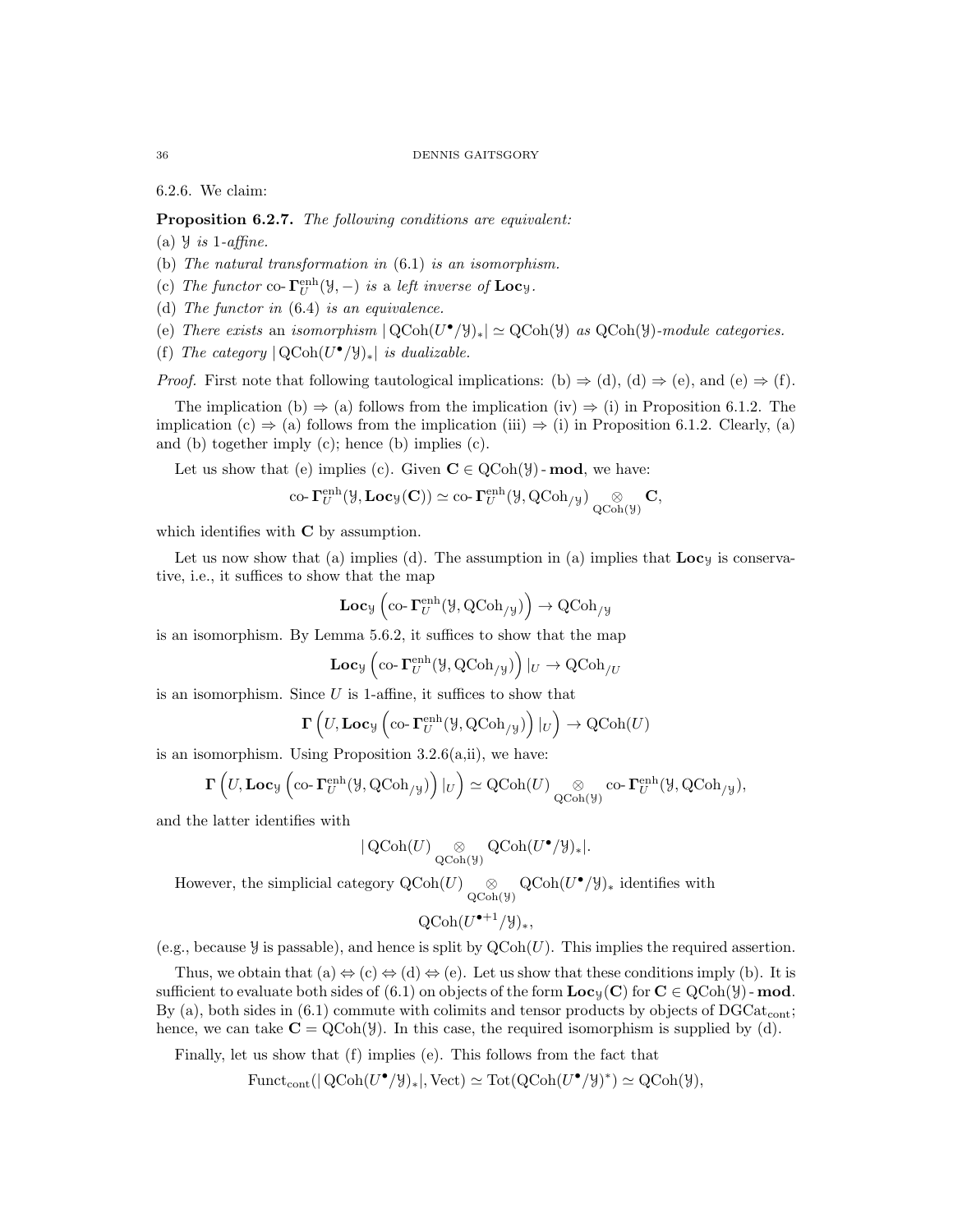6.2.6. We claim:

**Proposition 6.2.7.** *The following conditions are equivalent:*

(a) $\mathcal{Y}$ *is 1-affine.*

(b) *The natural transformation in* (6.1) *is an isomorphism.*

(c) *The functor* $\text{co-}\mathbf{\Gamma}^{\text{enh}}_U(\mathcal{Y},-)$ *is* a *left inverse of* $\mathbf{Loc}_{\mathcal{Y}}$.

(d) *The functor in* (6.4) *is an equivalence.*

(e) *There exists* an *isomorphism* $|\operatorname{QCoh}(U^\bullet/\mathcal{Y})_*| \simeq \operatorname{QCoh}(\mathcal{Y})$ *as* $\operatorname{QCoh}(\mathcal{Y})$*-module categories.*

(f) *The category* $|\operatorname{QCoh}(U^\bullet/\mathcal{Y})_*|$ *is dualizable.*

*Proof.* First note that following tautological implications: (b) $\Rightarrow$ (d), (d) $\Rightarrow$ (e), and (e) $\Rightarrow$ (f).

The implication (b) $\Rightarrow$ (a) follows from the implication (iv) $\Rightarrow$ (i) in Proposition 6.1.2. The implication (c) $\Rightarrow$ (a) follows from the implication (iii) $\Rightarrow$ (i) in Proposition 6.1.2. Clearly, (a) and (b) together imply (c); hence (b) implies (c).

Let us show that (e) implies (c). Given $\mathbf{C} \in \operatorname{QCoh}(\mathcal{Y})\text{-}\mathbf{mod}$, we have:

$$\text{co-}\mathbf{\Gamma}^{\text{enh}}_U(\mathcal{Y}, \mathbf{Loc}_{\mathcal{Y}}(\mathbf{C})) \simeq \text{co-}\mathbf{\Gamma}^{\text{enh}}_U(\mathcal{Y}, \operatorname{QCoh}_{/\mathcal{Y}}) \underset{\operatorname{QCoh}(\mathcal{Y})}{\otimes} \mathbf{C},$$

which identifies with $\mathbf{C}$ by assumption.

Let us now show that (a) implies (d). The assumption in (a) implies that $\mathbf{Loc}_{\mathcal{Y}}$ is conservative, i.e., it suffices to show that the map

$$\mathbf{Loc}_{\mathcal{Y}}\left(\text{co-}\mathbf{\Gamma}^{\text{enh}}_U(\mathcal{Y}, \operatorname{QCoh}_{/\mathcal{Y}})\right) \to \operatorname{QCoh}_{/\mathcal{Y}}$$

is an isomorphism. By Lemma 5.6.2, it suffices to show that the map

$$\mathbf{Loc}_{\mathcal{Y}}\left(\text{co-}\mathbf{\Gamma}^{\text{enh}}_U(\mathcal{Y}, \operatorname{QCoh}_{/\mathcal{Y}})\right)|_U \to \operatorname{QCoh}_{/U}$$

is an isomorphism. Since $U$ is 1-affine, it suffices to show that

$$\mathbf{\Gamma}\left(U, \mathbf{Loc}_{\mathcal{Y}}\left(\text{co-}\mathbf{\Gamma}^{\text{enh}}_U(\mathcal{Y}, \operatorname{QCoh}_{/\mathcal{Y}})\right)|_U\right) \to \operatorname{QCoh}(U)$$

is an isomorphism. Using Proposition 3.2.6(a,ii), we have:

$$\mathbf{\Gamma}\left(U, \mathbf{Loc}_{\mathcal{Y}}\left(\text{co-}\mathbf{\Gamma}^{\text{enh}}_U(\mathcal{Y}, \operatorname{QCoh}_{/\mathcal{Y}})\right)|_U\right) \simeq \operatorname{QCoh}(U) \underset{\operatorname{QCoh}(\mathcal{Y})}{\otimes} \text{co-}\mathbf{\Gamma}^{\text{enh}}_U(\mathcal{Y}, \operatorname{QCoh}_{/\mathcal{Y}}),$$

and the latter identifies with

$$|\operatorname{QCoh}(U) \underset{\operatorname{QCoh}(\mathcal{Y})}{\otimes} \operatorname{QCoh}(U^\bullet/\mathcal{Y})_*|.$$

However, the simplicial category $\operatorname{QCoh}(U) \underset{\operatorname{QCoh}(\mathcal{Y})}{\otimes} \operatorname{QCoh}(U^\bullet/\mathcal{Y})_*$ identifies with

$$\operatorname{QCoh}(U^{\bullet+1}/\mathcal{Y})_*,$$

(e.g., because $\mathcal{Y}$ is passable), and hence is split by $\operatorname{QCoh}(U)$. This implies the required assertion.

Thus, we obtain that (a) $\Leftrightarrow$ (c) $\Leftrightarrow$ (d) $\Leftrightarrow$ (e). Let us show that these conditions imply (b). It is sufficient to evaluate both sides of (6.1) on objects of the form $\mathbf{Loc}_{\mathcal{Y}}(\mathbf{C})$ for $\mathbf{C} \in \operatorname{QCoh}(\mathcal{Y})\text{-}\mathbf{mod}$. By (a), both sides in (6.1) commute with colimits and tensor products by objects of $\operatorname{DGCat}_{\text{cont}}$; hence, we can take $\mathbf{C} = \operatorname{QCoh}(\mathcal{Y})$. In this case, the required isomorphism is supplied by (d).

Finally, let us show that (f) implies (e). This follows from the fact that

$$\operatorname{Funct}_{\text{cont}}(|\operatorname{QCoh}(U^\bullet/\mathcal{Y})_*|, \operatorname{Vect}) \simeq \operatorname{Tot}(\operatorname{QCoh}(U^\bullet/\mathcal{Y})^*) \simeq \operatorname{QCoh}(\mathcal{Y}),$$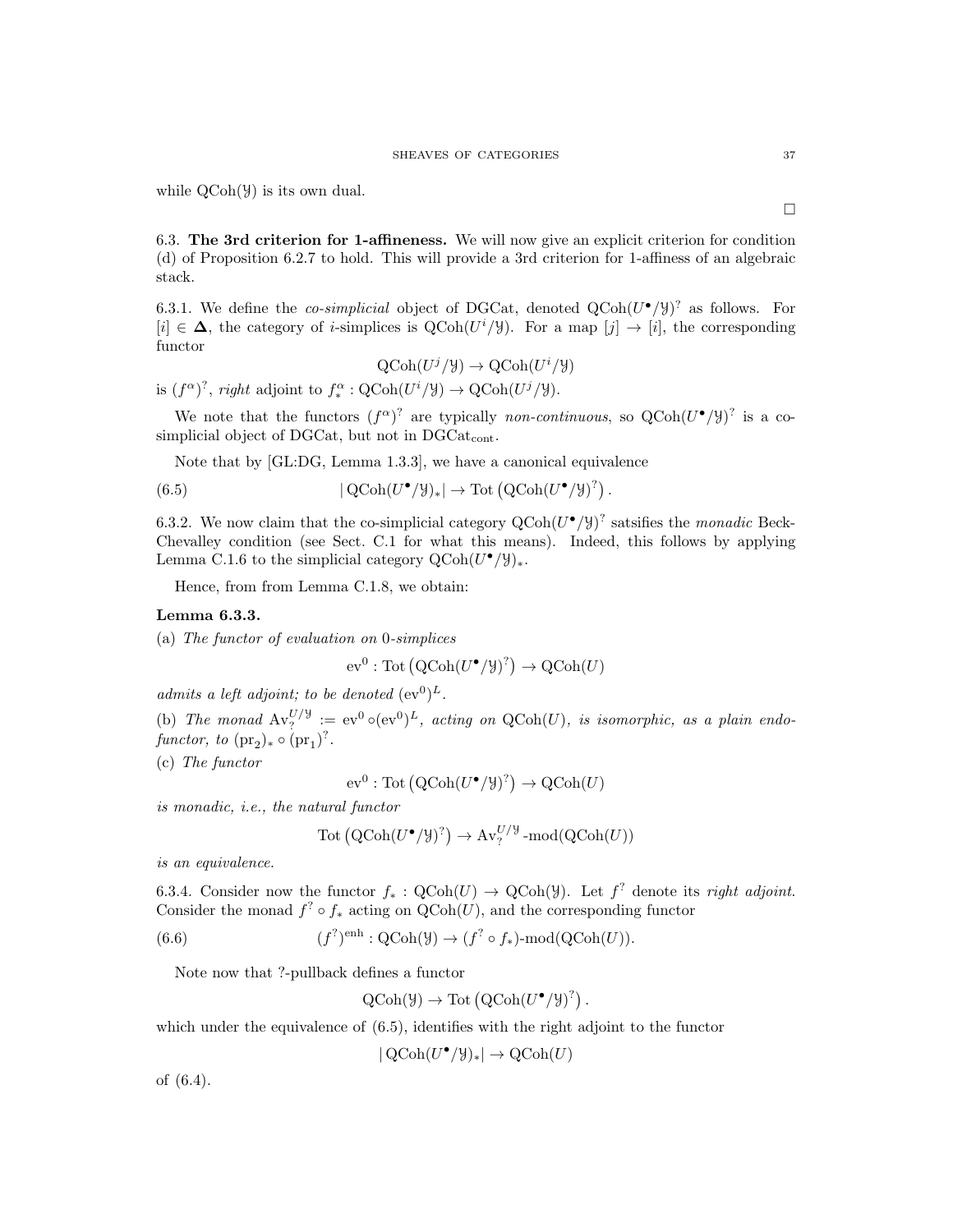while $\mathrm{QCoh}(\mathcal{Y})$ is its own dual.

$\square$

**6.3. The 3rd criterion for 1-affineness.** We will now give an explicit criterion for condition (d) of Proposition 6.2.7 to hold. This will provide a 3rd criterion for 1-affiness of an algebraic stack.

6.3.1. We define the *co-simplicial* object of DGCat, denoted $\mathrm{QCoh}(U^\bullet/\mathcal{Y})^?$ as follows. For $[i] \in \mathbf{\Delta}$, the category of $i$-simplices is $\mathrm{QCoh}(U^i/\mathcal{Y})$. For a map $[j] \to [i]$, the corresponding functor

$$\mathrm{QCoh}(U^j/\mathcal{Y}) \to \mathrm{QCoh}(U^i/\mathcal{Y})$$

is $(f^\alpha)^?$, *right* adjoint to $f^\alpha_* : \mathrm{QCoh}(U^i/\mathcal{Y}) \to \mathrm{QCoh}(U^j/\mathcal{Y})$.

We note that the functors $(f^\alpha)^?$ are typically *non-continuous*, so $\mathrm{QCoh}(U^\bullet/\mathcal{Y})^?$ is a co-simplicial object of DGCat, but not in $\mathrm{DGCat}_{\mathrm{cont}}$.

Note that by [GL:DG, Lemma 1.3.3], we have a canonical equivalence

$$|\,\mathrm{QCoh}(U^\bullet/\mathcal{Y})_*| \to \mathrm{Tot}\left(\mathrm{QCoh}(U^\bullet/\mathcal{Y})^?\right). \tag{6.5}$$

6.3.2. We now claim that the co-simplicial category $\mathrm{QCoh}(U^\bullet/\mathcal{Y})^?$ satsifies the *monadic* Beck-Chevalley condition (see Sect. C.1 for what this means). Indeed, this follows by applying Lemma C.1.6 to the simplicial category $\mathrm{QCoh}(U^\bullet/\mathcal{Y})_*$.

Hence, from from Lemma C.1.8, we obtain:

**Lemma 6.3.3.**

(a) *The functor of evaluation on* 0*-simplices*

$$\mathrm{ev}^0 : \mathrm{Tot}\left(\mathrm{QCoh}(U^\bullet/\mathcal{Y})^?\right) \to \mathrm{QCoh}(U)$$

*admits a left adjoint; to be denoted* $(\mathrm{ev}^0)^L$.

(b) *The monad* $\mathrm{Av}_?^{U/\mathcal{Y}} := \mathrm{ev}^0 \circ (\mathrm{ev}^0)^L$*, acting on* $\mathrm{QCoh}(U)$*, is isomorphic, as a plain endo-functor, to* $(\mathrm{pr}_2)_* \circ (\mathrm{pr}_1)^?$.

(c) *The functor*

$$\mathrm{ev}^0 : \mathrm{Tot}\left(\mathrm{QCoh}(U^\bullet/\mathcal{Y})^?\right) \to \mathrm{QCoh}(U)$$

*is monadic, i.e., the natural functor*

$$\mathrm{Tot}\left(\mathrm{QCoh}(U^\bullet/\mathcal{Y})^?\right) \to \mathrm{Av}_?^{U/\mathcal{Y}}\text{-mod}(\mathrm{QCoh}(U))$$

*is an equivalence.*

6.3.4. Consider now the functor $f_* : \mathrm{QCoh}(U) \to \mathrm{QCoh}(\mathcal{Y})$. Let $f^?$ denote its *right adjoint*. Consider the monad $f^? \circ f_*$ acting on $\mathrm{QCoh}(U)$, and the corresponding functor

$$(f^?)^{\mathrm{enh}} : \mathrm{QCoh}(\mathcal{Y}) \to (f^? \circ f_*)\text{-mod}(\mathrm{QCoh}(U)). \tag{6.6}$$

Note now that ?-pullback defines a functor

$$\mathrm{QCoh}(\mathcal{Y}) \to \mathrm{Tot}\left(\mathrm{QCoh}(U^\bullet/\mathcal{Y})^?\right).$$

which under the equivalence of (6.5), identifies with the right adjoint to the functor

$$|\,\mathrm{QCoh}(U^\bullet/\mathcal{Y})_*| \to \mathrm{QCoh}(U)$$

of (6.4).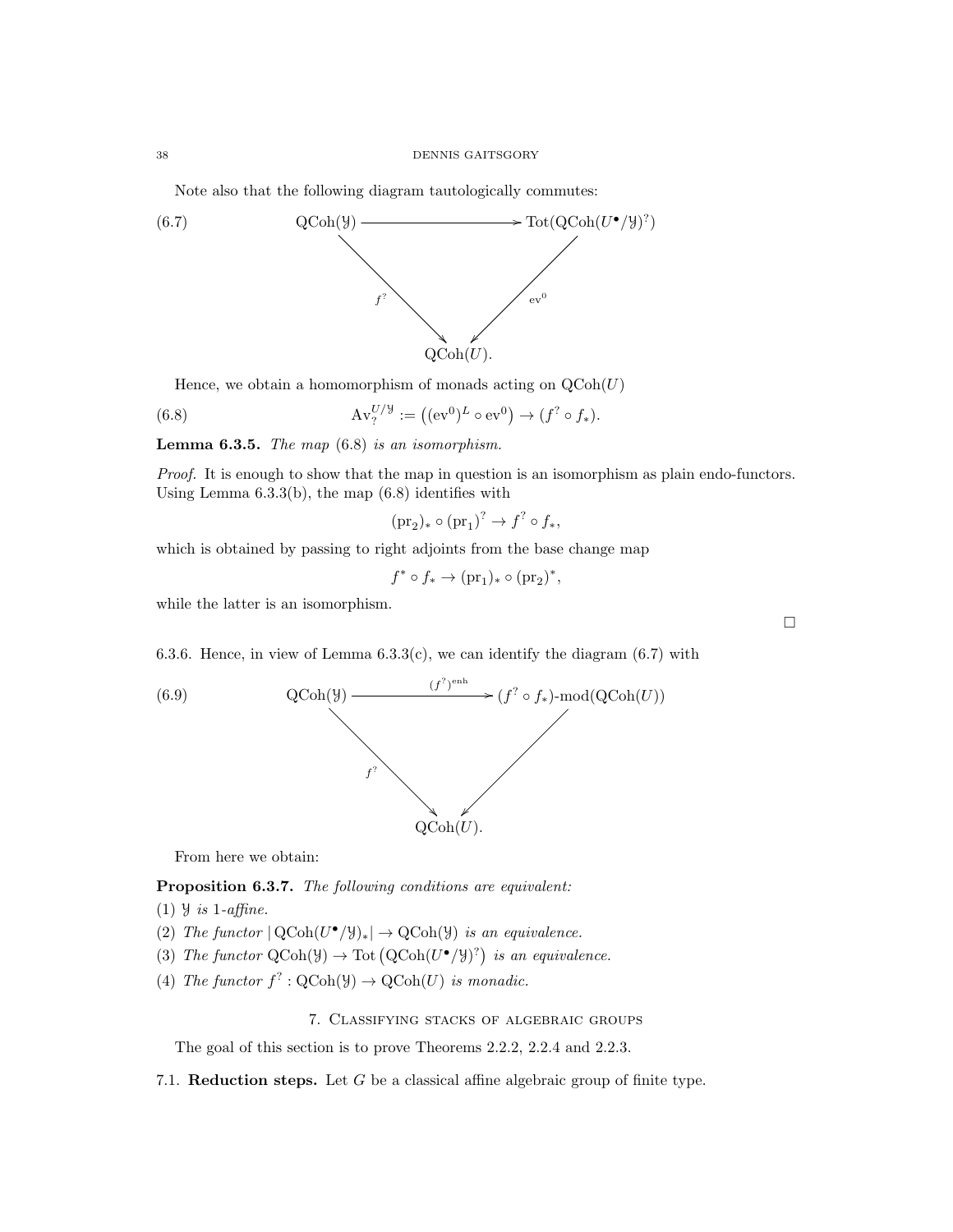Note also that the following diagram tautologically commutes:

$$
\begin{array}{ccc}
\mathrm{QCoh}(\mathcal{Y}) & \longrightarrow & \mathrm{Tot}(\mathrm{QCoh}(U^\bullet/\mathcal{Y})^?) \\
& {}_{f^?}\searrow \quad \swarrow_{\mathrm{ev}^0} & \\
& \mathrm{QCoh}(U). &
\end{array}
\tag{6.7}
$$

Hence, we obtain a homomorphism of monads acting on $\mathrm{QCoh}(U)$

$$
\mathrm{Av}_?^{U/\mathcal{Y}} := \left((\mathrm{ev}^0)^L \circ \mathrm{ev}^0\right) \to (f^? \circ f_*). \tag{6.8}
$$

**Lemma 6.3.5.** *The map* (6.8) *is an isomorphism.*

*Proof.* It is enough to show that the map in question is an isomorphism as plain endo-functors. Using Lemma 6.3.3(b), the map (6.8) identifies with

$$
(\mathrm{pr}_2)_* \circ (\mathrm{pr}_1)^? \to f^? \circ f_*,
$$

which is obtained by passing to right adjoints from the base change map

$$
f^* \circ f_* \to (\mathrm{pr}_1)_* \circ (\mathrm{pr}_2)^*,
$$

while the latter is an isomorphism.

□

6.3.6. Hence, in view of Lemma 6.3.3(c), we can identify the diagram (6.7) with

$$
\begin{array}{ccc}
\mathrm{QCoh}(\mathcal{Y}) & \xrightarrow{(f^?)^{\mathrm{enh}}} & (f^? \circ f_*)\text{-mod}(\mathrm{QCoh}(U)) \\
& {}_{f^?}\searrow \quad \swarrow & \\
& \mathrm{QCoh}(U). &
\end{array}
\tag{6.9}
$$

From here we obtain:

**Proposition 6.3.7.** *The following conditions are equivalent:*

(1) $\mathcal{Y}$ *is 1-affine.*

(2) *The functor* $|\mathrm{QCoh}(U^\bullet/\mathcal{Y})_*| \to \mathrm{QCoh}(\mathcal{Y})$ *is an equivalence.*

(3) *The functor* $\mathrm{QCoh}(\mathcal{Y}) \to \mathrm{Tot}\left(\mathrm{QCoh}(U^\bullet/\mathcal{Y})^?\right)$ *is an equivalence.*

(4) *The functor* $f^? : \mathrm{QCoh}(\mathcal{Y}) \to \mathrm{QCoh}(U)$ *is monadic.*

## 7. Classifying stacks of algebraic groups

The goal of this section is to prove Theorems 2.2.2, 2.2.4 and 2.2.3.

7.1. **Reduction steps.** Let $G$ be a classical affine algebraic group of finite type.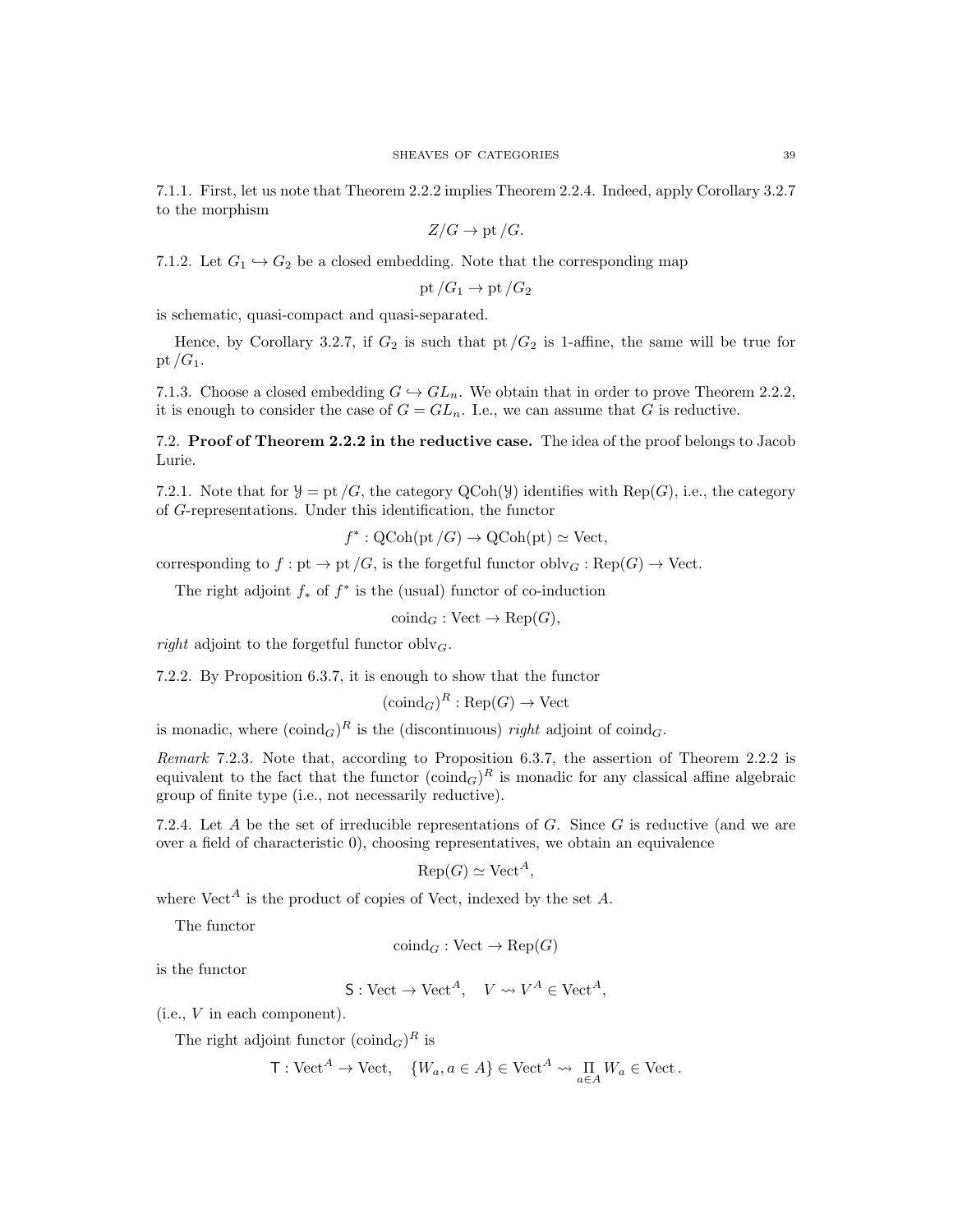7.1.1. First, let us note that Theorem 2.2.2 implies Theorem 2.2.4. Indeed, apply Corollary 3.2.7 to the morphism

$$Z/G \to \mathrm{pt}/G.$$

7.1.2. Let $G_1 \hookrightarrow G_2$ be a closed embedding. Note that the corresponding map

$$\mathrm{pt}/G_1 \to \mathrm{pt}/G_2$$

is schematic, quasi-compact and quasi-separated.

Hence, by Corollary 3.2.7, if $G_2$ is such that $\mathrm{pt}/G_2$ is 1-affine, the same will be true for $\mathrm{pt}/G_1$.

7.1.3. Choose a closed embedding $G \hookrightarrow GL_n$. We obtain that in order to prove Theorem 2.2.2, it is enough to consider the case of $G = GL_n$. I.e., we can assume that $G$ is reductive.

7.2. **Proof of Theorem 2.2.2 in the reductive case.** The idea of the proof belongs to Jacob Lurie.

7.2.1. Note that for $\mathcal{Y} = \mathrm{pt}/G$, the category $\mathrm{QCoh}(\mathcal{Y})$ identifies with $\mathrm{Rep}(G)$, i.e., the category of $G$-representations. Under this identification, the functor

$$f^* : \mathrm{QCoh}(\mathrm{pt}/G) \to \mathrm{QCoh}(\mathrm{pt}) \simeq \mathrm{Vect},$$

corresponding to $f : \mathrm{pt} \to \mathrm{pt}/G$, is the forgetful functor $\mathrm{oblv}_G : \mathrm{Rep}(G) \to \mathrm{Vect}$.

The right adjoint $f_*$ of $f^*$ is the (usual) functor of co-induction

$$\mathrm{coind}_G : \mathrm{Vect} \to \mathrm{Rep}(G),$$

*right* adjoint to the forgetful functor $\mathrm{oblv}_G$.

7.2.2. By Proposition 6.3.7, it is enough to show that the functor

$$(\mathrm{coind}_G)^R : \mathrm{Rep}(G) \to \mathrm{Vect}$$

is monadic, where $(\mathrm{coind}_G)^R$ is the (discontinuous) *right* adjoint of $\mathrm{coind}_G$.

*Remark* 7.2.3. Note that, according to Proposition 6.3.7, the assertion of Theorem 2.2.2 is equivalent to the fact that the functor $(\mathrm{coind}_G)^R$ is monadic for any classical affine algebraic group of finite type (i.e., not necessarily reductive).

7.2.4. Let $A$ be the set of irreducible representations of $G$. Since $G$ is reductive (and we are over a field of characteristic 0), choosing representatives, we obtain an equivalence

$$\mathrm{Rep}(G) \simeq \mathrm{Vect}^A,$$

where $\mathrm{Vect}^A$ is the product of copies of Vect, indexed by the set $A$.

The functor

$$\mathrm{coind}_G : \mathrm{Vect} \to \mathrm{Rep}(G)$$

is the functor

$$\mathsf{S} : \mathrm{Vect} \to \mathrm{Vect}^A, \quad V \rightsquigarrow V^A \in \mathrm{Vect}^A,$$

(i.e., $V$ in each component).

The right adjoint functor $(\mathrm{coind}_G)^R$ is

$$\mathsf{T} : \mathrm{Vect}^A \to \mathrm{Vect}, \quad \{W_a, a \in A\} \in \mathrm{Vect}^A \rightsquigarrow \prod_{a \in A} W_a \in \mathrm{Vect}.$$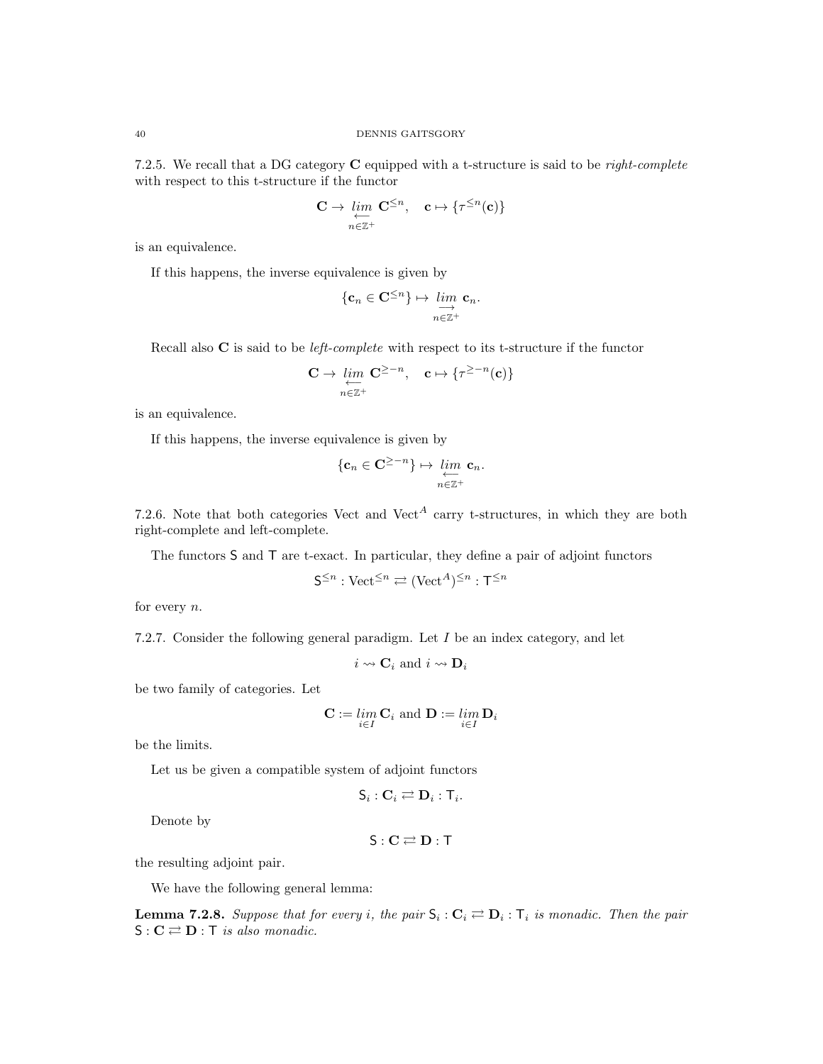7.2.5. We recall that a DG category $\mathbf{C}$ equipped with a t-structure is said to be *right-complete* with respect to this t-structure if the functor

$$\mathbf{C} \to \underset{n\in\mathbb{Z}^+}{\underset{\longleftarrow}{lim}} \mathbf{C}^{\leq n}, \quad \mathbf{c} \mapsto \{\tau^{\leq n}(\mathbf{c})\}$$

is an equivalence.

If this happens, the inverse equivalence is given by

$$\{\mathbf{c}_n \in \mathbf{C}^{\leq n}\} \mapsto \underset{n\in\mathbb{Z}^+}{\underset{\longrightarrow}{lim}} \mathbf{c}_n.$$

Recall also $\mathbf{C}$ is said to be *left-complete* with respect to its t-structure if the functor

$$\mathbf{C} \to \underset{n\in\mathbb{Z}^+}{\underset{\longleftarrow}{lim}} \mathbf{C}^{\geq -n}, \quad \mathbf{c} \mapsto \{\tau^{\geq -n}(\mathbf{c})\}$$

is an equivalence.

If this happens, the inverse equivalence is given by

$$\{\mathbf{c}_n \in \mathbf{C}^{\geq -n}\} \mapsto \underset{n\in\mathbb{Z}^+}{\underset{\longleftarrow}{lim}} \mathbf{c}_n.$$

7.2.6. Note that both categories Vect and $\mathrm{Vect}^A$ carry t-structures, in which they are both right-complete and left-complete.

The functors $\mathsf{S}$ and $\mathsf{T}$ are t-exact. In particular, they define a pair of adjoint functors

$$\mathsf{S}^{\leq n} : \mathrm{Vect}^{\leq n} \rightleftarrows (\mathrm{Vect}^A)^{\leq n} : \mathsf{T}^{\leq n}$$

for every $n$.

7.2.7. Consider the following general paradigm. Let $I$ be an index category, and let

$$i \rightsquigarrow \mathbf{C}_i \text{ and } i \rightsquigarrow \mathbf{D}_i$$

be two family of categories. Let

$$\mathbf{C} := \underset{i\in I}{lim}\, \mathbf{C}_i \text{ and } \mathbf{D} := \underset{i\in I}{lim}\, \mathbf{D}_i$$

be the limits.

Let us be given a compatible system of adjoint functors

$$\mathsf{S}_i : \mathbf{C}_i \rightleftarrows \mathbf{D}_i : \mathsf{T}_i.$$

Denote by

$$\mathsf{S} : \mathbf{C} \rightleftarrows \mathbf{D} : \mathsf{T}$$

the resulting adjoint pair.

We have the following general lemma:

**Lemma 7.2.8.** *Suppose that for every $i$, the pair $\mathsf{S}_i : \mathbf{C}_i \rightleftarrows \mathbf{D}_i : \mathsf{T}_i$ is monadic. Then the pair $\mathsf{S} : \mathbf{C} \rightleftarrows \mathbf{D} : \mathsf{T}$ is also monadic.*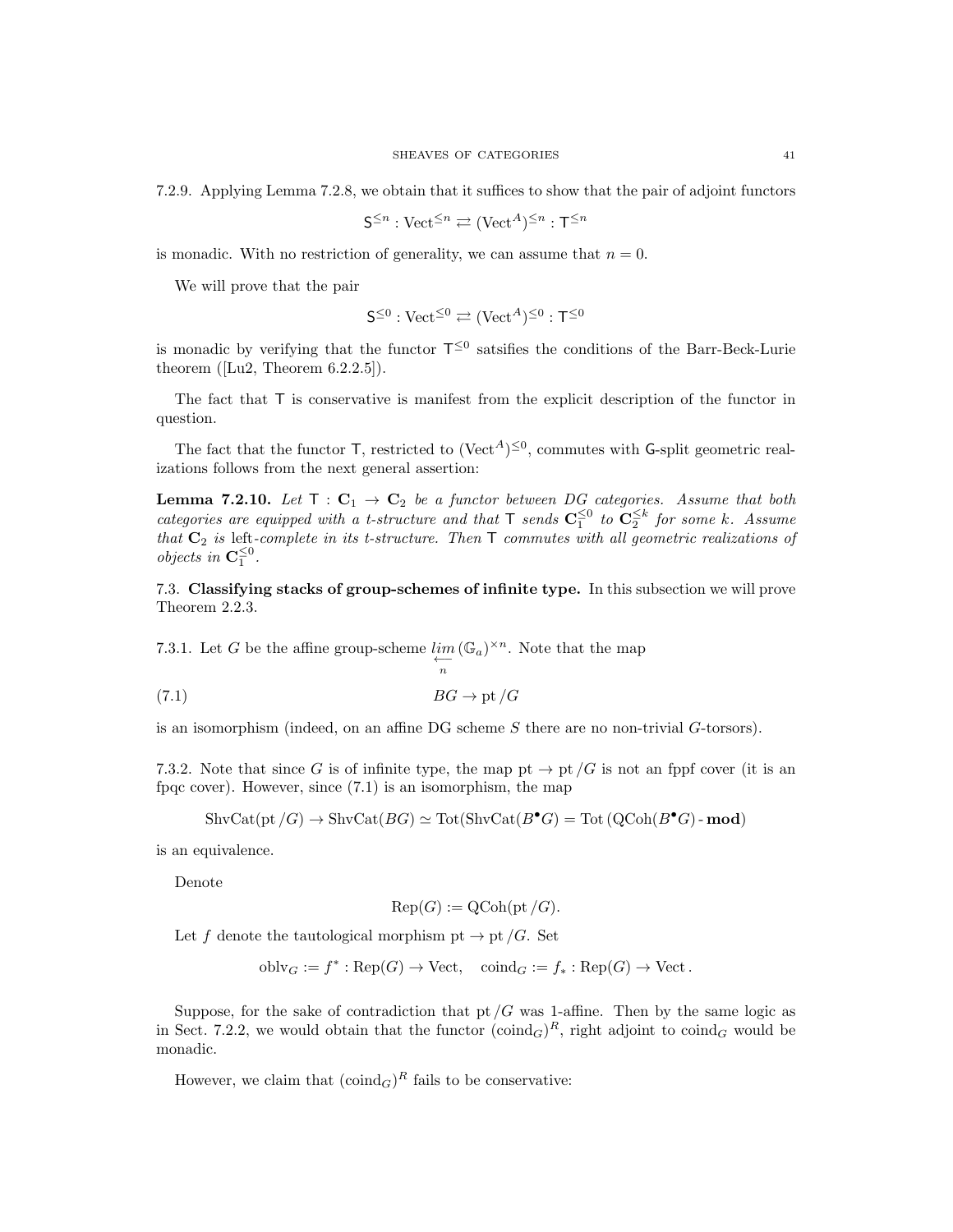7.2.9. Applying Lemma 7.2.8, we obtain that it suffices to show that the pair of adjoint functors

$$\mathsf{S}^{\leq n} : \mathrm{Vect}^{\leq n} \rightleftarrows (\mathrm{Vect}^{A})^{\leq n} : \mathsf{T}^{\leq n}$$

is monadic. With no restriction of generality, we can assume that $n = 0$.

We will prove that the pair

$$\mathsf{S}^{\leq 0} : \mathrm{Vect}^{\leq 0} \rightleftarrows (\mathrm{Vect}^{A})^{\leq 0} : \mathsf{T}^{\leq 0}$$

is monadic by verifying that the functor $\mathsf{T}^{\leq 0}$ satsifies the conditions of the Barr-Beck-Lurie theorem ([Lu2, Theorem 6.2.2.5]).

The fact that $\mathsf{T}$ is conservative is manifest from the explicit description of the functor in question.

The fact that the functor $\mathsf{T}$, restricted to $(\mathrm{Vect}^{A})^{\leq 0}$, commutes with $\mathsf{G}$-split geometric realizations follows from the next general assertion:

**Lemma 7.2.10.** *Let $\mathsf{T} : \mathbf{C}_1 \to \mathbf{C}_2$ be a functor between DG categories. Assume that both categories are equipped with a t-structure and that $\mathsf{T}$ sends $\mathbf{C}_1^{\leq 0}$ to $\mathbf{C}_2^{\leq k}$ for some $k$. Assume that $\mathbf{C}_2$ is* left*-complete in its t-structure. Then $\mathsf{T}$ commutes with all geometric realizations of objects in $\mathbf{C}_1^{\leq 0}$.*

## 7.3. Classifying stacks of group-schemes of infinite type.

In this subsection we will prove Theorem 2.2.3.

7.3.1. Let $G$ be the affine group-scheme $\underset{n}{\underleftarrow{lim}}\, (\mathbb{G}_a)^{\times n}$. Note that the map

$$BG \to \mathrm{pt}/G \tag{7.1}$$

is an isomorphism (indeed, on an affine DG scheme $S$ there are no non-trivial $G$-torsors).

7.3.2. Note that since $G$ is of infinite type, the map $\mathrm{pt} \to \mathrm{pt}/G$ is not an fppf cover (it is an fpqc cover). However, since (7.1) is an isomorphism, the map

$$\mathrm{ShvCat}(\mathrm{pt}/G) \to \mathrm{ShvCat}(BG) \simeq \mathrm{Tot}(\mathrm{ShvCat}(B^{\bullet}G) = \mathrm{Tot}\,(\mathrm{QCoh}(B^{\bullet}G)\text{-}\mathbf{mod})$$

is an equivalence.

Denote

$$\mathrm{Rep}(G) := \mathrm{QCoh}(\mathrm{pt}/G).$$

Let $f$ denote the tautological morphism $\mathrm{pt} \to \mathrm{pt}/G$. Set

$$\mathrm{oblv}_G := f^* : \mathrm{Rep}(G) \to \mathrm{Vect}, \quad \mathrm{coind}_G := f_* : \mathrm{Rep}(G) \to \mathrm{Vect}\,.$$

Suppose, for the sake of contradiction that $\mathrm{pt}/G$ was 1-affine. Then by the same logic as in Sect. 7.2.2, we would obtain that the functor $(\mathrm{coind}_G)^R$, right adjoint to $\mathrm{coind}_G$ would be monadic.

However, we claim that $(\mathrm{coind}_G)^R$ fails to be conservative: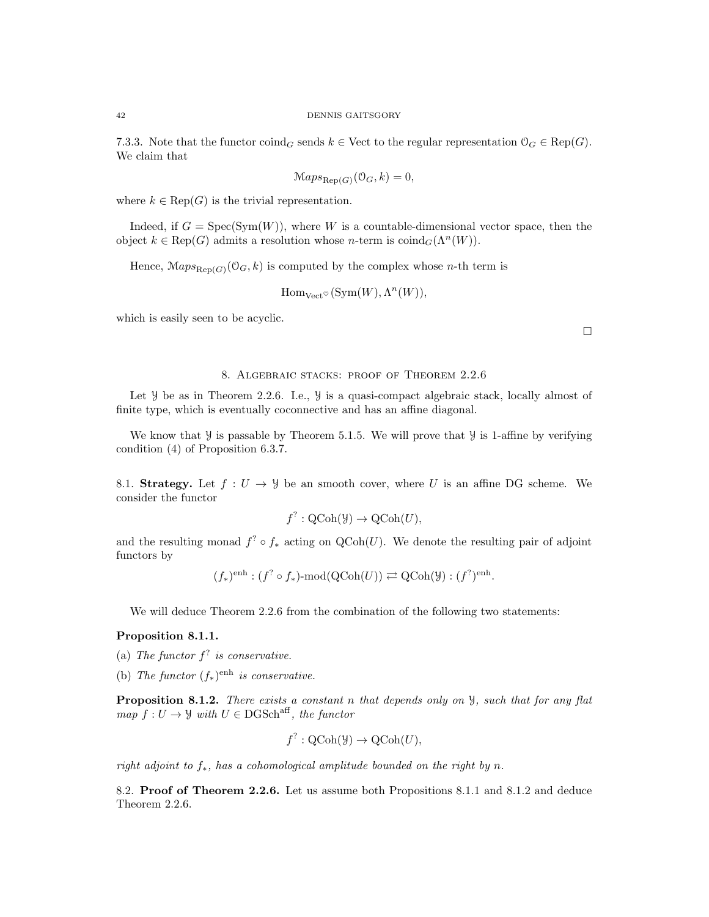7.3.3. Note that the functor $\mathrm{coind}_G$ sends $k \in \mathrm{Vect}$ to the regular representation $\mathcal{O}_G \in \mathrm{Rep}(G)$. We claim that

$$\mathcal{M}aps_{\mathrm{Rep}(G)}(\mathcal{O}_G, k) = 0,$$

where $k \in \mathrm{Rep}(G)$ is the trivial representation.

Indeed, if $G = \mathrm{Spec}(\mathrm{Sym}(W))$, where $W$ is a countable-dimensional vector space, then the object $k \in \mathrm{Rep}(G)$ admits a resolution whose $n$-term is $\mathrm{coind}_G(\Lambda^n(W))$.

Hence, $\mathcal{M}aps_{\mathrm{Rep}(G)}(\mathcal{O}_G, k)$ is computed by the complex whose $n$-th term is

$$\mathrm{Hom}_{\mathrm{Vect}^\heartsuit}(\mathrm{Sym}(W), \Lambda^n(W)),$$

which is easily seen to be acyclic.

□

## 8. Algebraic stacks: proof of Theorem 2.2.6

Let $\mathcal{Y}$ be as in Theorem 2.2.6. I.e., $\mathcal{Y}$ is a quasi-compact algebraic stack, locally almost of finite type, which is eventually coconnective and has an affine diagonal.

We know that $\mathcal{Y}$ is passable by Theorem 5.1.5. We will prove that $\mathcal{Y}$ is 1-affine by verifying condition (4) of Proposition 6.3.7.

8.1. **Strategy.** Let $f : U \to \mathcal{Y}$ be an smooth cover, where $U$ is an affine DG scheme. We consider the functor

$$f^? : \mathrm{QCoh}(\mathcal{Y}) \to \mathrm{QCoh}(U),$$

and the resulting monad $f^? \circ f_*$ acting on $\mathrm{QCoh}(U)$. We denote the resulting pair of adjoint functors by

$$(f_*)^{\mathrm{enh}} : (f^? \circ f_*)\text{-mod}(\mathrm{QCoh}(U)) \rightleftarrows \mathrm{QCoh}(\mathcal{Y}) : (f^?)^{\mathrm{enh}}.$$

We will deduce Theorem 2.2.6 from the combination of the following two statements:

**Proposition 8.1.1.**

(a) *The functor $f^?$ is conservative.*

(b) *The functor $(f_*)^{\mathrm{enh}}$ is conservative.*

**Proposition 8.1.2.** *There exists a constant $n$ that depends only on $\mathcal{Y}$, such that for any flat map $f : U \to \mathcal{Y}$ with $U \in \mathrm{DGSch}^{\mathrm{aff}}$, the functor*

$$f^? : \mathrm{QCoh}(\mathcal{Y}) \to \mathrm{QCoh}(U),$$

*right adjoint to $f_*$, has a cohomological amplitude bounded on the right by $n$.*

8.2. **Proof of Theorem 2.2.6.** Let us assume both Propositions 8.1.1 and 8.1.2 and deduce Theorem 2.2.6.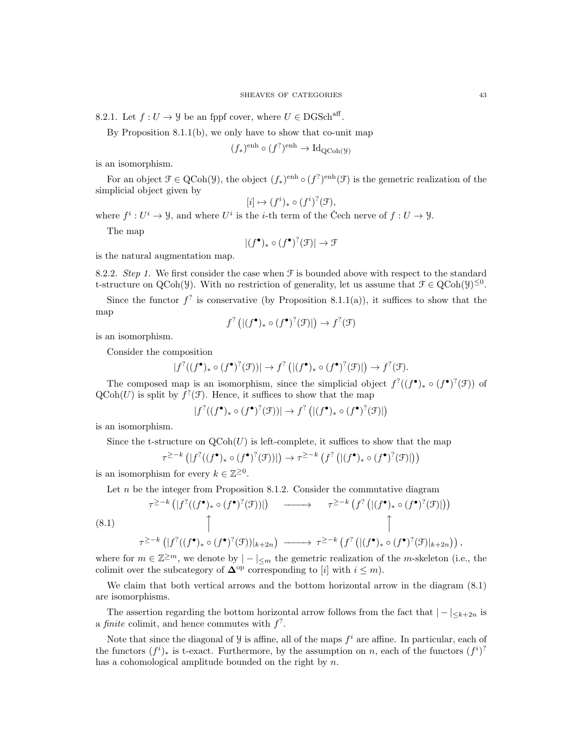8.2.1. Let $f : U \to \mathcal{Y}$ be an fppf cover, where $U \in \mathrm{DGSch}^{\mathrm{aff}}$.

By Proposition 8.1.1(b), we only have to show that co-unit map

$$(f_*)^{\mathrm{enh}} \circ (f^?)^{\mathrm{enh}} \to \mathrm{Id}_{\mathrm{QCoh}(\mathcal{Y})}$$

is an isomorphism.

For an object $\mathcal{F} \in \mathrm{QCoh}(\mathcal{Y})$, the object $(f_*)^{\mathrm{enh}} \circ (f^?)^{\mathrm{enh}}(\mathcal{F})$ is the gemetric realization of the simplicial object given by

$$[i] \mapsto (f^i)_* \circ (f^i)^?(\mathcal{F}),$$

where $f^i : U^i \to \mathcal{Y}$, and where $U^i$ is the $i$-th term of the Čech nerve of $f : U \to \mathcal{Y}$.

The map

$$|(f^\bullet)_* \circ (f^\bullet)^?(\mathcal{F})| \to \mathcal{F}$$

is the natural augmentation map.

8.2.2. *Step 1.* We first consider the case when $\mathcal{F}$ is bounded above with respect to the standard t-structure on $\mathrm{QCoh}(\mathcal{Y})$. With no restriction of generality, let us assume that $\mathcal{F} \in \mathrm{QCoh}(\mathcal{Y})^{\leq 0}$.

Since the functor $f^?$ is conservative (by Proposition 8.1.1(a)), it suffices to show that the map

$$f^?\left(|(f^\bullet)_* \circ (f^\bullet)^?(\mathcal{F})|\right) \to f^?(\mathcal{F})$$

is an isomorphism.

Consider the composition

$$|f^?((f^\bullet)_* \circ (f^\bullet)^?(\mathcal{F}))| \to f^?\left(|(f^\bullet)_* \circ (f^\bullet)^?(\mathcal{F})|\right) \to f^?(\mathcal{F}).$$

The composed map is an isomorphism, since the simplicial object $f^?((f^\bullet)_* \circ (f^\bullet)^?(\mathcal{F}))$ of $\mathrm{QCoh}(U)$ is split by $f^?(\mathcal{F})$. Hence, it suffices to show that the map

$$|f^?((f^\bullet)_* \circ (f^\bullet)^?(\mathcal{F}))| \to f^?\left(|(f^\bullet)_* \circ (f^\bullet)^?(\mathcal{F})|\right)$$

is an isomorphism.

Since the t-structure on $\mathrm{QCoh}(U)$ is left-complete, it suffices to show that the map

$$\tau^{\geq -k}\left(|f^?((f^\bullet)_* \circ (f^\bullet)^?(\mathcal{F}))|\right) \to \tau^{\geq -k}\left(f^?\left(|(f^\bullet)_* \circ (f^\bullet)^?(\mathcal{F})|\right)\right)$$

is an isomorphism for every $k \in \mathbb{Z}^{\geq 0}$.

Let $n$ be the integer from Proposition 8.1.2. Consider the commutative diagram

$$\begin{array}{ccc} \tau^{\geq -k}\left(|f^?((f^\bullet)_* \circ (f^\bullet)^?(\mathcal{F}))|\right) & \longrightarrow & \tau^{\geq -k}\left(f^?\left(|(f^\bullet)_* \circ (f^\bullet)^?(\mathcal{F})|\right)\right) \\ \uparrow & & \uparrow \\ \tau^{\geq -k}\left(|f^?((f^\bullet)_* \circ (f^\bullet)^?(\mathcal{F}))|_{k+2n}\right) & \longrightarrow & \tau^{\geq -k}\left(f^?\left(|(f^\bullet)_* \circ (f^\bullet)^?(\mathcal{F})|_{k+2n}\right)\right), \end{array} \tag{8.1}$$

where for $m \in \mathbb{Z}^{\geq m}$, we denote by $|-|_{\leq m}$ the gemetric realization of the $m$-skeleton (i.e., the colimit over the subcategory of $\mathbf{\Delta}^{\mathrm{op}}$ corresponding to $[i]$ with $i \leq m$).

We claim that both vertical arrows and the bottom horizontal arrow in the diagram (8.1) are isomorphisms.

The assertion regarding the bottom horizontal arrow follows from the fact that $|-|_{\leq k+2n}$ is a *finite* colimit, and hence commutes with $f^?$.

Note that since the diagonal of $\mathcal{Y}$ is affine, all of the maps $f^i$ are affine. In particular, each of the functors $(f^i)_*$ is t-exact. Furthermore, by the assumption on $n$, each of the functors $(f^i)^?$ has a cohomological amplitude bounded on the right by $n$.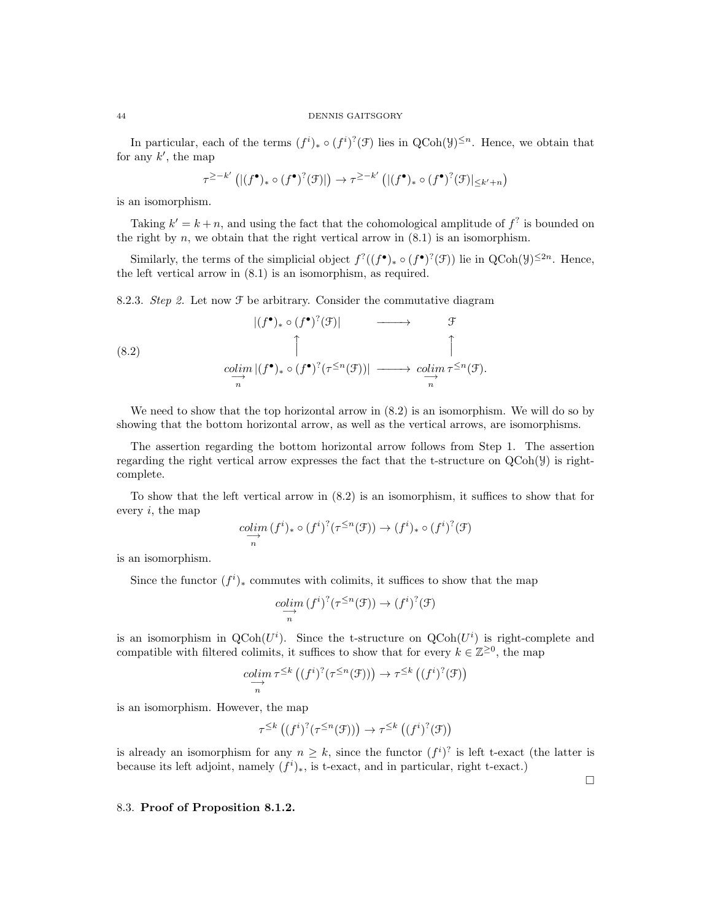In particular, each of the terms $(f^i)_* \circ (f^i)^?(\mathcal{F})$ lies in $\mathrm{QCoh}(\mathcal{Y})^{\leq n}$. Hence, we obtain that for any $k'$, the map

$$\tau^{\geq -k'}\left(|(f^\bullet)_* \circ (f^\bullet)^?(\mathcal{F})|\right) \to \tau^{\geq -k'}\left(|(f^\bullet)_* \circ (f^\bullet)^?(\mathcal{F})|_{\leq k'+n}\right)$$

is an isomorphism.

Taking $k' = k + n$, and using the fact that the cohomological amplitude of $f^?$ is bounded on the right by $n$, we obtain that the right vertical arrow in (8.1) is an isomorphism.

Similarly, the terms of the simplicial object $f^?((f^\bullet)_* \circ (f^\bullet)^?(\mathcal{F}))$ lie in $\mathrm{QCoh}(\mathcal{Y})^{\leq 2n}$. Hence, the left vertical arrow in (8.1) is an isomorphism, as required.

8.2.3. *Step 2.* Let now $\mathcal{F}$ be arbitrary. Consider the commutative diagram

$$\begin{array}{ccc} |(f^\bullet)_* \circ (f^\bullet)^?(\mathcal{F})| & \longrightarrow & \mathcal{F} \\ \uparrow & & \uparrow \\ \underset{n}{\underrightarrow{colim}}\, |(f^\bullet)_* \circ (f^\bullet)^?(\tau^{\leq n}(\mathcal{F}))| & \longrightarrow & \underset{n}{\underrightarrow{colim}}\, \tau^{\leq n}(\mathcal{F}). \end{array} \tag{8.2}$$

We need to show that the top horizontal arrow in (8.2) is an isomorphism. We will do so by showing that the bottom horizontal arrow, as well as the vertical arrows, are isomorphisms.

The assertion regarding the bottom horizontal arrow follows from Step 1. The assertion regarding the right vertical arrow expresses the fact that the t-structure on $\mathrm{QCoh}(\mathcal{Y})$ is right-complete.

To show that the left vertical arrow in (8.2) is an isomorphism, it suffices to show that for every $i$, the map

$$\underset{n}{\underrightarrow{colim}}\, (f^i)_* \circ (f^i)^?(\tau^{\leq n}(\mathcal{F})) \to (f^i)_* \circ (f^i)^?(\mathcal{F})$$

is an isomorphism.

Since the functor $(f^i)_*$ commutes with colimits, it suffices to show that the map

$$\underset{n}{\underrightarrow{colim}}\, (f^i)^?(\tau^{\leq n}(\mathcal{F})) \to (f^i)^?(\mathcal{F})$$

is an isomorphism in $\mathrm{QCoh}(U^i)$. Since the t-structure on $\mathrm{QCoh}(U^i)$ is right-complete and compatible with filtered colimits, it suffices to show that for every $k \in \mathbb{Z}^{\geq 0}$, the map

$$\underset{n}{\underrightarrow{colim}}\, \tau^{\leq k}\left((f^i)^?(\tau^{\leq n}(\mathcal{F}))\right) \to \tau^{\leq k}\left((f^i)^?(\mathcal{F})\right)$$

is an isomorphism. However, the map

$$\tau^{\leq k}\left((f^i)^?(\tau^{\leq n}(\mathcal{F}))\right) \to \tau^{\leq k}\left((f^i)^?(\mathcal{F})\right)$$

is already an isomorphism for any $n \geq k$, since the functor $(f^i)^?$ is left t-exact (the latter is because its left adjoint, namely $(f^i)_*$, is t-exact, and in particular, right t-exact.)

□

## 8.3. Proof of Proposition 8.1.2.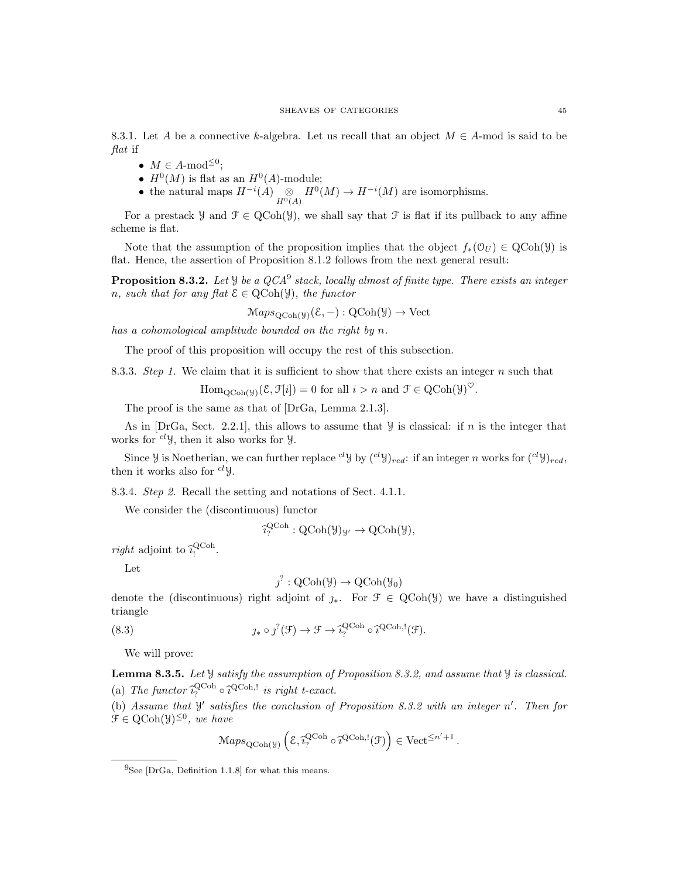8.3.1. Let $A$ be a connective $k$-algebra. Let us recall that an object $M \in A\text{-mod}$ is said to be *flat* if

- $M \in A\text{-mod}^{\leq 0}$;
- $H^0(M)$ is flat as an $H^0(A)$-module;
- the natural maps $H^{-i}(A) \underset{H^0(A)}{\otimes} H^0(M) \to H^{-i}(M)$ are isomorphisms.

For a prestack $\mathcal{Y}$ and $\mathcal{F} \in \operatorname{QCoh}(\mathcal{Y})$, we shall say that $\mathcal{F}$ is flat if its pullback to any affine scheme is flat.

Note that the assumption of the proposition implies that the object $f_*(\mathcal{O}_U) \in \operatorname{QCoh}(\mathcal{Y})$ is flat. Hence, the assertion of Proposition 8.1.2 follows from the next general result:

**Proposition 8.3.2.** *Let $\mathcal{Y}$ be a QCA*[9] *stack, locally almost of finite type. There exists an integer $n$, such that for any flat $\mathcal{E} \in \operatorname{QCoh}(\mathcal{Y})$, the functor*

$$\mathcal{M}aps_{\operatorname{QCoh}(\mathcal{Y})}(\mathcal{E}, -) : \operatorname{QCoh}(\mathcal{Y}) \to \operatorname{Vect}$$

*has a cohomological amplitude bounded on the right by $n$.*

The proof of this proposition will occupy the rest of this subsection.

8.3.3. *Step 1.* We claim that it is sufficient to show that there exists an integer $n$ such that

$$\operatorname{Hom}_{\operatorname{QCoh}(\mathcal{Y})}(\mathcal{E}, \mathcal{F}[i]) = 0 \text{ for all } i > n \text{ and } \mathcal{F} \in \operatorname{QCoh}(\mathcal{Y})^{\heartsuit}.$$

The proof is the same as that of [DrGa, Lemma 2.1.3].

As in [DrGa, Sect. 2.2.1], this allows to assume that $\mathcal{Y}$ is classical: if $n$ is the integer that works for ${}^{cl}\mathcal{Y}$, then it also works for $\mathcal{Y}$.

Since $\mathcal{Y}$ is Noetherian, we can further replace ${}^{cl}\mathcal{Y}$ by $({}^{cl}\mathcal{Y})_{red}$: if an integer $n$ works for $({}^{cl}\mathcal{Y})_{red}$, then it works also for ${}^{cl}\mathcal{Y}$.

8.3.4. *Step 2.* Recall the setting and notations of Sect. 4.1.1.

We consider the (discontinuous) functor

$$\widehat{\imath}_?^{\operatorname{QCoh}} : \operatorname{QCoh}(\mathcal{Y})_{\mathcal{Y}'} \to \operatorname{QCoh}(\mathcal{Y}),$$

*right* adjoint to $\widehat{\imath}_!^{\operatorname{QCoh}}$.

Let

$$\jmath^? : \operatorname{QCoh}(\mathcal{Y}) \to \operatorname{QCoh}(\mathcal{Y}_0)$$

denote the (discontinuous) right adjoint of $\jmath_*$. For $\mathcal{F} \in \operatorname{QCoh}(\mathcal{Y})$ we have a distinguished triangle

$$\jmath_* \circ \jmath^?(\mathcal{F}) \to \mathcal{F} \to \widehat{\imath}_?^{\operatorname{QCoh}} \circ \widehat{\imath}^{\operatorname{QCoh},!}(\mathcal{F}). \tag{8.3}$$

We will prove:

**Lemma 8.3.5.** *Let $\mathcal{Y}$ satisfy the assumption of Proposition 8.3.2, and assume that $\mathcal{Y}$ is classical.*

(a) *The functor $\widehat{\imath}_?^{\operatorname{QCoh}} \circ \widehat{\imath}^{\operatorname{QCoh},!}$ is right t-exact.*

(b) *Assume that $\mathcal{Y}'$ satisfies the conclusion of Proposition 8.3.2 with an integer $n'$. Then for $\mathcal{F} \in \operatorname{QCoh}(\mathcal{Y})^{\leq 0}$, we have*

$$\mathcal{M}aps_{\operatorname{QCoh}(\mathcal{Y})}\left(\mathcal{E}, \widehat{\imath}_?^{\operatorname{QCoh}} \circ \widehat{\imath}^{\operatorname{QCoh},!}(\mathcal{F})\right) \in \operatorname{Vect}^{\leq n'+1}.$$

---

[9] See [DrGa, Definition 1.1.8] for what this means.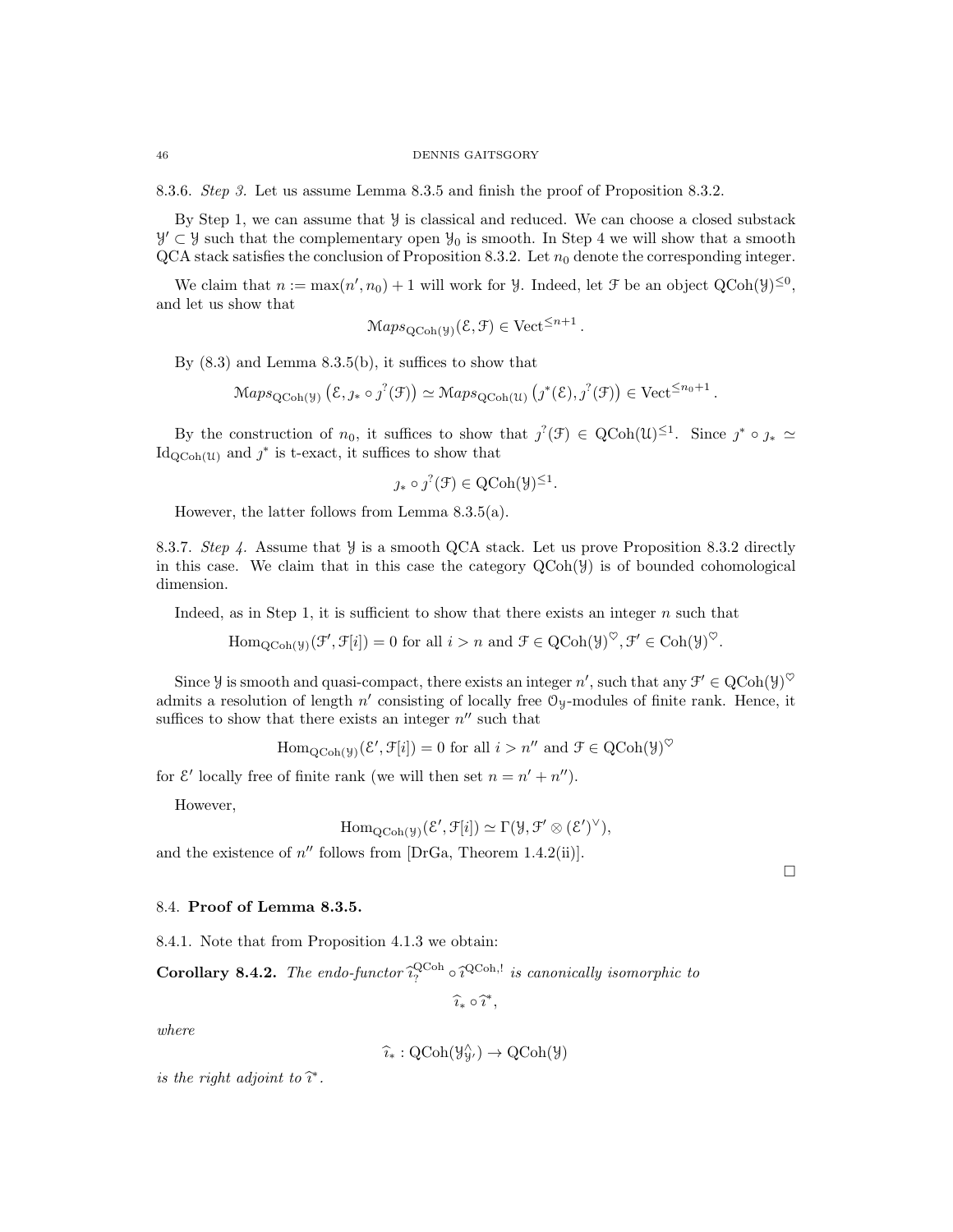8.3.6. *Step 3.* Let us assume Lemma 8.3.5 and finish the proof of Proposition 8.3.2.

By Step 1, we can assume that $\mathcal{Y}$ is classical and reduced. We can choose a closed substack $\mathcal{Y}' \subset \mathcal{Y}$ such that the complementary open $\mathcal{Y}_0$ is smooth. In Step 4 we will show that a smooth QCA stack satisfies the conclusion of Proposition 8.3.2. Let $n_0$ denote the corresponding integer.

We claim that $n := \max(n', n_0) + 1$ will work for $\mathcal{Y}$. Indeed, let $\mathcal{F}$ be an object $\mathrm{QCoh}(\mathcal{Y})^{\leq 0}$, and let us show that

$$\mathcal{M}aps_{\mathrm{QCoh}(\mathcal{Y})}(\mathcal{E}, \mathcal{F}) \in \mathrm{Vect}^{\leq n+1}.$$

By (8.3) and Lemma 8.3.5(b), it suffices to show that

$$\mathcal{M}aps_{\mathrm{QCoh}(\mathcal{Y})}\left(\mathcal{E}, \jmath_* \circ \jmath^?(\mathcal{F})\right) \simeq \mathcal{M}aps_{\mathrm{QCoh}(\mathcal{U})}\left(\jmath^*(\mathcal{E}), \jmath^?(\mathcal{F})\right) \in \mathrm{Vect}^{\leq n_0+1}.$$

By the construction of $n_0$, it suffices to show that $\jmath^?(\mathcal{F}) \in \mathrm{QCoh}(\mathcal{U})^{\leq 1}$. Since $\jmath^* \circ \jmath_* \simeq \mathrm{Id}_{\mathrm{QCoh}(\mathcal{U})}$ and $\jmath^*$ is t-exact, it suffices to show that

$$\jmath_* \circ \jmath^?(\mathcal{F}) \in \mathrm{QCoh}(\mathcal{Y})^{\leq 1}.$$

However, the latter follows from Lemma 8.3.5(a).

8.3.7. *Step 4.* Assume that $\mathcal{Y}$ is a smooth QCA stack. Let us prove Proposition 8.3.2 directly in this case. We claim that in this case the category $\mathrm{QCoh}(\mathcal{Y})$ is of bounded cohomological dimension.

Indeed, as in Step 1, it is sufficient to show that there exists an integer $n$ such that

$$\mathrm{Hom}_{\mathrm{QCoh}(\mathcal{Y})}(\mathcal{F}', \mathcal{F}[i]) = 0 \text{ for all } i > n \text{ and } \mathcal{F} \in \mathrm{QCoh}(\mathcal{Y})^{\heartsuit}, \mathcal{F}' \in \mathrm{Coh}(\mathcal{Y})^{\heartsuit}.$$

Since $\mathcal{Y}$ is smooth and quasi-compact, there exists an integer $n'$, such that any $\mathcal{F}' \in \mathrm{QCoh}(\mathcal{Y})^{\heartsuit}$ admits a resolution of length $n'$ consisting of locally free $\mathcal{O}_{\mathcal{Y}}$-modules of finite rank. Hence, it suffices to show that there exists an integer $n''$ such that

$$\mathrm{Hom}_{\mathrm{QCoh}(\mathcal{Y})}(\mathcal{E}', \mathcal{F}[i]) = 0 \text{ for all } i > n'' \text{ and } \mathcal{F} \in \mathrm{QCoh}(\mathcal{Y})^{\heartsuit}$$

for $\mathcal{E}'$ locally free of finite rank (we will then set $n = n' + n''$).

However,

$$\mathrm{Hom}_{\mathrm{QCoh}(\mathcal{Y})}(\mathcal{E}', \mathcal{F}[i]) \simeq \Gamma(\mathcal{Y}, \mathcal{F}' \otimes (\mathcal{E}')^{\vee}),$$

and the existence of $n''$ follows from [DrGa, Theorem 1.4.2(ii)].

□

## 8.4. Proof of Lemma 8.3.5.

8.4.1. Note that from Proposition 4.1.3 we obtain:

**Corollary 8.4.2.** *The endo-functor* $\widehat{\imath}_?^{\mathrm{QCoh}} \circ \widehat{\imath}^{\mathrm{QCoh},!}$ *is canonically isomorphic to*

$$\widehat{\imath}_* \circ \widehat{\imath}^*,$$

*where*

$$\widehat{\imath}_* : \mathrm{QCoh}(\mathcal{Y}^{\wedge}_{\mathcal{Y}'}) \to \mathrm{QCoh}(\mathcal{Y})$$

*is the right adjoint to* $\widehat{\imath}^*$.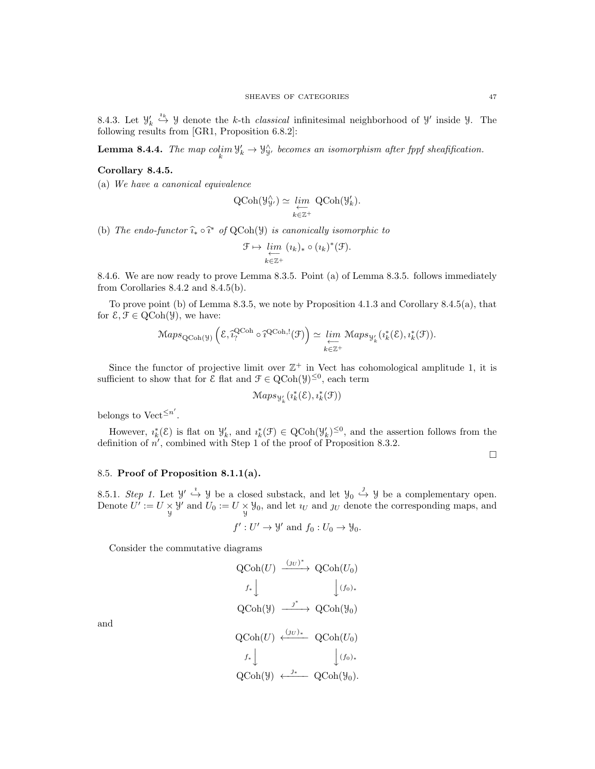8.4.3. Let $\mathcal{Y}'_k \overset{\imath_k}{\hookrightarrow} \mathcal{Y}$ denote the $k$-th *classical* infinitesimal neighborhood of $\mathcal{Y}'$ inside $\mathcal{Y}$. The following results from [GR1, Proposition 6.8.2]:

**Lemma 8.4.4.** *The map* $\underset{k}{colim}\, \mathcal{Y}'_k \to \mathcal{Y}^\wedge_{\mathcal{Y}'}$ *becomes an isomorphism after fppf sheafification.*

**Corollary 8.4.5.**

(a) *We have a canonical equivalence*

$$\mathrm{QCoh}(\mathcal{Y}^\wedge_{\mathcal{Y}'}) \simeq \underset{k \in \mathbb{Z}^+}{\underset{\longleftarrow}{lim}}\ \mathrm{QCoh}(\mathcal{Y}'_k).$$

(b) *The endo-functor* $\widehat{\imath}_* \circ \widehat{\imath}^*$ *of* $\mathrm{QCoh}(\mathcal{Y})$ *is canonically isomorphic to*

$$\mathcal{F} \mapsto \underset{k \in \mathbb{Z}^+}{\underset{\longleftarrow}{lim}}\ (\imath_k)_* \circ (\imath_k)^*(\mathcal{F}).$$

8.4.6. We are now ready to prove Lemma 8.3.5. Point (a) of Lemma 8.3.5. follows immediately from Corollaries 8.4.2 and 8.4.5(b).

To prove point (b) of Lemma 8.3.5, we note by Proposition 4.1.3 and Corollary 8.4.5(a), that for $\mathcal{E}, \mathcal{F} \in \mathrm{QCoh}(\mathcal{Y})$, we have:

$$\mathcal{M}aps_{\mathrm{QCoh}(\mathcal{Y})}\left(\mathcal{E}, \widehat{\imath}^{\mathrm{QCoh}}_? \circ \widehat{\imath}^{\mathrm{QCoh},!}(\mathcal{F})\right) \simeq \underset{k \in \mathbb{Z}^+}{\underset{\longleftarrow}{lim}}\ \mathcal{M}aps_{\mathcal{Y}'_k}(\imath_k^*(\mathcal{E}), \imath_k^*(\mathcal{F})).$$

Since the functor of projective limit over $\mathbb{Z}^+$ in Vect has cohomological amplitude 1, it is sufficient to show that for $\mathcal{E}$ flat and $\mathcal{F} \in \mathrm{QCoh}(\mathcal{Y})^{\leq 0}$, each term

$$\mathcal{M}aps_{\mathcal{Y}'_k}(\imath_k^*(\mathcal{E}), \imath_k^*(\mathcal{F}))$$

belongs to $\mathrm{Vect}^{\leq n'}$.

However, $\imath_k^*(\mathcal{E})$ is flat on $\mathcal{Y}'_k$, and $\imath_k^*(\mathcal{F}) \in \mathrm{QCoh}(\mathcal{Y}'_k)^{\leq 0}$, and the assertion follows from the definition of $n'$, combined with Step 1 of the proof of Proposition 8.3.2.

□

## 8.5. Proof of Proposition 8.1.1(a).

8.5.1. *Step 1.* Let $\mathcal{Y}' \overset{\imath}{\hookrightarrow} \mathcal{Y}$ be a closed substack, and let $\mathcal{Y}_0 \overset{\jmath}{\hookrightarrow} \mathcal{Y}$ be a complementary open. Denote $U' := U \underset{\mathcal{Y}}{\times} \mathcal{Y}'$ and $U_0 := U \underset{\mathcal{Y}}{\times} \mathcal{Y}_0$, and let $\imath_U$ and $\jmath_U$ denote the corresponding maps, and

$$f' : U' \to \mathcal{Y}' \text{ and } f_0 : U_0 \to \mathcal{Y}_0.$$

Consider the commutative diagrams

$$\begin{array}{ccc} \mathrm{QCoh}(U) & \xrightarrow{(\jmath_U)^*} & \mathrm{QCoh}(U_0) \\ {\scriptstyle f_*}\downarrow & & \downarrow{\scriptstyle (f_0)_*} \\ \mathrm{QCoh}(\mathcal{Y}) & \xrightarrow{\jmath^*} & \mathrm{QCoh}(\mathcal{Y}_0) \end{array}$$

and

$$\begin{array}{ccc} \mathrm{QCoh}(U) & \xleftarrow{(\jmath_U)_*} & \mathrm{QCoh}(U_0) \\ {\scriptstyle f_*}\downarrow & & \downarrow{\scriptstyle (f_0)_*} \\ \mathrm{QCoh}(\mathcal{Y}) & \xleftarrow{\jmath_*} & \mathrm{QCoh}(\mathcal{Y}_0). \end{array}$$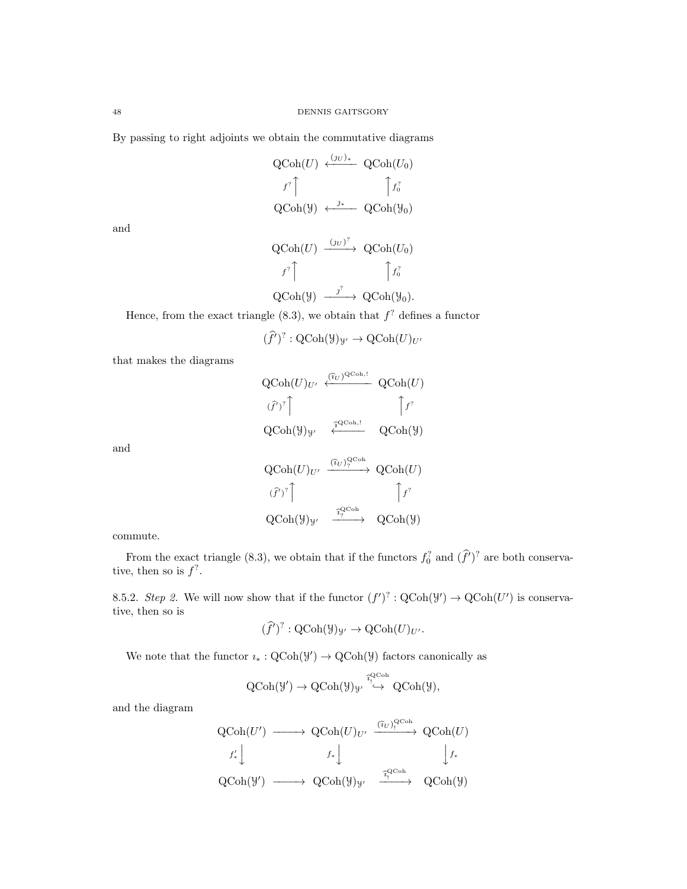By passing to right adjoints we obtain the commutative diagrams

$$
\begin{array}{ccc}
\mathrm{QCoh}(U) & \xleftarrow{(\jmath_U)_*} & \mathrm{QCoh}(U_0) \\
{\scriptstyle f^?}\uparrow & & \uparrow{\scriptstyle f_0^?} \\
\mathrm{QCoh}(\mathcal{Y}) & \xleftarrow{\jmath_*} & \mathrm{QCoh}(\mathcal{Y}_0)
\end{array}
$$

and

$$
\begin{array}{ccc}
\mathrm{QCoh}(U) & \xrightarrow{(\jmath_U)^?} & \mathrm{QCoh}(U_0) \\
{\scriptstyle f^?}\uparrow & & \uparrow{\scriptstyle f_0^?} \\
\mathrm{QCoh}(\mathcal{Y}) & \xrightarrow{\jmath^?} & \mathrm{QCoh}(\mathcal{Y}_0).
\end{array}
$$

Hence, from the exact triangle (8.3), we obtain that $f^?$ defines a functor

$$(\widehat{f}')^? : \mathrm{QCoh}(\mathcal{Y})_{\mathcal{Y}'} \to \mathrm{QCoh}(U)_{U'}$$

that makes the diagrams

$$
\begin{array}{ccc}
\mathrm{QCoh}(U)_{U'} & \xleftarrow{(\widehat{\imath}_U)^{\mathrm{QCoh},!}} & \mathrm{QCoh}(U) \\
{\scriptstyle (\widehat{f}')^?}\uparrow & & \uparrow{\scriptstyle f^?} \\
\mathrm{QCoh}(\mathcal{Y})_{\mathcal{Y}'} & \xleftarrow{\widehat{\imath}^{\mathrm{QCoh},!}} & \mathrm{QCoh}(\mathcal{Y})
\end{array}
$$

and

$$
\begin{array}{ccc}
\mathrm{QCoh}(U)_{U'} & \xrightarrow{(\widehat{\imath}_U)_?^{\mathrm{QCoh}}} & \mathrm{QCoh}(U) \\
{\scriptstyle (\widehat{f}')^?}\uparrow & & \uparrow{\scriptstyle f^?} \\
\mathrm{QCoh}(\mathcal{Y})_{\mathcal{Y}'} & \xrightarrow{\widehat{\imath}_?^{\mathrm{QCoh}}} & \mathrm{QCoh}(\mathcal{Y})
\end{array}
$$

commute.

From the exact triangle (8.3), we obtain that if the functors $f_0^?$ and $(\widehat{f}')^?$ are both conservative, then so is $f^?$.

8.5.2. *Step 2.* We will now show that if the functor $(f')^? : \mathrm{QCoh}(\mathcal{Y}') \to \mathrm{QCoh}(U')$ is conservative, then so is

$$(\widehat{f}')^? : \mathrm{QCoh}(\mathcal{Y})_{\mathcal{Y}'} \to \mathrm{QCoh}(U)_{U'}.$$

We note that the functor $\imath_* : \mathrm{QCoh}(\mathcal{Y}') \to \mathrm{QCoh}(\mathcal{Y})$ factors canonically as

$$\mathrm{QCoh}(\mathcal{Y}') \to \mathrm{QCoh}(\mathcal{Y})_{\mathcal{Y}'} \overset{\widehat{\imath}_!^{\mathrm{QCoh}}}{\hookrightarrow} \mathrm{QCoh}(\mathcal{Y}),$$

and the diagram

$$
\begin{array}{ccccc}
\mathrm{QCoh}(U') & \longrightarrow & \mathrm{QCoh}(U)_{U'} & \xrightarrow{(\widehat{\imath}_U)_!^{\mathrm{QCoh}}} & \mathrm{QCoh}(U) \\
{\scriptstyle f'_*}\downarrow & & {\scriptstyle f_*}\downarrow & & \downarrow{\scriptstyle f_*} \\
\mathrm{QCoh}(\mathcal{Y}') & \longrightarrow & \mathrm{QCoh}(\mathcal{Y})_{\mathcal{Y}'} & \xrightarrow{\widehat{\imath}_!^{\mathrm{QCoh}}} & \mathrm{QCoh}(\mathcal{Y})
\end{array}
$$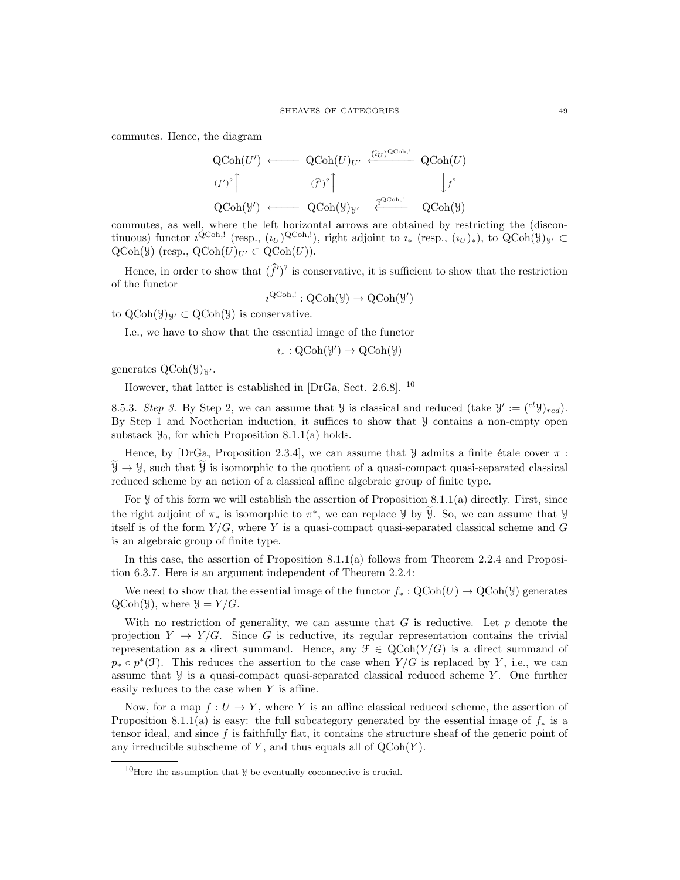commutes. Hence, the diagram

$$
\begin{array}{ccccc}
\mathrm{QCoh}(U') & \longleftarrow & \mathrm{QCoh}(U)_{U'} & \xleftarrow{(\widehat{\imath}_U)^{\mathrm{QCoh},!}} & \mathrm{QCoh}(U) \\
{\scriptstyle (f')^?}\uparrow & & {\scriptstyle (\widehat{f}')^?}\uparrow & & \downarrow{\scriptstyle f^?} \\
\mathrm{QCoh}(\mathcal{Y}') & \longleftarrow & \mathrm{QCoh}(\mathcal{Y})_{\mathcal{Y}'} & \xleftarrow{\widehat{\imath}^{\mathrm{QCoh},!}} & \mathrm{QCoh}(\mathcal{Y})
\end{array}
$$

commutes, as well, where the left horizontal arrows are obtained by restricting the (discontinuous) functor $\imath^{\mathrm{QCoh},!}$ (resp., $(\imath_U)^{\mathrm{QCoh},!}$), right adjoint to $\imath_*$ (resp., $(\imath_U)_*$), to $\mathrm{QCoh}(\mathcal{Y})_{\mathcal{Y}'} \subset \mathrm{QCoh}(\mathcal{Y})$ (resp., $\mathrm{QCoh}(U)_{U'} \subset \mathrm{QCoh}(U)$).

Hence, in order to show that $(\widehat{f}')^?$ is conservative, it is sufficient to show that the restriction of the functor

$$\imath^{\mathrm{QCoh},!} : \mathrm{QCoh}(\mathcal{Y}) \to \mathrm{QCoh}(\mathcal{Y}')$$

to $\mathrm{QCoh}(\mathcal{Y})_{\mathcal{Y}'} \subset \mathrm{QCoh}(\mathcal{Y})$ is conservative.

I.e., we have to show that the essential image of the functor

$$\imath_* : \mathrm{QCoh}(\mathcal{Y}') \to \mathrm{QCoh}(\mathcal{Y})$$

generates $\mathrm{QCoh}(\mathcal{Y})_{\mathcal{Y}'}$.

However, that latter is established in [DrGa, Sect. 2.6.8]. [10]

8.5.3. *Step 3.* By Step 2, we can assume that $\mathcal{Y}$ is classical and reduced (take $\mathcal{Y}' := ({}^{cl}\mathcal{Y})_{red}$). By Step 1 and Noetherian induction, it suffices to show that $\mathcal{Y}$ contains a non-empty open substack $\mathcal{Y}_0$, for which Proposition 8.1.1(a) holds.

Hence, by [DrGa, Proposition 2.3.4], we can assume that $\mathcal{Y}$ admits a finite étale cover $\pi : \widetilde{\mathcal{Y}} \to \mathcal{Y}$, such that $\widetilde{\mathcal{Y}}$ is isomorphic to the quotient of a quasi-compact quasi-separated classical reduced scheme by an action of a classical affine algebraic group of finite type.

For $\mathcal{Y}$ of this form we will establish the assertion of Proposition 8.1.1(a) directly. First, since the right adjoint of $\pi_*$ is isomorphic to $\pi^*$, we can replace $\mathcal{Y}$ by $\widetilde{\mathcal{Y}}$. So, we can assume that $\mathcal{Y}$ itself is of the form $Y/G$, where $Y$ is a quasi-compact quasi-separated classical scheme and $G$ is an algebraic group of finite type.

In this case, the assertion of Proposition 8.1.1(a) follows from Theorem 2.2.4 and Proposition 6.3.7. Here is an argument independent of Theorem 2.2.4:

We need to show that the essential image of the functor $f_* : \mathrm{QCoh}(U) \to \mathrm{QCoh}(\mathcal{Y})$ generates $\mathrm{QCoh}(\mathcal{Y})$, where $\mathcal{Y} = Y/G$.

With no restriction of generality, we can assume that $G$ is reductive. Let $p$ denote the projection $Y \to Y/G$. Since $G$ is reductive, its regular representation contains the trivial representation as a direct summand. Hence, any $\mathcal{F} \in \mathrm{QCoh}(Y/G)$ is a direct summand of $p_* \circ p^*(\mathcal{F})$. This reduces the assertion to the case when $Y/G$ is replaced by $Y$, i.e., we can assume that $\mathcal{Y}$ is a quasi-compact quasi-separated classical reduced scheme $Y$. One further easily reduces to the case when $Y$ is affine.

Now, for a map $f : U \to Y$, where $Y$ is an affine classical reduced scheme, the assertion of Proposition 8.1.1(a) is easy: the full subcategory generated by the essential image of $f_*$ is a tensor ideal, and since $f$ is faithfully flat, it contains the structure sheaf of the generic point of any irreducible subscheme of $Y$, and thus equals all of $\mathrm{QCoh}(Y)$.

---

[10] Here the assumption that $\mathcal{Y}$ be eventually coconnective is crucial.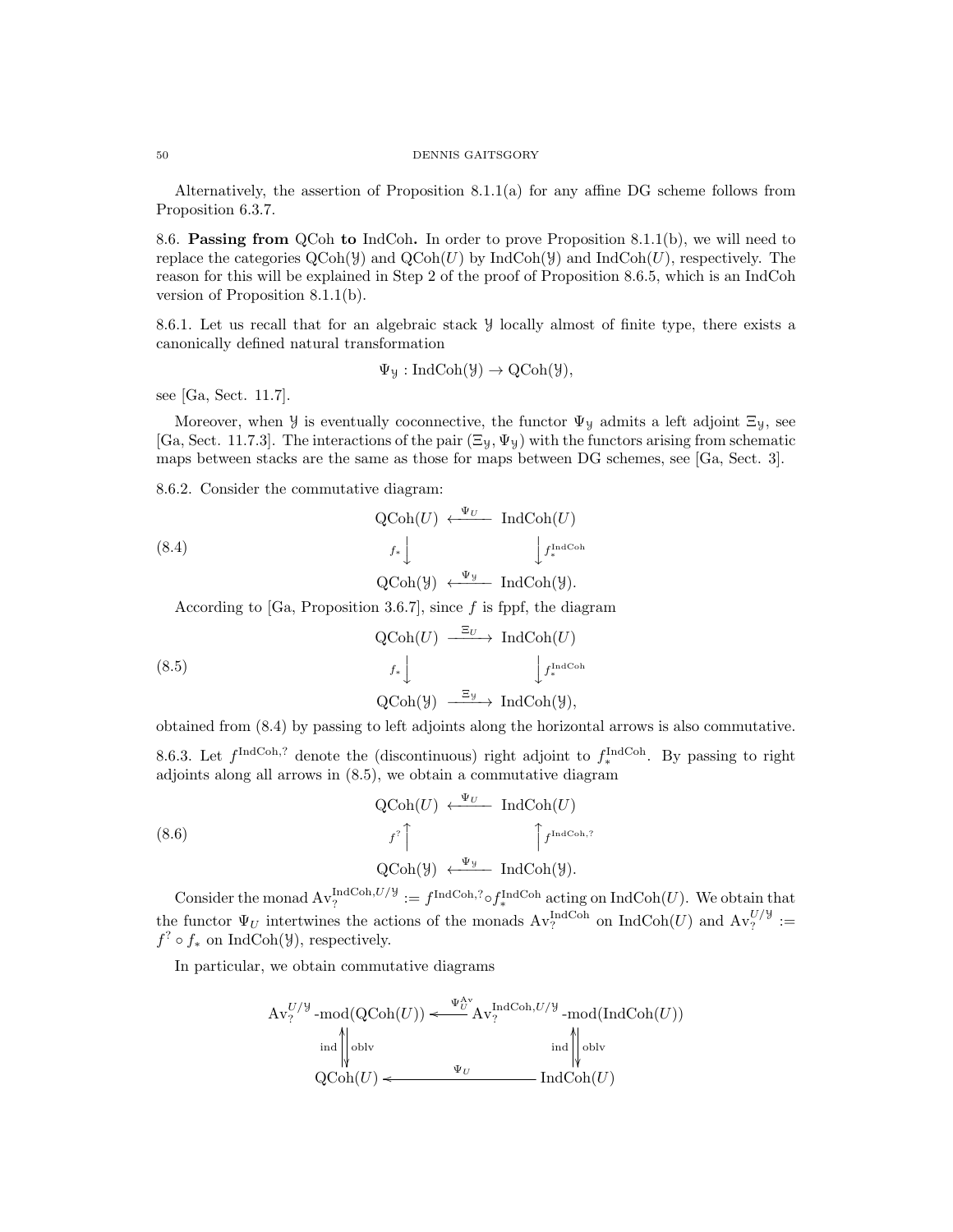Alternatively, the assertion of Proposition 8.1.1(a) for any affine DG scheme follows from Proposition 6.3.7.

## 8.6. **Passing from** QCoh **to** IndCoh.

In order to prove Proposition 8.1.1(b), we will need to replace the categories $\mathrm{QCoh}(\mathcal{Y})$ and $\mathrm{QCoh}(U)$ by $\mathrm{IndCoh}(\mathcal{Y})$ and $\mathrm{IndCoh}(U)$, respectively. The reason for this will be explained in Step 2 of the proof of Proposition 8.6.5, which is an IndCoh version of Proposition 8.1.1(b).

8.6.1. Let us recall that for an algebraic stack $\mathcal{Y}$ locally almost of finite type, there exists a canonically defined natural transformation

$$\Psi_{\mathcal{Y}} : \mathrm{IndCoh}(\mathcal{Y}) \to \mathrm{QCoh}(\mathcal{Y}),$$

see [Ga, Sect. 11.7].

Moreover, when $\mathcal{Y}$ is eventually coconnective, the functor $\Psi_{\mathcal{Y}}$ admits a left adjoint $\Xi_{\mathcal{Y}}$, see [Ga, Sect. 11.7.3]. The interactions of the pair $(\Xi_{\mathcal{Y}}, \Psi_{\mathcal{Y}})$ with the functors arising from schematic maps between stacks are the same as those for maps between DG schemes, see [Ga, Sect. 3].

8.6.2. Consider the commutative diagram:

$$\begin{array}{ccc} \mathrm{QCoh}(U) & \xleftarrow{\Psi_U} & \mathrm{IndCoh}(U) \\ {\scriptstyle f_*}\big\downarrow & & \big\downarrow{\scriptstyle f_*^{\mathrm{IndCoh}}} \\ \mathrm{QCoh}(\mathcal{Y}) & \xleftarrow{\Psi_{\mathcal{Y}}} & \mathrm{IndCoh}(\mathcal{Y}). \end{array} \tag{8.4}$$

According to [Ga, Proposition 3.6.7], since $f$ is fppf, the diagram

$$\begin{array}{ccc} \mathrm{QCoh}(U) & \xrightarrow{\Xi_U} & \mathrm{IndCoh}(U) \\ {\scriptstyle f_*}\big\downarrow & & \big\downarrow{\scriptstyle f_*^{\mathrm{IndCoh}}} \\ \mathrm{QCoh}(\mathcal{Y}) & \xrightarrow{\Xi_{\mathcal{Y}}} & \mathrm{IndCoh}(\mathcal{Y}), \end{array} \tag{8.5}$$

obtained from (8.4) by passing to left adjoints along the horizontal arrows is also commutative.

8.6.3. Let $f^{\mathrm{IndCoh},?}$ denote the (discontinuous) right adjoint to $f_*^{\mathrm{IndCoh}}$. By passing to right adjoints along all arrows in (8.5), we obtain a commutative diagram

$$\begin{array}{ccc} \mathrm{QCoh}(U) & \xleftarrow{\Psi_U} & \mathrm{IndCoh}(U) \\ {\scriptstyle f^?}\big\uparrow & & \big\uparrow{\scriptstyle f^{\mathrm{IndCoh},?}} \\ \mathrm{QCoh}(\mathcal{Y}) & \xleftarrow{\Psi_{\mathcal{Y}}} & \mathrm{IndCoh}(\mathcal{Y}). \end{array} \tag{8.6}$$

Consider the monad $\mathrm{Av}_?^{\mathrm{IndCoh},U/\mathcal{Y}} := f^{\mathrm{IndCoh},?} \circ f_*^{\mathrm{IndCoh}}$ acting on $\mathrm{IndCoh}(U)$. We obtain that the functor $\Psi_U$ intertwines the actions of the monads $\mathrm{Av}_?^{\mathrm{IndCoh}}$ on $\mathrm{IndCoh}(U)$ and $\mathrm{Av}_?^{U/\mathcal{Y}} := f^? \circ f_*$ on $\mathrm{IndCoh}(\mathcal{Y})$, respectively.

In particular, we obtain commutative diagrams

$$\begin{array}{ccc} \mathrm{Av}_?^{U/\mathcal{Y}}\text{-mod}(\mathrm{QCoh}(U)) & \xleftarrow{\Psi_U^{\mathrm{Av}}} & \mathrm{Av}_?^{\mathrm{IndCoh},U/\mathcal{Y}}\text{-mod}(\mathrm{IndCoh}(U)) \\ {\scriptstyle \mathrm{ind}}\big\uparrow\big\downarrow{\scriptstyle \mathrm{oblv}} & & {\scriptstyle \mathrm{ind}}\big\uparrow\big\downarrow{\scriptstyle \mathrm{oblv}} \\ \mathrm{QCoh}(U) & \xleftarrow{\Psi_U} & \mathrm{IndCoh}(U) \end{array}$$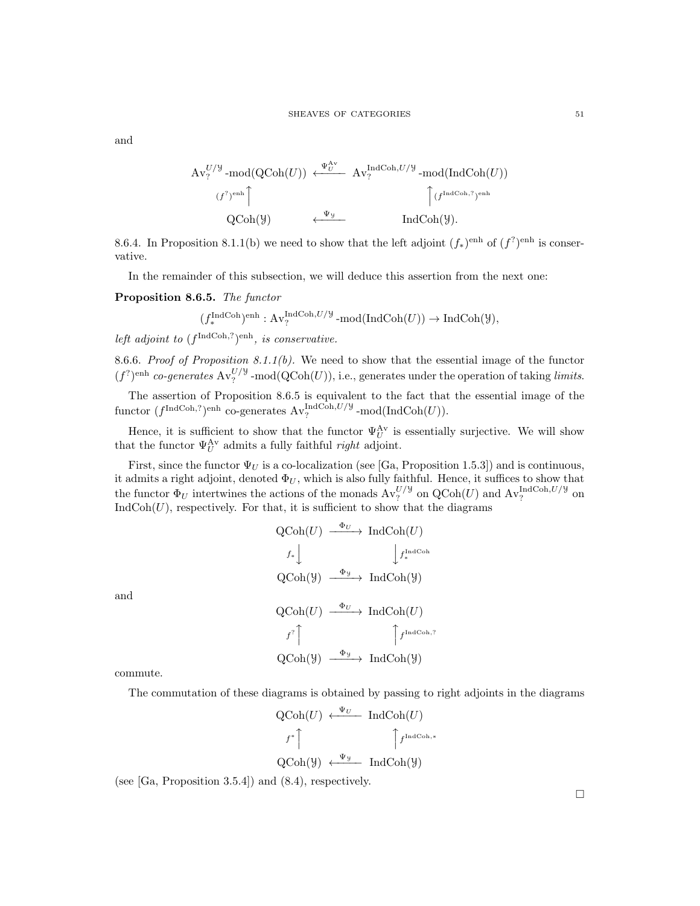and

$$
\begin{array}{ccc}
\mathrm{Av}_?^{U/\mathcal{Y}}\text{-mod}(\mathrm{QCoh}(U)) & \xleftarrow{\Psi_U^{\mathrm{Av}}} & \mathrm{Av}_?^{\mathrm{IndCoh},U/\mathcal{Y}}\text{-mod}(\mathrm{IndCoh}(U)) \\
{\scriptstyle (f^?)^{\mathrm{enh}}}\Big\uparrow & & \Big\uparrow{\scriptstyle (f^{\mathrm{IndCoh},?})^{\mathrm{enh}}} \\
\mathrm{QCoh}(\mathcal{Y}) & \xleftarrow{\Psi_{\mathcal{Y}}} & \mathrm{IndCoh}(\mathcal{Y}).
\end{array}
$$

8.6.4. In Proposition 8.1.1(b) we need to show that the left adjoint $(f_*)^{\mathrm{enh}}$ of $(f^?)^{\mathrm{enh}}$ is conservative.

In the remainder of this subsection, we will deduce this assertion from the next one:

**Proposition 8.6.5.** *The functor*

$$(f_*^{\mathrm{IndCoh}})^{\mathrm{enh}} : \mathrm{Av}_?^{\mathrm{IndCoh},U/\mathcal{Y}}\text{-mod}(\mathrm{IndCoh}(U)) \to \mathrm{IndCoh}(\mathcal{Y}),$$

*left adjoint to* $(f^{\mathrm{IndCoh},?})^{\mathrm{enh}}$, *is conservative.*

8.6.6. *Proof of Proposition 8.1.1(b).* We need to show that the essential image of the functor $(f^?)^{\mathrm{enh}}$ *co-generates* $\mathrm{Av}_?^{U/\mathcal{Y}}\text{-mod}(\mathrm{QCoh}(U))$, i.e., generates under the operation of taking *limits*.

The assertion of Proposition 8.6.5 is equivalent to the fact that the essential image of the functor $(f^{\mathrm{IndCoh},?})^{\mathrm{enh}}$ co-generates $\mathrm{Av}_?^{\mathrm{IndCoh},U/\mathcal{Y}}\text{-mod}(\mathrm{IndCoh}(U))$.

Hence, it is sufficient to show that the functor $\Psi_U^{\mathrm{Av}}$ is essentially surjective. We will show that the functor $\Psi_U^{\mathrm{Av}}$ admits a fully faithful *right* adjoint.

First, since the functor $\Psi_U$ is a co-localization (see [Ga, Proposition 1.5.3]) and is continuous, it admits a right adjoint, denoted $\Phi_U$, which is also fully faithful. Hence, it suffices to show that the functor $\Phi_U$ intertwines the actions of the monads $\mathrm{Av}_?^{U/\mathcal{Y}}$ on $\mathrm{QCoh}(U)$ and $\mathrm{Av}_?^{\mathrm{IndCoh},U/\mathcal{Y}}$ on $\mathrm{IndCoh}(U)$, respectively. For that, it is sufficient to show that the diagrams

$$
\begin{array}{ccc}
\mathrm{QCoh}(U) & \xrightarrow{\Phi_U} & \mathrm{IndCoh}(U) \\
{\scriptstyle f_*}\Big\downarrow & & \Big\downarrow{\scriptstyle f_*^{\mathrm{IndCoh}}} \\
\mathrm{QCoh}(\mathcal{Y}) & \xrightarrow{\Phi_{\mathcal{Y}}} & \mathrm{IndCoh}(\mathcal{Y})
\end{array}
$$

and

$$
\begin{array}{ccc}
\mathrm{QCoh}(U) & \xrightarrow{\Phi_U} & \mathrm{IndCoh}(U) \\
{\scriptstyle f^?}\Big\uparrow & & \Big\uparrow{\scriptstyle f^{\mathrm{IndCoh},?}} \\
\mathrm{QCoh}(\mathcal{Y}) & \xrightarrow{\Phi_{\mathcal{Y}}} & \mathrm{IndCoh}(\mathcal{Y})
\end{array}
$$

commute.

The commutation of these diagrams is obtained by passing to right adjoints in the diagrams

$$
\begin{array}{ccc}
\mathrm{QCoh}(U) & \xleftarrow{\Psi_U} & \mathrm{IndCoh}(U) \\
{\scriptstyle f^*}\Big\uparrow & & \Big\uparrow{\scriptstyle f^{\mathrm{IndCoh},*}} \\
\mathrm{QCoh}(\mathcal{Y}) & \xleftarrow{\Psi_{\mathcal{Y}}} & \mathrm{IndCoh}(\mathcal{Y})
\end{array}
$$

(see [Ga, Proposition 3.5.4]) and (8.4), respectively.

□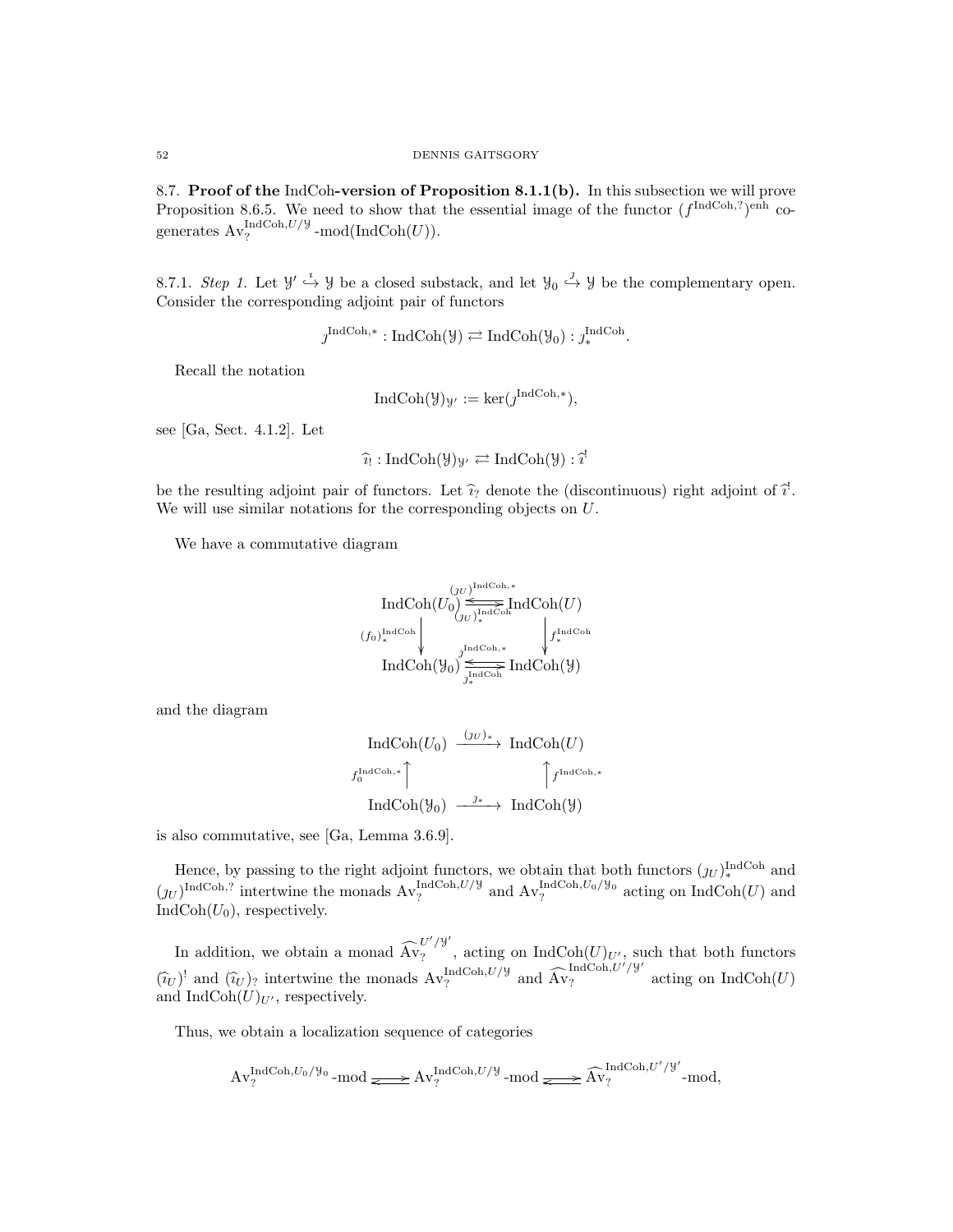## 8.7. Proof of the IndCoh-version of Proposition 8.1.1(b).

In this subsection we will prove Proposition 8.6.5. We need to show that the essential image of the functor $(f^{\mathrm{IndCoh},?})^{\mathrm{enh}}$ co-generates $\mathrm{Av}_?^{\mathrm{IndCoh},U/\mathcal{Y}}\text{-mod}(\mathrm{IndCoh}(U))$.

8.7.1. *Step 1.* Let $\mathcal{Y}' \overset{\imath}{\hookrightarrow} \mathcal{Y}$ be a closed substack, and let $\mathcal{Y}_0 \overset{\jmath}{\hookrightarrow} \mathcal{Y}$ be the complementary open. Consider the corresponding adjoint pair of functors

$$\jmath^{\mathrm{IndCoh},*} : \mathrm{IndCoh}(\mathcal{Y}) \rightleftarrows \mathrm{IndCoh}(\mathcal{Y}_0) : \jmath_*^{\mathrm{IndCoh}}.$$

Recall the notation

$$\mathrm{IndCoh}(\mathcal{Y})_{\mathcal{Y}'} := \ker(\jmath^{\mathrm{IndCoh},*}),$$

see [Ga, Sect. 4.1.2]. Let

$$\widehat{\imath}_! : \mathrm{IndCoh}(\mathcal{Y})_{\mathcal{Y}'} \rightleftarrows \mathrm{IndCoh}(\mathcal{Y}) : \widehat{\imath}^!$$

be the resulting adjoint pair of functors. Let $\widehat{\imath}_?$ denote the (discontinuous) right adjoint of $\widehat{\imath}^!$. We will use similar notations for the corresponding objects on $U$.

We have a commutative diagram

$$\begin{array}{ccc}
\mathrm{IndCoh}(U_0) & \overset{(\jmath_U)^{\mathrm{IndCoh},*}}{\underset{(\jmath_U)_*^{\mathrm{IndCoh}}}{\leftrightarrows}} & \mathrm{IndCoh}(U) \\
{\scriptstyle (f_0)_*^{\mathrm{IndCoh}}}\downarrow & & \downarrow{\scriptstyle f_*^{\mathrm{IndCoh}}} \\
\mathrm{IndCoh}(\mathcal{Y}_0) & \overset{\jmath^{\mathrm{IndCoh},*}}{\underset{\jmath_*^{\mathrm{IndCoh}}}{\leftrightarrows}} & \mathrm{IndCoh}(\mathcal{Y})
\end{array}$$

and the diagram

$$\begin{array}{ccc}
\mathrm{IndCoh}(U_0) & \xrightarrow{(\jmath_U)_*} & \mathrm{IndCoh}(U) \\
{\scriptstyle f_0^{\mathrm{IndCoh},*}}\uparrow & & \uparrow{\scriptstyle f^{\mathrm{IndCoh},*}} \\
\mathrm{IndCoh}(\mathcal{Y}_0) & \xrightarrow{\jmath_*} & \mathrm{IndCoh}(\mathcal{Y})
\end{array}$$

is also commutative, see [Ga, Lemma 3.6.9].

Hence, by passing to the right adjoint functors, we obtain that both functors $(\jmath_U)_*^{\mathrm{IndCoh}}$ and $(\jmath_U)^{\mathrm{IndCoh},?}$ intertwine the monads $\mathrm{Av}_?^{\mathrm{IndCoh},U/\mathcal{Y}}$ and $\mathrm{Av}_?^{\mathrm{IndCoh},U_0/\mathcal{Y}_0}$ acting on $\mathrm{IndCoh}(U)$ and $\mathrm{IndCoh}(U_0)$, respectively.

In addition, we obtain a monad $\widehat{\mathrm{Av}}_?^{U'/\mathcal{Y}'}$, acting on $\mathrm{IndCoh}(U)_{U'}$, such that both functors $(\widehat{\imath}_U)^!$ and $(\widehat{\imath}_U)_?$ intertwine the monads $\mathrm{Av}_?^{\mathrm{IndCoh},U/\mathcal{Y}}$ and $\widehat{\mathrm{Av}}_?^{\mathrm{IndCoh},U'/\mathcal{Y}'}$ acting on $\mathrm{IndCoh}(U)$ and $\mathrm{IndCoh}(U)_{U'}$, respectively.

Thus, we obtain a localization sequence of categories

$$\mathrm{Av}_?^{\mathrm{IndCoh},U_0/\mathcal{Y}_0}\text{-mod} \rightleftarrows \mathrm{Av}_?^{\mathrm{IndCoh},U/\mathcal{Y}}\text{-mod} \rightleftarrows \widehat{\mathrm{Av}}_?^{\mathrm{IndCoh},U'/\mathcal{Y}'}\text{-mod},$$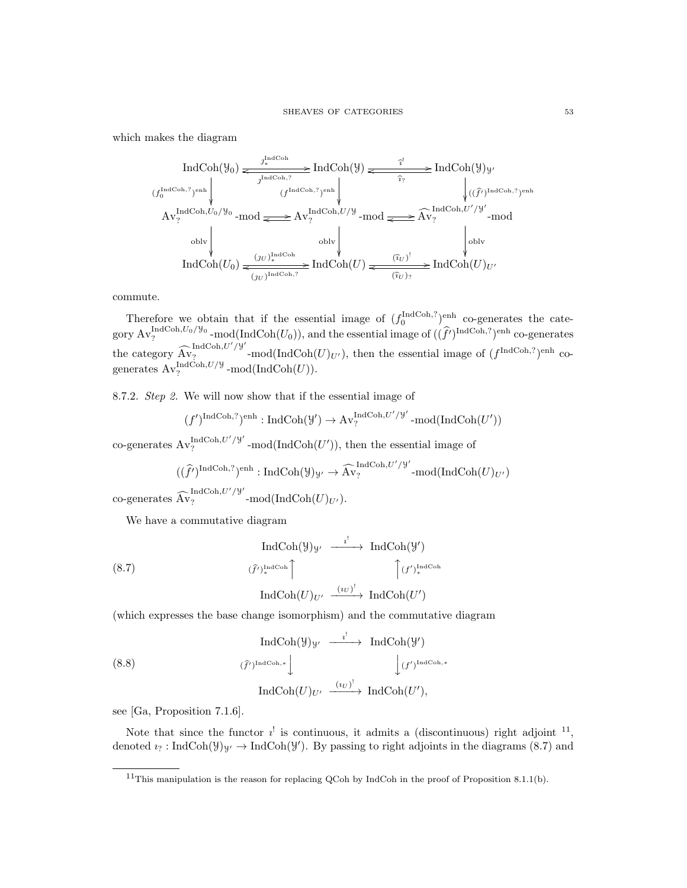which makes the diagram

$$
\begin{array}{ccccc}
\mathrm{IndCoh}(\mathcal{Y}_0) & \underset{\jmath^{\mathrm{IndCoh},?}}{\overset{\jmath_*^{\mathrm{IndCoh}}}{\rightleftarrows}} & \mathrm{IndCoh}(\mathcal{Y}) & \underset{\widehat{\imath}_?}{\overset{\widehat{\imath}^!}{\rightleftarrows}} & \mathrm{IndCoh}(\mathcal{Y})_{\mathcal{Y}'} \\
\downarrow {\scriptstyle (f_0^{\mathrm{IndCoh},?})^{\mathrm{enh}}} & & \downarrow {\scriptstyle (f^{\mathrm{IndCoh},?})^{\mathrm{enh}}} & & \downarrow {\scriptstyle ((\widehat{f}')^{\mathrm{IndCoh},?})^{\mathrm{enh}}} \\
\mathrm{Av}_?^{\mathrm{IndCoh},U_0/\mathcal{Y}_0}\text{-mod} & \rightleftarrows & \mathrm{Av}_?^{\mathrm{IndCoh},U/\mathcal{Y}}\text{-mod} & \rightleftarrows & \widehat{\mathrm{Av}}_?^{\mathrm{IndCoh},U'/\mathcal{Y}'}\text{-mod} \\
\downarrow {\scriptstyle \mathrm{oblv}} & & \downarrow {\scriptstyle \mathrm{oblv}} & & \downarrow {\scriptstyle \mathrm{oblv}} \\
\mathrm{IndCoh}(U_0) & \underset{(\jmath_U)^{\mathrm{IndCoh},?}}{\overset{(\jmath_U)_*^{\mathrm{IndCoh}}}{\rightleftarrows}} & \mathrm{IndCoh}(U) & \underset{(\widehat{\imath}_U)_?}{\overset{(\widehat{\imath}_U)^!}{\rightleftarrows}} & \mathrm{IndCoh}(U)_{U'}
\end{array}
$$

commute.

Therefore we obtain that if the essential image of $(f_0^{\mathrm{IndCoh},?})^{\mathrm{enh}}$ co-generates the category $\mathrm{Av}_?^{\mathrm{IndCoh},U_0/\mathcal{Y}_0}\text{-mod}(\mathrm{IndCoh}(U_0))$, and the essential image of $((\widehat{f}')^{\mathrm{IndCoh},?})^{\mathrm{enh}}$ co-generates the category $\widehat{\mathrm{Av}}_?^{\mathrm{IndCoh},U'/\mathcal{Y}'}\text{-mod}(\mathrm{IndCoh}(U)_{U'})$, then the essential image of $(f^{\mathrm{IndCoh},?})^{\mathrm{enh}}$ co-generates $\mathrm{Av}_?^{\mathrm{IndCoh},U/\mathcal{Y}}\text{-mod}(\mathrm{IndCoh}(U))$.

8.7.2. *Step 2.* We will now show that if the essential image of

$$(f')^{\mathrm{IndCoh},?})^{\mathrm{enh}} : \mathrm{IndCoh}(\mathcal{Y}') \to \mathrm{Av}_?^{\mathrm{IndCoh},U'/\mathcal{Y}'}\text{-mod}(\mathrm{IndCoh}(U'))$$

co-generates $\mathrm{Av}_?^{\mathrm{IndCoh},U'/\mathcal{Y}'}\text{-mod}(\mathrm{IndCoh}(U'))$, then the essential image of

$$((\widehat{f}')^{\mathrm{IndCoh},?})^{\mathrm{enh}} : \mathrm{IndCoh}(\mathcal{Y})_{\mathcal{Y}'} \to \widehat{\mathrm{Av}}_?^{\mathrm{IndCoh},U'/\mathcal{Y}'}\text{-mod}(\mathrm{IndCoh}(U)_{U'})$$

co-generates $\widehat{\mathrm{Av}}_?^{\mathrm{IndCoh},U'/\mathcal{Y}'}\text{-mod}(\mathrm{IndCoh}(U)_{U'})$.

We have a commutative diagram

$$
\begin{array}{ccc}
\mathrm{IndCoh}(\mathcal{Y})_{\mathcal{Y}'} & \xrightarrow{\imath^!} & \mathrm{IndCoh}(\mathcal{Y}') \\
{\scriptstyle (\widehat{f}')_*^{\mathrm{IndCoh}}} \uparrow & & \uparrow {\scriptstyle (f')_*^{\mathrm{IndCoh}}} \\
\mathrm{IndCoh}(U)_{U'} & \xrightarrow{(\imath_U)^!} & \mathrm{IndCoh}(U')
\end{array}
\tag{8.7}
$$

(which expresses the base change isomorphism) and the commutative diagram

$$
\begin{array}{ccc}
\mathrm{IndCoh}(\mathcal{Y})_{\mathcal{Y}'} & \xrightarrow{\imath^!} & \mathrm{IndCoh}(\mathcal{Y}') \\
{\scriptstyle (\widehat{f}')^{\mathrm{IndCoh},*}} \downarrow & & \downarrow {\scriptstyle (f')^{\mathrm{IndCoh},*}} \\
\mathrm{IndCoh}(U)_{U'} & \xrightarrow{(\imath_U)^!} & \mathrm{IndCoh}(U'),
\end{array}
\tag{8.8}
$$

see [Ga, Proposition 7.1.6].

Note that since the functor $\imath^!$ is continuous, it admits a (discontinuous) right adjoint [11], denoted $\imath_? : \mathrm{IndCoh}(\mathcal{Y})_{\mathcal{Y}'} \to \mathrm{IndCoh}(\mathcal{Y}')$. By passing to right adjoints in the diagrams (8.7) and

[11] This manipulation is the reason for replacing QCoh by IndCoh in the proof of Proposition 8.1.1(b).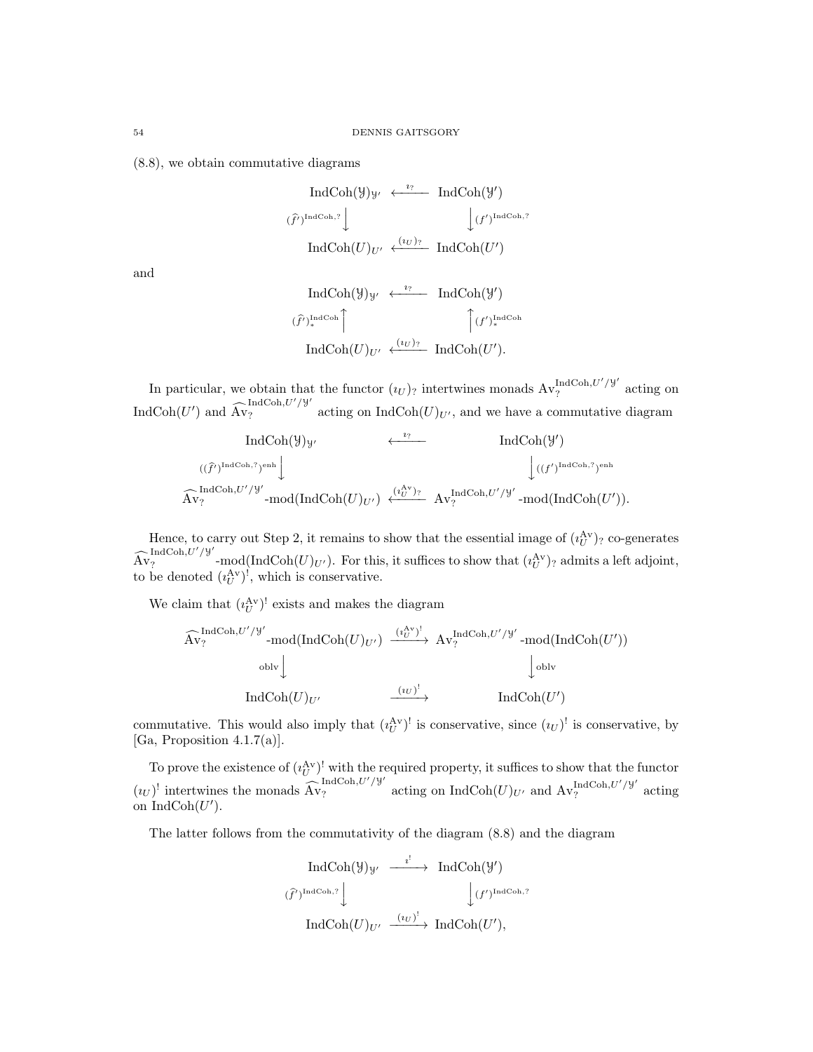(8.8), we obtain commutative diagrams

$$
\begin{array}{ccc}
\operatorname{IndCoh}(\mathcal{Y})_{\mathcal{Y}'} & \xleftarrow{\imath_?} & \operatorname{IndCoh}(\mathcal{Y}') \\
{\scriptstyle (\widehat{f}')^{\operatorname{IndCoh},?}}\big\downarrow & & \big\downarrow{\scriptstyle (f')^{\operatorname{IndCoh},?}} \\
\operatorname{IndCoh}(U)_{U'} & \xleftarrow{(\imath_U)_?} & \operatorname{IndCoh}(U')
\end{array}
$$

and

$$
\begin{array}{ccc}
\operatorname{IndCoh}(\mathcal{Y})_{\mathcal{Y}'} & \xleftarrow{\imath_?} & \operatorname{IndCoh}(\mathcal{Y}') \\
{\scriptstyle (\widehat{f}')^{\operatorname{IndCoh}}_*}\big\uparrow & & \big\uparrow{\scriptstyle (f')^{\operatorname{IndCoh}}_*} \\
\operatorname{IndCoh}(U)_{U'} & \xleftarrow{(\imath_U)_?} & \operatorname{IndCoh}(U').
\end{array}
$$

In particular, we obtain that the functor $(\imath_U)_?$ intertwines monads $\operatorname{Av}_?^{\operatorname{IndCoh},U'/\mathcal{Y}'}$ acting on $\operatorname{IndCoh}(U')$ and $\widehat{\operatorname{Av}}_?^{\operatorname{IndCoh},U'/\mathcal{Y}'}$ acting on $\operatorname{IndCoh}(U)_{U'}$, and we have a commutative diagram

$$
\begin{array}{ccc}
\operatorname{IndCoh}(\mathcal{Y})_{\mathcal{Y}'} & \xleftarrow{\imath_?} & \operatorname{IndCoh}(\mathcal{Y}') \\
{\scriptstyle ((\widehat{f}')^{\operatorname{IndCoh},?})^{\operatorname{enh}}}\big\downarrow & & \big\downarrow{\scriptstyle ((f')^{\operatorname{IndCoh},?})^{\operatorname{enh}}} \\
\widehat{\operatorname{Av}}_?^{\operatorname{IndCoh},U'/\mathcal{Y}'}\text{-mod}(\operatorname{IndCoh}(U)_{U'}) & \xleftarrow{(\imath_U^{\operatorname{Av}})_?} & \operatorname{Av}_?^{\operatorname{IndCoh},U'/\mathcal{Y}'}\text{-mod}(\operatorname{IndCoh}(U')).
\end{array}
$$

Hence, to carry out Step 2, it remains to show that the essential image of $(\imath_U^{\operatorname{Av}})_?$ co-generates $\widehat{\operatorname{Av}}_?^{\operatorname{IndCoh},U'/\mathcal{Y}'}$-mod$(\operatorname{IndCoh}(U)_{U'})$. For this, it suffices to show that $(\imath_U^{\operatorname{Av}})_?$ admits a left adjoint, to be denoted $(\imath_U^{\operatorname{Av}})^!$, which is conservative.

We claim that $(\imath_U^{\operatorname{Av}})^!$ exists and makes the diagram

$$
\begin{array}{ccc}
\widehat{\operatorname{Av}}_?^{\operatorname{IndCoh},U'/\mathcal{Y}'}\text{-mod}(\operatorname{IndCoh}(U)_{U'}) & \xrightarrow{(\imath_U^{\operatorname{Av}})^!} & \operatorname{Av}_?^{\operatorname{IndCoh},U'/\mathcal{Y}'}\text{-mod}(\operatorname{IndCoh}(U')) \\
{\scriptstyle \operatorname{oblv}}\big\downarrow & & \big\downarrow{\scriptstyle \operatorname{oblv}} \\
\operatorname{IndCoh}(U)_{U'} & \xrightarrow{(\imath_U)^!} & \operatorname{IndCoh}(U')
\end{array}
$$

commutative. This would also imply that $(\imath_U^{\operatorname{Av}})^!$ is conservative, since $(\imath_U)^!$ is conservative, by [Ga, Proposition 4.1.7(a)].

To prove the existence of $(\imath_U^{\operatorname{Av}})^!$ with the required property, it suffices to show that the functor $(\imath_U)^!$ intertwines the monads $\widehat{\operatorname{Av}}_?^{\operatorname{IndCoh},U'/\mathcal{Y}'}$ acting on $\operatorname{IndCoh}(U)_{U'}$ and $\operatorname{Av}_?^{\operatorname{IndCoh},U'/\mathcal{Y}'}$ acting on $\operatorname{IndCoh}(U')$.

The latter follows from the commutativity of the diagram (8.8) and the diagram

$$
\begin{array}{ccc}
\operatorname{IndCoh}(\mathcal{Y})_{\mathcal{Y}'} & \xrightarrow{\imath^!} & \operatorname{IndCoh}(\mathcal{Y}') \\
{\scriptstyle (\widehat{f}')^{\operatorname{IndCoh},?}}\big\downarrow & & \big\downarrow{\scriptstyle (f')^{\operatorname{IndCoh},?}} \\
\operatorname{IndCoh}(U)_{U'} & \xrightarrow{(\imath_U)^!} & \operatorname{IndCoh}(U'),
\end{array}
$$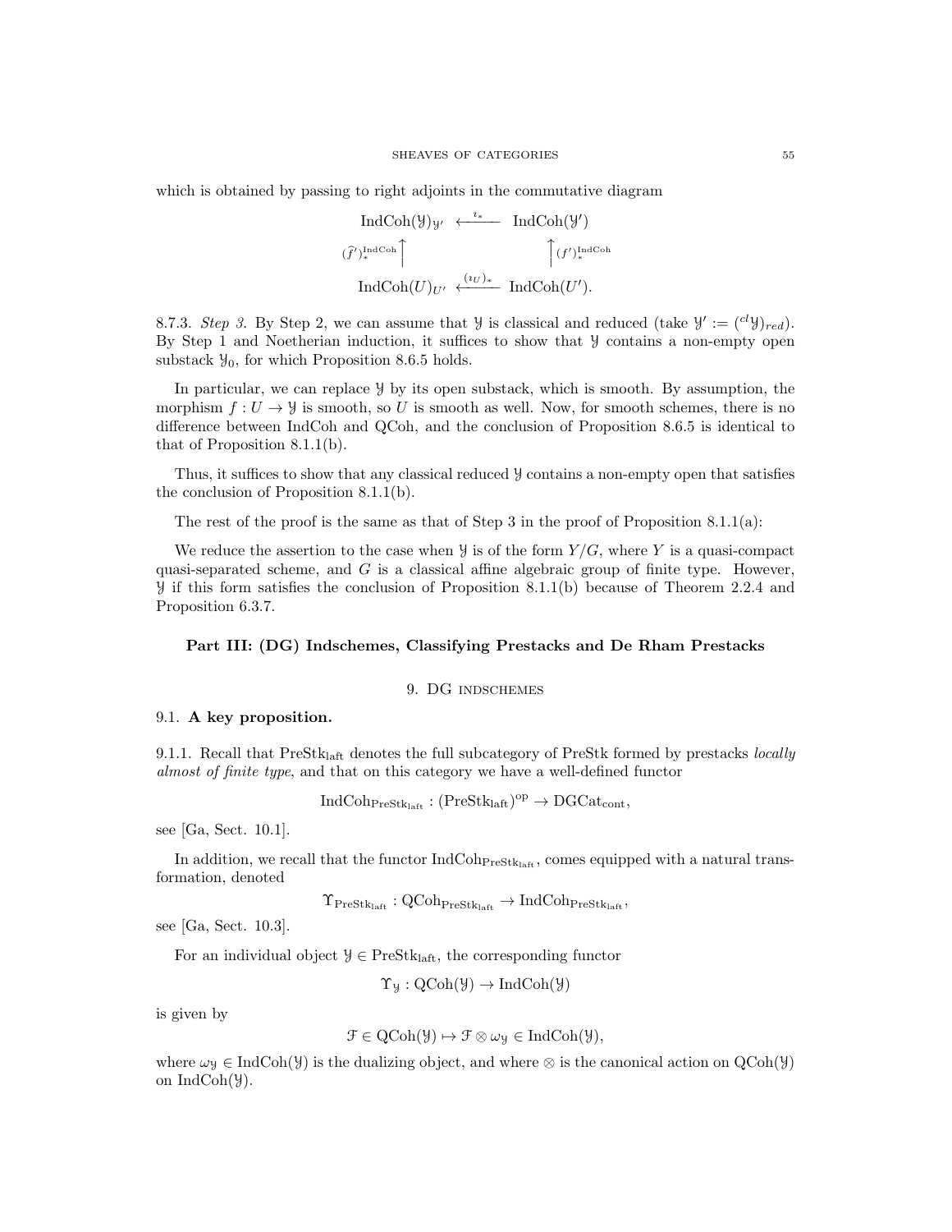which is obtained by passing to right adjoints in the commutative diagram

$$\begin{array}{ccc} \mathrm{IndCoh}(\mathcal{Y})_{\mathcal{Y}'} & \xleftarrow{\imath_*} & \mathrm{IndCoh}(\mathcal{Y}') \\ {\scriptstyle (\widehat{f}')^{\mathrm{IndCoh}}_*}\uparrow & & \uparrow{\scriptstyle (f')^{\mathrm{IndCoh}}_*} \\ \mathrm{IndCoh}(U)_{U'} & \xleftarrow{(\imath_U)_*} & \mathrm{IndCoh}(U'). \end{array}$$

8.7.3. *Step 3.* By Step 2, we can assume that $\mathcal{Y}$ is classical and reduced (take $\mathcal{Y}' := ({}^{cl}\mathcal{Y})_{red}$). By Step 1 and Noetherian induction, it suffices to show that $\mathcal{Y}$ contains a non-empty open substack $\mathcal{Y}_0$, for which Proposition 8.6.5 holds.

In particular, we can replace $\mathcal{Y}$ by its open substack, which is smooth. By assumption, the morphism $f : U \to \mathcal{Y}$ is smooth, so $U$ is smooth as well. Now, for smooth schemes, there is no difference between IndCoh and QCoh, and the conclusion of Proposition 8.6.5 is identical to that of Proposition 8.1.1(b).

Thus, it suffices to show that any classical reduced $\mathcal{Y}$ contains a non-empty open that satisfies the conclusion of Proposition 8.1.1(b).

The rest of the proof is the same as that of Step 3 in the proof of Proposition 8.1.1(a):

We reduce the assertion to the case when $\mathcal{Y}$ is of the form $Y/G$, where $Y$ is a quasi-compact quasi-separated scheme, and $G$ is a classical affine algebraic group of finite type. However, $\mathcal{Y}$ if this form satisfies the conclusion of Proposition 8.1.1(b) because of Theorem 2.2.4 and Proposition 6.3.7.

## Part III: (DG) Indschemes, Classifying Prestacks and De Rham Prestacks

### 9. DG indschemes

#### 9.1. **A key proposition.**

9.1.1. Recall that $\mathrm{PreStk}_{\mathrm{laft}}$ denotes the full subcategory of PreStk formed by prestacks *locally almost of finite type*, and that on this category we have a well-defined functor

$$\mathrm{IndCoh}_{\mathrm{PreStk}_{\mathrm{laft}}} : (\mathrm{PreStk}_{\mathrm{laft}})^{\mathrm{op}} \to \mathrm{DGCat}_{\mathrm{cont}},$$

see [Ga, Sect. 10.1].

In addition, we recall that the functor $\mathrm{IndCoh}_{\mathrm{PreStk}_{\mathrm{laft}}}$, comes equipped with a natural transformation, denoted

$$\Upsilon_{\mathrm{PreStk}_{\mathrm{laft}}} : \mathrm{QCoh}_{\mathrm{PreStk}_{\mathrm{laft}}} \to \mathrm{IndCoh}_{\mathrm{PreStk}_{\mathrm{laft}}},$$

see [Ga, Sect. 10.3].

For an individual object $\mathcal{Y} \in \mathrm{PreStk}_{\mathrm{laft}}$, the corresponding functor

$$\Upsilon_{\mathcal{Y}} : \mathrm{QCoh}(\mathcal{Y}) \to \mathrm{IndCoh}(\mathcal{Y})$$

is given by

$$\mathcal{F} \in \mathrm{QCoh}(\mathcal{Y}) \mapsto \mathcal{F} \otimes \omega_{\mathcal{Y}} \in \mathrm{IndCoh}(\mathcal{Y}),$$

where $\omega_{\mathcal{Y}} \in \mathrm{IndCoh}(\mathcal{Y})$ is the dualizing object, and where $\otimes$ is the canonical action on $\mathrm{QCoh}(\mathcal{Y})$ on $\mathrm{IndCoh}(\mathcal{Y})$.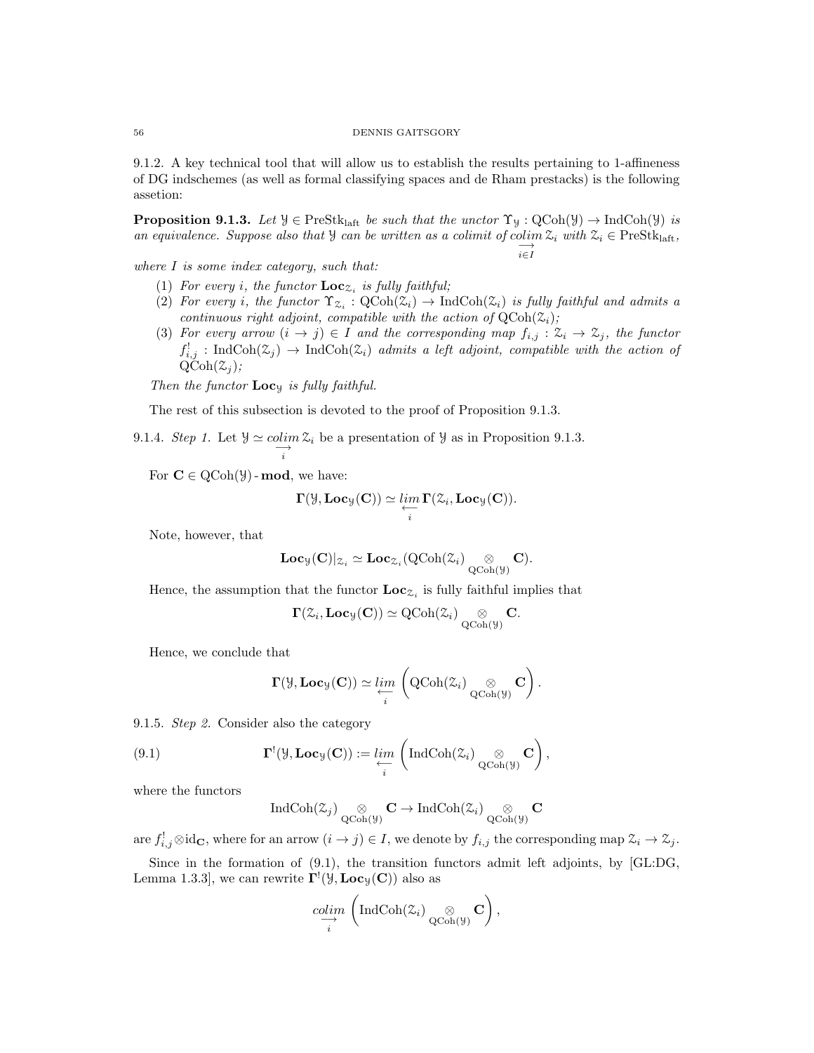9.1.2. A key technical tool that will allow us to establish the results pertaining to 1-affineness of DG indschemes (as well as formal classifying spaces and de Rham prestacks) is the following assetion:

**Proposition 9.1.3.** *Let $\mathcal{Y} \in \mathrm{PreStk}_{\mathrm{laft}}$ be such that the unctor $\Upsilon_{\mathcal{Y}} : \mathrm{QCoh}(\mathcal{Y}) \to \mathrm{IndCoh}(\mathcal{Y})$ is an equivalence. Suppose also that $\mathcal{Y}$ can be written as a colimit of $\underset{i \in I}{\underset{\longrightarrow}{colim}}\, \mathcal{Z}_i$ with $\mathcal{Z}_i \in \mathrm{PreStk}_{\mathrm{laft}}$, where $I$ is some index category, such that:*

1. *For every $i$, the functor $\mathbf{Loc}_{\mathcal{Z}_i}$ is fully faithful;*
2. *For every $i$, the functor $\Upsilon_{\mathcal{Z}_i} : \mathrm{QCoh}(\mathcal{Z}_i) \to \mathrm{IndCoh}(\mathcal{Z}_i)$ is fully faithful and admits a continuous right adjoint, compatible with the action of $\mathrm{QCoh}(\mathcal{Z}_i)$;*
3. *For every arrow $(i \to j) \in I$ and the corresponding map $f_{i,j} : \mathcal{Z}_i \to \mathcal{Z}_j$, the functor $f^!_{i,j} : \mathrm{IndCoh}(\mathcal{Z}_j) \to \mathrm{IndCoh}(\mathcal{Z}_i)$ admits a left adjoint, compatible with the action of $\mathrm{QCoh}(\mathcal{Z}_j)$;*

*Then the functor $\mathbf{Loc}_{\mathcal{Y}}$ is fully faithful.*

The rest of this subsection is devoted to the proof of Proposition 9.1.3.

9.1.4. *Step 1.* Let $\mathcal{Y} \simeq \underset{i}{\underset{\longrightarrow}{colim}}\, \mathcal{Z}_i$ be a presentation of $\mathcal{Y}$ as in Proposition 9.1.3.

For $\mathbf{C} \in \mathrm{QCoh}(\mathcal{Y})\text{-}\mathbf{mod}$, we have:

$$\mathbf{\Gamma}(\mathcal{Y}, \mathbf{Loc}_{\mathcal{Y}}(\mathbf{C})) \simeq \underset{i}{\underset{\longleftarrow}{lim}}\, \mathbf{\Gamma}(\mathcal{Z}_i, \mathbf{Loc}_{\mathcal{Y}}(\mathbf{C})).$$

Note, however, that

$$\mathbf{Loc}_{\mathcal{Y}}(\mathbf{C})|_{\mathcal{Z}_i} \simeq \mathbf{Loc}_{\mathcal{Z}_i}(\mathrm{QCoh}(\mathcal{Z}_i) \underset{\mathrm{QCoh}(\mathcal{Y})}{\otimes} \mathbf{C}).$$

Hence, the assumption that the functor $\mathbf{Loc}_{\mathcal{Z}_i}$ is fully faithful implies that

$$\mathbf{\Gamma}(\mathcal{Z}_i, \mathbf{Loc}_{\mathcal{Y}}(\mathbf{C})) \simeq \mathrm{QCoh}(\mathcal{Z}_i) \underset{\mathrm{QCoh}(\mathcal{Y})}{\otimes} \mathbf{C}.$$

Hence, we conclude that

$$\mathbf{\Gamma}(\mathcal{Y}, \mathbf{Loc}_{\mathcal{Y}}(\mathbf{C})) \simeq \underset{i}{\underset{\longleftarrow}{lim}} \left( \mathrm{QCoh}(\mathcal{Z}_i) \underset{\mathrm{QCoh}(\mathcal{Y})}{\otimes} \mathbf{C} \right).$$

9.1.5. *Step 2.* Consider also the category

$$\mathbf{\Gamma}^!(\mathcal{Y}, \mathbf{Loc}_{\mathcal{Y}}(\mathbf{C})) := \underset{i}{\underset{\longleftarrow}{lim}} \left( \mathrm{IndCoh}(\mathcal{Z}_i) \underset{\mathrm{QCoh}(\mathcal{Y})}{\otimes} \mathbf{C} \right), \tag{9.1}$$

where the functors

$$\mathrm{IndCoh}(\mathcal{Z}_j) \underset{\mathrm{QCoh}(\mathcal{Y})}{\otimes} \mathbf{C} \to \mathrm{IndCoh}(\mathcal{Z}_i) \underset{\mathrm{QCoh}(\mathcal{Y})}{\otimes} \mathbf{C}$$

are $f^!_{i,j} \otimes \mathrm{id}_{\mathbf{C}}$, where for an arrow $(i \to j) \in I$, we denote by $f_{i,j}$ the corresponding map $\mathcal{Z}_i \to \mathcal{Z}_j$.

Since in the formation of (9.1), the transition functors admit left adjoints, by [GL:DG, Lemma 1.3.3], we can rewrite $\mathbf{\Gamma}^!(\mathcal{Y}, \mathbf{Loc}_{\mathcal{Y}}(\mathbf{C}))$ also as

$$\underset{i}{\underset{\longrightarrow}{colim}} \left( \mathrm{IndCoh}(\mathcal{Z}_i) \underset{\mathrm{QCoh}(\mathcal{Y})}{\otimes} \mathbf{C} \right),$$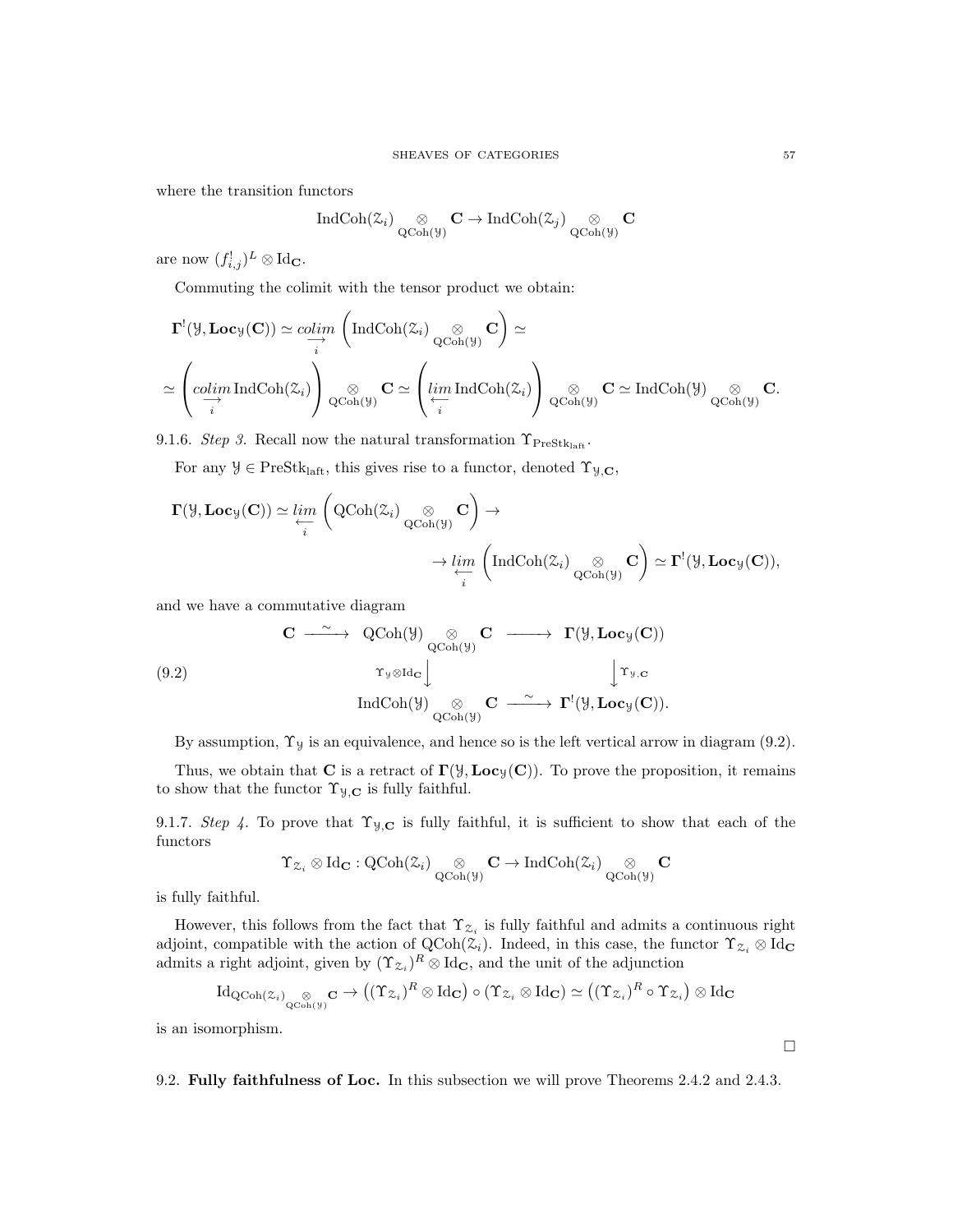where the transition functors

$$\mathrm{IndCoh}(\mathcal{Z}_i) \underset{\mathrm{QCoh}(\mathcal{Y})}{\otimes} \mathbf{C} \to \mathrm{IndCoh}(\mathcal{Z}_j) \underset{\mathrm{QCoh}(\mathcal{Y})}{\otimes} \mathbf{C}$$

are now $(f^!_{i,j})^L \otimes \mathrm{Id}_{\mathbf{C}}$.

Commuting the colimit with the tensor product we obtain:

$$\mathbf{\Gamma}^!(\mathcal{Y}, \mathbf{Loc}_{\mathcal{Y}}(\mathbf{C})) \simeq \underset{i}{\underrightarrow{colim}} \left( \mathrm{IndCoh}(\mathcal{Z}_i) \underset{\mathrm{QCoh}(\mathcal{Y})}{\otimes} \mathbf{C} \right) \simeq$$

$$\simeq \left( \underset{i}{\underrightarrow{colim}}\, \mathrm{IndCoh}(\mathcal{Z}_i) \right) \underset{\mathrm{QCoh}(\mathcal{Y})}{\otimes} \mathbf{C} \simeq \left( \underset{i}{\underleftarrow{lim}}\, \mathrm{IndCoh}(\mathcal{Z}_i) \right) \underset{\mathrm{QCoh}(\mathcal{Y})}{\otimes} \mathbf{C} \simeq \mathrm{IndCoh}(\mathcal{Y}) \underset{\mathrm{QCoh}(\mathcal{Y})}{\otimes} \mathbf{C}.$$

9.1.6. *Step 3.* Recall now the natural transformation $\Upsilon_{\mathrm{PreStk}_{\mathrm{laft}}}$.

For any $\mathcal{Y} \in \mathrm{PreStk}_{\mathrm{laft}}$, this gives rise to a functor, denoted $\Upsilon_{\mathcal{Y},\mathbf{C}}$,

$$\mathbf{\Gamma}(\mathcal{Y}, \mathbf{Loc}_{\mathcal{Y}}(\mathbf{C})) \simeq \underset{i}{\underleftarrow{lim}} \left( \mathrm{QCoh}(\mathcal{Z}_i) \underset{\mathrm{QCoh}(\mathcal{Y})}{\otimes} \mathbf{C} \right) \to$$

$$\to \underset{i}{\underleftarrow{lim}} \left( \mathrm{IndCoh}(\mathcal{Z}_i) \underset{\mathrm{QCoh}(\mathcal{Y})}{\otimes} \mathbf{C} \right) \simeq \mathbf{\Gamma}^!(\mathcal{Y}, \mathbf{Loc}_{\mathcal{Y}}(\mathbf{C})),$$

and we have a commutative diagram

$$\begin{array}{ccccc} \mathbf{C} & \xrightarrow{\sim} & \mathrm{QCoh}(\mathcal{Y}) \underset{\mathrm{QCoh}(\mathcal{Y})}{\otimes} \mathbf{C} & \longrightarrow & \mathbf{\Gamma}(\mathcal{Y}, \mathbf{Loc}_{\mathcal{Y}}(\mathbf{C})) \\ & & \Big\downarrow {\scriptstyle \Upsilon_{\mathcal{Y}} \otimes \mathrm{Id}_{\mathbf{C}}} & & \Big\downarrow {\scriptstyle \Upsilon_{\mathcal{Y},\mathbf{C}}} \\ & & \mathrm{IndCoh}(\mathcal{Y}) \underset{\mathrm{QCoh}(\mathcal{Y})}{\otimes} \mathbf{C} & \xrightarrow{\sim} & \mathbf{\Gamma}^!(\mathcal{Y}, \mathbf{Loc}_{\mathcal{Y}}(\mathbf{C})). \end{array} \tag{9.2}$$

By assumption, $\Upsilon_{\mathcal{Y}}$ is an equivalence, and hence so is the left vertical arrow in diagram (9.2).

Thus, we obtain that $\mathbf{C}$ is a retract of $\mathbf{\Gamma}(\mathcal{Y}, \mathbf{Loc}_{\mathcal{Y}}(\mathbf{C}))$. To prove the proposition, it remains to show that the functor $\Upsilon_{\mathcal{Y},\mathbf{C}}$ is fully faithful.

9.1.7. *Step 4.* To prove that $\Upsilon_{\mathcal{Y},\mathbf{C}}$ is fully faithful, it is sufficient to show that each of the functors

$$\Upsilon_{\mathcal{Z}_i} \otimes \mathrm{Id}_{\mathbf{C}} : \mathrm{QCoh}(\mathcal{Z}_i) \underset{\mathrm{QCoh}(\mathcal{Y})}{\otimes} \mathbf{C} \to \mathrm{IndCoh}(\mathcal{Z}_i) \underset{\mathrm{QCoh}(\mathcal{Y})}{\otimes} \mathbf{C}$$

is fully faithful.

However, this follows from the fact that $\Upsilon_{\mathcal{Z}_i}$ is fully faithful and admits a continuous right adjoint, compatible with the action of $\mathrm{QCoh}(\mathcal{Z}_i)$. Indeed, in this case, the functor $\Upsilon_{\mathcal{Z}_i} \otimes \mathrm{Id}_{\mathbf{C}}$ admits a right adjoint, given by $(\Upsilon_{\mathcal{Z}_i})^R \otimes \mathrm{Id}_{\mathbf{C}}$, and the unit of the adjunction

$$\mathrm{Id}_{\mathrm{QCoh}(\mathcal{Z}_i) \underset{\mathrm{QCoh}(\mathcal{Y})}{\otimes} \mathbf{C}} \to \left( (\Upsilon_{\mathcal{Z}_i})^R \otimes \mathrm{Id}_{\mathbf{C}} \right) \circ \left( \Upsilon_{\mathcal{Z}_i} \otimes \mathrm{Id}_{\mathbf{C}} \right) \simeq \left( (\Upsilon_{\mathcal{Z}_i})^R \circ \Upsilon_{\mathcal{Z}_i} \right) \otimes \mathrm{Id}_{\mathbf{C}}$$

is an isomorphism.

□

9.2. **Fully faithfulness of Loc.** In this subsection we will prove Theorems 2.4.2 and 2.4.3.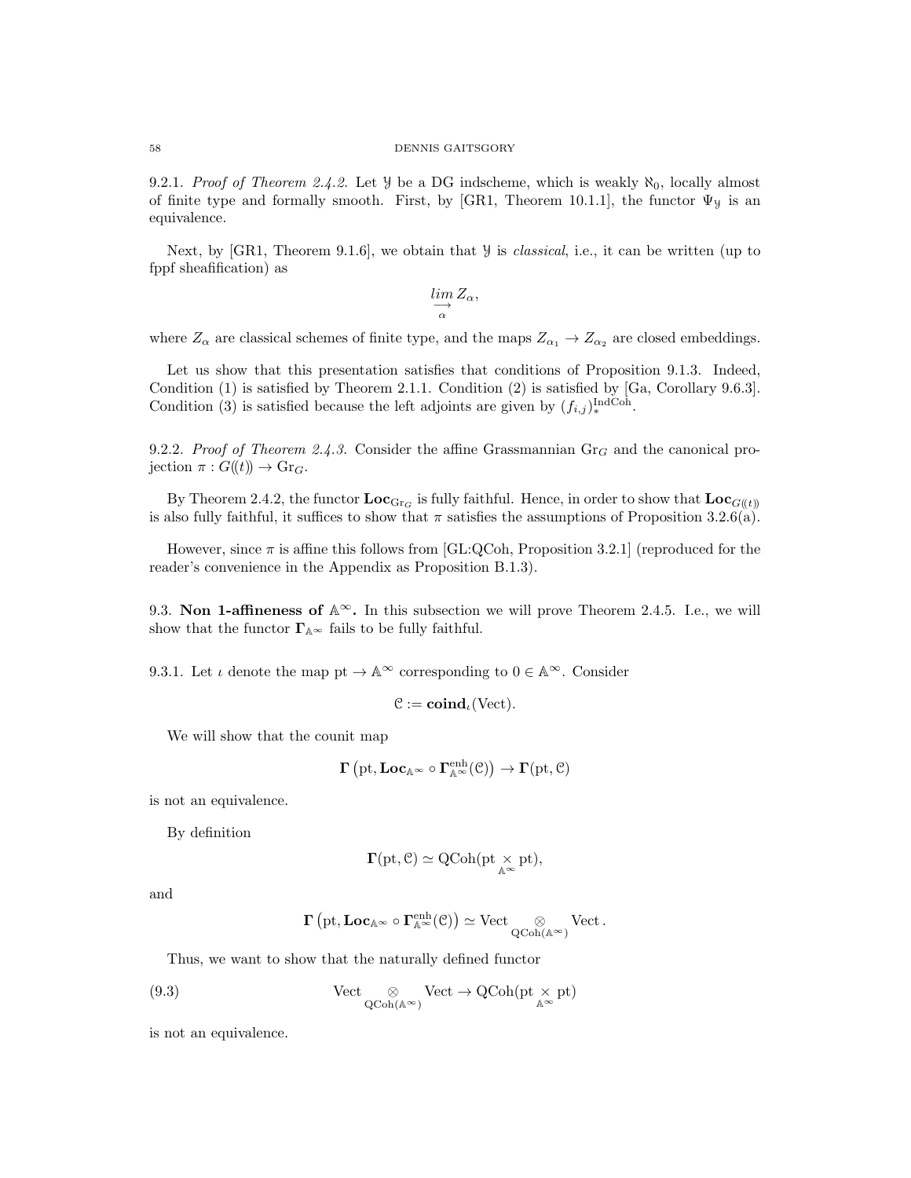9.2.1. *Proof of Theorem 2.4.2.* Let $\mathcal{Y}$ be a DG indscheme, which is weakly $\aleph_0$, locally almost of finite type and formally smooth. First, by [GR1, Theorem 10.1.1], the functor $\Psi_{\mathcal{Y}}$ is an equivalence.

Next, by [GR1, Theorem 9.1.6], we obtain that $\mathcal{Y}$ is *classical*, i.e., it can be written (up to fppf sheafification) as

$$\underset{\alpha}{\underset{\longrightarrow}{lim}}\, Z_\alpha,$$

where $Z_\alpha$ are classical schemes of finite type, and the maps $Z_{\alpha_1} \to Z_{\alpha_2}$ are closed embeddings.

Let us show that this presentation satisfies that conditions of Proposition 9.1.3. Indeed, Condition (1) is satisfied by Theorem 2.1.1. Condition (2) is satisfied by [Ga, Corollary 9.6.3]. Condition (3) is satisfied because the left adjoints are given by $(f_{i,j})_*^{\mathrm{IndCoh}}$.

9.2.2. *Proof of Theorem 2.4.3.* Consider the affine Grassmannian $\mathrm{Gr}_G$ and the canonical projection $\pi : G((t)) \to \mathrm{Gr}_G$.

By Theorem 2.4.2, the functor $\mathbf{Loc}_{\mathrm{Gr}_G}$ is fully faithful. Hence, in order to show that $\mathbf{Loc}_{G((t))}$ is also fully faithful, it suffices to show that $\pi$ satisfies the assumptions of Proposition 3.2.6(a).

However, since $\pi$ is affine this follows from [GL:QCoh, Proposition 3.2.1] (reproduced for the reader's convenience in the Appendix as Proposition B.1.3).

## 9.3. Non 1-affineness of $\mathbb{A}^\infty$.

In this subsection we will prove Theorem 2.4.5. I.e., we will show that the functor $\mathbf{\Gamma}_{\mathbb{A}^\infty}$ fails to be fully faithful.

9.3.1. Let $\iota$ denote the map $\mathrm{pt} \to \mathbb{A}^\infty$ corresponding to $0 \in \mathbb{A}^\infty$. Consider

$$\mathcal{C} := \mathbf{coind}_\iota(\mathrm{Vect}).$$

We will show that the counit map

$$\mathbf{\Gamma}\left(\mathrm{pt}, \mathbf{Loc}_{\mathbb{A}^\infty} \circ \mathbf{\Gamma}^{\mathrm{enh}}_{\mathbb{A}^\infty}(\mathcal{C})\right) \to \mathbf{\Gamma}(\mathrm{pt}, \mathcal{C})$$

is not an equivalence.

By definition

$$\mathbf{\Gamma}(\mathrm{pt}, \mathcal{C}) \simeq \mathrm{QCoh}(\mathrm{pt} \underset{\mathbb{A}^\infty}{\times} \mathrm{pt}),$$

and

$$\mathbf{\Gamma}\left(\mathrm{pt}, \mathbf{Loc}_{\mathbb{A}^\infty} \circ \mathbf{\Gamma}^{\mathrm{enh}}_{\mathbb{A}^\infty}(\mathcal{C})\right) \simeq \mathrm{Vect} \underset{\mathrm{QCoh}(\mathbb{A}^\infty)}{\otimes} \mathrm{Vect}.$$

Thus, we want to show that the naturally defined functor

$$\mathrm{Vect} \underset{\mathrm{QCoh}(\mathbb{A}^\infty)}{\otimes} \mathrm{Vect} \to \mathrm{QCoh}(\mathrm{pt} \underset{\mathbb{A}^\infty}{\times} \mathrm{pt}) \tag{9.3}$$

is not an equivalence.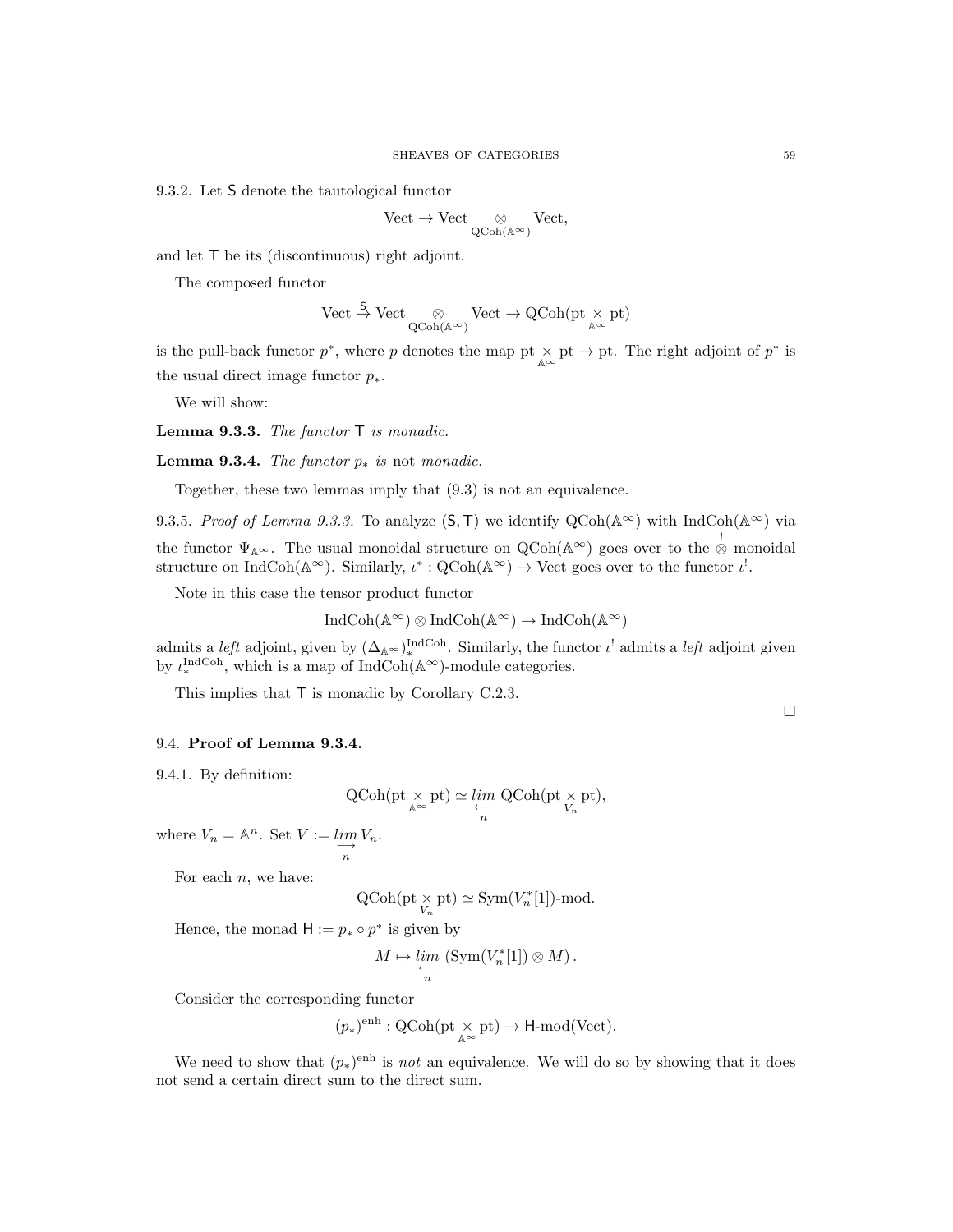9.3.2. Let $\mathsf{S}$ denote the tautological functor

$$\mathrm{Vect} \to \mathrm{Vect} \underset{\mathrm{QCoh}(\mathbb{A}^\infty)}{\otimes} \mathrm{Vect},$$

and let $\mathsf{T}$ be its (discontinuous) right adjoint.

The composed functor

$$\mathrm{Vect} \overset{\mathsf{S}}{\to} \mathrm{Vect} \underset{\mathrm{QCoh}(\mathbb{A}^\infty)}{\otimes} \mathrm{Vect} \to \mathrm{QCoh}(\mathrm{pt} \underset{\mathbb{A}^\infty}{\times} \mathrm{pt})$$

is the pull-back functor $p^*$, where $p$ denotes the map $\mathrm{pt} \underset{\mathbb{A}^\infty}{\times} \mathrm{pt} \to \mathrm{pt}$. The right adjoint of $p^*$ is the usual direct image functor $p_*$.

We will show:

**Lemma 9.3.3.** *The functor* $\mathsf{T}$ *is monadic.*

**Lemma 9.3.4.** *The functor* $p_*$ *is* not *monadic.*

Together, these two lemmas imply that (9.3) is not an equivalence.

9.3.5. *Proof of Lemma 9.3.3.* To analyze $(\mathsf{S}, \mathsf{T})$ we identify $\mathrm{QCoh}(\mathbb{A}^\infty)$ with $\mathrm{IndCoh}(\mathbb{A}^\infty)$ via the functor $\Psi_{\mathbb{A}^\infty}$. The usual monoidal structure on $\mathrm{QCoh}(\mathbb{A}^\infty)$ goes over to the $\overset{!}{\otimes}$ monoidal structure on $\mathrm{IndCoh}(\mathbb{A}^\infty)$. Similarly, $\iota^* : \mathrm{QCoh}(\mathbb{A}^\infty) \to \mathrm{Vect}$ goes over to the functor $\iota^!$.

Note in this case the tensor product functor

$$\mathrm{IndCoh}(\mathbb{A}^\infty) \otimes \mathrm{IndCoh}(\mathbb{A}^\infty) \to \mathrm{IndCoh}(\mathbb{A}^\infty)$$

admits a *left* adjoint, given by $(\Delta_{\mathbb{A}^\infty})_*^{\mathrm{IndCoh}}$. Similarly, the functor $\iota^!$ admits a *left* adjoint given by $\iota_*^{\mathrm{IndCoh}}$, which is a map of $\mathrm{IndCoh}(\mathbb{A}^\infty)$-module categories.

This implies that $\mathsf{T}$ is monadic by Corollary C.2.3.

□

## 9.4. Proof of Lemma 9.3.4.

9.4.1. By definition:

$$\mathrm{QCoh}(\mathrm{pt} \underset{\mathbb{A}^\infty}{\times} \mathrm{pt}) \simeq \underset{\underset{n}{\longleftarrow}}{lim}\ \mathrm{QCoh}(\mathrm{pt} \underset{V_n}{\times} \mathrm{pt}),$$

where $V_n = \mathbb{A}^n$. Set $V := \underset{\underset{n}{\longrightarrow}}{lim}\, V_n$.

For each $n$, we have:

$$\mathrm{QCoh}(\mathrm{pt} \underset{V_n}{\times} \mathrm{pt}) \simeq \mathrm{Sym}(V_n^*[1])\text{-mod}.$$

Hence, the monad $\mathsf{H} := p_* \circ p^*$ is given by

$$M \mapsto \underset{\underset{n}{\longleftarrow}}{lim}\ (\mathrm{Sym}(V_n^*[1]) \otimes M)\,.$$

Consider the corresponding functor

$$(p_*)^{\mathrm{enh}} : \mathrm{QCoh}(\mathrm{pt} \underset{\mathbb{A}^\infty}{\times} \mathrm{pt}) \to \mathsf{H}\text{-mod}(\mathrm{Vect}).$$

We need to show that $(p_*)^{\mathrm{enh}}$ is *not* an equivalence. We will do so by showing that it does not send a certain direct sum to the direct sum.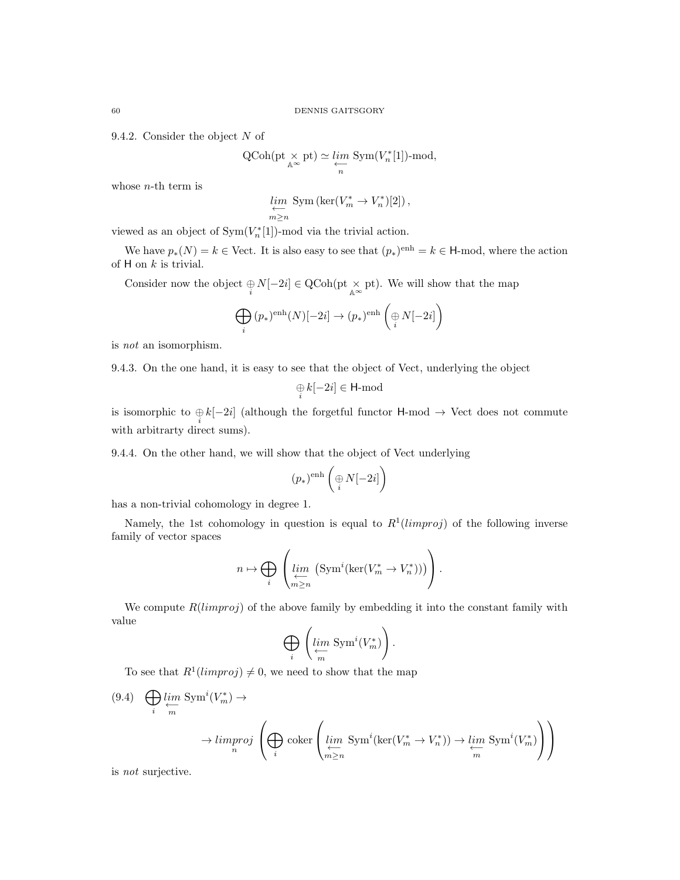9.4.2. Consider the object $N$ of

$$\mathrm{QCoh}(\mathrm{pt} \underset{\mathbb{A}^\infty}{\times} \mathrm{pt}) \simeq \underset{\underset{n}{\longleftarrow}}{lim}\ \mathrm{Sym}(V_n^*[1])\text{-mod},$$

whose $n$-th term is

$$\underset{\underset{m \geq n}{\longleftarrow}}{lim}\ \mathrm{Sym}\left(\ker(V_m^* \to V_n^*)[2]\right),$$

viewed as an object of $\mathrm{Sym}(V_n^*[1])$-mod via the trivial action.

We have $p_*(N) = k \in \mathrm{Vect}$. It is also easy to see that $(p_*)^{\mathrm{enh}} = k \in \mathsf{H}\text{-mod}$, where the action of $\mathsf{H}$ on $k$ is trivial.

Consider now the object $\underset{i}{\oplus} N[-2i] \in \mathrm{QCoh}(\mathrm{pt} \underset{\mathbb{A}^\infty}{\times} \mathrm{pt})$. We will show that the map

$$\bigoplus_i (p_*)^{\mathrm{enh}}(N)[-2i] \to (p_*)^{\mathrm{enh}}\left(\underset{i}{\oplus} N[-2i]\right)$$

is *not* an isomorphism.

9.4.3. On the one hand, it is easy to see that the object of Vect, underlying the object

$$\underset{i}{\oplus} k[-2i] \in \mathsf{H}\text{-mod}$$

is isomorphic to $\underset{i}{\oplus} k[-2i]$ (although the forgetful functor $\mathsf{H}\text{-mod} \to \mathrm{Vect}$ does not commute with arbitrarty direct sums).

9.4.4. On the other hand, we will show that the object of Vect underlying

$$(p_*)^{\mathrm{enh}}\left(\underset{i}{\oplus} N[-2i]\right)$$

has a non-trivial cohomology in degree 1.

Namely, the 1st cohomology in question is equal to $R^1(limproj)$ of the following inverse family of vector spaces

$$n \mapsto \bigoplus_i \left( \underset{\underset{m \geq n}{\longleftarrow}}{lim}\ \left(\mathrm{Sym}^i(\ker(V_m^* \to V_n^*))\right)\right).$$

We compute $R(limproj)$ of the above family by embedding it into the constant family with value

$$\bigoplus_i \left( \underset{\underset{m}{\longleftarrow}}{lim}\ \mathrm{Sym}^i(V_m^*)\right).$$

To see that $R^1(limproj) \neq 0$, we need to show that the map

$$(9.4) \quad \bigoplus_i \underset{\underset{m}{\longleftarrow}}{lim}\ \mathrm{Sym}^i(V_m^*) \to$$
$$\to \underset{n}{limproj} \left( \bigoplus_i \mathrm{coker}\left( \underset{\underset{m \geq n}{\longleftarrow}}{lim}\ \mathrm{Sym}^i(\ker(V_m^* \to V_n^*)) \to \underset{\underset{m}{\longleftarrow}}{lim}\ \mathrm{Sym}^i(V_m^*) \right)\right)$$

is *not* surjective.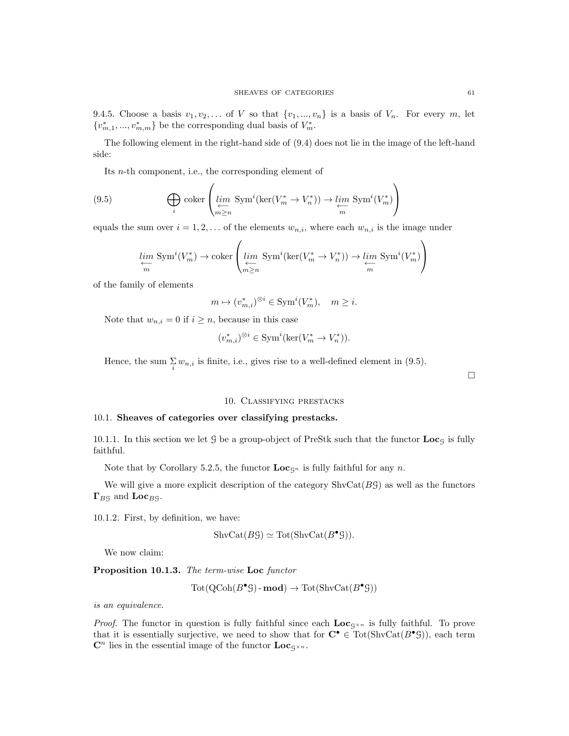9.4.5. Choose a basis $v_1, v_2, \dots$ of $V$ so that $\{v_1, ..., v_n\}$ is a basis of $V_n$. For every $m$, let $\{v^*_{m,1}, ..., v^*_{m,m}\}$ be the corresponding dual basis of $V^*_m$.

The following element in the right-hand side of (9.4) does not lie in the image of the left-hand side:

Its $n$-th component, i.e., the corresponding element of

$$\bigoplus_i \operatorname{coker}\left(\underset{m\geq n}{\underset{\longleftarrow}{lim}}\ \mathrm{Sym}^i(\ker(V^*_m \to V^*_n)) \to \underset{m}{\underset{\longleftarrow}{lim}}\ \mathrm{Sym}^i(V^*_m)\right) \tag{9.5}$$

equals the sum over $i = 1, 2, \dots$ of the elements $w_{n,i}$, where each $w_{n,i}$ is the image under

$$\underset{m}{\underset{\longleftarrow}{lim}}\ \mathrm{Sym}^i(V^*_m) \to \operatorname{coker}\left(\underset{m\geq n}{\underset{\longleftarrow}{lim}}\ \mathrm{Sym}^i(\ker(V^*_m \to V^*_n)) \to \underset{m}{\underset{\longleftarrow}{lim}}\ \mathrm{Sym}^i(V^*_m)\right)$$

of the family of elements

$$m \mapsto (v^*_{m,i})^{\otimes i} \in \mathrm{Sym}^i(V^*_m), \quad m \geq i.$$

Note that $w_{n,i} = 0$ if $i \geq n$, because in this case

$$(v^*_{m,i})^{\otimes i} \in \mathrm{Sym}^i(\ker(V^*_m \to V^*_n)).$$

Hence, the sum $\sum_i w_{n,i}$ is finite, i.e., gives rise to a well-defined element in (9.5).

□

## 10. Classifying prestacks

### 10.1. Sheaves of categories over classifying prestacks.

10.1.1. In this section we let $\mathcal{G}$ be a group-object of PreStk such that the functor $\mathbf{Loc}_\mathcal{G}$ is fully faithful.

Note that by Corollary 5.2.5, the functor $\mathbf{Loc}_{\mathcal{G}^n}$ is fully faithful for any $n$.

We will give a more explicit description of the category $\mathrm{ShvCat}(B\mathcal{G})$ as well as the functors $\mathbf{\Gamma}_{B\mathcal{G}}$ and $\mathbf{Loc}_{B\mathcal{G}}$.

10.1.2. First, by definition, we have:

$$\mathrm{ShvCat}(B\mathcal{G}) \simeq \mathrm{Tot}(\mathrm{ShvCat}(B^\bullet\mathcal{G})).$$

We now claim:

**Proposition 10.1.3.** *The term-wise* $\mathbf{Loc}$ *functor*

$$\mathrm{Tot}(\mathrm{QCoh}(B^\bullet\mathcal{G})\text{-}\mathbf{mod}) \to \mathrm{Tot}(\mathrm{ShvCat}(B^\bullet\mathcal{G}))$$

*is an equivalence.*

*Proof.* The functor in question is fully faithful since each $\mathbf{Loc}_{\mathcal{G}^{\times n}}$ is fully faithful. To prove that it is essentially surjective, we need to show that for $\mathbf{C}^\bullet \in \mathrm{Tot}(\mathrm{ShvCat}(B^\bullet\mathcal{G}))$, each term $\mathbf{C}^n$ lies in the essential image of the functor $\mathbf{Loc}_{\mathcal{G}^{\times n}}$.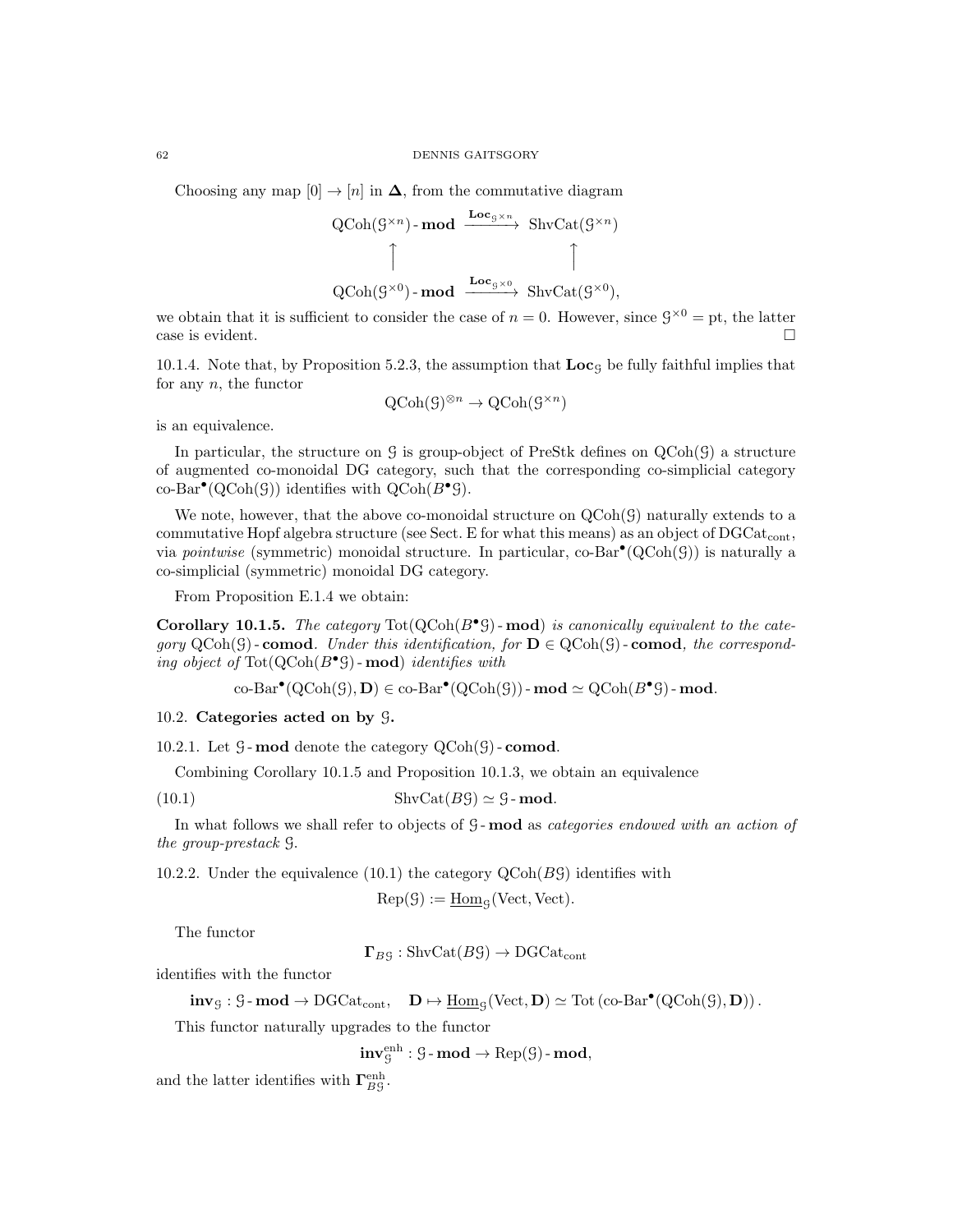Choosing any map $[0] \to [n]$ in $\mathbf{\Delta}$, from the commutative diagram

$$\begin{array}{ccc} \mathrm{QCoh}(\mathcal{G}^{\times n})\text{-}\mathbf{mod} & \xrightarrow{\mathbf{Loc}_{\mathcal{G}^{\times n}}} & \mathrm{ShvCat}(\mathcal{G}^{\times n}) \\ \uparrow & & \uparrow \\ \mathrm{QCoh}(\mathcal{G}^{\times 0})\text{-}\mathbf{mod} & \xrightarrow{\mathbf{Loc}_{\mathcal{G}^{\times 0}}} & \mathrm{ShvCat}(\mathcal{G}^{\times 0}), \end{array}$$

we obtain that it is sufficient to consider the case of $n = 0$. However, since $\mathcal{G}^{\times 0} = \mathrm{pt}$, the latter case is evident. □

10.1.4. Note that, by Proposition 5.2.3, the assumption that $\mathbf{Loc}_{\mathcal{G}}$ be fully faithful implies that for any $n$, the functor

$$\mathrm{QCoh}(\mathcal{G})^{\otimes n} \to \mathrm{QCoh}(\mathcal{G}^{\times n})$$

is an equivalence.

In particular, the structure on $\mathcal{G}$ is group-object of PreStk defines on $\mathrm{QCoh}(\mathcal{G})$ a structure of augmented co-monoidal DG category, such that the corresponding co-simplicial category $\text{co-Bar}^\bullet(\mathrm{QCoh}(\mathcal{G}))$ identifies with $\mathrm{QCoh}(B^\bullet \mathcal{G})$.

We note, however, that the above co-monoidal structure on $\mathrm{QCoh}(\mathcal{G})$ naturally extends to a commutative Hopf algebra structure (see Sect. E for what this means) as an object of $\mathrm{DGCat}_{\mathrm{cont}}$, via *pointwise* (symmetric) monoidal structure. In particular, $\text{co-Bar}^\bullet(\mathrm{QCoh}(\mathcal{G}))$ is naturally a co-simplicial (symmetric) monoidal DG category.

From Proposition E.1.4 we obtain:

**Corollary 10.1.5.** *The category* $\mathrm{Tot}(\mathrm{QCoh}(B^\bullet\mathcal{G})\text{-}\mathbf{mod})$ *is canonically equivalent to the category* $\mathrm{QCoh}(\mathcal{G})\text{-}\mathbf{comod}$. *Under this identification, for* $\mathbf{D} \in \mathrm{QCoh}(\mathcal{G})\text{-}\mathbf{comod}$, *the corresponding object of* $\mathrm{Tot}(\mathrm{QCoh}(B^\bullet\mathcal{G})\text{-}\mathbf{mod})$ *identifies with*

$$\text{co-Bar}^\bullet(\mathrm{QCoh}(\mathcal{G}), \mathbf{D}) \in \text{co-Bar}^\bullet(\mathrm{QCoh}(\mathcal{G}))\text{-}\mathbf{mod} \simeq \mathrm{QCoh}(B^\bullet\mathcal{G})\text{-}\mathbf{mod}.$$

## 10.2. Categories acted on by $\mathcal{G}$.

10.2.1. Let $\mathcal{G}\text{-}\mathbf{mod}$ denote the category $\mathrm{QCoh}(\mathcal{G})\text{-}\mathbf{comod}$.

Combining Corollary 10.1.5 and Proposition 10.1.3, we obtain an equivalence

$$\mathrm{ShvCat}(B\mathcal{G}) \simeq \mathcal{G}\text{-}\mathbf{mod}. \tag{10.1}$$

In what follows we shall refer to objects of $\mathcal{G}\text{-}\mathbf{mod}$ as *categories endowed with an action of the group-prestack* $\mathcal{G}$.

10.2.2. Under the equivalence (10.1) the category $\mathrm{QCoh}(B\mathcal{G})$ identifies with

$$\mathrm{Rep}(\mathcal{G}) := \underline{\mathrm{Hom}}_{\mathcal{G}}(\mathrm{Vect}, \mathrm{Vect}).$$

The functor

$$\mathbf{\Gamma}_{B\mathcal{G}} : \mathrm{ShvCat}(B\mathcal{G}) \to \mathrm{DGCat}_{\mathrm{cont}}$$

identifies with the functor

$$\mathbf{inv}_{\mathcal{G}} : \mathcal{G}\text{-}\mathbf{mod} \to \mathrm{DGCat}_{\mathrm{cont}}, \quad \mathbf{D} \mapsto \underline{\mathrm{Hom}}_{\mathcal{G}}(\mathrm{Vect}, \mathbf{D}) \simeq \mathrm{Tot}\left(\text{co-Bar}^\bullet(\mathrm{QCoh}(\mathcal{G}), \mathbf{D})\right).$$

This functor naturally upgrades to the functor

$$\mathbf{inv}_{\mathcal{G}}^{\mathrm{enh}} : \mathcal{G}\text{-}\mathbf{mod} \to \mathrm{Rep}(\mathcal{G})\text{-}\mathbf{mod},$$

and the latter identifies with $\mathbf{\Gamma}_{B\mathcal{G}}^{\mathrm{enh}}$.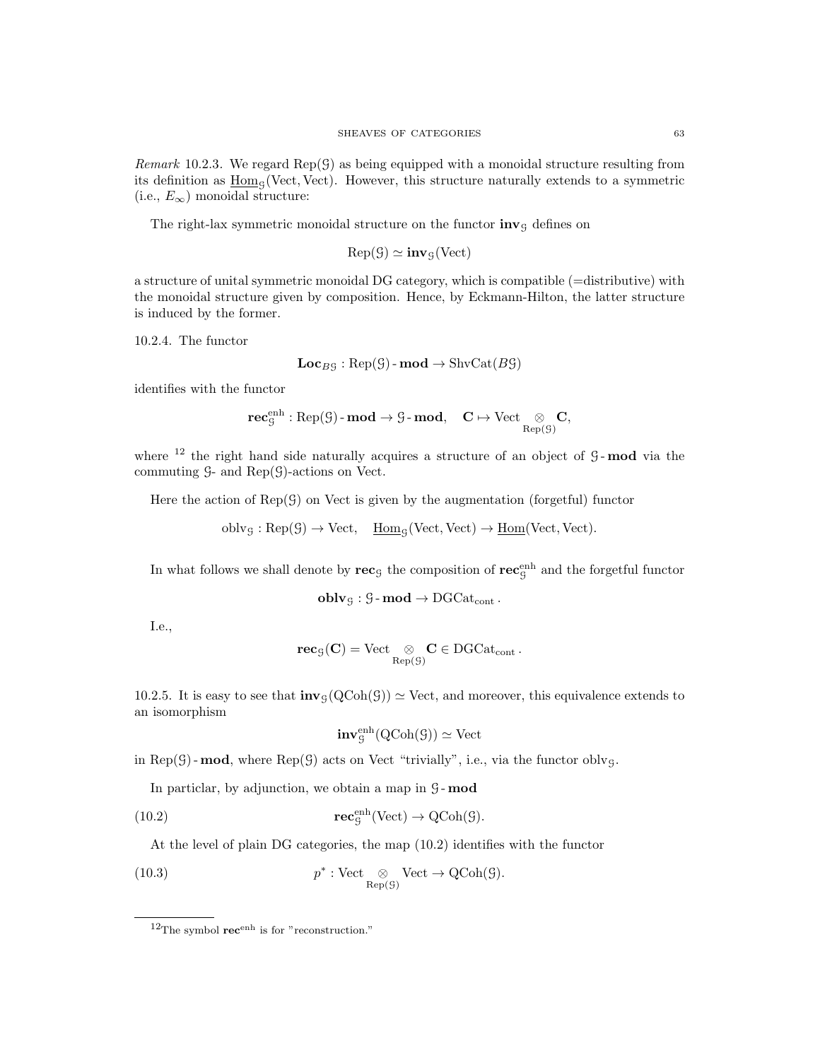*Remark* 10.2.3. We regard $\mathrm{Rep}(\mathcal{G})$ as being equipped with a monoidal structure resulting from its definition as $\underline{\mathrm{Hom}}_{\mathcal{G}}(\mathrm{Vect}, \mathrm{Vect})$. However, this structure naturally extends to a symmetric (i.e., $E_\infty$) monoidal structure:

The right-lax symmetric monoidal structure on the functor $\mathbf{inv}_{\mathcal{G}}$ defines on

$$\mathrm{Rep}(\mathcal{G}) \simeq \mathbf{inv}_{\mathcal{G}}(\mathrm{Vect})$$

a structure of unital symmetric monoidal DG category, which is compatible (=distributive) with the monoidal structure given by composition. Hence, by Eckmann-Hilton, the latter structure is induced by the former.

10.2.4. The functor

$$\mathbf{Loc}_{B\mathcal{G}} : \mathrm{Rep}(\mathcal{G})\text{-}\mathbf{mod} \to \mathrm{ShvCat}(B\mathcal{G})$$

identifies with the functor

$$\mathbf{rec}^{\mathrm{enh}}_{\mathcal{G}} : \mathrm{Rep}(\mathcal{G})\text{-}\mathbf{mod} \to \mathcal{G}\text{-}\mathbf{mod}, \quad \mathbf{C} \mapsto \mathrm{Vect} \underset{\mathrm{Rep}(\mathcal{G})}{\otimes} \mathbf{C},$$

where [12] the right hand side naturally acquires a structure of an object of $\mathcal{G}\text{-}\mathbf{mod}$ via the commuting $\mathcal{G}$- and $\mathrm{Rep}(\mathcal{G})$-actions on Vect.

Here the action of $\mathrm{Rep}(\mathcal{G})$ on Vect is given by the augmentation (forgetful) functor

$$\mathrm{oblv}_{\mathcal{G}} : \mathrm{Rep}(\mathcal{G}) \to \mathrm{Vect}, \quad \underline{\mathrm{Hom}}_{\mathcal{G}}(\mathrm{Vect}, \mathrm{Vect}) \to \underline{\mathrm{Hom}}(\mathrm{Vect}, \mathrm{Vect}).$$

In what follows we shall denote by $\mathbf{rec}_{\mathcal{G}}$ the composition of $\mathbf{rec}^{\mathrm{enh}}_{\mathcal{G}}$ and the forgetful functor

$$\mathbf{oblv}_{\mathcal{G}} : \mathcal{G}\text{-}\mathbf{mod} \to \mathrm{DGCat}_{\mathrm{cont}}.$$

I.e.,

$$\mathbf{rec}_{\mathcal{G}}(\mathbf{C}) = \mathrm{Vect} \underset{\mathrm{Rep}(\mathcal{G})}{\otimes} \mathbf{C} \in \mathrm{DGCat}_{\mathrm{cont}}.$$

10.2.5. It is easy to see that $\mathbf{inv}_{\mathcal{G}}(\mathrm{QCoh}(\mathcal{G})) \simeq \mathrm{Vect}$, and moreover, this equivalence extends to an isomorphism

$$\mathbf{inv}^{\mathrm{enh}}_{\mathcal{G}}(\mathrm{QCoh}(\mathcal{G})) \simeq \mathrm{Vect}$$

in $\mathrm{Rep}(\mathcal{G})\text{-}\mathbf{mod}$, where $\mathrm{Rep}(\mathcal{G})$ acts on Vect "trivially", i.e., via the functor $\mathrm{oblv}_{\mathcal{G}}$.

In particlar, by adjunction, we obtain a map in $\mathcal{G}\text{-}\mathbf{mod}$

$$\mathbf{rec}^{\mathrm{enh}}_{\mathcal{G}}(\mathrm{Vect}) \to \mathrm{QCoh}(\mathcal{G}). \tag{10.2}$$

At the level of plain DG categories, the map (10.2) identifies with the functor

$$p^* : \mathrm{Vect} \underset{\mathrm{Rep}(\mathcal{G})}{\otimes} \mathrm{Vect} \to \mathrm{QCoh}(\mathcal{G}). \tag{10.3}$$

---

[12] The symbol $\mathbf{rec}^{\mathrm{enh}}$ is for "reconstruction."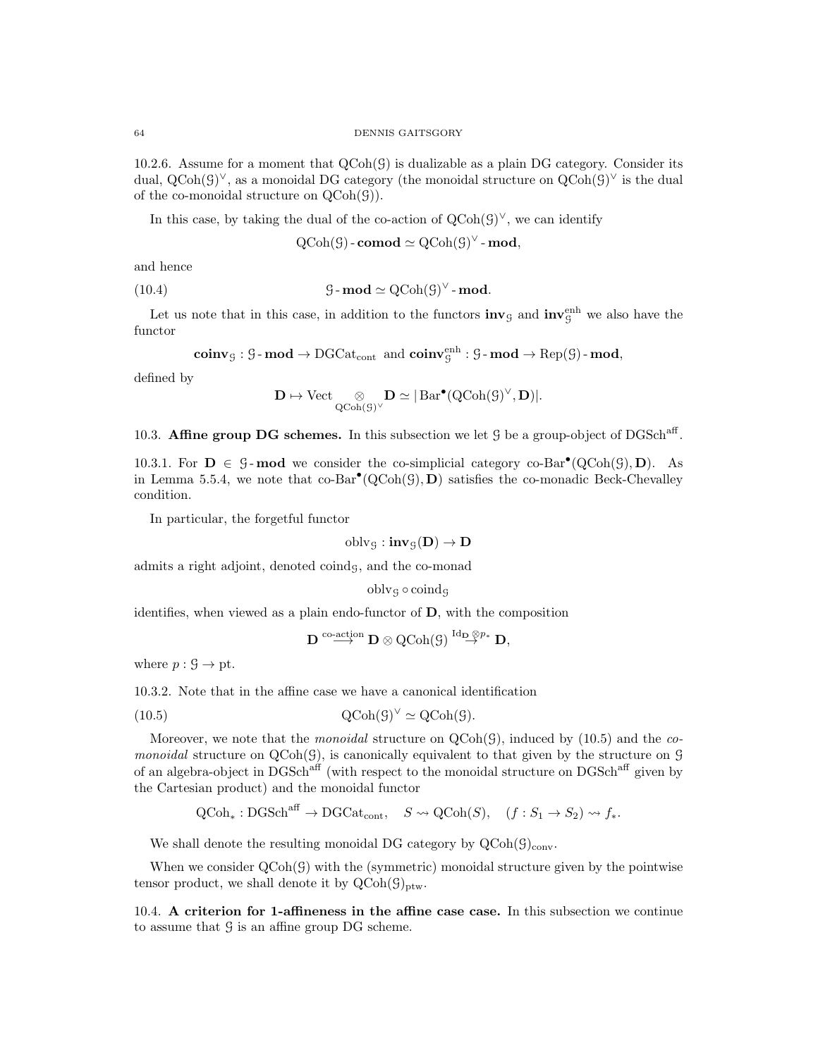10.2.6. Assume for a moment that $\mathrm{QCoh}(\mathcal{G})$ is dualizable as a plain DG category. Consider its dual, $\mathrm{QCoh}(\mathcal{G})^\vee$, as a monoidal DG category (the monoidal structure on $\mathrm{QCoh}(\mathcal{G})^\vee$ is the dual of the co-monoidal structure on $\mathrm{QCoh}(\mathcal{G})$).

In this case, by taking the dual of the co-action of $\mathrm{QCoh}(\mathcal{G})^\vee$, we can identify

$$\mathrm{QCoh}(\mathcal{G})\text{-}\mathbf{comod} \simeq \mathrm{QCoh}(\mathcal{G})^\vee\text{-}\mathbf{mod},$$

and hence

$$\mathcal{G}\text{-}\mathbf{mod} \simeq \mathrm{QCoh}(\mathcal{G})^\vee\text{-}\mathbf{mod}. \tag{10.4}$$

Let us note that in this case, in addition to the functors $\mathbf{inv}_{\mathcal{G}}$ and $\mathbf{inv}_{\mathcal{G}}^{\mathrm{enh}}$ we also have the functor

$$\mathbf{coinv}_{\mathcal{G}} : \mathcal{G}\text{-}\mathbf{mod} \to \mathrm{DGCat}_{\mathrm{cont}} \text{ and } \mathbf{coinv}_{\mathcal{G}}^{\mathrm{enh}} : \mathcal{G}\text{-}\mathbf{mod} \to \mathrm{Rep}(\mathcal{G})\text{-}\mathbf{mod},$$

defined by

$$\mathbf{D} \mapsto \mathrm{Vect} \underset{\mathrm{QCoh}(\mathcal{G})^\vee}{\otimes} \mathbf{D} \simeq |\operatorname{Bar}^\bullet(\mathrm{QCoh}(\mathcal{G})^\vee, \mathbf{D})|.$$

## 10.3. Affine group DG schemes.

In this subsection we let $\mathcal{G}$ be a group-object of $\mathrm{DGSch}^{\mathrm{aff}}$.

10.3.1. For $\mathbf{D} \in \mathcal{G}\text{-}\mathbf{mod}$ we consider the co-simplicial category $\text{co-Bar}^\bullet(\mathrm{QCoh}(\mathcal{G}), \mathbf{D})$. As in Lemma 5.5.4, we note that $\text{co-Bar}^\bullet(\mathrm{QCoh}(\mathcal{G}), \mathbf{D})$ satisfies the co-monadic Beck-Chevalley condition.

In particular, the forgetful functor

$$\mathrm{oblv}_{\mathcal{G}} : \mathbf{inv}_{\mathcal{G}}(\mathbf{D}) \to \mathbf{D}$$

admits a right adjoint, denoted $\mathrm{coind}_{\mathcal{G}}$, and the co-monad

$$\mathrm{oblv}_{\mathcal{G}} \circ \mathrm{coind}_{\mathcal{G}}$$

identifies, when viewed as a plain endo-functor of $\mathbf{D}$, with the composition

$$\mathbf{D} \overset{\text{co-action}}{\longrightarrow} \mathbf{D} \otimes \mathrm{QCoh}(\mathcal{G}) \overset{\mathrm{Id}_{\mathbf{D}} \otimes p_*}{\longrightarrow} \mathbf{D},$$

where $p : \mathcal{G} \to \mathrm{pt}$.

10.3.2. Note that in the affine case we have a canonical identification

$$\mathrm{QCoh}(\mathcal{G})^\vee \simeq \mathrm{QCoh}(\mathcal{G}). \tag{10.5}$$

Moreover, we note that the *monoidal* structure on $\mathrm{QCoh}(\mathcal{G})$, induced by (10.5) and the *co-monoidal* structure on $\mathrm{QCoh}(\mathcal{G})$, is canonically equivalent to that given by the structure on $\mathcal{G}$ of an algebra-object in $\mathrm{DGSch}^{\mathrm{aff}}$ (with respect to the monoidal structure on $\mathrm{DGSch}^{\mathrm{aff}}$ given by the Cartesian product) and the monoidal functor

$$\mathrm{QCoh}_* : \mathrm{DGSch}^{\mathrm{aff}} \to \mathrm{DGCat}_{\mathrm{cont}}, \quad S \rightsquigarrow \mathrm{QCoh}(S), \quad (f : S_1 \to S_2) \rightsquigarrow f_*.$$

We shall denote the resulting monoidal DG category by $\mathrm{QCoh}(\mathcal{G})_{\mathrm{conv}}$.

When we consider $\mathrm{QCoh}(\mathcal{G})$ with the (symmetric) monoidal structure given by the pointwise tensor product, we shall denote it by $\mathrm{QCoh}(\mathcal{G})_{\mathrm{ptw}}$.

## 10.4. A criterion for 1-affineness in the affine case case.

In this subsection we continue to assume that $\mathcal{G}$ is an affine group DG scheme.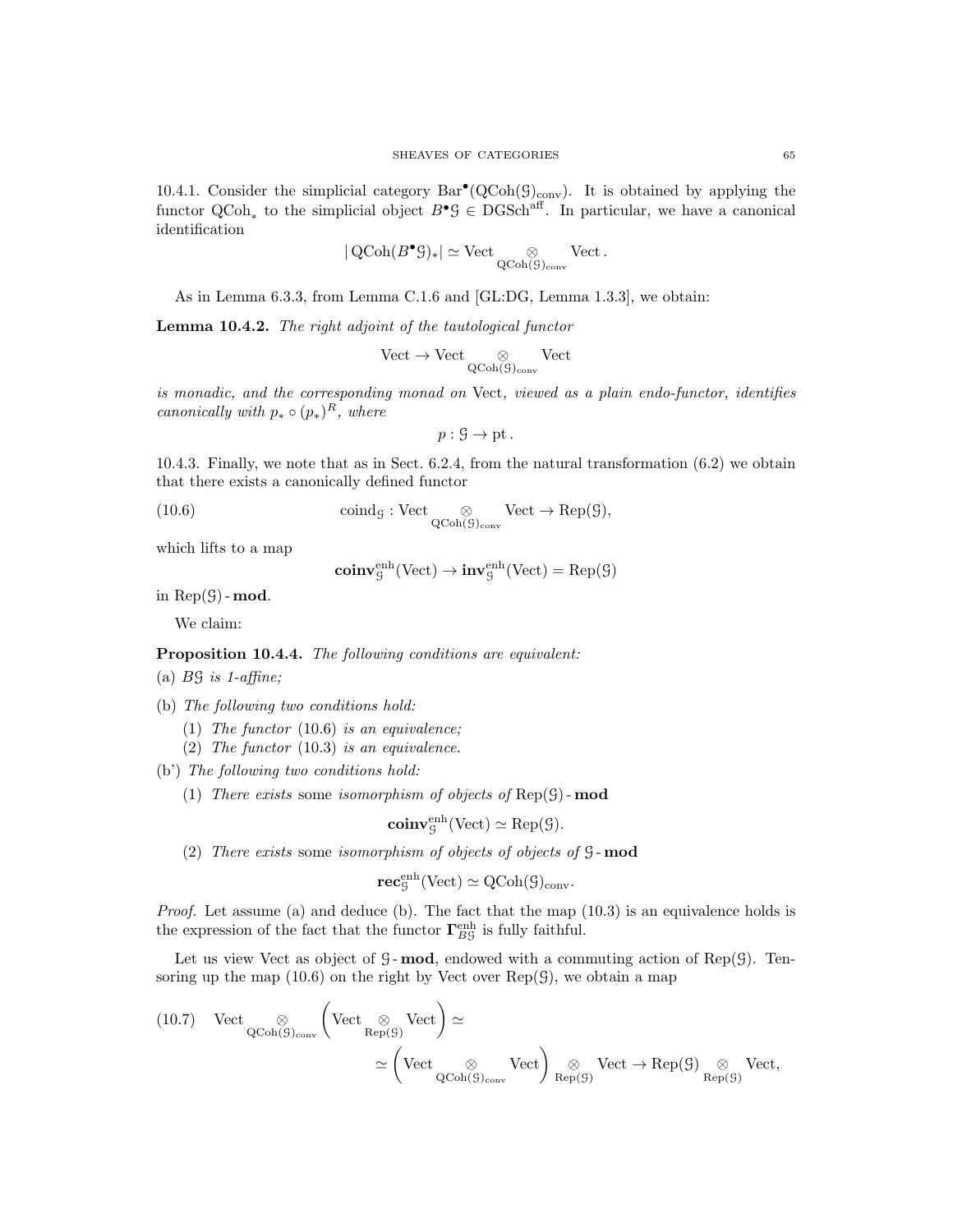10.4.1. Consider the simplicial category $\mathrm{Bar}^\bullet(\mathrm{QCoh}(\mathcal{G})_{\mathrm{conv}})$. It is obtained by applying the functor $\mathrm{QCoh}_*$ to the simplicial object $B^\bullet\mathcal{G} \in \mathrm{DGSch}^{\mathrm{aff}}$. In particular, we have a canonical identification

$$|\,\mathrm{QCoh}(B^\bullet\mathcal{G})_*| \simeq \mathrm{Vect} \underset{\mathrm{QCoh}(\mathcal{G})_{\mathrm{conv}}}{\otimes} \mathrm{Vect}\,.$$

As in Lemma 6.3.3, from Lemma C.1.6 and [GL:DG, Lemma 1.3.3], we obtain:

**Lemma 10.4.2.** *The right adjoint of the tautological functor*

$$\mathrm{Vect} \to \mathrm{Vect} \underset{\mathrm{QCoh}(\mathcal{G})_{\mathrm{conv}}}{\otimes} \mathrm{Vect}$$

*is monadic, and the corresponding monad on* Vect*, viewed as a plain endo-functor, identifies canonically with* $p_* \circ (p_*)^R$*, where*

$$p : \mathcal{G} \to \mathrm{pt}\,.$$

10.4.3. Finally, we note that as in Sect. 6.2.4, from the natural transformation (6.2) we obtain that there exists a canonically defined functor

$$\mathrm{coind}_{\mathcal{G}} : \mathrm{Vect} \underset{\mathrm{QCoh}(\mathcal{G})_{\mathrm{conv}}}{\otimes} \mathrm{Vect} \to \mathrm{Rep}(\mathcal{G}), \tag{10.6}$$

which lifts to a map

$$\mathbf{coinv}^{\mathrm{enh}}_{\mathcal{G}}(\mathrm{Vect}) \to \mathbf{inv}^{\mathrm{enh}}_{\mathcal{G}}(\mathrm{Vect}) = \mathrm{Rep}(\mathcal{G})$$

in $\mathrm{Rep}(\mathcal{G})\text{-}\mathbf{mod}$.

We claim:

**Proposition 10.4.4.** *The following conditions are equivalent:*

(a) *$B\mathcal{G}$ is 1-affine;*

(b) *The following two conditions hold:*

   (1) *The functor* (10.6) *is an equivalence;*

   (2) *The functor* (10.3) *is an equivalence.*

(b') *The following two conditions hold:*

   (1) *There exists* some *isomorphism of objects of* $\mathrm{Rep}(\mathcal{G})\text{-}\mathbf{mod}$

$$\mathbf{coinv}^{\mathrm{enh}}_{\mathcal{G}}(\mathrm{Vect}) \simeq \mathrm{Rep}(\mathcal{G}).$$

   (2) *There exists* some *isomorphism of objects of objects of* $\mathcal{G}\text{-}\mathbf{mod}$

$$\mathbf{rec}^{\mathrm{enh}}_{\mathcal{G}}(\mathrm{Vect}) \simeq \mathrm{QCoh}(\mathcal{G})_{\mathrm{conv}}.$$

*Proof.* Let assume (a) and deduce (b). The fact that the map (10.3) is an equivalence holds is the expression of the fact that the functor $\mathbf{\Gamma}^{\mathrm{enh}}_{B\mathcal{G}}$ is fully faithful.

Let us view Vect as object of $\mathcal{G}\text{-}\mathbf{mod}$, endowed with a commuting action of $\mathrm{Rep}(\mathcal{G})$. Tensoring up the map (10.6) on the right by Vect over $\mathrm{Rep}(\mathcal{G})$, we obtain a map

$$\begin{aligned}
\mathrm{Vect} \underset{\mathrm{QCoh}(\mathcal{G})_{\mathrm{conv}}}{\otimes} \left(\mathrm{Vect} \underset{\mathrm{Rep}(\mathcal{G})}{\otimes} \mathrm{Vect}\right) &\simeq \\
&\simeq \left(\mathrm{Vect} \underset{\mathrm{QCoh}(\mathcal{G})_{\mathrm{conv}}}{\otimes} \mathrm{Vect}\right) \underset{\mathrm{Rep}(\mathcal{G})}{\otimes} \mathrm{Vect} \to \mathrm{Rep}(\mathcal{G}) \underset{\mathrm{Rep}(\mathcal{G})}{\otimes} \mathrm{Vect},
\end{aligned} \tag{10.7}$$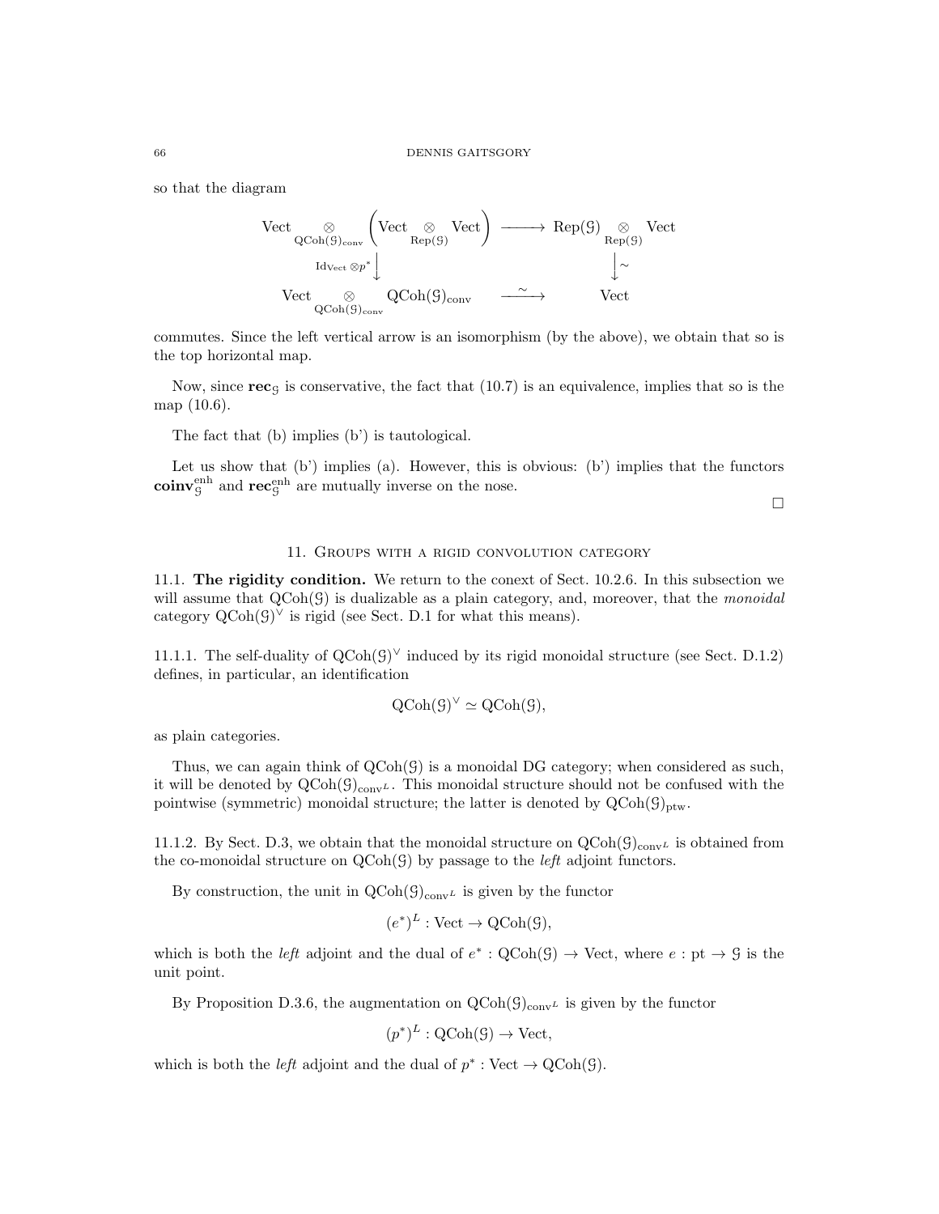so that the diagram

$$
\begin{array}{ccc}
\text{Vect} \underset{\text{QCoh}(\mathcal{G})_{\text{conv}}}{\otimes} \left(\text{Vect} \underset{\text{Rep}(\mathcal{G})}{\otimes} \text{Vect}\right) & \longrightarrow & \text{Rep}(\mathcal{G}) \underset{\text{Rep}(\mathcal{G})}{\otimes} \text{Vect} \\
{\scriptstyle \text{Id}_{\text{Vect}} \otimes p^*} \Big\downarrow & & \Big\downarrow \sim \\
\text{Vect} \underset{\text{QCoh}(\mathcal{G})_{\text{conv}}}{\otimes} \text{QCoh}(\mathcal{G})_{\text{conv}} & \xrightarrow{\sim} & \text{Vect}
\end{array}
$$

commutes. Since the left vertical arrow is an isomorphism (by the above), we obtain that so is the top horizontal map.

Now, since $\mathbf{rec}_{\mathcal{G}}$ is conservative, the fact that (10.7) is an equivalence, implies that so is the map (10.6).

The fact that (b) implies (b') is tautological.

Let us show that (b') implies (a). However, this is obvious: (b') implies that the functors $\mathbf{coinv}^{\text{enh}}_{\mathcal{G}}$ and $\mathbf{rec}^{\text{enh}}_{\mathcal{G}}$ are mutually inverse on the nose.

□

## 11. Groups with a rigid convolution category

11.1. **The rigidity condition.** We return to the conext of Sect. 10.2.6. In this subsection we will assume that $\text{QCoh}(\mathcal{G})$ is dualizable as a plain category, and, moreover, that the *monoidal* category $\text{QCoh}(\mathcal{G})^\vee$ is rigid (see Sect. D.1 for what this means).

11.1.1. The self-duality of $\text{QCoh}(\mathcal{G})^\vee$ induced by its rigid monoidal structure (see Sect. D.1.2) defines, in particular, an identification

$$\text{QCoh}(\mathcal{G})^\vee \simeq \text{QCoh}(\mathcal{G}),$$

as plain categories.

Thus, we can again think of $\text{QCoh}(\mathcal{G})$ is a monoidal DG category; when considered as such, it will be denoted by $\text{QCoh}(\mathcal{G})_{\text{conv}^L}$. This monoidal structure should not be confused with the pointwise (symmetric) monoidal structure; the latter is denoted by $\text{QCoh}(\mathcal{G})_{\text{ptw}}$.

11.1.2. By Sect. D.3, we obtain that the monoidal structure on $\text{QCoh}(\mathcal{G})_{\text{conv}^L}$ is obtained from the co-monoidal structure on $\text{QCoh}(\mathcal{G})$ by passage to the *left* adjoint functors.

By construction, the unit in $\text{QCoh}(\mathcal{G})_{\text{conv}^L}$ is given by the functor

$$(e^*)^L : \text{Vect} \to \text{QCoh}(\mathcal{G}),$$

which is both the *left* adjoint and the dual of $e^* : \text{QCoh}(\mathcal{G}) \to \text{Vect}$, where $e : \text{pt} \to \mathcal{G}$ is the unit point.

By Proposition D.3.6, the augmentation on $\text{QCoh}(\mathcal{G})_{\text{conv}^L}$ is given by the functor

$$(p^*)^L : \text{QCoh}(\mathcal{G}) \to \text{Vect},$$

which is both the *left* adjoint and the dual of $p^* : \text{Vect} \to \text{QCoh}(\mathcal{G})$.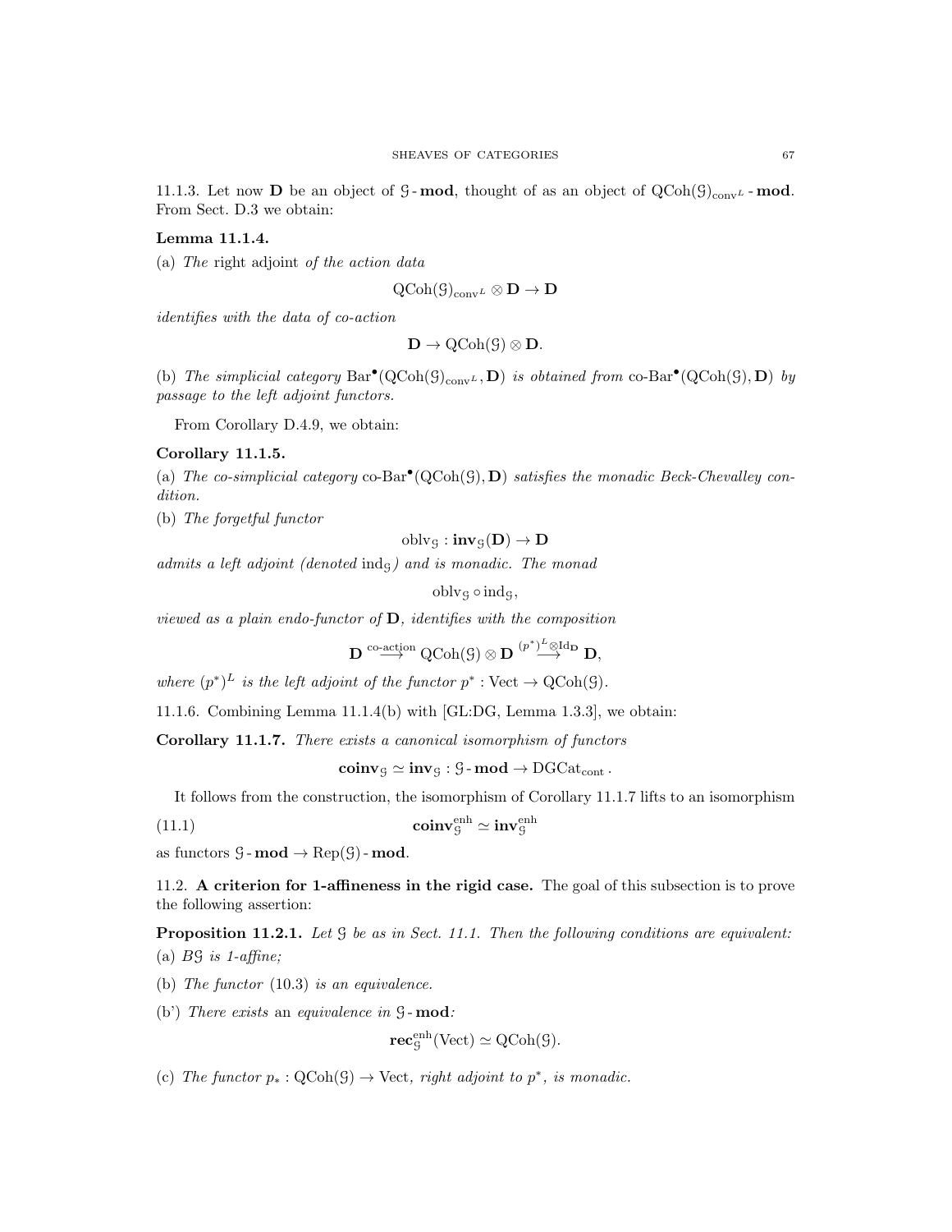11.1.3. Let now $\mathbf{D}$ be an object of $\mathcal{G}\text{-}\mathbf{mod}$, thought of as an object of $\mathrm{QCoh}(\mathcal{G})_{\mathrm{conv}^L}\text{-}\mathbf{mod}$. From Sect. D.3 we obtain:

**Lemma 11.1.4.**

(a) *The* right adjoint *of the action data*

$$\mathrm{QCoh}(\mathcal{G})_{\mathrm{conv}^L} \otimes \mathbf{D} \to \mathbf{D}$$

*identifies with the data of co-action*

$$\mathbf{D} \to \mathrm{QCoh}(\mathcal{G}) \otimes \mathbf{D}.$$

(b) *The simplicial category* $\mathrm{Bar}^\bullet(\mathrm{QCoh}(\mathcal{G})_{\mathrm{conv}^L}, \mathbf{D})$ *is obtained from* $\text{co-Bar}^\bullet(\mathrm{QCoh}(\mathcal{G}), \mathbf{D})$ *by passage to the left adjoint functors.*

From Corollary D.4.9, we obtain:

**Corollary 11.1.5.**

(a) *The co-simplicial category* $\text{co-Bar}^\bullet(\mathrm{QCoh}(\mathcal{G}), \mathbf{D})$ *satisfies the monadic Beck-Chevalley condition.*

(b) *The forgetful functor*

$$\mathrm{oblv}_{\mathcal{G}} : \mathbf{inv}_{\mathcal{G}}(\mathbf{D}) \to \mathbf{D}$$

*admits a left adjoint (denoted* $\mathrm{ind}_{\mathcal{G}}$*) and is monadic. The monad*

$$\mathrm{oblv}_{\mathcal{G}} \circ \mathrm{ind}_{\mathcal{G}},$$

*viewed as a plain endo-functor of* $\mathbf{D}$*, identifies with the composition*

$$\mathbf{D} \overset{\text{co-action}}{\longrightarrow} \mathrm{QCoh}(\mathcal{G}) \otimes \mathbf{D} \overset{(p^*)^L \otimes \mathrm{Id}_{\mathbf{D}}}{\longrightarrow} \mathbf{D},$$

*where* $(p^*)^L$ *is the left adjoint of the functor* $p^* : \mathrm{Vect} \to \mathrm{QCoh}(\mathcal{G})$.

11.1.6. Combining Lemma 11.1.4(b) with [GL:DG, Lemma 1.3.3], we obtain:

**Corollary 11.1.7.** *There exists a canonical isomorphism of functors*

$$\mathbf{coinv}_{\mathcal{G}} \simeq \mathbf{inv}_{\mathcal{G}} : \mathcal{G}\text{-}\mathbf{mod} \to \mathrm{DGCat}_{\mathrm{cont}}.$$

It follows from the construction, the isomorphism of Corollary 11.1.7 lifts to an isomorphism

$$\mathbf{coinv}^{\mathrm{enh}}_{\mathcal{G}} \simeq \mathbf{inv}^{\mathrm{enh}}_{\mathcal{G}} \tag{11.1}$$

as functors $\mathcal{G}\text{-}\mathbf{mod} \to \mathrm{Rep}(\mathcal{G})\text{-}\mathbf{mod}$.

11.2. **A criterion for 1-affineness in the rigid case.** The goal of this subsection is to prove the following assertion:

**Proposition 11.2.1.** *Let* $\mathcal{G}$ *be as in Sect. 11.1. Then the following conditions are equivalent:*

(a) $B\mathcal{G}$ *is 1-affine;*

(b) *The functor* (10.3) *is an equivalence.*

(b') *There exists* an *equivalence in* $\mathcal{G}\text{-}\mathbf{mod}$*:*

$$\mathbf{rec}^{\mathrm{enh}}_{\mathcal{G}}(\mathrm{Vect}) \simeq \mathrm{QCoh}(\mathcal{G}).$$

(c) *The functor* $p_* : \mathrm{QCoh}(\mathcal{G}) \to \mathrm{Vect}$*, right adjoint to* $p^*$*, is monadic.*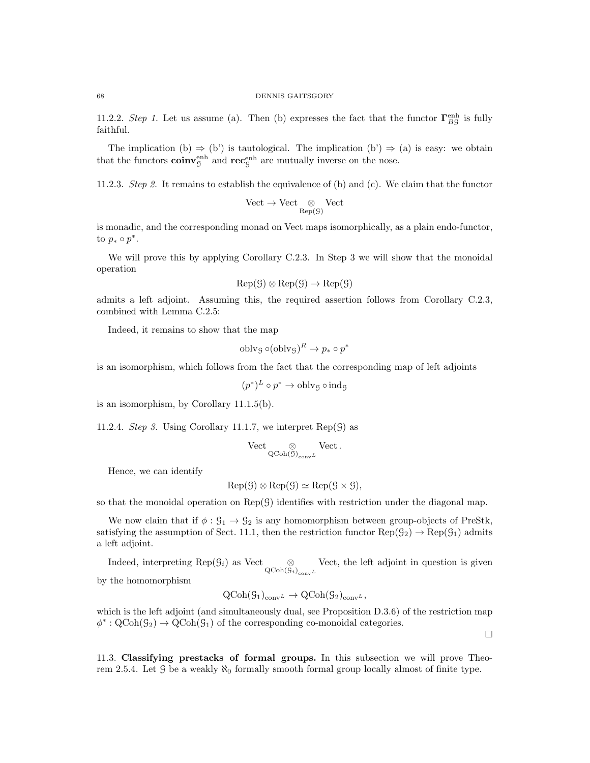11.2.2. *Step 1.* Let us assume (a). Then (b) expresses the fact that the functor $\mathbf{\Gamma}^{\text{enh}}_{B\mathcal{G}}$ is fully faithful.

The implication (b) $\Rightarrow$ (b') is tautological. The implication (b') $\Rightarrow$ (a) is easy: we obtain that the functors $\mathbf{coinv}^{\text{enh}}_{\mathcal{G}}$ and $\mathbf{rec}^{\text{enh}}_{\mathcal{G}}$ are mutually inverse on the nose.

11.2.3. *Step 2.* It remains to establish the equivalence of (b) and (c). We claim that the functor

$$\text{Vect} \to \text{Vect} \underset{\text{Rep}(\mathcal{G})}{\otimes} \text{Vect}$$

is monadic, and the corresponding monad on Vect maps isomorphically, as a plain endo-functor, to $p_* \circ p^*$.

We will prove this by applying Corollary C.2.3. In Step 3 we will show that the monoidal operation

$$\text{Rep}(\mathcal{G}) \otimes \text{Rep}(\mathcal{G}) \to \text{Rep}(\mathcal{G})$$

admits a left adjoint. Assuming this, the required assertion follows from Corollary C.2.3, combined with Lemma C.2.5:

Indeed, it remains to show that the map

$$\text{oblv}_{\mathcal{G}} \circ (\text{oblv}_{\mathcal{G}})^R \to p_* \circ p^*$$

is an isomorphism, which follows from the fact that the corresponding map of left adjoints

$$(p^*)^L \circ p^* \to \text{oblv}_{\mathcal{G}} \circ \text{ind}_{\mathcal{G}}$$

is an isomorphism, by Corollary 11.1.5(b).

11.2.4. *Step 3.* Using Corollary 11.1.7, we interpret $\text{Rep}(\mathcal{G})$ as

$$\text{Vect} \underset{\text{QCoh}(\mathcal{G})_{\text{conv}^L}}{\otimes} \text{Vect}.$$

Hence, we can identify

$$\text{Rep}(\mathcal{G}) \otimes \text{Rep}(\mathcal{G}) \simeq \text{Rep}(\mathcal{G} \times \mathcal{G}),$$

so that the monoidal operation on $\text{Rep}(\mathcal{G})$ identifies with restriction under the diagonal map.

We now claim that if $\phi : \mathcal{G}_1 \to \mathcal{G}_2$ is any homomorphism between group-objects of PreStk, satisfying the assumption of Sect. 11.1, then the restriction functor $\text{Rep}(\mathcal{G}_2) \to \text{Rep}(\mathcal{G}_1)$ admits a left adjoint.

Indeed, interpreting $\text{Rep}(\mathcal{G}_i)$ as $\text{Vect} \underset{\text{QCoh}(\mathcal{G}_i)_{\text{conv}^L}}{\otimes} \text{Vect}$, the left adjoint in question is given by the homomorphism

$$\text{QCoh}(\mathcal{G}_1)_{\text{conv}^L} \to \text{QCoh}(\mathcal{G}_2)_{\text{conv}^L},$$

which is the left adjoint (and simultaneously dual, see Proposition D.3.6) of the restriction map $\phi^* : \text{QCoh}(\mathcal{G}_2) \to \text{QCoh}(\mathcal{G}_1)$ of the corresponding co-monoidal categories.

$\square$

11.3. **Classifying prestacks of formal groups.** In this subsection we will prove Theorem 2.5.4. Let $\mathcal{G}$ be a weakly $\aleph_0$ formally smooth formal group locally almost of finite type.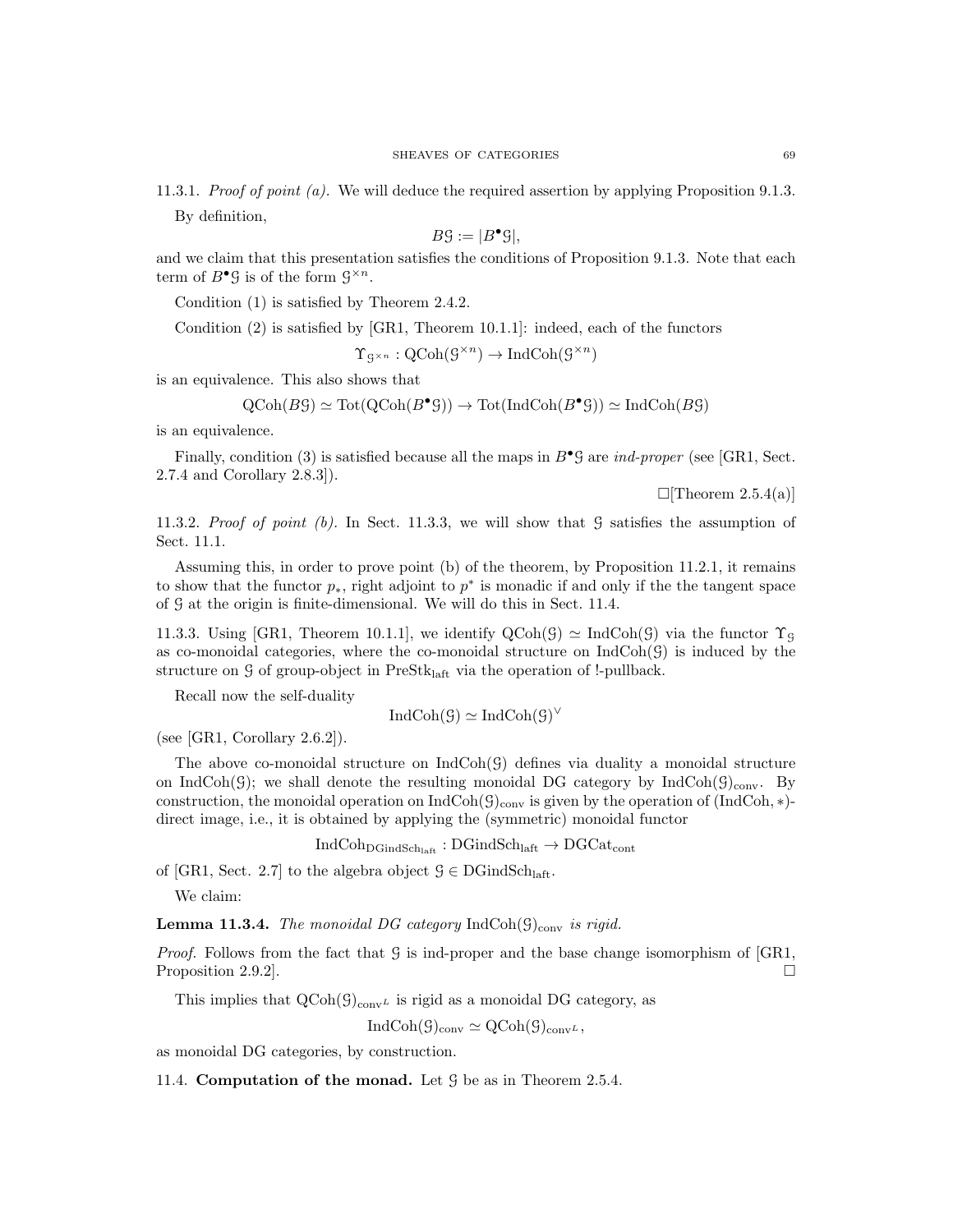11.3.1. *Proof of point (a).* We will deduce the required assertion by applying Proposition 9.1.3.

By definition,

$$B\mathcal{G} := |B^\bullet \mathcal{G}|,$$

and we claim that this presentation satisfies the conditions of Proposition 9.1.3. Note that each term of $B^\bullet \mathcal{G}$ is of the form $\mathcal{G}^{\times n}$.

Condition (1) is satisfied by Theorem 2.4.2.

Condition (2) is satisfied by [GR1, Theorem 10.1.1]: indeed, each of the functors

$$\Upsilon_{\mathcal{G}^{\times n}} : \mathrm{QCoh}(\mathcal{G}^{\times n}) \to \mathrm{IndCoh}(\mathcal{G}^{\times n})$$

is an equivalence. This also shows that

$$\mathrm{QCoh}(B\mathcal{G}) \simeq \mathrm{Tot}(\mathrm{QCoh}(B^\bullet \mathcal{G})) \to \mathrm{Tot}(\mathrm{IndCoh}(B^\bullet \mathcal{G})) \simeq \mathrm{IndCoh}(B\mathcal{G})$$

is an equivalence.

Finally, condition (3) is satisfied because all the maps in $B^\bullet \mathcal{G}$ are *ind-proper* (see [GR1, Sect. 2.7.4 and Corollary 2.8.3]).

□[Theorem 2.5.4(a)]

11.3.2. *Proof of point (b).* In Sect. 11.3.3, we will show that $\mathcal{G}$ satisfies the assumption of Sect. 11.1.

Assuming this, in order to prove point (b) of the theorem, by Proposition 11.2.1, it remains to show that the functor $p_*$, right adjoint to $p^*$ is monadic if and only if the the tangent space of $\mathcal{G}$ at the origin is finite-dimensional. We will do this in Sect. 11.4.

11.3.3. Using [GR1, Theorem 10.1.1], we identify $\mathrm{QCoh}(\mathcal{G}) \simeq \mathrm{IndCoh}(\mathcal{G})$ via the functor $\Upsilon_{\mathcal{G}}$ as co-monoidal categories, where the co-monoidal structure on $\mathrm{IndCoh}(\mathcal{G})$ is induced by the structure on $\mathcal{G}$ of group-object in $\mathrm{PreStk}_{\mathrm{laft}}$ via the operation of !-pullback.

Recall now the self-duality

$$\mathrm{IndCoh}(\mathcal{G}) \simeq \mathrm{IndCoh}(\mathcal{G})^\vee$$

(see [GR1, Corollary 2.6.2]).

The above co-monoidal structure on $\mathrm{IndCoh}(\mathcal{G})$ defines via duality a monoidal structure on $\mathrm{IndCoh}(\mathcal{G})$; we shall denote the resulting monoidal DG category by $\mathrm{IndCoh}(\mathcal{G})_{\mathrm{conv}}$. By construction, the monoidal operation on $\mathrm{IndCoh}(\mathcal{G})_{\mathrm{conv}}$ is given by the operation of $(\mathrm{IndCoh}, *)$-direct image, i.e., it is obtained by applying the (symmetric) monoidal functor

$$\mathrm{IndCoh}_{\mathrm{DGindSch}_{\mathrm{laft}}} : \mathrm{DGindSch}_{\mathrm{laft}} \to \mathrm{DGCat}_{\mathrm{cont}}$$

of [GR1, Sect. 2.7] to the algebra object $\mathcal{G} \in \mathrm{DGindSch}_{\mathrm{laft}}$.

We claim:

**Lemma 11.3.4.** *The monoidal DG category $\mathrm{IndCoh}(\mathcal{G})_{\mathrm{conv}}$ is rigid.*

*Proof.* Follows from the fact that $\mathcal{G}$ is ind-proper and the base change isomorphism of [GR1, Proposition 2.9.2]. □

This implies that $\mathrm{QCoh}(\mathcal{G})_{\mathrm{conv}^L}$ is rigid as a monoidal DG category, as

$$\mathrm{IndCoh}(\mathcal{G})_{\mathrm{conv}} \simeq \mathrm{QCoh}(\mathcal{G})_{\mathrm{conv}^L},$$

as monoidal DG categories, by construction.

11.4. **Computation of the monad.** Let $\mathcal{G}$ be as in Theorem 2.5.4.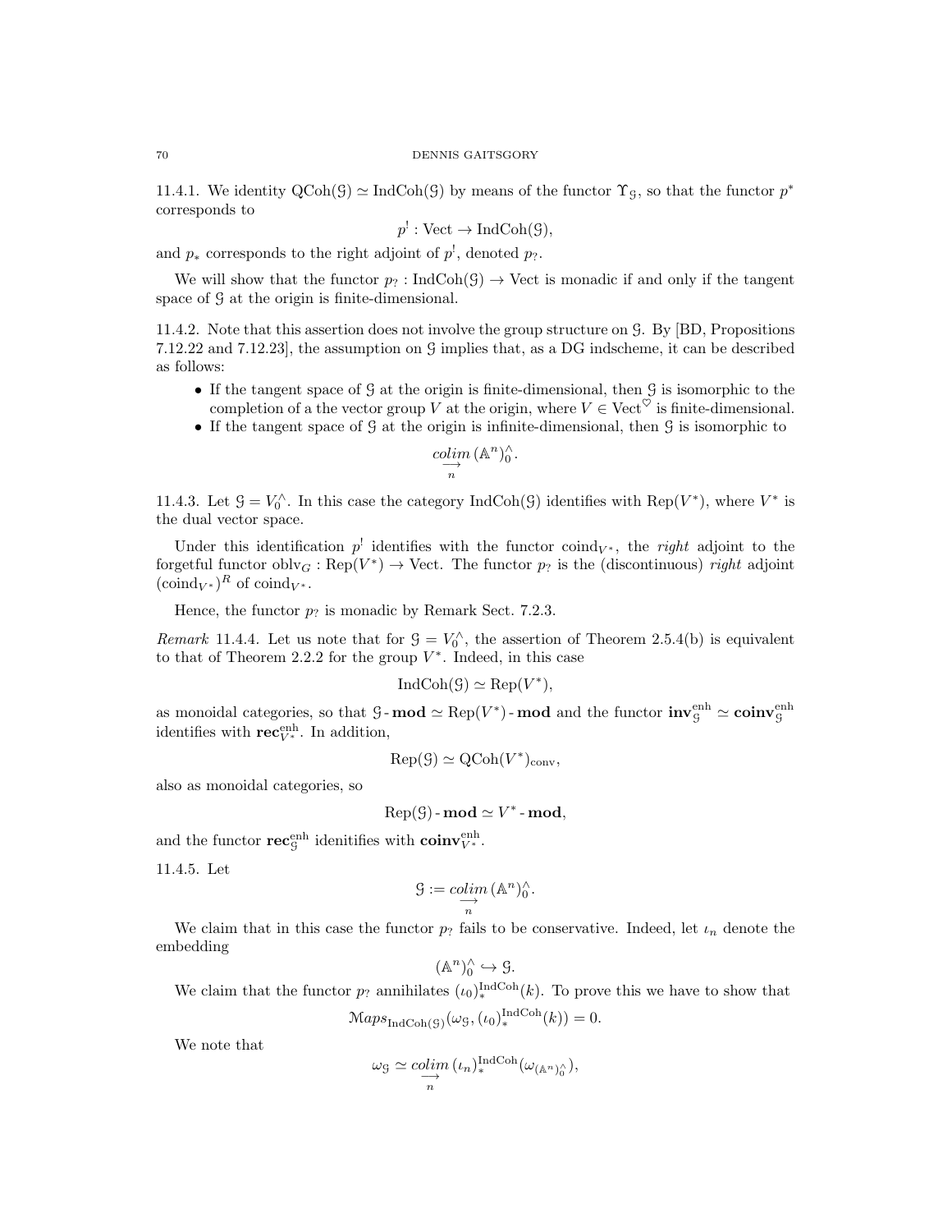11.4.1. We identity $\mathrm{QCoh}(\mathcal{G}) \simeq \mathrm{IndCoh}(\mathcal{G})$ by means of the functor $\Upsilon_{\mathcal{G}}$, so that the functor $p^*$ corresponds to

$$p^! : \mathrm{Vect} \to \mathrm{IndCoh}(\mathcal{G}),$$

and $p_*$ corresponds to the right adjoint of $p^!$, denoted $p_?$.

We will show that the functor $p_? : \mathrm{IndCoh}(\mathcal{G}) \to \mathrm{Vect}$ is monadic if and only if the tangent space of $\mathcal{G}$ at the origin is finite-dimensional.

11.4.2. Note that this assertion does not involve the group structure on $\mathcal{G}$. By [BD, Propositions 7.12.22 and 7.12.23], the assumption on $\mathcal{G}$ implies that, as a DG indscheme, it can be described as follows:

- If the tangent space of $\mathcal{G}$ at the origin is finite-dimensional, then $\mathcal{G}$ is isomorphic to the completion of a the vector group $V$ at the origin, where $V \in \mathrm{Vect}^{\heartsuit}$ is finite-dimensional.
- If the tangent space of $\mathcal{G}$ at the origin is infinite-dimensional, then $\mathcal{G}$ is isomorphic to

$$\underset{n}{\underrightarrow{colim}}\, (\mathbb{A}^n)^{\wedge}_0.$$

11.4.3. Let $\mathcal{G} = V^{\wedge}_0$. In this case the category $\mathrm{IndCoh}(\mathcal{G})$ identifies with $\mathrm{Rep}(V^*)$, where $V^*$ is the dual vector space.

Under this identification $p^!$ identifies with the functor $\mathrm{coind}_{V^*}$, the *right* adjoint to the forgetful functor $\mathrm{oblv}_G : \mathrm{Rep}(V^*) \to \mathrm{Vect}$. The functor $p_?$ is the (discontinuous) *right* adjoint $(\mathrm{coind}_{V^*})^R$ of $\mathrm{coind}_{V^*}$.

Hence, the functor $p_?$ is monadic by Remark Sect. 7.2.3.

*Remark* 11.4.4. Let us note that for $\mathcal{G} = V^{\wedge}_0$, the assertion of Theorem 2.5.4(b) is equivalent to that of Theorem 2.2.2 for the group $V^*$. Indeed, in this case

$$\mathrm{IndCoh}(\mathcal{G}) \simeq \mathrm{Rep}(V^*),$$

as monoidal categories, so that $\mathcal{G}\text{-}\mathbf{mod} \simeq \mathrm{Rep}(V^*)\text{-}\mathbf{mod}$ and the functor $\mathbf{inv}^{\mathrm{enh}}_{\mathcal{G}} \simeq \mathbf{coinv}^{\mathrm{enh}}_{\mathcal{G}}$ identifies with $\mathbf{rec}^{\mathrm{enh}}_{V^*}$. In addition,

$$\mathrm{Rep}(\mathcal{G}) \simeq \mathrm{QCoh}(V^*)_{\mathrm{conv}},$$

also as monoidal categories, so

$$\mathrm{Rep}(\mathcal{G})\text{-}\mathbf{mod} \simeq V^*\text{-}\mathbf{mod},$$

and the functor $\mathbf{rec}^{\mathrm{enh}}_{\mathcal{G}}$ idenitifies with $\mathbf{coinv}^{\mathrm{enh}}_{V^*}$.

11.4.5. Let

$$\mathcal{G} := \underset{n}{\underrightarrow{colim}}\, (\mathbb{A}^n)^{\wedge}_0.$$

We claim that in this case the functor $p_?$ fails to be conservative. Indeed, let $\iota_n$ denote the embedding

$$(\mathbb{A}^n)^{\wedge}_0 \hookrightarrow \mathcal{G}.$$

We claim that the functor $p_?$ annihilates $(\iota_0)^{\mathrm{IndCoh}}_*(k)$. To prove this we have to show that

$$\mathcal{M}aps_{\mathrm{IndCoh}(\mathcal{G})}(\omega_{\mathcal{G}}, (\iota_0)^{\mathrm{IndCoh}}_*(k)) = 0.$$

We note that

$$\omega_{\mathcal{G}} \simeq \underset{n}{\underrightarrow{colim}}\, (\iota_n)^{\mathrm{IndCoh}}_*(\omega_{(\mathbb{A}^n)^{\wedge}_0}),$$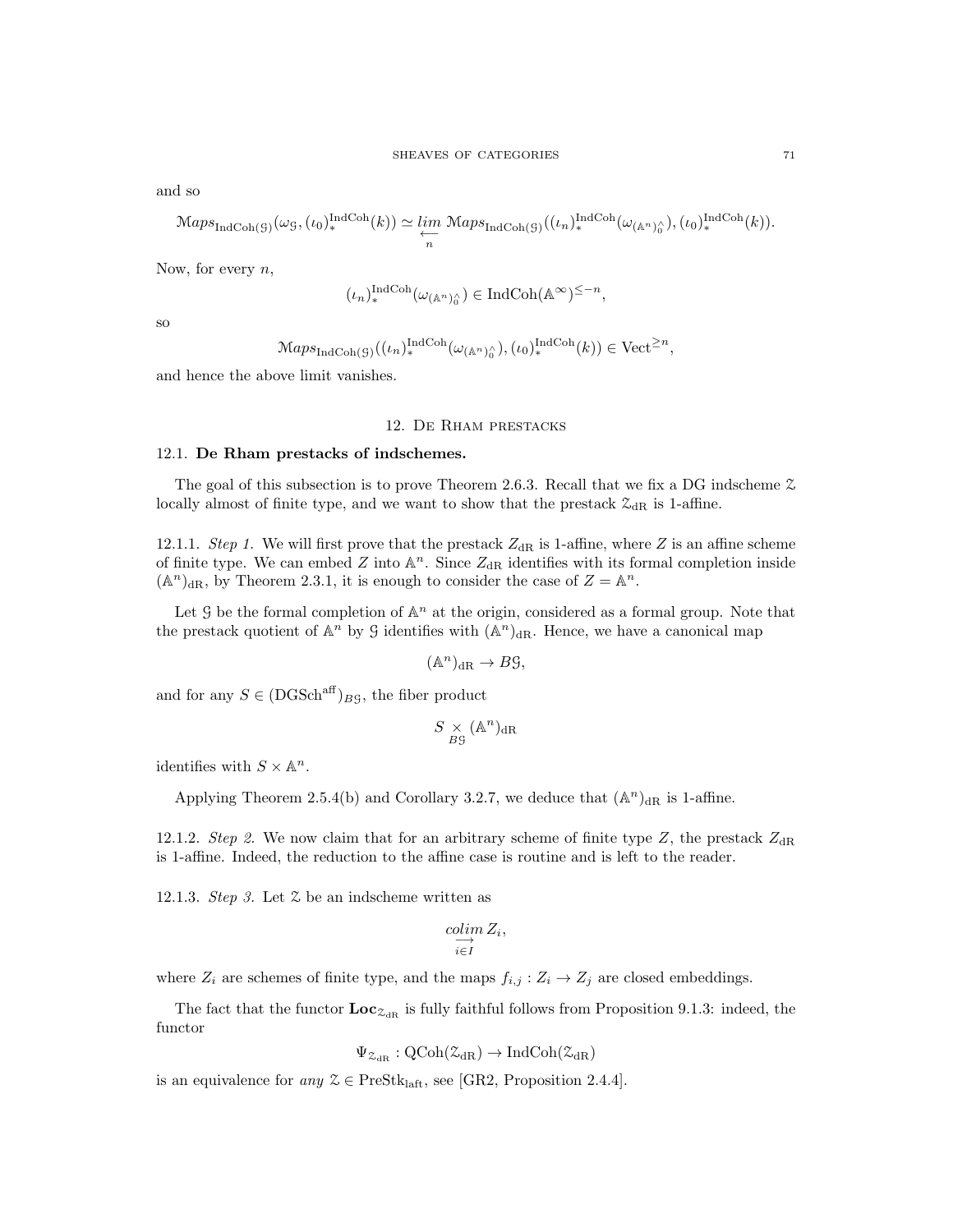and so

$$\mathcal{M}aps_{\mathrm{IndCoh}(\mathcal{G})}(\omega_{\mathcal{G}}, (\iota_0)_*^{\mathrm{IndCoh}}(k)) \simeq \underset{n}{\underleftarrow{lim}}\ \mathcal{M}aps_{\mathrm{IndCoh}(\mathcal{G})}((\iota_n)_*^{\mathrm{IndCoh}}(\omega_{(\mathbb{A}^n)^\wedge_0}), (\iota_0)_*^{\mathrm{IndCoh}}(k)).$$

Now, for every $n$,

$$(\iota_n)_*^{\mathrm{IndCoh}}(\omega_{(\mathbb{A}^n)^\wedge_0}) \in \mathrm{IndCoh}(\mathbb{A}^\infty)^{\leq -n},$$

so

$$\mathcal{M}aps_{\mathrm{IndCoh}(\mathcal{G})}((\iota_n)_*^{\mathrm{IndCoh}}(\omega_{(\mathbb{A}^n)^\wedge_0}), (\iota_0)_*^{\mathrm{IndCoh}}(k)) \in \mathrm{Vect}^{\geq n},$$

and hence the above limit vanishes.

## 12. De Rham prestacks

### 12.1. De Rham prestacks of indschemes.

The goal of this subsection is to prove Theorem 2.6.3. Recall that we fix a DG indscheme $\mathcal{Z}$ locally almost of finite type, and we want to show that the prestack $\mathcal{Z}_{\mathrm{dR}}$ is 1-affine.

12.1.1. *Step 1.* We will first prove that the prestack $Z_{\mathrm{dR}}$ is 1-affine, where $Z$ is an affine scheme of finite type. We can embed $Z$ into $\mathbb{A}^n$. Since $Z_{\mathrm{dR}}$ identifies with its formal completion inside $(\mathbb{A}^n)_{\mathrm{dR}}$, by Theorem 2.3.1, it is enough to consider the case of $Z = \mathbb{A}^n$.

Let $\mathcal{G}$ be the formal completion of $\mathbb{A}^n$ at the origin, considered as a formal group. Note that the prestack quotient of $\mathbb{A}^n$ by $\mathcal{G}$ identifies with $(\mathbb{A}^n)_{\mathrm{dR}}$. Hence, we have a canonical map

$$(\mathbb{A}^n)_{\mathrm{dR}} \to B\mathcal{G},$$

and for any $S \in (\mathrm{DGSch}^{\mathrm{aff}})_{B\mathcal{G}}$, the fiber product

$$S \underset{B\mathcal{G}}{\times} (\mathbb{A}^n)_{\mathrm{dR}}$$

identifies with $S \times \mathbb{A}^n$.

Applying Theorem 2.5.4(b) and Corollary 3.2.7, we deduce that $(\mathbb{A}^n)_{\mathrm{dR}}$ is 1-affine.

12.1.2. *Step 2.* We now claim that for an arbitrary scheme of finite type $Z$, the prestack $Z_{\mathrm{dR}}$ is 1-affine. Indeed, the reduction to the affine case is routine and is left to the reader.

12.1.3. *Step 3.* Let $\mathcal{Z}$ be an indscheme written as

$$\underset{i \in I}{\underrightarrow{colim}}\, Z_i,$$

where $Z_i$ are schemes of finite type, and the maps $f_{i,j} : Z_i \to Z_j$ are closed embeddings.

The fact that the functor $\mathbf{Loc}_{\mathcal{Z}_{\mathrm{dR}}}$ is fully faithful follows from Proposition 9.1.3: indeed, the functor

$$\Psi_{\mathcal{Z}_{\mathrm{dR}}} : \mathrm{QCoh}(\mathcal{Z}_{\mathrm{dR}}) \to \mathrm{IndCoh}(\mathcal{Z}_{\mathrm{dR}})$$

is an equivalence for *any* $\mathcal{Z} \in \mathrm{PreStk}_{\mathrm{laft}}$, see [GR2, Proposition 2.4.4].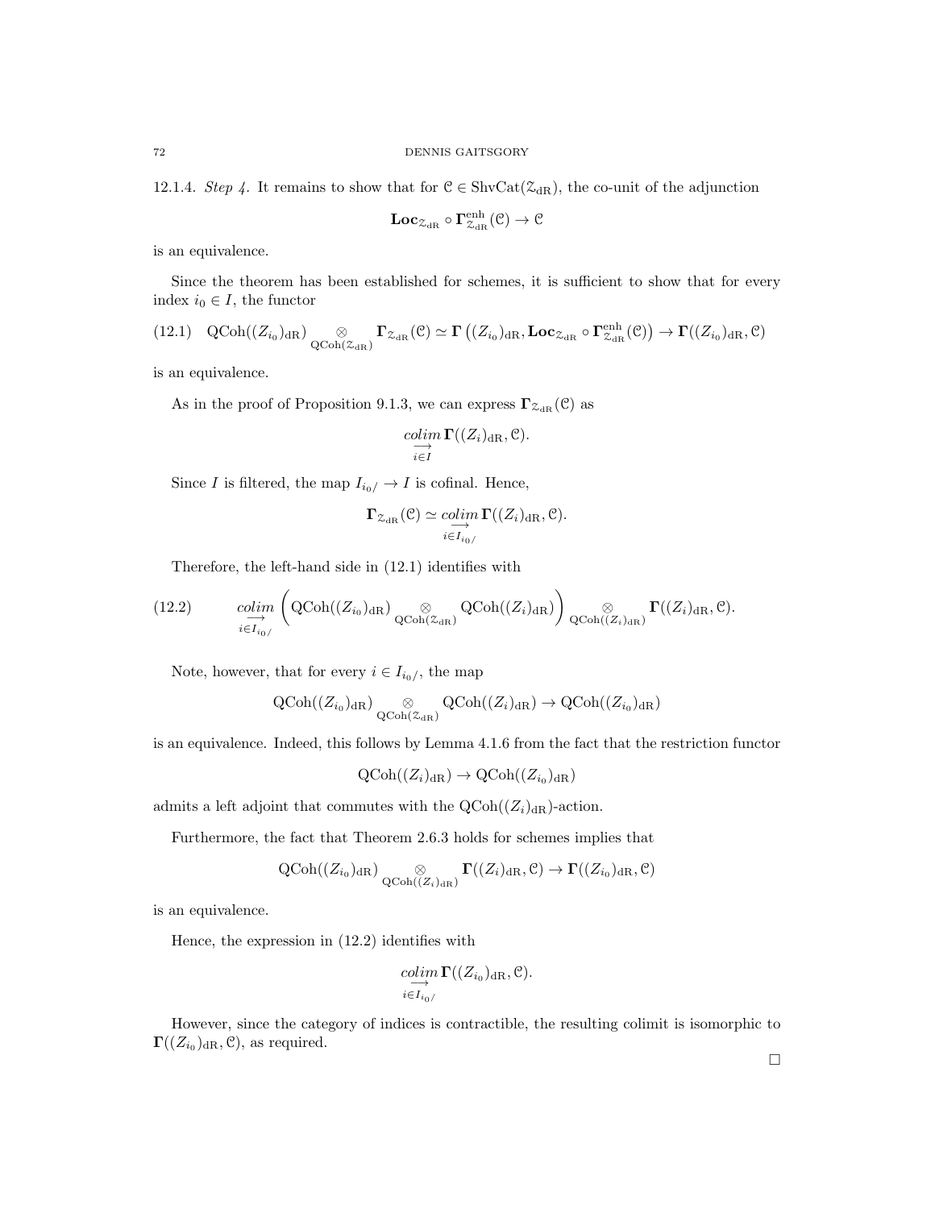12.1.4. *Step 4.* It remains to show that for $\mathcal{C} \in \mathrm{ShvCat}(\mathcal{Z}_{\mathrm{dR}})$, the co-unit of the adjunction

$$\mathbf{Loc}_{\mathcal{Z}_{\mathrm{dR}}} \circ \mathbf{\Gamma}^{\mathrm{enh}}_{\mathcal{Z}_{\mathrm{dR}}}(\mathcal{C}) \to \mathcal{C}$$

is an equivalence.

Since the theorem has been established for schemes, it is sufficient to show that for every index $i_0 \in I$, the functor

$$\mathrm{QCoh}((Z_{i_0})_{\mathrm{dR}}) \underset{\mathrm{QCoh}(\mathcal{Z}_{\mathrm{dR}})}{\otimes} \mathbf{\Gamma}_{\mathcal{Z}_{\mathrm{dR}}}(\mathcal{C}) \simeq \mathbf{\Gamma}\left((Z_{i_0})_{\mathrm{dR}}, \mathbf{Loc}_{\mathcal{Z}_{\mathrm{dR}}} \circ \mathbf{\Gamma}^{\mathrm{enh}}_{\mathcal{Z}_{\mathrm{dR}}}(\mathcal{C})\right) \to \mathbf{\Gamma}((Z_{i_0})_{\mathrm{dR}}, \mathcal{C}) \tag{12.1}$$

is an equivalence.

As in the proof of Proposition 9.1.3, we can express $\mathbf{\Gamma}_{\mathcal{Z}_{\mathrm{dR}}}(\mathcal{C})$ as

$$\underset{i \in I}{\underrightarrow{colim}}\, \mathbf{\Gamma}((Z_i)_{\mathrm{dR}}, \mathcal{C}).$$

Since $I$ is filtered, the map $I_{i_0/} \to I$ is cofinal. Hence,

$$\mathbf{\Gamma}_{\mathcal{Z}_{\mathrm{dR}}}(\mathcal{C}) \simeq \underset{i \in I_{i_0/}}{\underrightarrow{colim}}\, \mathbf{\Gamma}((Z_i)_{\mathrm{dR}}, \mathcal{C}).$$

Therefore, the left-hand side in (12.1) identifies with

$$\underset{i \in I_{i_0/}}{\underrightarrow{colim}} \left( \mathrm{QCoh}((Z_{i_0})_{\mathrm{dR}}) \underset{\mathrm{QCoh}(\mathcal{Z}_{\mathrm{dR}})}{\otimes} \mathrm{QCoh}((Z_i)_{\mathrm{dR}}) \right) \underset{\mathrm{QCoh}((Z_i)_{\mathrm{dR}})}{\otimes} \mathbf{\Gamma}((Z_i)_{\mathrm{dR}}, \mathcal{C}). \tag{12.2}$$

Note, however, that for every $i \in I_{i_0/}$, the map

$$\mathrm{QCoh}((Z_{i_0})_{\mathrm{dR}}) \underset{\mathrm{QCoh}(\mathcal{Z}_{\mathrm{dR}})}{\otimes} \mathrm{QCoh}((Z_i)_{\mathrm{dR}}) \to \mathrm{QCoh}((Z_{i_0})_{\mathrm{dR}})$$

is an equivalence. Indeed, this follows by Lemma 4.1.6 from the fact that the restriction functor

$$\mathrm{QCoh}((Z_i)_{\mathrm{dR}}) \to \mathrm{QCoh}((Z_{i_0})_{\mathrm{dR}})$$

admits a left adjoint that commutes with the $\mathrm{QCoh}((Z_i)_{\mathrm{dR}})$-action.

Furthermore, the fact that Theorem 2.6.3 holds for schemes implies that

$$\mathrm{QCoh}((Z_{i_0})_{\mathrm{dR}}) \underset{\mathrm{QCoh}((Z_i)_{\mathrm{dR}})}{\otimes} \mathbf{\Gamma}((Z_i)_{\mathrm{dR}}, \mathcal{C}) \to \mathbf{\Gamma}((Z_{i_0})_{\mathrm{dR}}, \mathcal{C})$$

is an equivalence.

Hence, the expression in (12.2) identifies with

$$\underset{i \in I_{i_0/}}{\underrightarrow{colim}}\, \mathbf{\Gamma}((Z_{i_0})_{\mathrm{dR}}, \mathcal{C}).$$

However, since the category of indices is contractible, the resulting colimit is isomorphic to $\mathbf{\Gamma}((Z_{i_0})_{\mathrm{dR}}, \mathcal{C})$, as required.

□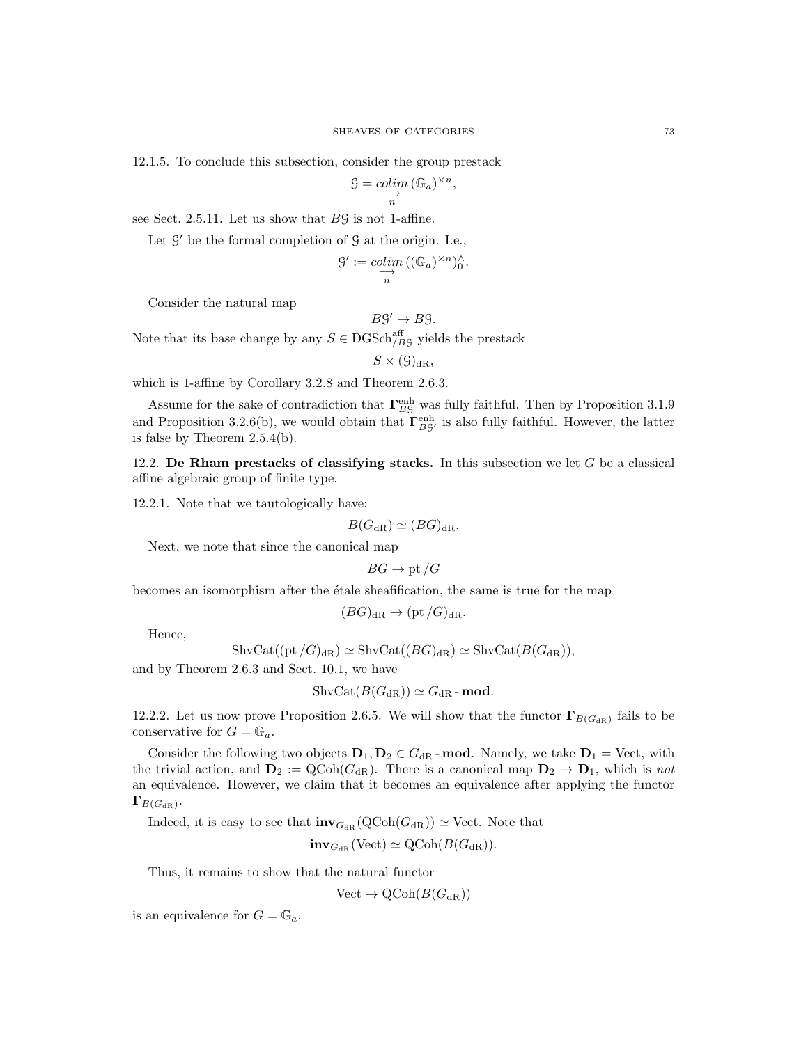12.1.5. To conclude this subsection, consider the group prestack

$$\mathcal{G} = \underset{n}{\underrightarrow{colim}}\, (\mathbb{G}_a)^{\times n},$$

see Sect. 2.5.11. Let us show that $B\mathcal{G}$ is not 1-affine.

Let $\mathcal{G}'$ be the formal completion of $\mathcal{G}$ at the origin. I.e.,

$$\mathcal{G}' := \underset{n}{\underrightarrow{colim}}\, ((\mathbb{G}_a)^{\times n})^{\wedge}_0.$$

Consider the natural map

$$B\mathcal{G}' \to B\mathcal{G}.$$

Note that its base change by any $S \in \mathrm{DGSch}^{\mathrm{aff}}_{/B\mathcal{G}}$ yields the prestack

$$S \times (\mathcal{G})_{\mathrm{dR}},$$

which is 1-affine by Corollary 3.2.8 and Theorem 2.6.3.

Assume for the sake of contradiction that $\mathbf{\Gamma}^{\mathrm{enh}}_{B\mathcal{G}}$ was fully faithful. Then by Proposition 3.1.9 and Proposition 3.2.6(b), we would obtain that $\mathbf{\Gamma}^{\mathrm{enh}}_{B\mathcal{G}'}$ is also fully faithful. However, the latter is false by Theorem 2.5.4(b).

## 12.2. De Rham prestacks of classifying stacks.

In this subsection we let $G$ be a classical affine algebraic group of finite type.

12.2.1. Note that we tautologically have:

$$B(G_{\mathrm{dR}}) \simeq (BG)_{\mathrm{dR}}.$$

Next, we note that since the canonical map

$$BG \to \mathrm{pt}/G$$

becomes an isomorphism after the étale sheafification, the same is true for the map

$$(BG)_{\mathrm{dR}} \to (\mathrm{pt}/G)_{\mathrm{dR}}.$$

Hence,

$$\mathrm{ShvCat}((\mathrm{pt}/G)_{\mathrm{dR}}) \simeq \mathrm{ShvCat}((BG)_{\mathrm{dR}}) \simeq \mathrm{ShvCat}(B(G_{\mathrm{dR}})),$$

and by Theorem 2.6.3 and Sect. 10.1, we have

$$\mathrm{ShvCat}(B(G_{\mathrm{dR}})) \simeq G_{\mathrm{dR}}\text{-}\mathbf{mod}.$$

12.2.2. Let us now prove Proposition 2.6.5. We will show that the functor $\mathbf{\Gamma}_{B(G_{\mathrm{dR}})}$ fails to be conservative for $G = \mathbb{G}_a$.

Consider the following two objects $\mathbf{D}_1, \mathbf{D}_2 \in G_{\mathrm{dR}}\text{-}\mathbf{mod}$. Namely, we take $\mathbf{D}_1 = \mathrm{Vect}$, with the trivial action, and $\mathbf{D}_2 := \mathrm{QCoh}(G_{\mathrm{dR}})$. There is a canonical map $\mathbf{D}_2 \to \mathbf{D}_1$, which is *not* an equivalence. However, we claim that it becomes an equivalence after applying the functor $\mathbf{\Gamma}_{B(G_{\mathrm{dR}})}$.

Indeed, it is easy to see that $\mathbf{inv}_{G_{\mathrm{dR}}}(\mathrm{QCoh}(G_{\mathrm{dR}})) \simeq \mathrm{Vect}$. Note that

$$\mathbf{inv}_{G_{\mathrm{dR}}}(\mathrm{Vect}) \simeq \mathrm{QCoh}(B(G_{\mathrm{dR}})).$$

Thus, it remains to show that the natural functor

$$\mathrm{Vect} \to \mathrm{QCoh}(B(G_{\mathrm{dR}}))$$

is an equivalence for $G = \mathbb{G}_a$.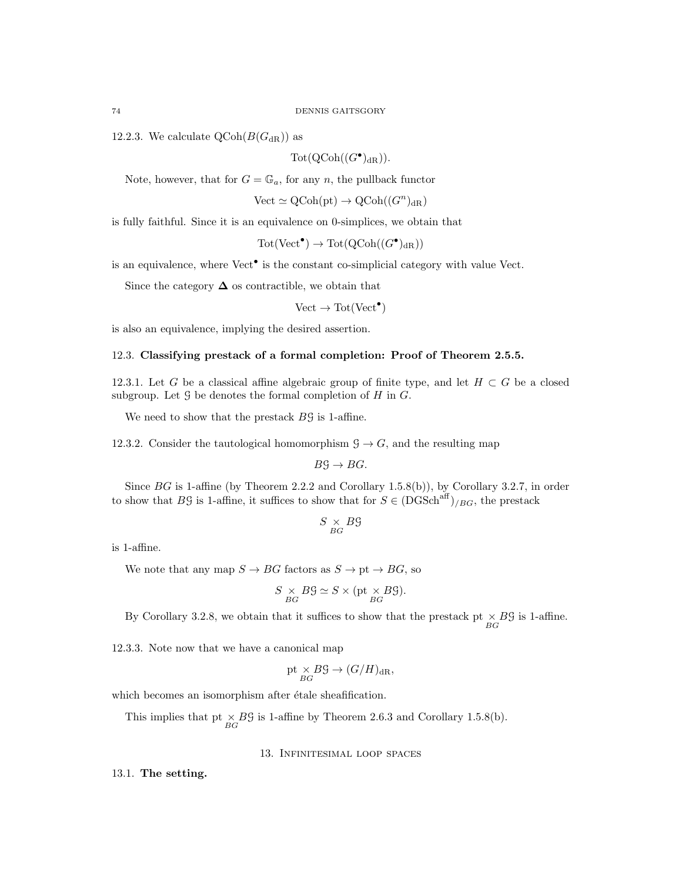12.2.3. We calculate $\operatorname{QCoh}(B(G_{\mathrm{dR}}))$ as

$$\operatorname{Tot}(\operatorname{QCoh}((G^\bullet)_{\mathrm{dR}})).$$

Note, however, that for $G = \mathbb{G}_a$, for any $n$, the pullback functor

$$\operatorname{Vect} \simeq \operatorname{QCoh}(\mathrm{pt}) \to \operatorname{QCoh}((G^n)_{\mathrm{dR}})$$

is fully faithful. Since it is an equivalence on 0-simplices, we obtain that

$$\operatorname{Tot}(\operatorname{Vect}^\bullet) \to \operatorname{Tot}(\operatorname{QCoh}((G^\bullet)_{\mathrm{dR}}))$$

is an equivalence, where $\operatorname{Vect}^\bullet$ is the constant co-simplicial category with value Vect.

Since the category $\mathbf{\Delta}$ os contractible, we obtain that

$$\operatorname{Vect} \to \operatorname{Tot}(\operatorname{Vect}^\bullet)$$

is also an equivalence, implying the desired assertion.

## 12.3. Classifying prestack of a formal completion: Proof of Theorem 2.5.5.

12.3.1. Let $G$ be a classical affine algebraic group of finite type, and let $H \subset G$ be a closed subgroup. Let $\mathcal{G}$ be denotes the formal completion of $H$ in $G$.

We need to show that the prestack $B\mathcal{G}$ is 1-affine.

12.3.2. Consider the tautological homomorphism $\mathcal{G} \to G$, and the resulting map

$$B\mathcal{G} \to BG.$$

Since $BG$ is 1-affine (by Theorem 2.2.2 and Corollary 1.5.8(b)), by Corollary 3.2.7, in order to show that $B\mathcal{G}$ is 1-affine, it suffices to show that for $S \in (\mathrm{DGSch}^{\mathrm{aff}})_{/BG}$, the prestack

$$S \underset{BG}{\times} B\mathcal{G}$$

is 1-affine.

We note that any map $S \to BG$ factors as $S \to \mathrm{pt} \to BG$, so

$$S \underset{BG}{\times} B\mathcal{G} \simeq S \times (\mathrm{pt} \underset{BG}{\times} B\mathcal{G}).$$

By Corollary 3.2.8, we obtain that it suffices to show that the prestack $\mathrm{pt} \underset{BG}{\times} B\mathcal{G}$ is 1-affine.

12.3.3. Note now that we have a canonical map

$$\mathrm{pt} \underset{BG}{\times} B\mathcal{G} \to (G/H)_{\mathrm{dR}},$$

which becomes an isomorphism after étale sheafification.

This implies that $\mathrm{pt} \underset{BG}{\times} B\mathcal{G}$ is 1-affine by Theorem 2.6.3 and Corollary 1.5.8(b).

# 13. Infinitesimal loop spaces

## 13.1. The setting.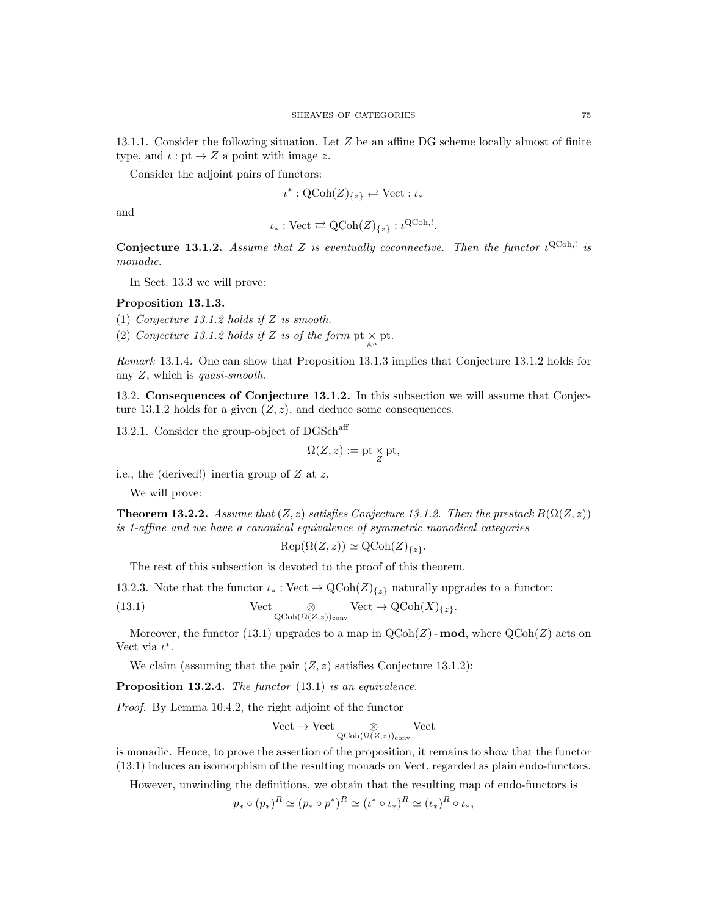13.1.1. Consider the following situation. Let $Z$ be an affine DG scheme locally almost of finite type, and $\iota : \mathrm{pt} \to Z$ a point with image $z$.

Consider the adjoint pairs of functors:

$$\iota^* : \mathrm{QCoh}(Z)_{\{z\}} \rightleftarrows \mathrm{Vect} : \iota_*$$

and

$$\iota_* : \mathrm{Vect} \rightleftarrows \mathrm{QCoh}(Z)_{\{z\}} : \iota^{\mathrm{QCoh},!}.$$

**Conjecture 13.1.2.** *Assume that $Z$ is eventually coconnective. Then the functor $\iota^{\mathrm{QCoh},!}$ is monadic.*

In Sect. 13.3 we will prove:

**Proposition 13.1.3.**
(1) *Conjecture 13.1.2 holds if $Z$ is smooth.*
(2) *Conjecture 13.1.2 holds if $Z$ is of the form $\mathrm{pt} \underset{\mathbb{A}^n}{\times} \mathrm{pt}$.*

*Remark* 13.1.4. One can show that Proposition 13.1.3 implies that Conjecture 13.1.2 holds for any $Z$, which is *quasi-smooth*.

13.2. **Consequences of Conjecture 13.1.2.** In this subsection we will assume that Conjecture 13.1.2 holds for a given $(Z, z)$, and deduce some consequences.

13.2.1. Consider the group-object of $\mathrm{DGSch}^{\mathrm{aff}}$

$$\Omega(Z, z) := \mathrm{pt} \underset{Z}{\times} \mathrm{pt},$$

i.e., the (derived!) inertia group of $Z$ at $z$.

We will prove:

**Theorem 13.2.2.** *Assume that $(Z, z)$ satisfies Conjecture 13.1.2. Then the prestack $B(\Omega(Z, z))$ is 1-affine and we have a canonical equivalence of symmetric monodical categories*

$$\mathrm{Rep}(\Omega(Z, z)) \simeq \mathrm{QCoh}(Z)_{\{z\}}.$$

The rest of this subsection is devoted to the proof of this theorem.

13.2.3. Note that the functor $\iota_* : \mathrm{Vect} \to \mathrm{QCoh}(Z)_{\{z\}}$ naturally upgrades to a functor:

$$\mathrm{Vect} \underset{\mathrm{QCoh}(\Omega(Z,z))_{\mathrm{conv}}}{\otimes} \mathrm{Vect} \to \mathrm{QCoh}(X)_{\{z\}}. \tag{13.1}$$

Moreover, the functor (13.1) upgrades to a map in $\mathrm{QCoh}(Z)\text{-}\mathbf{mod}$, where $\mathrm{QCoh}(Z)$ acts on Vect via $\iota^*$.

We claim (assuming that the pair $(Z, z)$ satisfies Conjecture 13.1.2):

**Proposition 13.2.4.** *The functor* (13.1) *is an equivalence.*

*Proof.* By Lemma 10.4.2, the right adjoint of the functor

$$\mathrm{Vect} \to \mathrm{Vect} \underset{\mathrm{QCoh}(\Omega(Z,z))_{\mathrm{conv}}}{\otimes} \mathrm{Vect}$$

is monadic. Hence, to prove the assertion of the proposition, it remains to show that the functor (13.1) induces an isomorphism of the resulting monads on Vect, regarded as plain endo-functors.

However, unwinding the definitions, we obtain that the resulting map of endo-functors is

$$p_* \circ (p_*)^R \simeq (p_* \circ p^*)^R \simeq (\iota^* \circ \iota_*)^R \simeq (\iota_*)^R \circ \iota_*,$$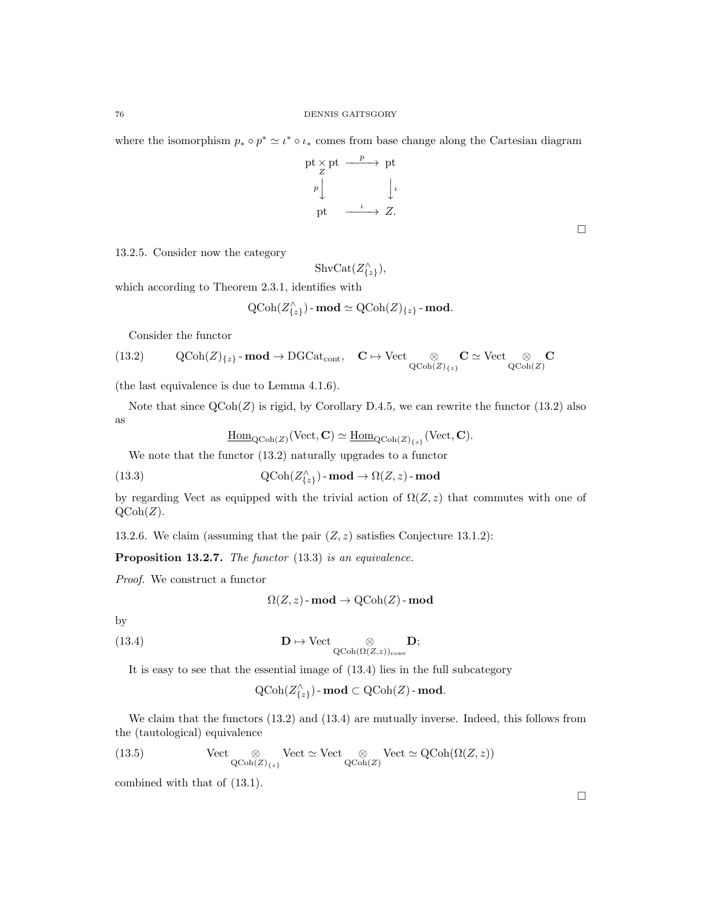where the isomorphism $p_* \circ p^* \simeq \iota^* \circ \iota_*$ comes from base change along the Cartesian diagram

$$\begin{array}{ccc} \text{pt} \underset{Z}{\times} \text{pt} & \xrightarrow{p} & \text{pt} \\ {\scriptstyle p}\downarrow & & \downarrow{\scriptstyle \iota} \\ \text{pt} & \xrightarrow{\iota} & Z. \end{array}$$

□

13.2.5. Consider now the category

$$\text{ShvCat}(Z^\wedge_{\{z\}}),$$

which according to Theorem 2.3.1, identifies with

$$\text{QCoh}(Z^\wedge_{\{z\}})\text{-}\mathbf{mod} \simeq \text{QCoh}(Z)_{\{z\}}\text{-}\mathbf{mod}.$$

Consider the functor

$$\text{QCoh}(Z)_{\{z\}}\text{-}\mathbf{mod} \to \text{DGCat}_{\text{cont}}, \quad \mathbf{C} \mapsto \text{Vect} \underset{\text{QCoh}(Z)_{\{z\}}}{\otimes} \mathbf{C} \simeq \text{Vect} \underset{\text{QCoh}(Z)}{\otimes} \mathbf{C} \tag{13.2}$$

(the last equivalence is due to Lemma 4.1.6).

Note that since $\text{QCoh}(Z)$ is rigid, by Corollary D.4.5, we can rewrite the functor (13.2) also as

$$\underline{\text{Hom}}_{\text{QCoh}(Z)}(\text{Vect}, \mathbf{C}) \simeq \underline{\text{Hom}}_{\text{QCoh}(Z)_{\{z\}}}(\text{Vect}, \mathbf{C}).$$

We note that the functor (13.2) naturally upgrades to a functor

$$\text{QCoh}(Z^\wedge_{\{z\}})\text{-}\mathbf{mod} \to \Omega(Z, z)\text{-}\mathbf{mod} \tag{13.3}$$

by regarding Vect as equipped with the trivial action of $\Omega(Z, z)$ that commutes with one of $\text{QCoh}(Z)$.

13.2.6. We claim (assuming that the pair $(Z, z)$ satisfies Conjecture 13.1.2):

**Proposition 13.2.7.** *The functor* (13.3) *is an equivalence.*

*Proof.* We construct a functor

$$\Omega(Z, z)\text{-}\mathbf{mod} \to \text{QCoh}(Z)\text{-}\mathbf{mod}$$

by

$$\mathbf{D} \mapsto \text{Vect} \underset{\text{QCoh}(\Omega(Z,z))_{\text{conv}}}{\otimes} \mathbf{D}; \tag{13.4}$$

It is easy to see that the essential image of (13.4) lies in the full subcategory

$$\text{QCoh}(Z^\wedge_{\{z\}})\text{-}\mathbf{mod} \subset \text{QCoh}(Z)\text{-}\mathbf{mod}.$$

We claim that the functors (13.2) and (13.4) are mutually inverse. Indeed, this follows from the (tautological) equivalence

$$\text{Vect} \underset{\text{QCoh}(Z)_{\{z\}}}{\otimes} \text{Vect} \simeq \text{Vect} \underset{\text{QCoh}(Z)}{\otimes} \text{Vect} \simeq \text{QCoh}(\Omega(Z, z)) \tag{13.5}$$

combined with that of (13.1).

□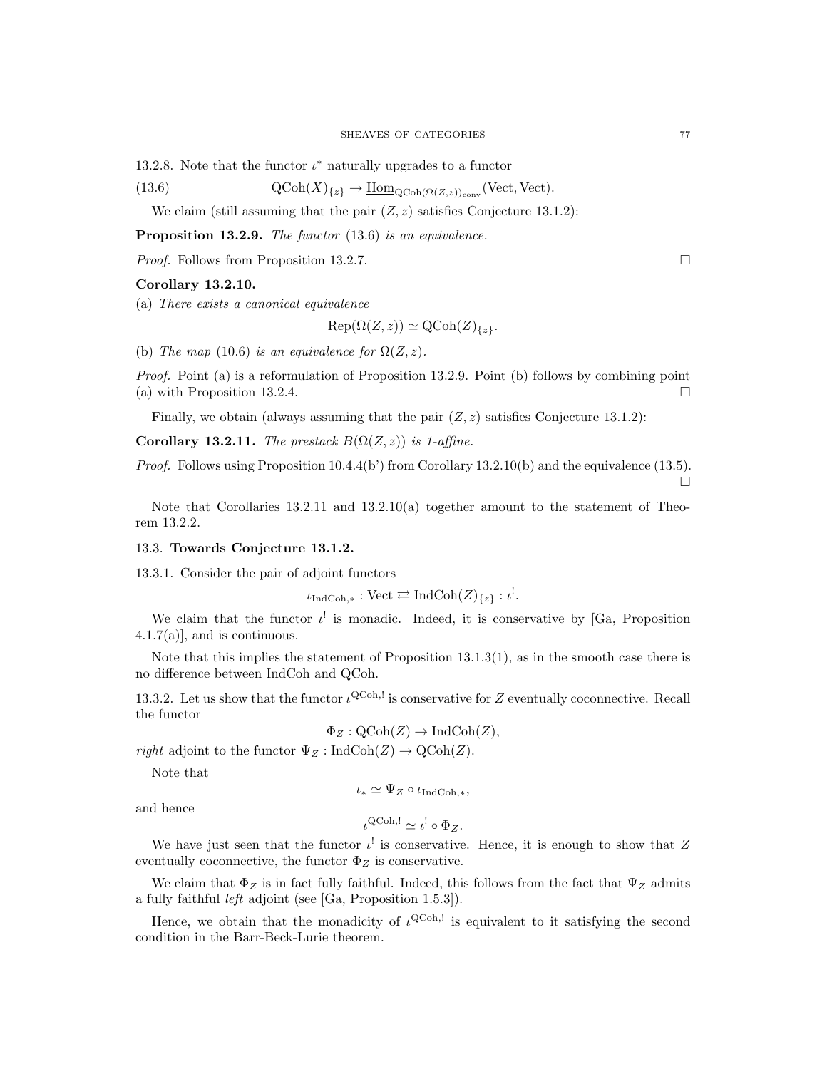13.2.8. Note that the functor $\iota^*$ naturally upgrades to a functor

$$\text{QCoh}(X)_{\{z\}} \to \underline{\text{Hom}}_{\text{QCoh}(\Omega(Z,z))_{\text{conv}}}(\text{Vect}, \text{Vect}). \tag{13.6}$$

We claim (still assuming that the pair $(Z, z)$ satisfies Conjecture 13.1.2):

**Proposition 13.2.9.** *The functor* (13.6) *is an equivalence.*

*Proof.* Follows from Proposition 13.2.7. □

**Corollary 13.2.10.**

(a) *There exists a canonical equivalence*

$$\text{Rep}(\Omega(Z,z)) \simeq \text{QCoh}(Z)_{\{z\}}.$$

(b) *The map* (10.6) *is an equivalence for* $\Omega(Z, z)$.

*Proof.* Point (a) is a reformulation of Proposition 13.2.9. Point (b) follows by combining point (a) with Proposition 13.2.4. □

Finally, we obtain (always assuming that the pair $(Z, z)$ satisfies Conjecture 13.1.2):

**Corollary 13.2.11.** *The prestack* $B(\Omega(Z, z))$ *is 1-affine.*

*Proof.* Follows using Proposition 10.4.4(b') from Corollary 13.2.10(b) and the equivalence (13.5). □

Note that Corollaries 13.2.11 and 13.2.10(a) together amount to the statement of Theorem 13.2.2.

## 13.3. Towards Conjecture 13.1.2.

13.3.1. Consider the pair of adjoint functors

$$\iota_{\text{IndCoh},*} : \text{Vect} \rightleftarrows \text{IndCoh}(Z)_{\{z\}} : \iota^!.$$

We claim that the functor $\iota^!$ is monadic. Indeed, it is conservative by [Ga, Proposition 4.1.7(a)], and is continuous.

Note that this implies the statement of Proposition 13.1.3(1), as in the smooth case there is no difference between IndCoh and QCoh.

13.3.2. Let us show that the functor $\iota^{\text{QCoh},!}$ is conservative for $Z$ eventually coconnective. Recall the functor

$$\Phi_Z : \text{QCoh}(Z) \to \text{IndCoh}(Z),$$

*right* adjoint to the functor $\Psi_Z : \text{IndCoh}(Z) \to \text{QCoh}(Z)$.

Note that

$$\iota_* \simeq \Psi_Z \circ \iota_{\text{IndCoh},*},$$

and hence

$$\iota^{\text{QCoh},!} \simeq \iota^! \circ \Phi_Z.$$

We have just seen that the functor $\iota^!$ is conservative. Hence, it is enough to show that $Z$ eventually coconnective, the functor $\Phi_Z$ is conservative.

We claim that $\Phi_Z$ is in fact fully faithful. Indeed, this follows from the fact that $\Psi_Z$ admits a fully faithful *left* adjoint (see [Ga, Proposition 1.5.3]).

Hence, we obtain that the monadicity of $\iota^{\text{QCoh},!}$ is equivalent to it satisfying the second condition in the Barr-Beck-Lurie theorem.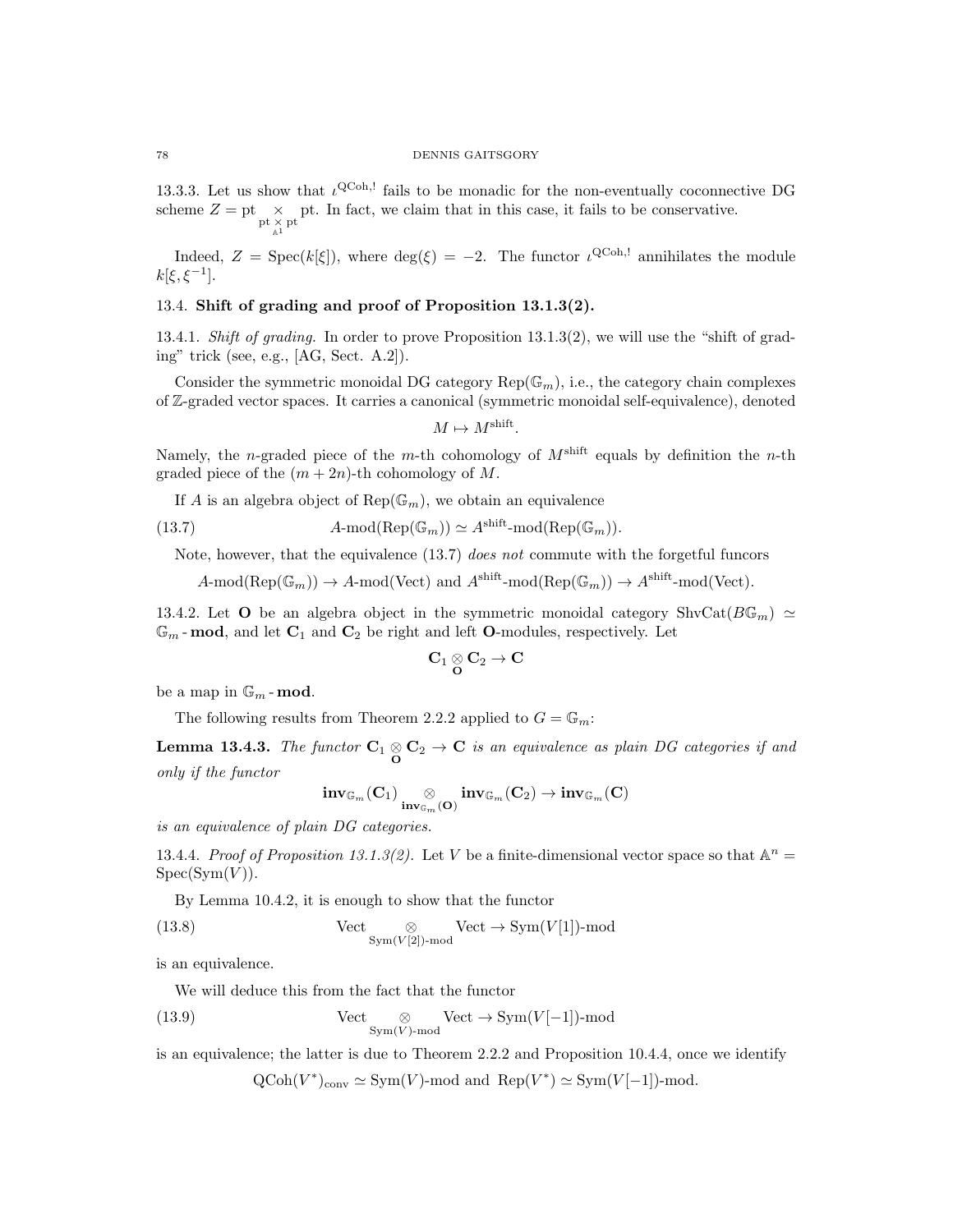13.3.3. Let us show that $\iota^{\mathrm{QCoh},!}$ fails to be monadic for the non-eventually coconnective DG scheme $Z = \mathrm{pt} \underset{\mathrm{pt} \underset{\mathbb{A}^1}{\times} \mathrm{pt}}{\times} \mathrm{pt}$. In fact, we claim that in this case, it fails to be conservative.

Indeed, $Z = \mathrm{Spec}(k[\xi])$, where $\deg(\xi) = -2$. The functor $\iota^{\mathrm{QCoh},!}$ annihilates the module $k[\xi, \xi^{-1}]$.

## 13.4. Shift of grading and proof of Proposition 13.1.3(2).

13.4.1. *Shift of grading.* In order to prove Proposition 13.1.3(2), we will use the "shift of grading" trick (see, e.g., [AG, Sect. A.2]).

Consider the symmetric monoidal DG category $\mathrm{Rep}(\mathbb{G}_m)$, i.e., the category chain complexes of $\mathbb{Z}$-graded vector spaces. It carries a canonical (symmetric monoidal self-equivalence), denoted

$$M \mapsto M^{\mathrm{shift}}.$$

Namely, the $n$-graded piece of the $m$-th cohomology of $M^{\mathrm{shift}}$ equals by definition the $n$-th graded piece of the $(m + 2n)$-th cohomology of $M$.

If $A$ is an algebra object of $\mathrm{Rep}(\mathbb{G}_m)$, we obtain an equivalence

$$A\text{-mod}(\mathrm{Rep}(\mathbb{G}_m)) \simeq A^{\mathrm{shift}}\text{-mod}(\mathrm{Rep}(\mathbb{G}_m)). \tag{13.7}$$

Note, however, that the equivalence (13.7) *does not* commute with the forgetful funcors

$$A\text{-mod}(\mathrm{Rep}(\mathbb{G}_m)) \to A\text{-mod}(\mathrm{Vect}) \text{ and } A^{\mathrm{shift}}\text{-mod}(\mathrm{Rep}(\mathbb{G}_m)) \to A^{\mathrm{shift}}\text{-mod}(\mathrm{Vect}).$$

13.4.2. Let $\mathbf{O}$ be an algebra object in the symmetric monoidal category $\mathrm{ShvCat}(B\mathbb{G}_m) \simeq \mathbb{G}_m\text{-}\mathbf{mod}$, and let $\mathbf{C}_1$ and $\mathbf{C}_2$ be right and left $\mathbf{O}$-modules, respectively. Let

$$\mathbf{C}_1 \underset{\mathbf{O}}{\otimes} \mathbf{C}_2 \to \mathbf{C}$$

be a map in $\mathbb{G}_m\text{-}\mathbf{mod}$.

The following results from Theorem 2.2.2 applied to $G = \mathbb{G}_m$:

**Lemma 13.4.3.** *The functor $\mathbf{C}_1 \underset{\mathbf{O}}{\otimes} \mathbf{C}_2 \to \mathbf{C}$ is an equivalence as plain DG categories if and only if the functor*

$$\mathbf{inv}_{\mathbb{G}_m}(\mathbf{C}_1) \underset{\mathbf{inv}_{\mathbb{G}_m}(\mathbf{O})}{\otimes} \mathbf{inv}_{\mathbb{G}_m}(\mathbf{C}_2) \to \mathbf{inv}_{\mathbb{G}_m}(\mathbf{C})$$

*is an equivalence of plain DG categories.*

13.4.4. *Proof of Proposition 13.1.3(2).* Let $V$ be a finite-dimensional vector space so that $\mathbb{A}^n = \mathrm{Spec}(\mathrm{Sym}(V))$.

By Lemma 10.4.2, it is enough to show that the functor

$$\mathrm{Vect} \underset{\mathrm{Sym}(V[2])\text{-mod}}{\otimes} \mathrm{Vect} \to \mathrm{Sym}(V[1])\text{-mod} \tag{13.8}$$

is an equivalence.

We will deduce this from the fact that the functor

$$\mathrm{Vect} \underset{\mathrm{Sym}(V)\text{-mod}}{\otimes} \mathrm{Vect} \to \mathrm{Sym}(V[-1])\text{-mod} \tag{13.9}$$

is an equivalence; the latter is due to Theorem 2.2.2 and Proposition 10.4.4, once we identify

$$\mathrm{QCoh}(V^*)_{\mathrm{conv}} \simeq \mathrm{Sym}(V)\text{-mod and } \mathrm{Rep}(V^*) \simeq \mathrm{Sym}(V[-1])\text{-mod}.$$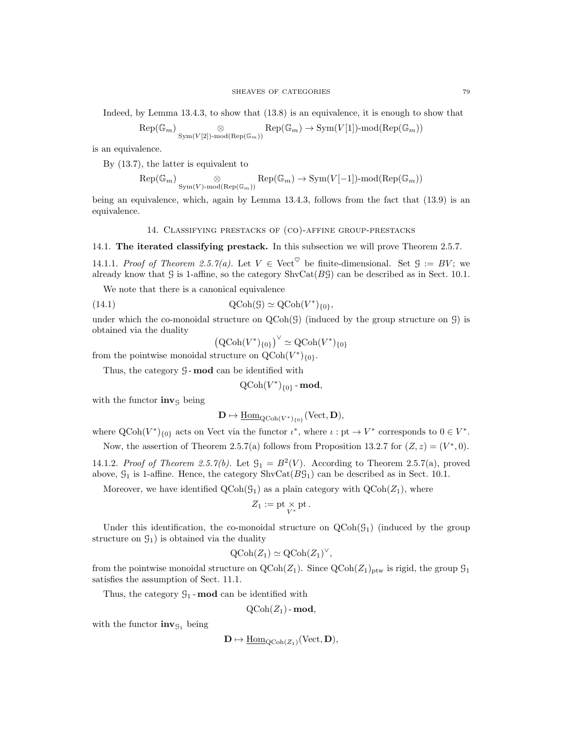Indeed, by Lemma 13.4.3, to show that (13.8) is an equivalence, it is enough to show that

$$\operatorname{Rep}(\mathbb{G}_m) \underset{\operatorname{Sym}(V[2])\text{-mod}(\operatorname{Rep}(\mathbb{G}_m))}{\otimes} \operatorname{Rep}(\mathbb{G}_m) \to \operatorname{Sym}(V[1])\text{-mod}(\operatorname{Rep}(\mathbb{G}_m))$$

is an equivalence.

By (13.7), the latter is equivalent to

$$\operatorname{Rep}(\mathbb{G}_m) \underset{\operatorname{Sym}(V)\text{-mod}(\operatorname{Rep}(\mathbb{G}_m))}{\otimes} \operatorname{Rep}(\mathbb{G}_m) \to \operatorname{Sym}(V[-1])\text{-mod}(\operatorname{Rep}(\mathbb{G}_m))$$

being an equivalence, which, again by Lemma 13.4.3, follows from the fact that (13.9) is an equivalence.

## 14. Classifying prestacks of (co)-affine group-prestacks

### 14.1. The iterated classifying prestack.

In this subsection we will prove Theorem 2.5.7.

14.1.1. *Proof of Theorem 2.5.7(a).* Let $V \in \operatorname{Vect}^{\heartsuit}$ be finite-dimensional. Set $\mathcal{G} := BV$; we already know that $\mathcal{G}$ is 1-affine, so the category $\operatorname{ShvCat}(B\mathcal{G})$ can be described as in Sect. 10.1.

We note that there is a canonical equivalence

$$\operatorname{QCoh}(\mathcal{G}) \simeq \operatorname{QCoh}(V^*)_{\{0\}}, \tag{14.1}$$

under which the co-monoidal structure on $\operatorname{QCoh}(\mathcal{G})$ (induced by the group structure on $\mathcal{G}$) is obtained via the duality

$$\left(\operatorname{QCoh}(V^*)_{\{0\}}\right)^{\vee} \simeq \operatorname{QCoh}(V^*)_{\{0\}}$$

from the pointwise monoidal structure on $\operatorname{QCoh}(V^*)_{\{0\}}$.

Thus, the category $\mathcal{G}\text{-}\mathbf{mod}$ can be identified with

$$\operatorname{QCoh}(V^*)_{\{0\}}\text{-}\mathbf{mod},$$

with the functor $\mathbf{inv}_{\mathcal{G}}$ being

$$\mathbf{D} \mapsto \underline{\operatorname{Hom}}_{\operatorname{QCoh}(V^*)_{\{0\}}}(\operatorname{Vect}, \mathbf{D}),$$

where $\operatorname{QCoh}(V^*)_{\{0\}}$ acts on Vect via the functor $\iota^*$, where $\iota : \operatorname{pt} \to V^*$ corresponds to $0 \in V^*$.

Now, the assertion of Theorem 2.5.7(a) follows from Proposition 13.2.7 for $(Z, z) = (V^*, 0)$.

14.1.2. *Proof of Theorem 2.5.7(b).* Let $\mathcal{G}_1 = B^2(V)$. According to Theorem 2.5.7(a), proved above, $\mathcal{G}_1$ is 1-affine. Hence, the category $\operatorname{ShvCat}(B\mathcal{G}_1)$ can be described as in Sect. 10.1.

Moreover, we have identified $\operatorname{QCoh}(\mathcal{G}_1)$ as a plain category with $\operatorname{QCoh}(Z_1)$, where

$$Z_1 := \operatorname{pt} \underset{V^*}{\times} \operatorname{pt}.$$

Under this identification, the co-monoidal structure on $\operatorname{QCoh}(\mathcal{G}_1)$ (induced by the group structure on $\mathcal{G}_1$) is obtained via the duality

$$\operatorname{QCoh}(Z_1) \simeq \operatorname{QCoh}(Z_1)^{\vee},$$

from the pointwise monoidal structure on $\operatorname{QCoh}(Z_1)$. Since $\operatorname{QCoh}(Z_1)_{\operatorname{ptw}}$ is rigid, the group $\mathcal{G}_1$ satisfies the assumption of Sect. 11.1.

Thus, the category $\mathcal{G}_1\text{-}\mathbf{mod}$ can be identified with

$$\operatorname{QCoh}(Z_1)\text{-}\mathbf{mod},$$

with the functor $\mathbf{inv}_{\mathcal{G}_1}$ being

$$\mathbf{D} \mapsto \underline{\operatorname{Hom}}_{\operatorname{QCoh}(Z_1)}(\operatorname{Vect}, \mathbf{D}),$$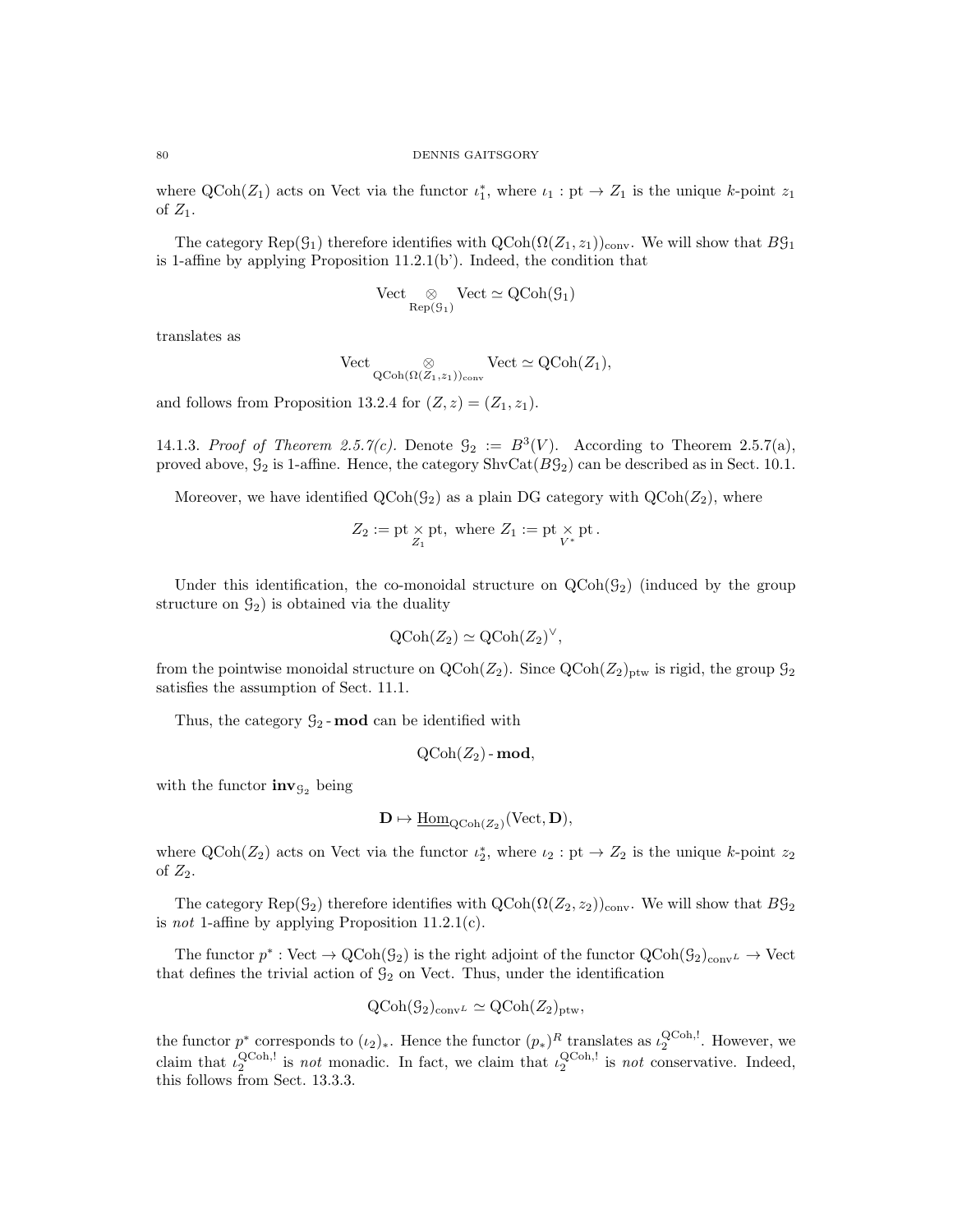where $\text{QCoh}(Z_1)$ acts on Vect via the functor $\iota_1^*$, where $\iota_1 : \text{pt} \to Z_1$ is the unique $k$-point $z_1$ of $Z_1$.

The category $\text{Rep}(\mathcal{G}_1)$ therefore identifies with $\text{QCoh}(\Omega(Z_1, z_1))_{\text{conv}}$. We will show that $B\mathcal{G}_1$ is 1-affine by applying Proposition 11.2.1(b'). Indeed, the condition that

$$\text{Vect} \underset{\text{Rep}(\mathcal{G}_1)}{\otimes} \text{Vect} \simeq \text{QCoh}(\mathcal{G}_1)$$

translates as

$$\text{Vect} \underset{\text{QCoh}(\Omega(Z_1,z_1))_{\text{conv}}}{\otimes} \text{Vect} \simeq \text{QCoh}(Z_1),$$

and follows from Proposition 13.2.4 for $(Z, z) = (Z_1, z_1)$.

14.1.3. *Proof of Theorem 2.5.7(c).* Denote $\mathcal{G}_2 := B^3(V)$. According to Theorem 2.5.7(a), proved above, $\mathcal{G}_2$ is 1-affine. Hence, the category $\text{ShvCat}(B\mathcal{G}_2)$ can be described as in Sect. 10.1.

Moreover, we have identified $\text{QCoh}(\mathcal{G}_2)$ as a plain DG category with $\text{QCoh}(Z_2)$, where

$$Z_2 := \text{pt} \underset{Z_1}{\times} \text{pt}, \text{ where } Z_1 := \text{pt} \underset{V^*}{\times} \text{pt}.$$

Under this identification, the co-monoidal structure on $\text{QCoh}(\mathcal{G}_2)$ (induced by the group structure on $\mathcal{G}_2$) is obtained via the duality

$$\text{QCoh}(Z_2) \simeq \text{QCoh}(Z_2)^\vee,$$

from the pointwise monoidal structure on $\text{QCoh}(Z_2)$. Since $\text{QCoh}(Z_2)_{\text{ptw}}$ is rigid, the group $\mathcal{G}_2$ satisfies the assumption of Sect. 11.1.

Thus, the category $\mathcal{G}_2\text{-}\mathbf{mod}$ can be identified with

$$\text{QCoh}(Z_2)\text{-}\mathbf{mod},$$

with the functor $\mathbf{inv}_{\mathcal{G}_2}$ being

$$\mathbf{D} \mapsto \underline{\text{Hom}}_{\text{QCoh}(Z_2)}(\text{Vect}, \mathbf{D}),$$

where $\text{QCoh}(Z_2)$ acts on Vect via the functor $\iota_2^*$, where $\iota_2 : \text{pt} \to Z_2$ is the unique $k$-point $z_2$ of $Z_2$.

The category $\text{Rep}(\mathcal{G}_2)$ therefore identifies with $\text{QCoh}(\Omega(Z_2, z_2))_{\text{conv}}$. We will show that $B\mathcal{G}_2$ is *not* 1-affine by applying Proposition 11.2.1(c).

The functor $p^* : \text{Vect} \to \text{QCoh}(\mathcal{G}_2)$ is the right adjoint of the functor $\text{QCoh}(\mathcal{G}_2)_{\text{conv}^L} \to \text{Vect}$ that defines the trivial action of $\mathcal{G}_2$ on Vect. Thus, under the identification

$$\text{QCoh}(\mathcal{G}_2)_{\text{conv}^L} \simeq \text{QCoh}(Z_2)_{\text{ptw}},$$

the functor $p^*$ corresponds to $(\iota_2)_*$. Hence the functor $(p_*)^R$ translates as $\iota_2^{\text{QCoh},!}$. However, we claim that $\iota_2^{\text{QCoh},!}$ is *not* monadic. In fact, we claim that $\iota_2^{\text{QCoh},!}$ is *not* conservative. Indeed, this follows from Sect. 13.3.3.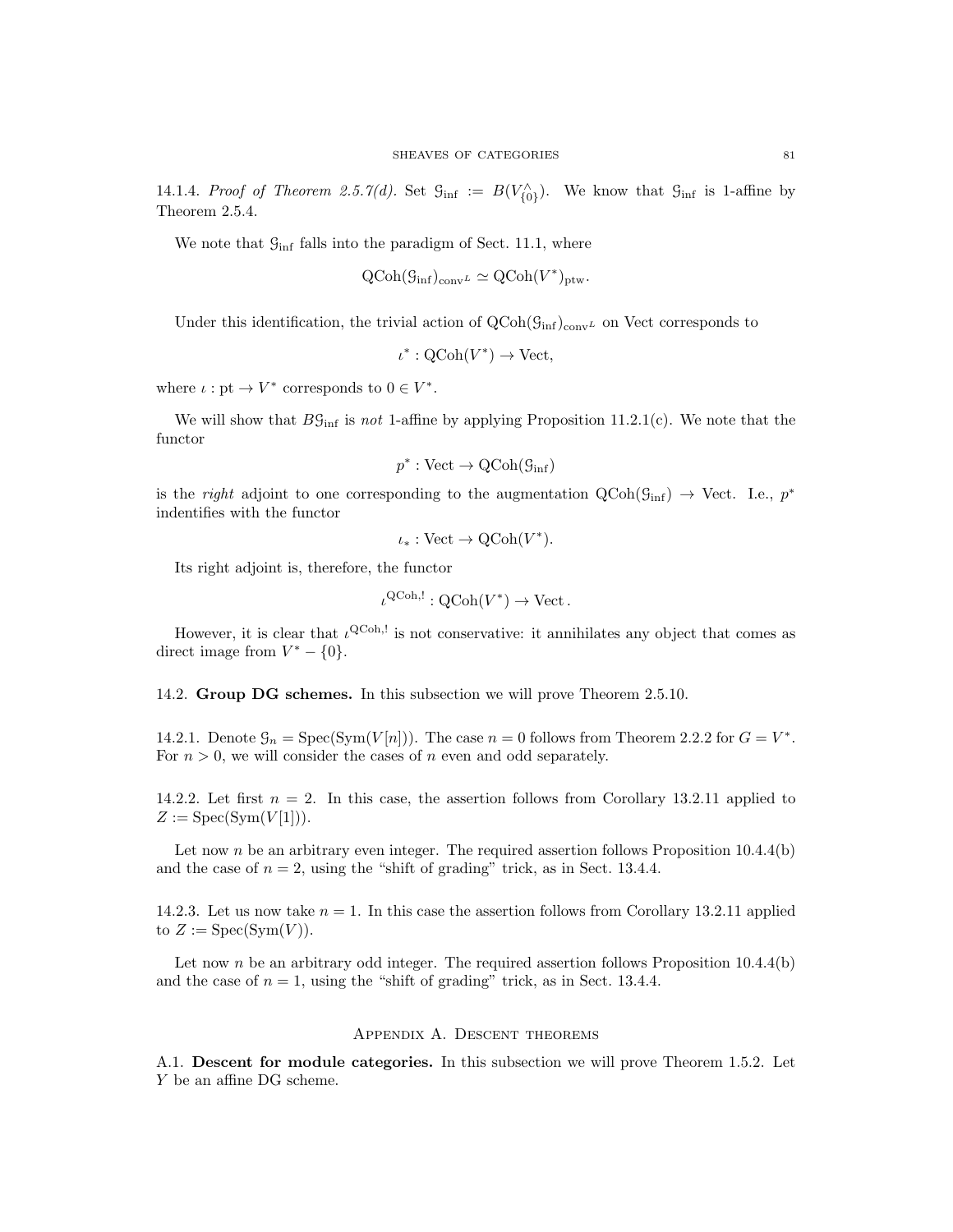14.1.4. *Proof of Theorem 2.5.7(d).* Set $\mathcal{G}_{\text{inf}} := B(V^{\wedge}_{\{0\}})$. We know that $\mathcal{G}_{\text{inf}}$ is 1-affine by Theorem 2.5.4.

We note that $\mathcal{G}_{\text{inf}}$ falls into the paradigm of Sect. 11.1, where

$$\text{QCoh}(\mathcal{G}_{\text{inf}})_{\text{conv}^L} \simeq \text{QCoh}(V^*)_{\text{ptw}}.$$

Under this identification, the trivial action of $\text{QCoh}(\mathcal{G}_{\text{inf}})_{\text{conv}^L}$ on Vect corresponds to

$$\iota^* : \text{QCoh}(V^*) \to \text{Vect},$$

where $\iota : \text{pt} \to V^*$ corresponds to $0 \in V^*$.

We will show that $B\mathcal{G}_{\text{inf}}$ is *not* 1-affine by applying Proposition 11.2.1(c). We note that the functor

$$p^* : \text{Vect} \to \text{QCoh}(\mathcal{G}_{\text{inf}})$$

is the *right* adjoint to one corresponding to the augmentation $\text{QCoh}(\mathcal{G}_{\text{inf}}) \to \text{Vect}$. I.e., $p^*$ indentifies with the functor

$$\iota_* : \text{Vect} \to \text{QCoh}(V^*).$$

Its right adjoint is, therefore, the functor

$$\iota^{\text{QCoh},!} : \text{QCoh}(V^*) \to \text{Vect}\,.$$

However, it is clear that $\iota^{\text{QCoh},!}$ is not conservative: it annihilates any object that comes as direct image from $V^* - \{0\}$.

## 14.2. Group DG schemes.

In this subsection we will prove Theorem 2.5.10.

14.2.1. Denote $\mathcal{G}_n = \text{Spec}(\text{Sym}(V[n]))$. The case $n = 0$ follows from Theorem 2.2.2 for $G = V^*$. For $n > 0$, we will consider the cases of $n$ even and odd separately.

14.2.2. Let first $n = 2$. In this case, the assertion follows from Corollary 13.2.11 applied to $Z := \text{Spec}(\text{Sym}(V[1]))$.

Let now $n$ be an arbitrary even integer. The required assertion follows Proposition 10.4.4(b) and the case of $n = 2$, using the "shift of grading" trick, as in Sect. 13.4.4.

14.2.3. Let us now take $n = 1$. In this case the assertion follows from Corollary 13.2.11 applied to $Z := \text{Spec}(\text{Sym}(V))$.

Let now $n$ be an arbitrary odd integer. The required assertion follows Proposition 10.4.4(b) and the case of $n = 1$, using the "shift of grading" trick, as in Sect. 13.4.4.

# Appendix A. Descent theorems

A.1. **Descent for module categories.** In this subsection we will prove Theorem 1.5.2. Let $Y$ be an affine DG scheme.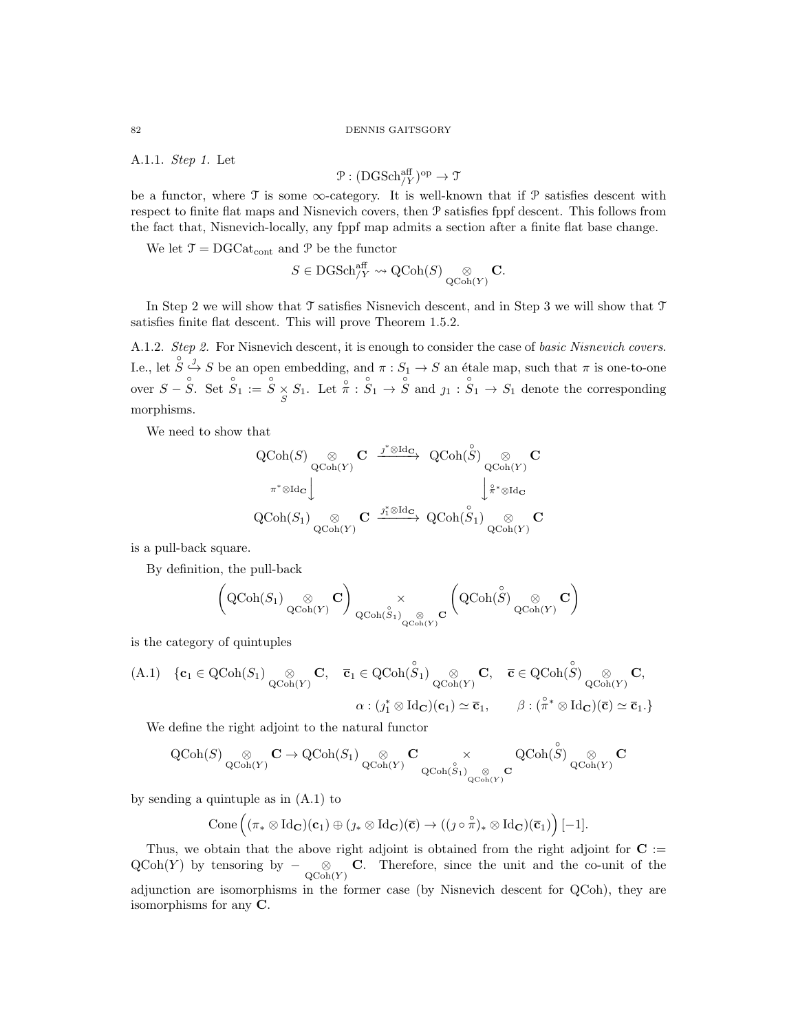A.1.1. *Step 1.* Let

$$\mathcal{P} : (\mathrm{DGSch}^{\mathrm{aff}}_{/Y})^{\mathrm{op}} \to \mathcal{T}$$

be a functor, where $\mathcal{T}$ is some $\infty$-category. It is well-known that if $\mathcal{P}$ satisfies descent with respect to finite flat maps and Nisnevich covers, then $\mathcal{P}$ satisfies fppf descent. This follows from the fact that, Nisnevich-locally, any fppf map admits a section after a finite flat base change.

We let $\mathcal{T} = \mathrm{DGCat}_{\mathrm{cont}}$ and $\mathcal{P}$ be the functor

$$S \in \mathrm{DGSch}^{\mathrm{aff}}_{/Y} \rightsquigarrow \mathrm{QCoh}(S) \underset{\mathrm{QCoh}(Y)}{\otimes} \mathbf{C}.$$

In Step 2 we will show that $\mathcal{T}$ satisfies Nisnevich descent, and in Step 3 we will show that $\mathcal{T}$ satisfies finite flat descent. This will prove Theorem 1.5.2.

A.1.2. *Step 2.* For Nisnevich descent, it is enough to consider the case of *basic Nisnevich covers*. I.e., let $\overset{\circ}{S} \overset{\jmath}{\hookrightarrow} S$ be an open embedding, and $\pi : S_1 \to S$ an étale map, such that $\pi$ is one-to-one over $S - \overset{\circ}{S}$. Set $\overset{\circ}{S}_1 := \overset{\circ}{S} \underset{S}{\times} S_1$. Let $\overset{\circ}{\pi} : \overset{\circ}{S}_1 \to \overset{\circ}{S}$ and $\jmath_1 : \overset{\circ}{S}_1 \to S_1$ denote the corresponding morphisms.

We need to show that

$$\begin{array}{ccc}
\mathrm{QCoh}(S) \underset{\mathrm{QCoh}(Y)}{\otimes} \mathbf{C} & \xrightarrow{\jmath^* \otimes \mathrm{Id}_{\mathbf{C}}} & \mathrm{QCoh}(\overset{\circ}{S}) \underset{\mathrm{QCoh}(Y)}{\otimes} \mathbf{C} \\
{\scriptstyle \pi^* \otimes \mathrm{Id}_{\mathbf{C}}} \downarrow & & \downarrow {\scriptstyle \overset{\circ}{\pi}{}^* \otimes \mathrm{Id}_{\mathbf{C}}} \\
\mathrm{QCoh}(S_1) \underset{\mathrm{QCoh}(Y)}{\otimes} \mathbf{C} & \xrightarrow{\jmath_1^* \otimes \mathrm{Id}_{\mathbf{C}}} & \mathrm{QCoh}(\overset{\circ}{S}_1) \underset{\mathrm{QCoh}(Y)}{\otimes} \mathbf{C}
\end{array}$$

is a pull-back square.

By definition, the pull-back

$$\left(\mathrm{QCoh}(S_1) \underset{\mathrm{QCoh}(Y)}{\otimes} \mathbf{C}\right) \underset{\mathrm{QCoh}(\overset{\circ}{S}_1) \underset{\mathrm{QCoh}(Y)}{\otimes} \mathbf{C}}{\times} \left(\mathrm{QCoh}(\overset{\circ}{S}) \underset{\mathrm{QCoh}(Y)}{\otimes} \mathbf{C}\right)$$

is the category of quintuples

$$\text{(A.1)} \quad \{\mathbf{c}_1 \in \mathrm{QCoh}(S_1) \underset{\mathrm{QCoh}(Y)}{\otimes} \mathbf{C}, \quad \overline{\mathbf{c}}_1 \in \mathrm{QCoh}(\overset{\circ}{S}_1) \underset{\mathrm{QCoh}(Y)}{\otimes} \mathbf{C}, \quad \overline{\mathbf{c}} \in \mathrm{QCoh}(\overset{\circ}{S}) \underset{\mathrm{QCoh}(Y)}{\otimes} \mathbf{C},$$
$$\alpha : (\jmath_1^* \otimes \mathrm{Id}_{\mathbf{C}})(\mathbf{c}_1) \simeq \overline{\mathbf{c}}_1, \qquad \beta : (\overset{\circ}{\pi}{}^* \otimes \mathrm{Id}_{\mathbf{C}})(\overline{\mathbf{c}}) \simeq \overline{\mathbf{c}}_1.\}$$

We define the right adjoint to the natural functor

$$\mathrm{QCoh}(S) \underset{\mathrm{QCoh}(Y)}{\otimes} \mathbf{C} \to \mathrm{QCoh}(S_1) \underset{\mathrm{QCoh}(Y)}{\otimes} \mathbf{C} \underset{\mathrm{QCoh}(\overset{\circ}{S}_1) \underset{\mathrm{QCoh}(Y)}{\otimes} \mathbf{C}}{\times} \mathrm{QCoh}(\overset{\circ}{S}) \underset{\mathrm{QCoh}(Y)}{\otimes} \mathbf{C}$$

by sending a quintuple as in (A.1) to

$$\mathrm{Cone}\Big((\pi_* \otimes \mathrm{Id}_{\mathbf{C}})(\mathbf{c}_1) \oplus (\jmath_* \otimes \mathrm{Id}_{\mathbf{C}})(\overline{\mathbf{c}}) \to ((\jmath \circ \overset{\circ}{\pi})_* \otimes \mathrm{Id}_{\mathbf{C}})(\overline{\mathbf{c}}_1)\Big)[-1].$$

Thus, we obtain that the above right adjoint is obtained from the right adjoint for $\mathbf{C} := \mathrm{QCoh}(Y)$ by tensoring by $- \underset{\mathrm{QCoh}(Y)}{\otimes} \mathbf{C}$. Therefore, since the unit and the co-unit of the adjunction are isomorphisms in the former case (by Nisnevich descent for QCoh), they are isomorphisms for any $\mathbf{C}$.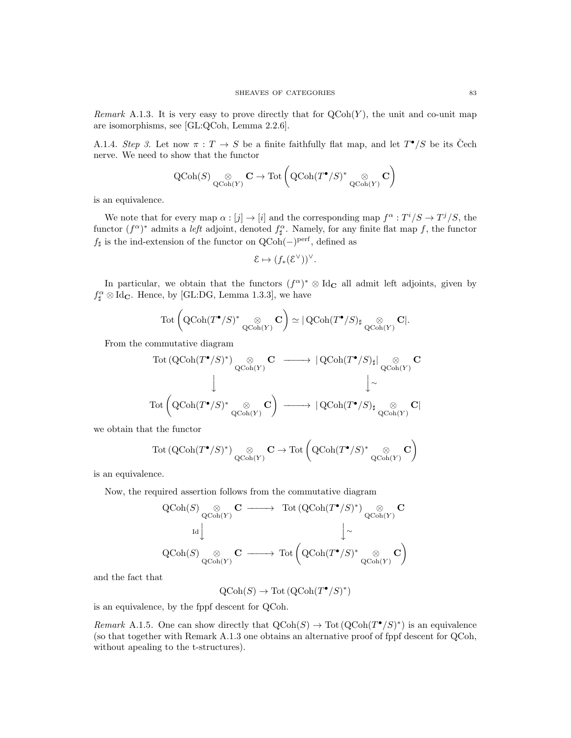*Remark* A.1.3. It is very easy to prove directly that for $\mathrm{QCoh}(Y)$, the unit and co-unit map are isomorphisms, see [GL:QCoh, Lemma 2.2.6].

A.1.4. *Step 3.* Let now $\pi : T \to S$ be a finite faithfully flat map, and let $T^\bullet/S$ be its Čech nerve. We need to show that the functor

$$\mathrm{QCoh}(S) \underset{\mathrm{QCoh}(Y)}{\otimes} \mathbf{C} \to \mathrm{Tot}\left(\mathrm{QCoh}(T^\bullet/S)^* \underset{\mathrm{QCoh}(Y)}{\otimes} \mathbf{C}\right)$$

is an equivalence.

We note that for every map $\alpha : [j] \to [i]$ and the corresponding map $f^\alpha : T^i/S \to T^j/S$, the functor $(f^\alpha)^*$ admits a *left* adjoint, denoted $f^\alpha_\sharp$. Namely, for any finite flat map $f$, the functor $f_\sharp$ is the ind-extension of the functor on $\mathrm{QCoh}(-)^{\mathrm{perf}}$, defined as

$$\mathcal{E} \mapsto (f_*(\mathcal{E}^\vee))^\vee.$$

In particular, we obtain that the functors $(f^\alpha)^* \otimes \mathrm{Id}_{\mathbf{C}}$ all admit left adjoints, given by $f^\alpha_\sharp \otimes \mathrm{Id}_{\mathbf{C}}$. Hence, by [GL:DG, Lemma 1.3.3], we have

$$\mathrm{Tot}\left(\mathrm{QCoh}(T^\bullet/S)^* \underset{\mathrm{QCoh}(Y)}{\otimes} \mathbf{C}\right) \simeq |\,\mathrm{QCoh}(T^\bullet/S)_\sharp \underset{\mathrm{QCoh}(Y)}{\otimes} \mathbf{C}|.$$

From the commutative diagram

$$\begin{array}{ccc}
\mathrm{Tot}\left(\mathrm{QCoh}(T^\bullet/S)^*\right) \underset{\mathrm{QCoh}(Y)}{\otimes} \mathbf{C} & \longrightarrow & |\,\mathrm{QCoh}(T^\bullet/S)_\sharp| \underset{\mathrm{QCoh}(Y)}{\otimes} \mathbf{C} \\
\downarrow & & \downarrow \sim \\
\mathrm{Tot}\left(\mathrm{QCoh}(T^\bullet/S)^* \underset{\mathrm{QCoh}(Y)}{\otimes} \mathbf{C}\right) & \longrightarrow & |\,\mathrm{QCoh}(T^\bullet/S)_\sharp \underset{\mathrm{QCoh}(Y)}{\otimes} \mathbf{C}|
\end{array}$$

we obtain that the functor

$$\mathrm{Tot}\left(\mathrm{QCoh}(T^\bullet/S)^*\right) \underset{\mathrm{QCoh}(Y)}{\otimes} \mathbf{C} \to \mathrm{Tot}\left(\mathrm{QCoh}(T^\bullet/S)^* \underset{\mathrm{QCoh}(Y)}{\otimes} \mathbf{C}\right)$$

is an equivalence.

Now, the required assertion follows from the commutative diagram

$$\begin{array}{ccc}
\mathrm{QCoh}(S) \underset{\mathrm{QCoh}(Y)}{\otimes} \mathbf{C} & \longrightarrow & \mathrm{Tot}\left(\mathrm{QCoh}(T^\bullet/S)^*\right) \underset{\mathrm{QCoh}(Y)}{\otimes} \mathbf{C} \\
\mathrm{Id}\downarrow & & \downarrow \sim \\
\mathrm{QCoh}(S) \underset{\mathrm{QCoh}(Y)}{\otimes} \mathbf{C} & \longrightarrow & \mathrm{Tot}\left(\mathrm{QCoh}(T^\bullet/S)^* \underset{\mathrm{QCoh}(Y)}{\otimes} \mathbf{C}\right)
\end{array}$$

and the fact that

$$\mathrm{QCoh}(S) \to \mathrm{Tot}\left(\mathrm{QCoh}(T^\bullet/S)^*\right)$$

is an equivalence, by the fppf descent for QCoh.

*Remark* A.1.5. One can show directly that $\mathrm{QCoh}(S) \to \mathrm{Tot}\left(\mathrm{QCoh}(T^\bullet/S)^*\right)$ is an equivalence (so that together with Remark A.1.3 one obtains an alternative proof of fppf descent for QCoh, without apealing to the t-structures).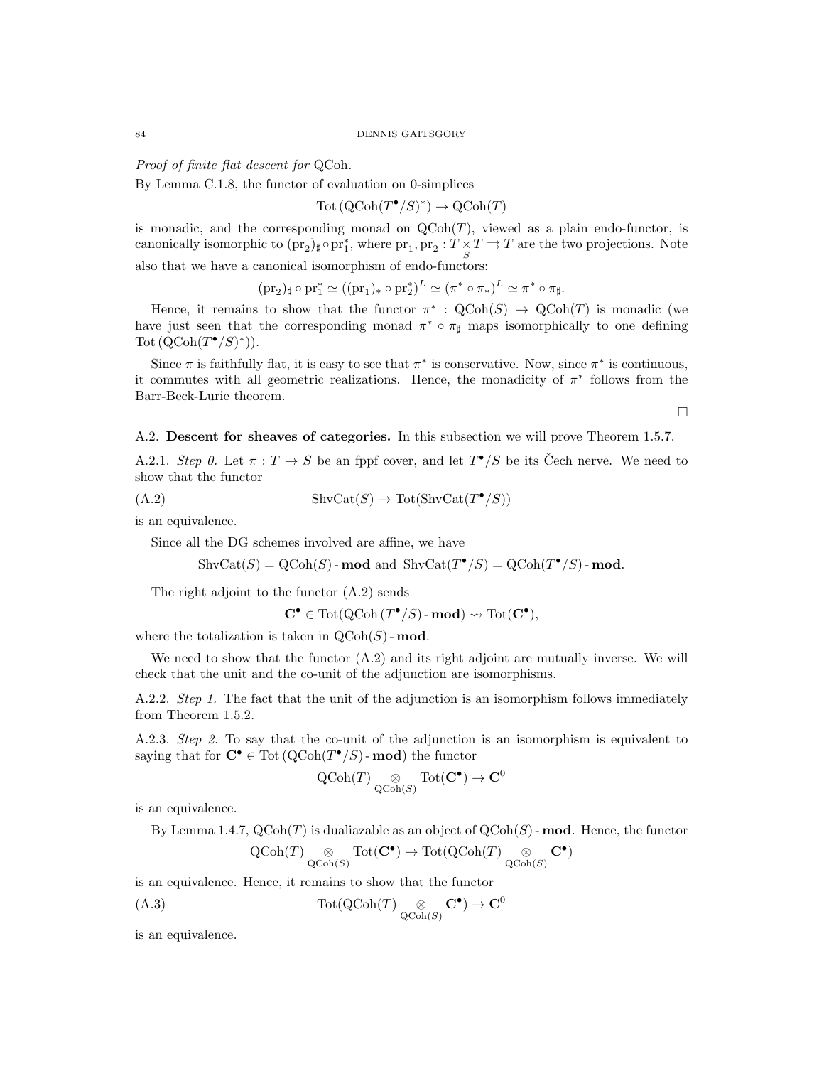*Proof of finite flat descent for* QCoh.

By Lemma C.1.8, the functor of evaluation on 0-simplices

$$\mathrm{Tot}\,(\mathrm{QCoh}(T^\bullet/S)^*) \to \mathrm{QCoh}(T)$$

is monadic, and the corresponding monad on $\mathrm{QCoh}(T)$, viewed as a plain endo-functor, is canonically isomorphic to $(\mathrm{pr}_2)_\sharp \circ \mathrm{pr}_1^*$, where $\mathrm{pr}_1, \mathrm{pr}_2 : T \underset{S}{\times} T \rightrightarrows T$ are the two projections. Note also that we have a canonical isomorphism of endo-functors:

$$(\mathrm{pr}_2)_\sharp \circ \mathrm{pr}_1^* \simeq ((\mathrm{pr}_1)_* \circ \mathrm{pr}_2^*)^L \simeq (\pi^* \circ \pi_*)^L \simeq \pi^* \circ \pi_\sharp.$$

Hence, it remains to show that the functor $\pi^* : \mathrm{QCoh}(S) \to \mathrm{QCoh}(T)$ is monadic (we have just seen that the corresponding monad $\pi^* \circ \pi_\sharp$ maps isomorphically to one defining $\mathrm{Tot}\,(\mathrm{QCoh}(T^\bullet/S)^*)$).

Since $\pi$ is faithfully flat, it is easy to see that $\pi^*$ is conservative. Now, since $\pi^*$ is continuous, it commutes with all geometric realizations. Hence, the monadicity of $\pi^*$ follows from the Barr-Beck-Lurie theorem.

□

A.2. **Descent for sheaves of categories.** In this subsection we will prove Theorem 1.5.7.

A.2.1. *Step 0.* Let $\pi : T \to S$ be an fppf cover, and let $T^\bullet/S$ be its Čech nerve. We need to show that the functor

$$\mathrm{ShvCat}(S) \to \mathrm{Tot}(\mathrm{ShvCat}(T^\bullet/S)) \tag{A.2}$$

is an equivalence.

Since all the DG schemes involved are affine, we have

$$\mathrm{ShvCat}(S) = \mathrm{QCoh}(S)\text{-}\mathbf{mod} \text{ and } \mathrm{ShvCat}(T^\bullet/S) = \mathrm{QCoh}(T^\bullet/S)\text{-}\mathbf{mod}.$$

The right adjoint to the functor (A.2) sends

$$\mathbf{C}^\bullet \in \mathrm{Tot}(\mathrm{QCoh}\,(T^\bullet/S)\text{-}\mathbf{mod}) \rightsquigarrow \mathrm{Tot}(\mathbf{C}^\bullet),$$

where the totalization is taken in $\mathrm{QCoh}(S)\text{-}\mathbf{mod}$.

We need to show that the functor (A.2) and its right adjoint are mutually inverse. We will check that the unit and the co-unit of the adjunction are isomorphisms.

A.2.2. *Step 1.* The fact that the unit of the adjunction is an isomorphism follows immediately from Theorem 1.5.2.

A.2.3. *Step 2.* To say that the co-unit of the adjunction is an isomorphism is equivalent to saying that for $\mathbf{C}^\bullet \in \mathrm{Tot}\,(\mathrm{QCoh}(T^\bullet/S)\text{-}\mathbf{mod})$ the functor

$$\mathrm{QCoh}(T) \underset{\mathrm{QCoh}(S)}{\otimes} \mathrm{Tot}(\mathbf{C}^\bullet) \to \mathbf{C}^0$$

is an equivalence.

By Lemma 1.4.7, $\mathrm{QCoh}(T)$ is dualiazable as an object of $\mathrm{QCoh}(S)\text{-}\mathbf{mod}$. Hence, the functor

$$\mathrm{QCoh}(T) \underset{\mathrm{QCoh}(S)}{\otimes} \mathrm{Tot}(\mathbf{C}^\bullet) \to \mathrm{Tot}(\mathrm{QCoh}(T) \underset{\mathrm{QCoh}(S)}{\otimes} \mathbf{C}^\bullet)$$

is an equivalence. Hence, it remains to show that the functor

$$\mathrm{Tot}(\mathrm{QCoh}(T) \underset{\mathrm{QCoh}(S)}{\otimes} \mathbf{C}^\bullet) \to \mathbf{C}^0 \tag{A.3}$$

is an equivalence.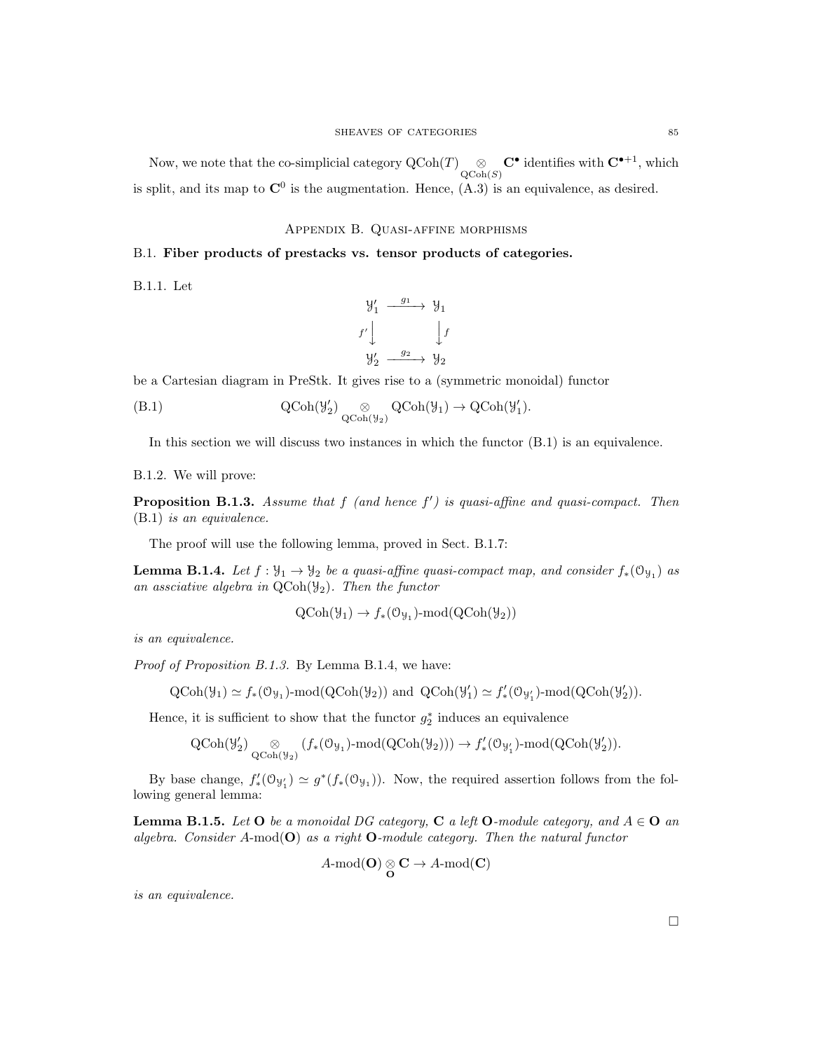Now, we note that the co-simplicial category $\mathrm{QCoh}(T) \underset{\mathrm{QCoh}(S)}{\otimes} \mathbf{C}^\bullet$ identifies with $\mathbf{C}^{\bullet+1}$, which is split, and its map to $\mathbf{C}^0$ is the augmentation. Hence, (A.3) is an equivalence, as desired.

## Appendix B. Quasi-affine morphisms

### B.1. Fiber products of prestacks vs. tensor products of categories.

B.1.1. Let

$$\begin{array}{ccc} \mathcal{Y}_1' & \xrightarrow{g_1} & \mathcal{Y}_1 \\ {\scriptstyle f'}\downarrow & & \downarrow{\scriptstyle f} \\ \mathcal{Y}_2' & \xrightarrow{g_2} & \mathcal{Y}_2 \end{array}$$

be a Cartesian diagram in PreStk. It gives rise to a (symmetric monoidal) functor

$$\mathrm{QCoh}(\mathcal{Y}_2') \underset{\mathrm{QCoh}(\mathcal{Y}_2)}{\otimes} \mathrm{QCoh}(\mathcal{Y}_1) \to \mathrm{QCoh}(\mathcal{Y}_1'). \tag{B.1}$$

In this section we will discuss two instances in which the functor (B.1) is an equivalence.

B.1.2. We will prove:

**Proposition B.1.3.** *Assume that $f$ (and hence $f'$) is quasi-affine and quasi-compact. Then* (B.1) *is an equivalence.*

The proof will use the following lemma, proved in Sect. B.1.7:

**Lemma B.1.4.** *Let $f : \mathcal{Y}_1 \to \mathcal{Y}_2$ be a quasi-affine quasi-compact map, and consider $f_*(\mathcal{O}_{\mathcal{Y}_1})$ as an assciative algebra in $\mathrm{QCoh}(\mathcal{Y}_2)$. Then the functor*

$$\mathrm{QCoh}(\mathcal{Y}_1) \to f_*(\mathcal{O}_{\mathcal{Y}_1})\text{-mod}(\mathrm{QCoh}(\mathcal{Y}_2))$$

*is an equivalence.*

*Proof of Proposition B.1.3.* By Lemma B.1.4, we have:

$$\mathrm{QCoh}(\mathcal{Y}_1) \simeq f_*(\mathcal{O}_{\mathcal{Y}_1})\text{-mod}(\mathrm{QCoh}(\mathcal{Y}_2)) \text{ and } \mathrm{QCoh}(\mathcal{Y}_1') \simeq f'_*(\mathcal{O}_{\mathcal{Y}_1'})\text{-mod}(\mathrm{QCoh}(\mathcal{Y}_2')).$$

Hence, it is sufficient to show that the functor $g_2^*$ induces an equivalence

$$\mathrm{QCoh}(\mathcal{Y}_2') \underset{\mathrm{QCoh}(\mathcal{Y}_2)}{\otimes} (f_*(\mathcal{O}_{\mathcal{Y}_1})\text{-mod}(\mathrm{QCoh}(\mathcal{Y}_2))) \to f'_*(\mathcal{O}_{\mathcal{Y}_1'})\text{-mod}(\mathrm{QCoh}(\mathcal{Y}_2')).$$

By base change, $f'_*(\mathcal{O}_{\mathcal{Y}_1'}) \simeq g^*(f_*(\mathcal{O}_{\mathcal{Y}_1}))$. Now, the required assertion follows from the following general lemma:

**Lemma B.1.5.** *Let $\mathbf{O}$ be a monoidal DG category, $\mathbf{C}$ a left $\mathbf{O}$-module category, and $A \in \mathbf{O}$ an algebra. Consider $A\text{-mod}(\mathbf{O})$ as a right $\mathbf{O}$-module category. Then the natural functor*

$$A\text{-mod}(\mathbf{O}) \underset{\mathbf{O}}{\otimes} \mathbf{C} \to A\text{-mod}(\mathbf{C})$$

*is an equivalence.*

□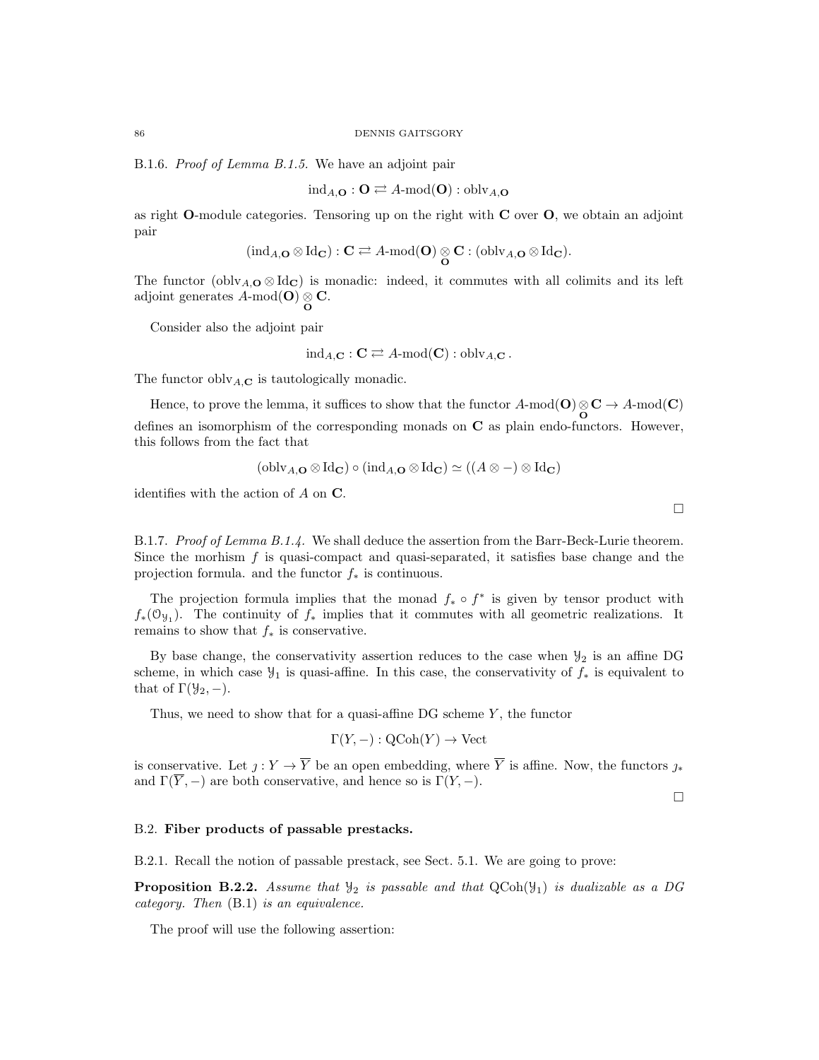B.1.6. *Proof of Lemma B.1.5.* We have an adjoint pair

$$\mathrm{ind}_{A,\mathbf{O}} : \mathbf{O} \rightleftarrows A\text{-mod}(\mathbf{O}) : \mathrm{oblv}_{A,\mathbf{O}}$$

as right $\mathbf{O}$-module categories. Tensoring up on the right with $\mathbf{C}$ over $\mathbf{O}$, we obtain an adjoint pair

$$(\mathrm{ind}_{A,\mathbf{O}} \otimes \mathrm{Id}_{\mathbf{C}}) : \mathbf{C} \rightleftarrows A\text{-mod}(\mathbf{O}) \underset{\mathbf{O}}{\otimes} \mathbf{C} : (\mathrm{oblv}_{A,\mathbf{O}} \otimes \mathrm{Id}_{\mathbf{C}}).$$

The functor $(\mathrm{oblv}_{A,\mathbf{O}} \otimes \mathrm{Id}_{\mathbf{C}})$ is monadic: indeed, it commutes with all colimits and its left adjoint generates $A\text{-mod}(\mathbf{O}) \underset{\mathbf{O}}{\otimes} \mathbf{C}$.

Consider also the adjoint pair

$$\mathrm{ind}_{A,\mathbf{C}} : \mathbf{C} \rightleftarrows A\text{-mod}(\mathbf{C}) : \mathrm{oblv}_{A,\mathbf{C}}.$$

The functor $\mathrm{oblv}_{A,\mathbf{C}}$ is tautologically monadic.

Hence, to prove the lemma, it suffices to show that the functor $A\text{-mod}(\mathbf{O}) \underset{\mathbf{O}}{\otimes} \mathbf{C} \to A\text{-mod}(\mathbf{C})$ defines an isomorphism of the corresponding monads on $\mathbf{C}$ as plain endo-functors. However, this follows from the fact that

$$(\mathrm{oblv}_{A,\mathbf{O}} \otimes \mathrm{Id}_{\mathbf{C}}) \circ (\mathrm{ind}_{A,\mathbf{O}} \otimes \mathrm{Id}_{\mathbf{C}}) \simeq ((A \otimes -) \otimes \mathrm{Id}_{\mathbf{C}})$$

identifies with the action of $A$ on $\mathbf{C}$.

□

B.1.7. *Proof of Lemma B.1.4.* We shall deduce the assertion from the Barr-Beck-Lurie theorem. Since the morhism $f$ is quasi-compact and quasi-separated, it satisfies base change and the projection formula. and the functor $f_*$ is continuous.

The projection formula implies that the monad $f_* \circ f^*$ is given by tensor product with $f_*(\mathcal{O}_{\mathcal{Y}_1})$. The continuity of $f_*$ implies that it commutes with all geometric realizations. It remains to show that $f_*$ is conservative.

By base change, the conservativity assertion reduces to the case when $\mathcal{Y}_2$ is an affine DG scheme, in which case $\mathcal{Y}_1$ is quasi-affine. In this case, the conservativity of $f_*$ is equivalent to that of $\Gamma(\mathcal{Y}_2, -)$.

Thus, we need to show that for a quasi-affine DG scheme $Y$, the functor

$$\Gamma(Y, -) : \mathrm{QCoh}(Y) \to \mathrm{Vect}$$

is conservative. Let $\jmath : Y \to \overline{Y}$ be an open embedding, where $\overline{Y}$ is affine. Now, the functors $\jmath_*$ and $\Gamma(\overline{Y}, -)$ are both conservative, and hence so is $\Gamma(Y, -)$.

□

## B.2. **Fiber products of passable prestacks.**

B.2.1. Recall the notion of passable prestack, see Sect. 5.1. We are going to prove:

**Proposition B.2.2.** *Assume that $\mathcal{Y}_2$ is passable and that $\mathrm{QCoh}(\mathcal{Y}_1)$ is dualizable as a DG category. Then* (B.1) *is an equivalence.*

The proof will use the following assertion: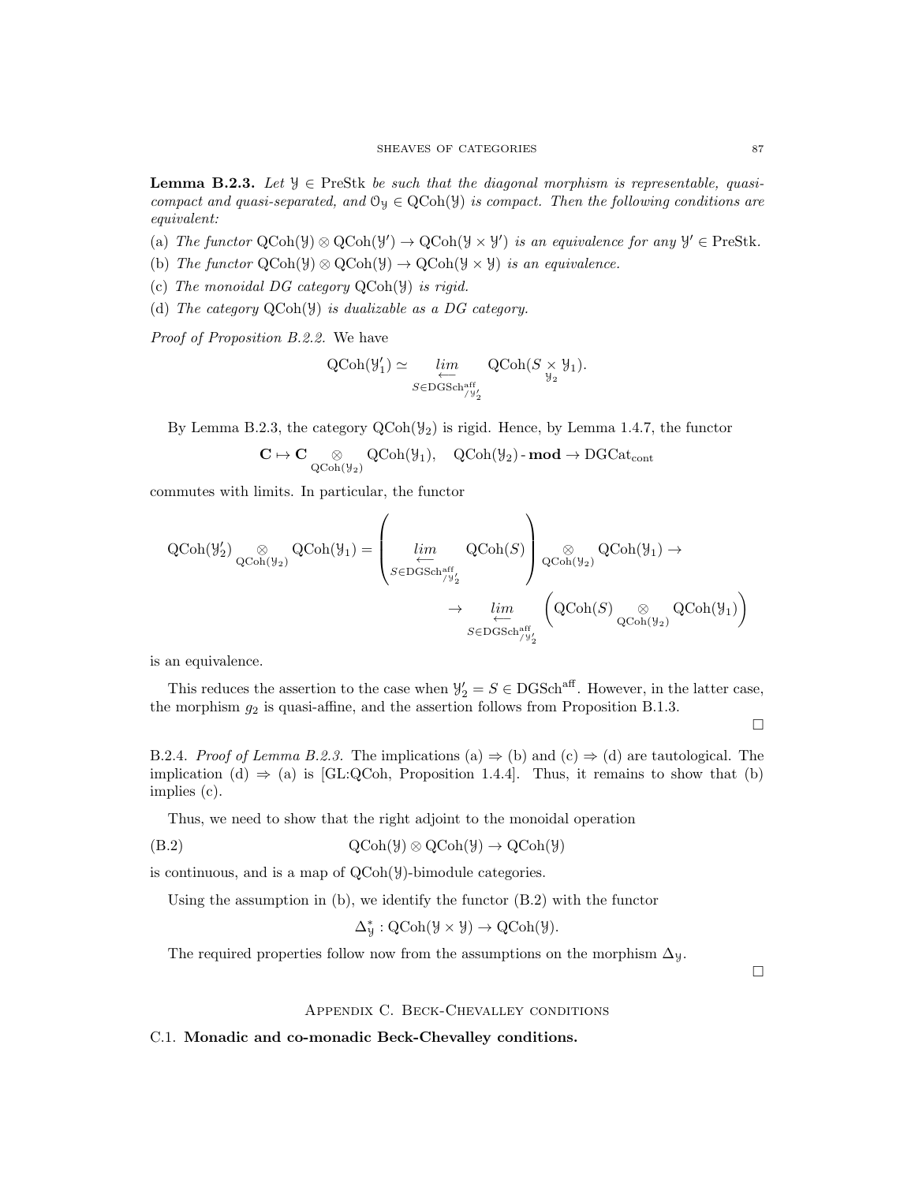**Lemma B.2.3.** *Let $\mathcal{Y} \in \mathrm{PreStk}$ be such that the diagonal morphism is representable, quasi-compact and quasi-separated, and $\mathcal{O}_\mathcal{Y} \in \mathrm{QCoh}(\mathcal{Y})$ is compact. Then the following conditions are equivalent:*

(a) *The functor $\mathrm{QCoh}(\mathcal{Y}) \otimes \mathrm{QCoh}(\mathcal{Y}') \to \mathrm{QCoh}(\mathcal{Y} \times \mathcal{Y}')$ is an equivalence for any $\mathcal{Y}' \in \mathrm{PreStk}$.*

(b) *The functor $\mathrm{QCoh}(\mathcal{Y}) \otimes \mathrm{QCoh}(\mathcal{Y}) \to \mathrm{QCoh}(\mathcal{Y} \times \mathcal{Y})$ is an equivalence.*

(c) *The monoidal DG category $\mathrm{QCoh}(\mathcal{Y})$ is rigid.*

(d) *The category $\mathrm{QCoh}(\mathcal{Y})$ is dualizable as a DG category.*

*Proof of Proposition B.2.2.* We have

$$\mathrm{QCoh}(\mathcal{Y}'_1) \simeq \underset{S \in \mathrm{DGSch}^{\mathrm{aff}}_{/\mathcal{Y}'_2}}{\underset{\longleftarrow}{lim}} \mathrm{QCoh}(S \underset{\mathcal{Y}_2}{\times} \mathcal{Y}_1).$$

By Lemma B.2.3, the category $\mathrm{QCoh}(\mathcal{Y}_2)$ is rigid. Hence, by Lemma 1.4.7, the functor

$$\mathbf{C} \mapsto \mathbf{C} \underset{\mathrm{QCoh}(\mathcal{Y}_2)}{\otimes} \mathrm{QCoh}(\mathcal{Y}_1), \quad \mathrm{QCoh}(\mathcal{Y}_2)\text{-}\mathbf{mod} \to \mathrm{DGCat}_{\mathrm{cont}}$$

commutes with limits. In particular, the functor

$$\mathrm{QCoh}(\mathcal{Y}'_2) \underset{\mathrm{QCoh}(\mathcal{Y}_2)}{\otimes} \mathrm{QCoh}(\mathcal{Y}_1) = \left( \underset{S \in \mathrm{DGSch}^{\mathrm{aff}}_{/\mathcal{Y}'_2}}{\underset{\longleftarrow}{lim}} \mathrm{QCoh}(S) \right) \underset{\mathrm{QCoh}(\mathcal{Y}_2)}{\otimes} \mathrm{QCoh}(\mathcal{Y}_1) \to$$
$$\to \underset{S \in \mathrm{DGSch}^{\mathrm{aff}}_{/\mathcal{Y}'_2}}{\underset{\longleftarrow}{lim}} \left( \mathrm{QCoh}(S) \underset{\mathrm{QCoh}(\mathcal{Y}_2)}{\otimes} \mathrm{QCoh}(\mathcal{Y}_1) \right)$$

is an equivalence.

This reduces the assertion to the case when $\mathcal{Y}'_2 = S \in \mathrm{DGSch}^{\mathrm{aff}}$. However, in the latter case, the morphism $g_2$ is quasi-affine, and the assertion follows from Proposition B.1.3.

□

B.2.4. *Proof of Lemma B.2.3.* The implications (a) ⇒ (b) and (c) ⇒ (d) are tautological. The implication (d) ⇒ (a) is [GL:QCoh, Proposition 1.4.4]. Thus, it remains to show that (b) implies (c).

Thus, we need to show that the right adjoint to the monoidal operation

$$\mathrm{QCoh}(\mathcal{Y}) \otimes \mathrm{QCoh}(\mathcal{Y}) \to \mathrm{QCoh}(\mathcal{Y}) \tag{B.2}$$

is continuous, and is a map of $\mathrm{QCoh}(\mathcal{Y})$-bimodule categories.

Using the assumption in (b), we identify the functor (B.2) with the functor

$$\Delta^*_\mathcal{Y} : \mathrm{QCoh}(\mathcal{Y} \times \mathcal{Y}) \to \mathrm{QCoh}(\mathcal{Y}).$$

The required properties follow now from the assumptions on the morphism $\Delta_\mathcal{Y}$.

□

## Appendix C. Beck-Chevalley conditions

### C.1. Monadic and co-monadic Beck-Chevalley conditions.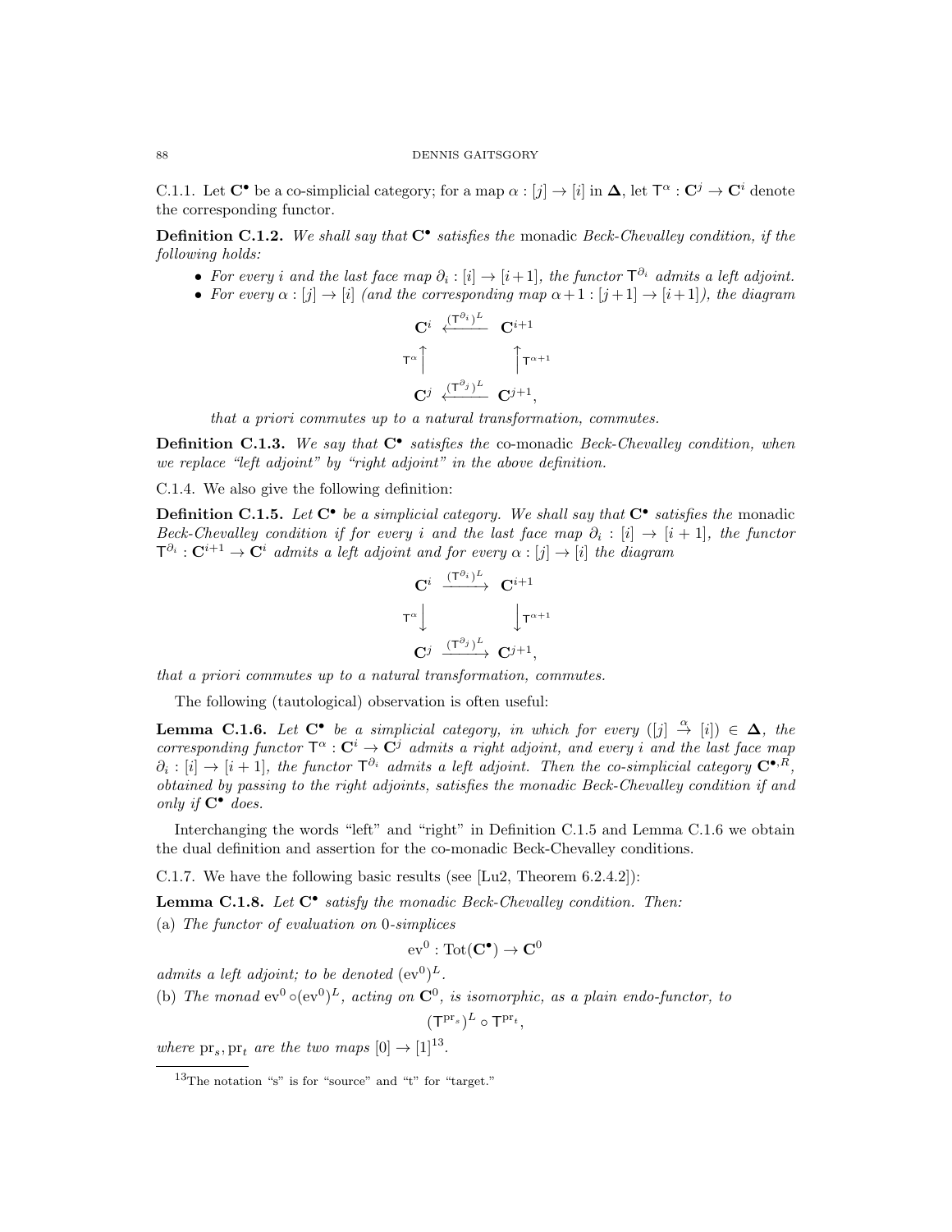C.1.1. Let $\mathbf{C}^\bullet$ be a co-simplicial category; for a map $\alpha : [j] \to [i]$ in $\mathbf{\Delta}$, let $\mathsf{T}^\alpha : \mathbf{C}^j \to \mathbf{C}^i$ denote the corresponding functor.

**Definition C.1.2.** *We shall say that $\mathbf{C}^\bullet$ satisfies the* monadic *Beck-Chevalley condition, if the following holds:*

- *For every $i$ and the last face map $\partial_i : [i] \to [i+1]$, the functor $\mathsf{T}^{\partial_i}$ admits a left adjoint.*
- *For every $\alpha : [j] \to [i]$ (and the corresponding map $\alpha + 1 : [j+1] \to [i+1]$), the diagram*

$$\begin{array}{ccc} \mathbf{C}^i & \xleftarrow{(\mathsf{T}^{\partial_i})^L} & \mathbf{C}^{i+1} \\ {\scriptstyle \mathsf{T}^\alpha}\Big\uparrow & & \Big\uparrow{\scriptstyle \mathsf{T}^{\alpha+1}} \\ \mathbf{C}^j & \xleftarrow{(\mathsf{T}^{\partial_j})^L} & \mathbf{C}^{j+1}, \end{array}$$

*that a priori commutes up to a natural transformation, commutes.*

**Definition C.1.3.** *We say that $\mathbf{C}^\bullet$ satisfies the* co-monadic *Beck-Chevalley condition, when we replace "left adjoint" by "right adjoint" in the above definition.*

C.1.4. We also give the following definition:

**Definition C.1.5.** *Let $\mathbf{C}^\bullet$ be a simplicial category. We shall say that $\mathbf{C}^\bullet$ satisfies the* monadic *Beck-Chevalley condition if for every $i$ and the last face map $\partial_i : [i] \to [i+1]$, the functor $\mathsf{T}^{\partial_i} : \mathbf{C}^{i+1} \to \mathbf{C}^i$ admits a left adjoint and for every $\alpha : [j] \to [i]$ the diagram*

$$\begin{array}{ccc} \mathbf{C}^i & \xrightarrow{(\mathsf{T}^{\partial_i})^L} & \mathbf{C}^{i+1} \\ {\scriptstyle \mathsf{T}^\alpha}\Big\downarrow & & \Big\downarrow{\scriptstyle \mathsf{T}^{\alpha+1}} \\ \mathbf{C}^j & \xrightarrow{(\mathsf{T}^{\partial_j})^L} & \mathbf{C}^{j+1}, \end{array}$$

*that a priori commutes up to a natural transformation, commutes.*

The following (tautological) observation is often useful:

**Lemma C.1.6.** *Let $\mathbf{C}^\bullet$ be a simplicial category, in which for every $([j] \xrightarrow{\alpha} [i]) \in \mathbf{\Delta}$, the corresponding functor $\mathsf{T}^\alpha : \mathbf{C}^i \to \mathbf{C}^j$ admits a right adjoint, and every $i$ and the last face map $\partial_i : [i] \to [i+1]$, the functor $\mathsf{T}^{\partial_i}$ admits a left adjoint. Then the co-simplicial category $\mathbf{C}^{\bullet,R}$, obtained by passing to the right adjoints, satisfies the monadic Beck-Chevalley condition if and only if $\mathbf{C}^\bullet$ does.*

Interchanging the words "left" and "right" in Definition C.1.5 and Lemma C.1.6 we obtain the dual definition and assertion for the co-monadic Beck-Chevalley conditions.

C.1.7. We have the following basic results (see [Lu2, Theorem 6.2.4.2]):

**Lemma C.1.8.** *Let $\mathbf{C}^\bullet$ satisfy the monadic Beck-Chevalley condition. Then:*

(a) *The functor of evaluation on 0-simplices*

$$\mathrm{ev}^0 : \mathrm{Tot}(\mathbf{C}^\bullet) \to \mathbf{C}^0$$

*admits a left adjoint; to be denoted $(\mathrm{ev}^0)^L$.*

(b) *The monad $\mathrm{ev}^0 \circ (\mathrm{ev}^0)^L$, acting on $\mathbf{C}^0$, is isomorphic, as a plain endo-functor, to*

$$(\mathsf{T}^{\mathrm{pr}_s})^L \circ \mathsf{T}^{\mathrm{pr}_t},$$

*where $\mathrm{pr}_s, \mathrm{pr}_t$ are the two maps $[0] \to [1]$*[13].

[13] The notation "s" is for "source" and "t" for "target."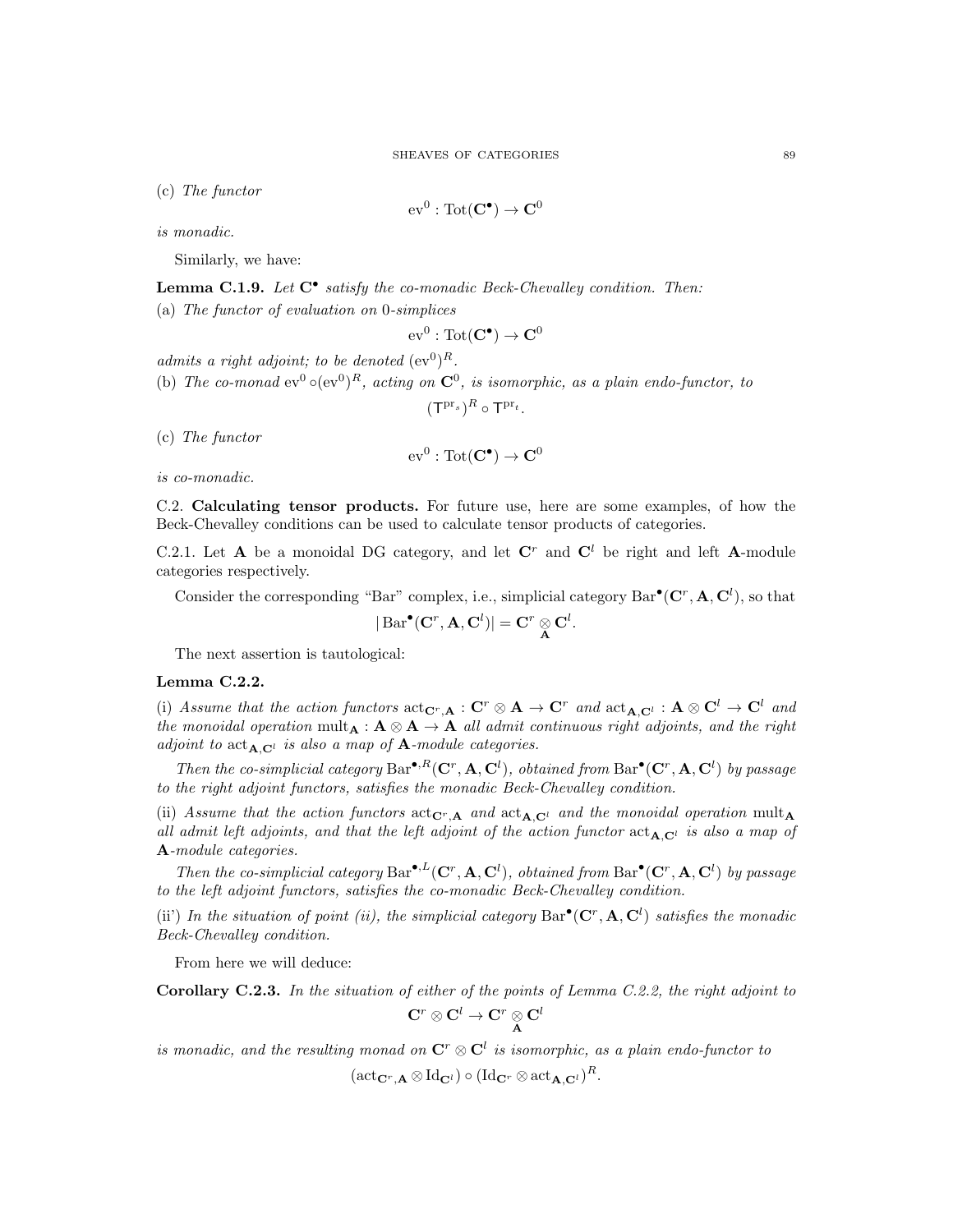(c) *The functor*

$$\mathrm{ev}^0 : \mathrm{Tot}(\mathbf{C}^\bullet) \to \mathbf{C}^0$$

*is monadic.*

Similarly, we have:

**Lemma C.1.9.** *Let $\mathbf{C}^\bullet$ satisfy the co-monadic Beck-Chevalley condition. Then:*

(a) *The functor of evaluation on 0-simplices*

$$\mathrm{ev}^0 : \mathrm{Tot}(\mathbf{C}^\bullet) \to \mathbf{C}^0$$

*admits a right adjoint; to be denoted $(\mathrm{ev}^0)^R$.*

(b) *The co-monad $\mathrm{ev}^0 \circ (\mathrm{ev}^0)^R$, acting on $\mathbf{C}^0$, is isomorphic, as a plain endo-functor, to*

$$(\mathsf{T}^{\mathrm{pr}_s})^R \circ \mathsf{T}^{\mathrm{pr}_t}.$$

(c) *The functor*

$$\mathrm{ev}^0 : \mathrm{Tot}(\mathbf{C}^\bullet) \to \mathbf{C}^0$$

*is co-monadic.*

C.2. **Calculating tensor products.** For future use, here are some examples, of how the Beck-Chevalley conditions can be used to calculate tensor products of categories.

C.2.1. Let $\mathbf{A}$ be a monoidal DG category, and let $\mathbf{C}^r$ and $\mathbf{C}^l$ be right and left $\mathbf{A}$-module categories respectively.

Consider the corresponding "Bar" complex, i.e., simplicial category $\mathrm{Bar}^\bullet(\mathbf{C}^r, \mathbf{A}, \mathbf{C}^l)$, so that

$$|\mathrm{Bar}^\bullet(\mathbf{C}^r, \mathbf{A}, \mathbf{C}^l)| = \mathbf{C}^r \underset{\mathbf{A}}{\otimes} \mathbf{C}^l.$$

The next assertion is tautological:

**Lemma C.2.2.**

(i) *Assume that the action functors $\mathrm{act}_{\mathbf{C}^r,\mathbf{A}} : \mathbf{C}^r \otimes \mathbf{A} \to \mathbf{C}^r$ and $\mathrm{act}_{\mathbf{A},\mathbf{C}^l} : \mathbf{A} \otimes \mathbf{C}^l \to \mathbf{C}^l$ and the monoidal operation $\mathrm{mult}_{\mathbf{A}} : \mathbf{A} \otimes \mathbf{A} \to \mathbf{A}$ all admit continuous right adjoints, and the right adjoint to $\mathrm{act}_{\mathbf{A},\mathbf{C}^l}$ is also a map of $\mathbf{A}$-module categories.*

*Then the co-simplicial category $\mathrm{Bar}^{\bullet,R}(\mathbf{C}^r, \mathbf{A}, \mathbf{C}^l)$, obtained from $\mathrm{Bar}^\bullet(\mathbf{C}^r, \mathbf{A}, \mathbf{C}^l)$ by passage to the right adjoint functors, satisfies the monadic Beck-Chevalley condition.*

(ii) *Assume that the action functors $\mathrm{act}_{\mathbf{C}^r,\mathbf{A}}$ and $\mathrm{act}_{\mathbf{A},\mathbf{C}^l}$ and the monoidal operation $\mathrm{mult}_{\mathbf{A}}$ all admit left adjoints, and that the left adjoint of the action functor $\mathrm{act}_{\mathbf{A},\mathbf{C}^l}$ is also a map of $\mathbf{A}$-module categories.*

*Then the co-simplicial category $\mathrm{Bar}^{\bullet,L}(\mathbf{C}^r, \mathbf{A}, \mathbf{C}^l)$, obtained from $\mathrm{Bar}^\bullet(\mathbf{C}^r, \mathbf{A}, \mathbf{C}^l)$ by passage to the left adjoint functors, satisfies the co-monadic Beck-Chevalley condition.*

(ii') *In the situation of point (ii), the simplicial category $\mathrm{Bar}^\bullet(\mathbf{C}^r, \mathbf{A}, \mathbf{C}^l)$ satisfies the monadic Beck-Chevalley condition.*

From here we will deduce:

**Corollary C.2.3.** *In the situation of either of the points of Lemma C.2.2, the right adjoint to*

$$\mathbf{C}^r \otimes \mathbf{C}^l \to \mathbf{C}^r \underset{\mathbf{A}}{\otimes} \mathbf{C}^l$$

*is monadic, and the resulting monad on $\mathbf{C}^r \otimes \mathbf{C}^l$ is isomorphic, as a plain endo-functor to*

$$(\mathrm{act}_{\mathbf{C}^r,\mathbf{A}} \otimes \mathrm{Id}_{\mathbf{C}^l}) \circ (\mathrm{Id}_{\mathbf{C}^r} \otimes \mathrm{act}_{\mathbf{A},\mathbf{C}^l})^R.$$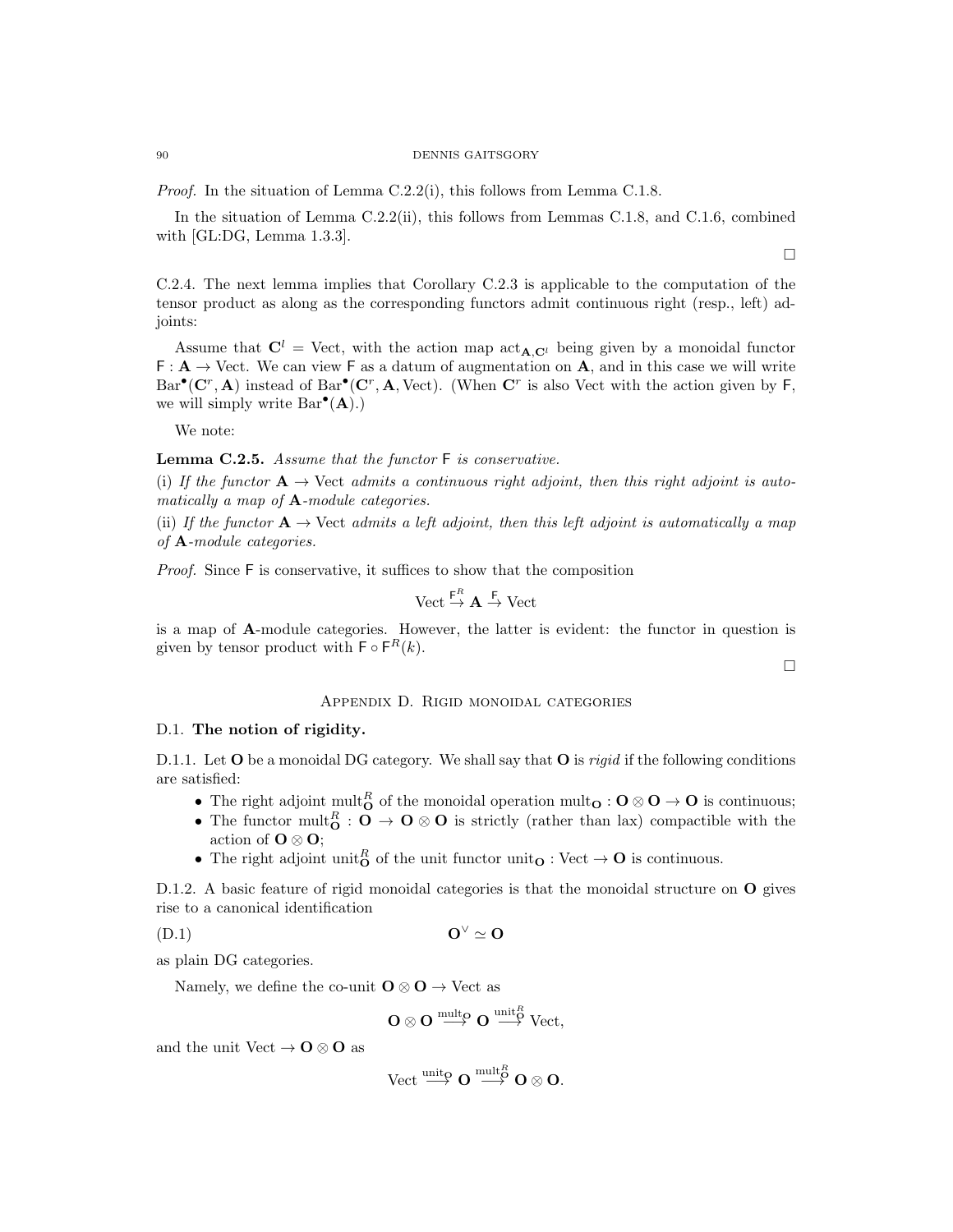*Proof.* In the situation of Lemma C.2.2(i), this follows from Lemma C.1.8.

In the situation of Lemma C.2.2(ii), this follows from Lemmas C.1.8, and C.1.6, combined with [GL:DG, Lemma 1.3.3].

□

C.2.4. The next lemma implies that Corollary C.2.3 is applicable to the computation of the tensor product as along as the corresponding functors admit continuous right (resp., left) adjoints:

Assume that $\mathbf{C}^l = \text{Vect}$, with the action map $\text{act}_{\mathbf{A},\mathbf{C}^l}$ being given by a monoidal functor $\mathsf{F} : \mathbf{A} \to \text{Vect}$. We can view $\mathsf{F}$ as a datum of augmentation on $\mathbf{A}$, and in this case we will write $\text{Bar}^\bullet(\mathbf{C}^r, \mathbf{A})$ instead of $\text{Bar}^\bullet(\mathbf{C}^r, \mathbf{A}, \text{Vect})$. (When $\mathbf{C}^r$ is also Vect with the action given by $\mathsf{F}$, we will simply write $\text{Bar}^\bullet(\mathbf{A})$.)

We note:

**Lemma C.2.5.** *Assume that the functor* $\mathsf{F}$ *is conservative.*

(i) *If the functor* $\mathbf{A} \to \text{Vect}$ *admits a continuous right adjoint, then this right adjoint is automatically a map of* $\mathbf{A}$*-module categories.*

(ii) *If the functor* $\mathbf{A} \to \text{Vect}$ *admits a left adjoint, then this left adjoint is automatically a map of* $\mathbf{A}$*-module categories.*

*Proof.* Since $\mathsf{F}$ is conservative, it suffices to show that the composition

$$\text{Vect} \overset{\mathsf{F}^R}{\to} \mathbf{A} \overset{\mathsf{F}}{\to} \text{Vect}$$

is a map of $\mathbf{A}$-module categories. However, the latter is evident: the functor in question is given by tensor product with $\mathsf{F} \circ \mathsf{F}^R(k)$.

□

## Appendix D. Rigid monoidal categories

### D.1. The notion of rigidity.

D.1.1. Let $\mathbf{O}$ be a monoidal DG category. We shall say that $\mathbf{O}$ is *rigid* if the following conditions are satisfied:

- The right adjoint $\text{mult}_{\mathbf{O}}^R$ of the monoidal operation $\text{mult}_{\mathbf{O}} : \mathbf{O} \otimes \mathbf{O} \to \mathbf{O}$ is continuous;
- The functor $\text{mult}_{\mathbf{O}}^R : \mathbf{O} \to \mathbf{O} \otimes \mathbf{O}$ is strictly (rather than lax) compactible with the action of $\mathbf{O} \otimes \mathbf{O}$;
- The right adjoint $\text{unit}_{\mathbf{O}}^R$ of the unit functor $\text{unit}_{\mathbf{O}} : \text{Vect} \to \mathbf{O}$ is continuous.

D.1.2. A basic feature of rigid monoidal categories is that the monoidal structure on $\mathbf{O}$ gives rise to a canonical identification

$$\mathbf{O}^\vee \simeq \mathbf{O} \tag{D.1}$$

as plain DG categories.

Namely, we define the co-unit $\mathbf{O} \otimes \mathbf{O} \to \text{Vect}$ as

$$\mathbf{O} \otimes \mathbf{O} \overset{\text{mult}_{\mathbf{O}}}{\longrightarrow} \mathbf{O} \overset{\text{unit}_{\mathbf{O}}^R}{\longrightarrow} \text{Vect},$$

and the unit $\text{Vect} \to \mathbf{O} \otimes \mathbf{O}$ as

$$\text{Vect} \overset{\text{unit}_{\mathbf{O}}}{\longrightarrow} \mathbf{O} \overset{\text{mult}_{\mathbf{O}}^R}{\longrightarrow} \mathbf{O} \otimes \mathbf{O}.$$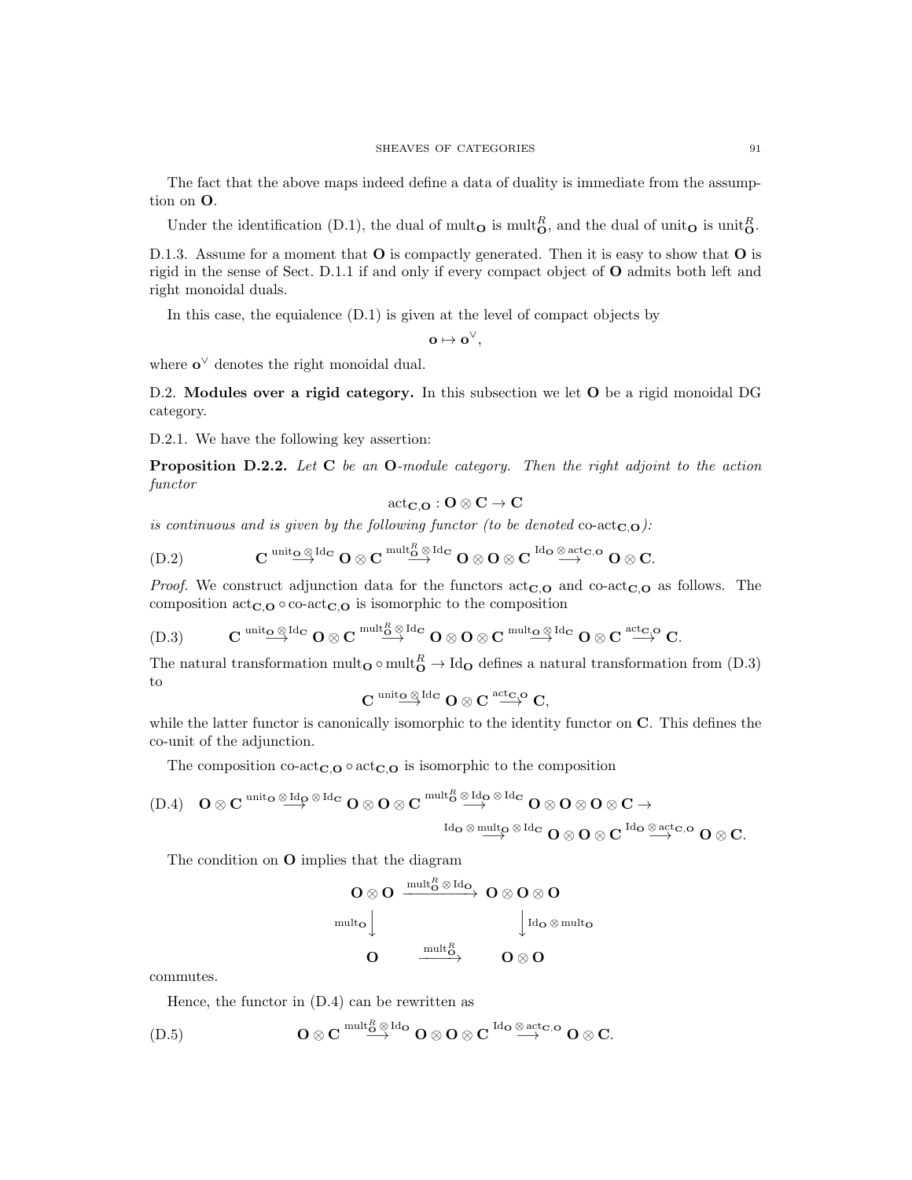The fact that the above maps indeed define a data of duality is immediate from the assumption on $\mathbf{O}$.

Under the identification (D.1), the dual of $\mathrm{mult}_{\mathbf{O}}$ is $\mathrm{mult}_{\mathbf{O}}^R$, and the dual of $\mathrm{unit}_{\mathbf{O}}$ is $\mathrm{unit}_{\mathbf{O}}^R$.

D.1.3. Assume for a moment that $\mathbf{O}$ is compactly generated. Then it is easy to show that $\mathbf{O}$ is rigid in the sense of Sect. D.1.1 if and only if every compact object of $\mathbf{O}$ admits both left and right monoidal duals.

In this case, the equialence (D.1) is given at the level of compact objects by

$$\mathbf{o} \mapsto \mathbf{o}^\vee,$$

where $\mathbf{o}^\vee$ denotes the right monoidal dual.

D.2. **Modules over a rigid category.** In this subsection we let $\mathbf{O}$ be a rigid monoidal DG category.

D.2.1. We have the following key assertion:

**Proposition D.2.2.** *Let $\mathbf{C}$ be an $\mathbf{O}$-module category. Then the right adjoint to the action functor*

$$\mathrm{act}_{\mathbf{C},\mathbf{O}} : \mathbf{O} \otimes \mathbf{C} \to \mathbf{C}$$

*is continuous and is given by the following functor (to be denoted* $\text{co-act}_{\mathbf{C},\mathbf{O}}$*):*

$$\mathbf{C} \overset{\mathrm{unit}_{\mathbf{O}} \otimes \mathrm{Id}_{\mathbf{C}}}{\longrightarrow} \mathbf{O} \otimes \mathbf{C} \overset{\mathrm{mult}_{\mathbf{O}}^R \otimes \mathrm{Id}_{\mathbf{C}}}{\longrightarrow} \mathbf{O} \otimes \mathbf{O} \otimes \mathbf{C} \overset{\mathrm{Id}_{\mathbf{O}} \otimes \mathrm{act}_{\mathbf{C},\mathbf{O}}}{\longrightarrow} \mathbf{O} \otimes \mathbf{C}. \tag{D.2}$$

*Proof.* We construct adjunction data for the functors $\mathrm{act}_{\mathbf{C},\mathbf{O}}$ and $\text{co-act}_{\mathbf{C},\mathbf{O}}$ as follows. The composition $\mathrm{act}_{\mathbf{C},\mathbf{O}} \circ \text{co-act}_{\mathbf{C},\mathbf{O}}$ is isomorphic to the composition

$$\mathbf{C} \overset{\mathrm{unit}_{\mathbf{O}} \otimes \mathrm{Id}_{\mathbf{C}}}{\longrightarrow} \mathbf{O} \otimes \mathbf{C} \overset{\mathrm{mult}_{\mathbf{O}}^R \otimes \mathrm{Id}_{\mathbf{C}}}{\longrightarrow} \mathbf{O} \otimes \mathbf{O} \otimes \mathbf{C} \overset{\mathrm{mult}_{\mathbf{O}} \otimes \mathrm{Id}_{\mathbf{C}}}{\longrightarrow} \mathbf{O} \otimes \mathbf{C} \overset{\mathrm{act}_{\mathbf{C},\mathbf{O}}}{\longrightarrow} \mathbf{C}. \tag{D.3}$$

The natural transformation $\mathrm{mult}_{\mathbf{O}} \circ \mathrm{mult}_{\mathbf{O}}^R \to \mathrm{Id}_{\mathbf{O}}$ defines a natural transformation from (D.3) to

$$\mathbf{C} \overset{\mathrm{unit}_{\mathbf{O}} \otimes \mathrm{Id}_{\mathbf{C}}}{\longrightarrow} \mathbf{O} \otimes \mathbf{C} \overset{\mathrm{act}_{\mathbf{C},\mathbf{O}}}{\longrightarrow} \mathbf{C},$$

while the latter functor is canonically isomorphic to the identity functor on $\mathbf{C}$. This defines the co-unit of the adjunction.

The composition $\text{co-act}_{\mathbf{C},\mathbf{O}} \circ \mathrm{act}_{\mathbf{C},\mathbf{O}}$ is isomorphic to the composition

$$\mathbf{O} \otimes \mathbf{C} \overset{\mathrm{unit}_{\mathbf{O}} \otimes \mathrm{Id}_{\mathbf{O}} \otimes \mathrm{Id}_{\mathbf{C}}}{\longrightarrow} \mathbf{O} \otimes \mathbf{O} \otimes \mathbf{C} \overset{\mathrm{mult}_{\mathbf{O}}^R \otimes \mathrm{Id}_{\mathbf{O}} \otimes \mathrm{Id}_{\mathbf{C}}}{\longrightarrow} \mathbf{O} \otimes \mathbf{O} \otimes \mathbf{O} \otimes \mathbf{C} \to$$
$$\overset{\mathrm{Id}_{\mathbf{O}} \otimes \mathrm{mult}_{\mathbf{O}} \otimes \mathrm{Id}_{\mathbf{C}}}{\longrightarrow} \mathbf{O} \otimes \mathbf{O} \otimes \mathbf{C} \overset{\mathrm{Id}_{\mathbf{O}} \otimes \mathrm{act}_{\mathbf{C},\mathbf{O}}}{\longrightarrow} \mathbf{O} \otimes \mathbf{C}. \tag{D.4}$$

The condition on $\mathbf{O}$ implies that the diagram

$$\begin{array}{ccc} \mathbf{O} \otimes \mathbf{O} & \xrightarrow{\mathrm{mult}_{\mathbf{O}}^R \otimes \mathrm{Id}_{\mathbf{O}}} & \mathbf{O} \otimes \mathbf{O} \otimes \mathbf{O} \\ {\scriptstyle \mathrm{mult}_{\mathbf{O}}} \downarrow & & \downarrow {\scriptstyle \mathrm{Id}_{\mathbf{O}} \otimes \mathrm{mult}_{\mathbf{O}}} \\ \mathbf{O} & \xrightarrow{\mathrm{mult}_{\mathbf{O}}^R} & \mathbf{O} \otimes \mathbf{O} \end{array}$$

commutes.

Hence, the functor in (D.4) can be rewritten as

$$\mathbf{O} \otimes \mathbf{C} \overset{\mathrm{mult}_{\mathbf{O}}^R \otimes \mathrm{Id}_{\mathbf{O}}}{\longrightarrow} \mathbf{O} \otimes \mathbf{O} \otimes \mathbf{C} \overset{\mathrm{Id}_{\mathbf{O}} \otimes \mathrm{act}_{\mathbf{C},\mathbf{O}}}{\longrightarrow} \mathbf{O} \otimes \mathbf{C}. \tag{D.5}$$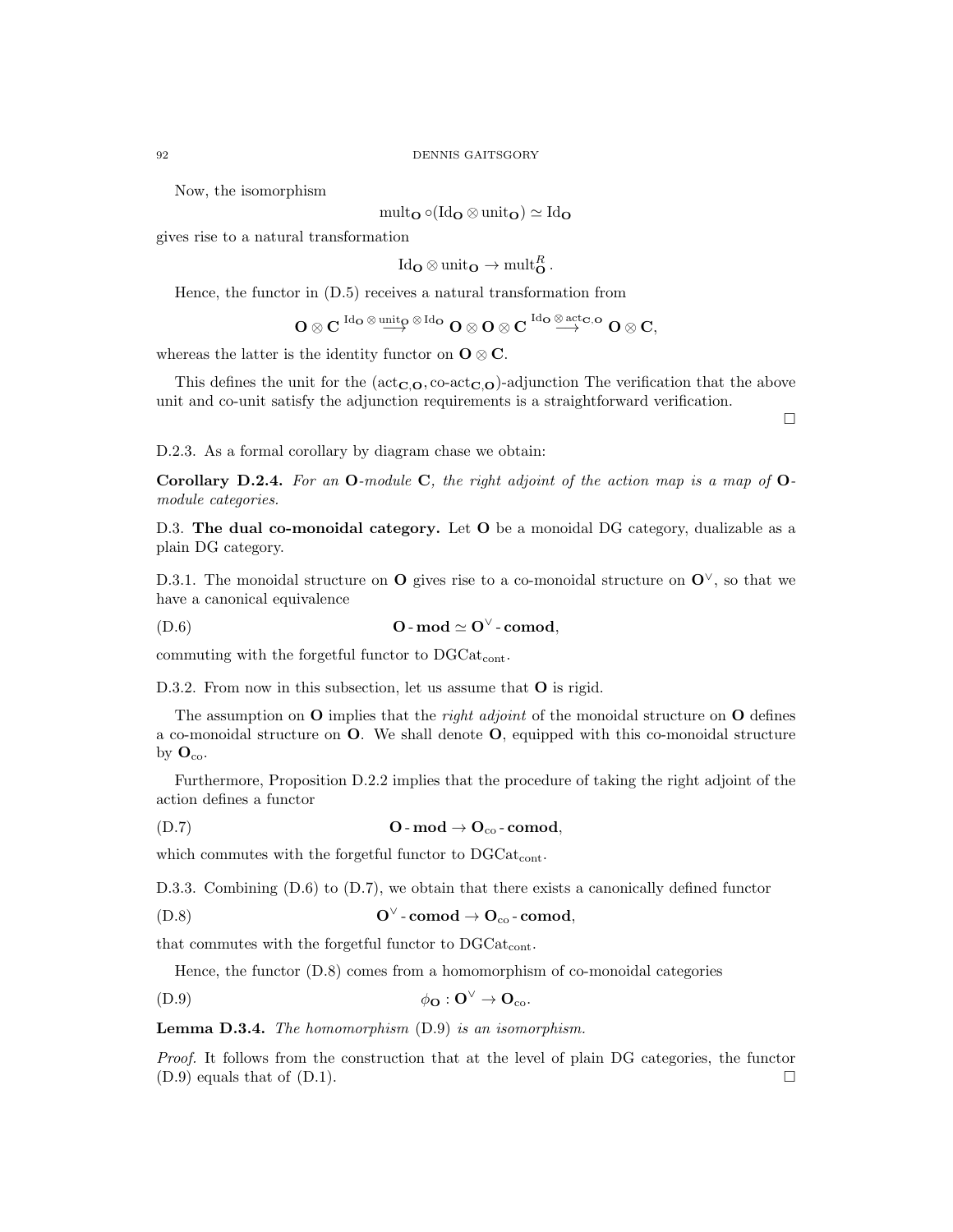Now, the isomorphism

$$\text{mult}_{\mathbf{O}} \circ (\text{Id}_{\mathbf{O}} \otimes \text{unit}_{\mathbf{O}}) \simeq \text{Id}_{\mathbf{O}}$$

gives rise to a natural transformation

$$\text{Id}_{\mathbf{O}} \otimes \text{unit}_{\mathbf{O}} \to \text{mult}_{\mathbf{O}}^R.$$

Hence, the functor in (D.5) receives a natural transformation from

$$\mathbf{O} \otimes \mathbf{C} \overset{\text{Id}_{\mathbf{O}} \otimes \text{unit}_{\mathbf{O}} \otimes \text{Id}_{\mathbf{O}}}{\longrightarrow} \mathbf{O} \otimes \mathbf{O} \otimes \mathbf{C} \overset{\text{Id}_{\mathbf{O}} \otimes \text{act}_{\mathbf{C},\mathbf{O}}}{\longrightarrow} \mathbf{O} \otimes \mathbf{C},$$

whereas the latter is the identity functor on $\mathbf{O} \otimes \mathbf{C}$.

This defines the unit for the $(\text{act}_{\mathbf{C},\mathbf{O}}, \text{co-act}_{\mathbf{C},\mathbf{O}})$-adjunction The verification that the above unit and co-unit satisfy the adjunction requirements is a straightforward verification.

□

D.2.3. As a formal corollary by diagram chase we obtain:

**Corollary D.2.4.** *For an* $\mathbf{O}$*-module* $\mathbf{C}$*, the right adjoint of the action map is a map of* $\mathbf{O}$*-module categories.*

D.3. **The dual co-monoidal category.** Let $\mathbf{O}$ be a monoidal DG category, dualizable as a plain DG category.

D.3.1. The monoidal structure on $\mathbf{O}$ gives rise to a co-monoidal structure on $\mathbf{O}^\vee$, so that we have a canonical equivalence

$$\mathbf{O}\text{-}\mathbf{mod} \simeq \mathbf{O}^\vee\text{-}\mathbf{comod}, \tag{D.6}$$

commuting with the forgetful functor to $\text{DGCat}_{\text{cont}}$.

D.3.2. From now in this subsection, let us assume that $\mathbf{O}$ is rigid.

The assumption on $\mathbf{O}$ implies that the *right adjoint* of the monoidal structure on $\mathbf{O}$ defines a co-monoidal structure on $\mathbf{O}$. We shall denote $\mathbf{O}$, equipped with this co-monoidal structure by $\mathbf{O}_{\text{co}}$.

Furthermore, Proposition D.2.2 implies that the procedure of taking the right adjoint of the action defines a functor

$$\mathbf{O}\text{-}\mathbf{mod} \to \mathbf{O}_{\text{co}}\text{-}\mathbf{comod}, \tag{D.7}$$

which commutes with the forgetful functor to $\text{DGCat}_{\text{cont}}$.

D.3.3. Combining (D.6) to (D.7), we obtain that there exists a canonically defined functor

$$\mathbf{O}^\vee\text{-}\mathbf{comod} \to \mathbf{O}_{\text{co}}\text{-}\mathbf{comod}, \tag{D.8}$$

that commutes with the forgetful functor to $\text{DGCat}_{\text{cont}}$.

Hence, the functor (D.8) comes from a homomorphism of co-monoidal categories

$$\phi_{\mathbf{O}} : \mathbf{O}^\vee \to \mathbf{O}_{\text{co}}. \tag{D.9}$$

**Lemma D.3.4.** *The homomorphism* (D.9) *is an isomorphism.*

*Proof.* It follows from the construction that at the level of plain DG categories, the functor (D.9) equals that of (D.1). □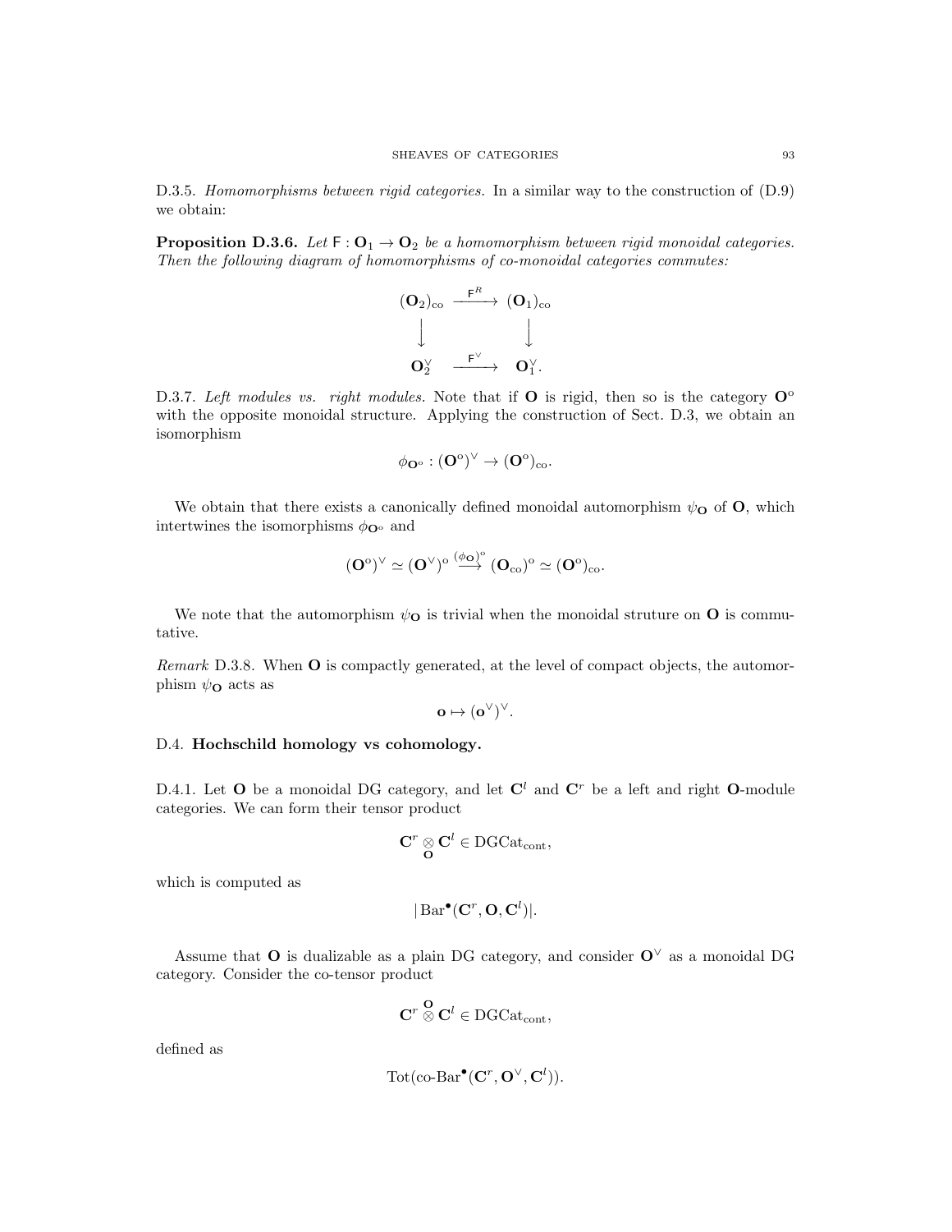D.3.5. *Homomorphisms between rigid categories.* In a similar way to the construction of (D.9) we obtain:

**Proposition D.3.6.** *Let $\mathsf{F} : \mathbf{O}_1 \to \mathbf{O}_2$ be a homomorphism between rigid monoidal categories. Then the following diagram of homomorphisms of co-monoidal categories commutes:*

$$
\begin{array}{ccc}
(\mathbf{O}_2)_{\mathrm{co}} & \xrightarrow{\mathsf{F}^R} & (\mathbf{O}_1)_{\mathrm{co}} \\
\Big\downarrow & & \Big\downarrow \\
\mathbf{O}_2^\vee & \xrightarrow{\mathsf{F}^\vee} & \mathbf{O}_1^\vee.
\end{array}
$$

D.3.7. *Left modules vs. right modules.* Note that if $\mathbf{O}$ is rigid, then so is the category $\mathbf{O}^{\mathrm{o}}$ with the opposite monoidal structure. Applying the construction of Sect. D.3, we obtain an isomorphism

$$\phi_{\mathbf{O}^{\mathrm{o}}} : (\mathbf{O}^{\mathrm{o}})^\vee \to (\mathbf{O}^{\mathrm{o}})_{\mathrm{co}}.$$

We obtain that there exists a canonically defined monoidal automorphism $\psi_{\mathbf{O}}$ of $\mathbf{O}$, which intertwines the isomorphisms $\phi_{\mathbf{O}^{\mathrm{o}}}$ and

$$(\mathbf{O}^{\mathrm{o}})^\vee \simeq (\mathbf{O}^\vee)^{\mathrm{o}} \overset{(\phi_{\mathbf{O}})^{\mathrm{o}}}{\longrightarrow} (\mathbf{O}_{\mathrm{co}})^{\mathrm{o}} \simeq (\mathbf{O}^{\mathrm{o}})_{\mathrm{co}}.$$

We note that the automorphism $\psi_{\mathbf{O}}$ is trivial when the monoidal struture on $\mathbf{O}$ is commutative.

*Remark* D.3.8. When $\mathbf{O}$ is compactly generated, at the level of compact objects, the automorphism $\psi_{\mathbf{O}}$ acts as

$$\mathbf{o} \mapsto (\mathbf{o}^\vee)^\vee.$$

## D.4. Hochschild homology vs cohomology.

D.4.1. Let $\mathbf{O}$ be a monoidal DG category, and let $\mathbf{C}^l$ and $\mathbf{C}^r$ be a left and right $\mathbf{O}$-module categories. We can form their tensor product

$$\mathbf{C}^r \underset{\mathbf{O}}{\otimes} \mathbf{C}^l \in \mathrm{DGCat}_{\mathrm{cont}},$$

which is computed as

$$|\operatorname{Bar}^\bullet(\mathbf{C}^r, \mathbf{O}, \mathbf{C}^l)|.$$

Assume that $\mathbf{O}$ is dualizable as a plain DG category, and consider $\mathbf{O}^\vee$ as a monoidal DG category. Consider the co-tensor product

$$\mathbf{C}^r \overset{\mathbf{O}}{\otimes} \mathbf{C}^l \in \mathrm{DGCat}_{\mathrm{cont}},$$

defined as

$$\operatorname{Tot}(\text{co-Bar}^\bullet(\mathbf{C}^r, \mathbf{O}^\vee, \mathbf{C}^l)).$$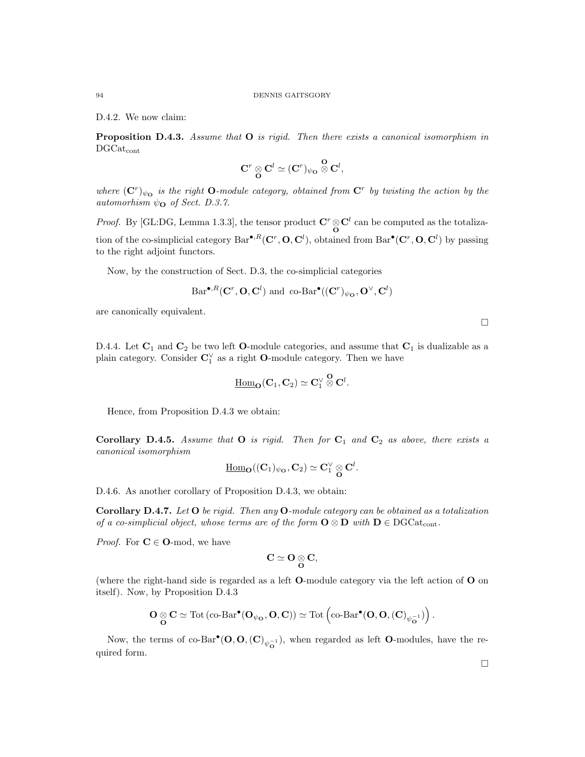D.4.2. We now claim:

**Proposition D.4.3.** *Assume that* $\mathbf{O}$ *is rigid. Then there exists a canonical isomorphism in* $\mathrm{DGCat}_{\mathrm{cont}}$

$$\mathbf{C}^r \underset{\mathbf{O}}{\otimes} \mathbf{C}^l \simeq (\mathbf{C}^r)_{\psi_{\mathbf{O}}} \overset{\mathbf{O}}{\otimes} \mathbf{C}^l,$$

*where* $(\mathbf{C}^r)_{\psi_{\mathbf{O}}}$ *is the right* $\mathbf{O}$*-module category, obtained from* $\mathbf{C}^r$ *by twisting the action by the automorism* $\psi_{\mathbf{O}}$ *of Sect. D.3.7.*

*Proof.* By [GL:DG, Lemma 1.3.3], the tensor product $\mathbf{C}^r \underset{\mathbf{O}}{\otimes} \mathbf{C}^l$ can be computed as the totalization of the co-simplicial category $\mathrm{Bar}^{\bullet,R}(\mathbf{C}^r, \mathbf{O}, \mathbf{C}^l)$, obtained from $\mathrm{Bar}^{\bullet}(\mathbf{C}^r, \mathbf{O}, \mathbf{C}^l)$ by passing to the right adjoint functors.

Now, by the construction of Sect. D.3, the co-simplicial categories

$$\mathrm{Bar}^{\bullet,R}(\mathbf{C}^r, \mathbf{O}, \mathbf{C}^l) \text{ and } \text{co-Bar}^{\bullet}((\mathbf{C}^r)_{\psi_{\mathbf{O}}}, \mathbf{O}^{\vee}, \mathbf{C}^l)$$

are canonically equivalent.

□

D.4.4. Let $\mathbf{C}_1$ and $\mathbf{C}_2$ be two left $\mathbf{O}$-module categories, and assume that $\mathbf{C}_1$ is dualizable as a plain category. Consider $\mathbf{C}_1^{\vee}$ as a right $\mathbf{O}$-module category. Then we have

$$\underline{\mathrm{Hom}}_{\mathbf{O}}(\mathbf{C}_1, \mathbf{C}_2) \simeq \mathbf{C}_1^{\vee} \overset{\mathbf{O}}{\otimes} \mathbf{C}^l.$$

Hence, from Proposition D.4.3 we obtain:

**Corollary D.4.5.** *Assume that* $\mathbf{O}$ *is rigid. Then for* $\mathbf{C}_1$ *and* $\mathbf{C}_2$ *as above, there exists a canonical isomorphism*

$$\underline{\mathrm{Hom}}_{\mathbf{O}}((\mathbf{C}_1)_{\psi_{\mathbf{O}}}, \mathbf{C}_2) \simeq \mathbf{C}_1^{\vee} \underset{\mathbf{O}}{\otimes} \mathbf{C}^l.$$

D.4.6. As another corollary of Proposition D.4.3, we obtain:

**Corollary D.4.7.** *Let* $\mathbf{O}$ *be rigid. Then any* $\mathbf{O}$*-module category can be obtained as a totalization of a co-simplicial object, whose terms are of the form* $\mathbf{O} \otimes \mathbf{D}$ *with* $\mathbf{D} \in \mathrm{DGCat}_{\mathrm{cont}}$.

*Proof.* For $\mathbf{C} \in \mathbf{O}$-mod, we have

$$\mathbf{C} \simeq \mathbf{O} \underset{\mathbf{O}}{\otimes} \mathbf{C},$$

(where the right-hand side is regarded as a left $\mathbf{O}$-module category via the left action of $\mathbf{O}$ on itself). Now, by Proposition D.4.3

$$\mathbf{O} \underset{\mathbf{O}}{\otimes} \mathbf{C} \simeq \mathrm{Tot}\left(\text{co-Bar}^{\bullet}(\mathbf{O}_{\psi_{\mathbf{O}}}, \mathbf{O}, \mathbf{C})\right) \simeq \mathrm{Tot}\left(\text{co-Bar}^{\bullet}(\mathbf{O}, \mathbf{O}, (\mathbf{C})_{\psi_{\mathbf{O}}^{-1}})\right).$$

Now, the terms of $\text{co-Bar}^{\bullet}(\mathbf{O}, \mathbf{O}, (\mathbf{C})_{\psi_{\mathbf{O}}^{-1}})$, when regarded as left $\mathbf{O}$-modules, have the required form.

□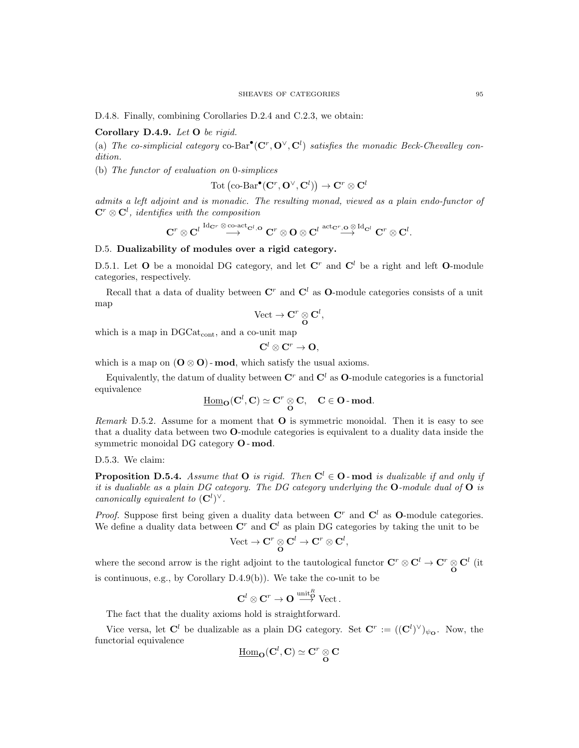D.4.8. Finally, combining Corollaries D.2.4 and C.2.3, we obtain:

**Corollary D.4.9.** *Let* $\mathbf{O}$ *be rigid.*

(a) *The co-simplicial category* $\text{co-Bar}^\bullet(\mathbf{C}^r, \mathbf{O}^\vee, \mathbf{C}^l)$ *satisfies the monadic Beck-Chevalley condition.*

(b) *The functor of evaluation on* 0*-simplices*

$$\text{Tot}\left(\text{co-Bar}^\bullet(\mathbf{C}^r, \mathbf{O}^\vee, \mathbf{C}^l)\right) \to \mathbf{C}^r \otimes \mathbf{C}^l$$

*admits a left adjoint and is monadic. The resulting monad, viewed as a plain endo-functor of* $\mathbf{C}^r \otimes \mathbf{C}^l$*, identifies with the composition*

$$\mathbf{C}^r \otimes \mathbf{C}^l \overset{\text{Id}_{\mathbf{C}^r} \otimes \text{co-act}_{\mathbf{C}^l,\mathbf{O}}}{\longrightarrow} \mathbf{C}^r \otimes \mathbf{O} \otimes \mathbf{C}^l \overset{\text{act}_{\mathbf{C}^r,\mathbf{O}} \otimes \text{Id}_{\mathbf{C}^l}}{\longrightarrow} \mathbf{C}^r \otimes \mathbf{C}^l.$$

## D.5. Dualizability of modules over a rigid category.

D.5.1. Let $\mathbf{O}$ be a monoidal DG category, and let $\mathbf{C}^r$ and $\mathbf{C}^l$ be a right and left $\mathbf{O}$-module categories, respectively.

Recall that a data of duality between $\mathbf{C}^r$ and $\mathbf{C}^l$ as $\mathbf{O}$-module categories consists of a unit map

$$\text{Vect} \to \mathbf{C}^r \underset{\mathbf{O}}{\otimes} \mathbf{C}^l,$$

which is a map in $\text{DGCat}_{\text{cont}}$, and a co-unit map

$$\mathbf{C}^l \otimes \mathbf{C}^r \to \mathbf{O},$$

which is a map on $(\mathbf{O} \otimes \mathbf{O})\text{-}\mathbf{mod}$, which satisfy the usual axioms.

Equivalently, the datum of duality between $\mathbf{C}^r$ and $\mathbf{C}^l$ as $\mathbf{O}$-module categories is a functorial equivalence

$$\underline{\text{Hom}}_{\mathbf{O}}(\mathbf{C}^l, \mathbf{C}) \simeq \mathbf{C}^r \underset{\mathbf{O}}{\otimes} \mathbf{C}, \quad \mathbf{C} \in \mathbf{O}\text{-}\mathbf{mod}.$$

*Remark* D.5.2. Assume for a moment that $\mathbf{O}$ is symmetric monoidal. Then it is easy to see that a duality data between two $\mathbf{O}$-module categories is equivalent to a duality data inside the symmetric monoidal DG category $\mathbf{O}\text{-}\mathbf{mod}$.

D.5.3. We claim:

**Proposition D.5.4.** *Assume that* $\mathbf{O}$ *is rigid. Then* $\mathbf{C}^l \in \mathbf{O}\text{-}\mathbf{mod}$ *is dualizable if and only if it is dualiable as a plain DG category. The DG category underlying the* $\mathbf{O}$*-module dual of* $\mathbf{O}$ *is canonically equivalent to* $(\mathbf{C}^l)^\vee$.

*Proof.* Suppose first being given a duality data between $\mathbf{C}^r$ and $\mathbf{C}^l$ as $\mathbf{O}$-module categories. We define a duality data between $\mathbf{C}^r$ and $\mathbf{C}^l$ as plain DG categories by taking the unit to be

$$\text{Vect} \to \mathbf{C}^r \underset{\mathbf{O}}{\otimes} \mathbf{C}^l \to \mathbf{C}^r \otimes \mathbf{C}^l,$$

where the second arrow is the right adjoint to the tautological functor $\mathbf{C}^r \otimes \mathbf{C}^l \to \mathbf{C}^r \underset{\mathbf{O}}{\otimes} \mathbf{C}^l$ (it is continuous, e.g., by Corollary D.4.9(b)). We take the co-unit to be

$$\mathbf{C}^l \otimes \mathbf{C}^r \to \mathbf{O} \overset{\text{unit}^R_{\mathbf{O}}}{\longrightarrow} \text{Vect}.$$

The fact that the duality axioms hold is straightforward.

Vice versa, let $\mathbf{C}^l$ be dualizable as a plain DG category. Set $\mathbf{C}^r := ((\mathbf{C}^l)^\vee)_{\psi_{\mathbf{O}}}$. Now, the functorial equivalence

$$\underline{\text{Hom}}_{\mathbf{O}}(\mathbf{C}^l, \mathbf{C}) \simeq \mathbf{C}^r \underset{\mathbf{O}}{\otimes} \mathbf{C}$$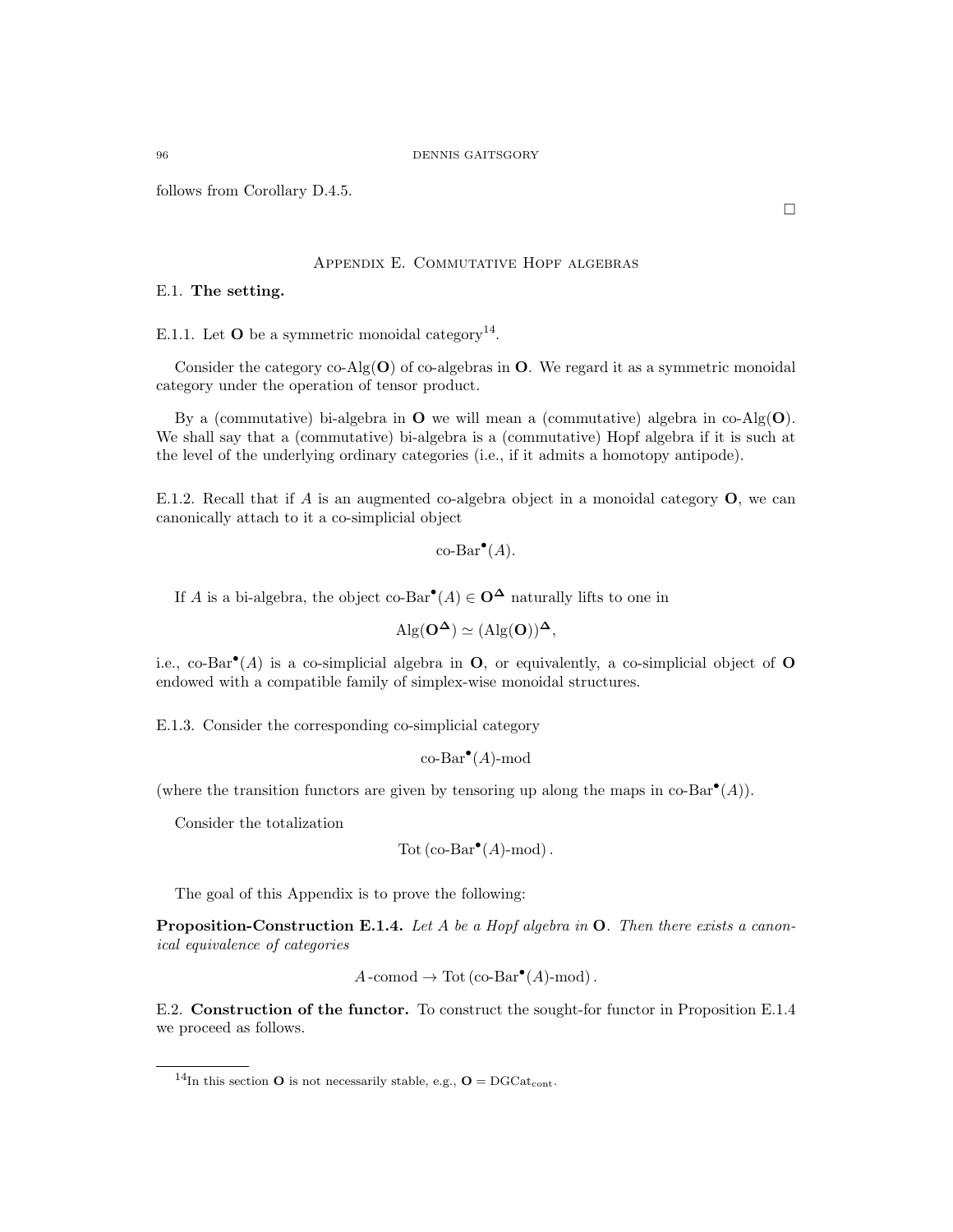follows from Corollary D.4.5.

□

## Appendix E. Commutative Hopf algebras

### E.1. The setting.

E.1.1. Let $\mathbf{O}$ be a symmetric monoidal category[14].

Consider the category co-Alg($\mathbf{O}$) of co-algebras in $\mathbf{O}$. We regard it as a symmetric monoidal category under the operation of tensor product.

By a (commutative) bi-algebra in $\mathbf{O}$ we will mean a (commutative) algebra in co-Alg($\mathbf{O}$). We shall say that a (commutative) bi-algebra is a (commutative) Hopf algebra if it is such at the level of the underlying ordinary categories (i.e., if it admits a homotopy antipode).

E.1.2. Recall that if $A$ is an augmented co-algebra object in a monoidal category $\mathbf{O}$, we can canonically attach to it a co-simplicial object

$$\text{co-Bar}^\bullet(A).$$

If $A$ is a bi-algebra, the object $\text{co-Bar}^\bullet(A) \in \mathbf{O}^{\mathbf{\Delta}}$ naturally lifts to one in

$$\text{Alg}(\mathbf{O}^{\mathbf{\Delta}}) \simeq (\text{Alg}(\mathbf{O}))^{\mathbf{\Delta}},$$

i.e., $\text{co-Bar}^\bullet(A)$ is a co-simplicial algebra in $\mathbf{O}$, or equivalently, a co-simplicial object of $\mathbf{O}$ endowed with a compatible family of simplex-wise monoidal structures.

E.1.3. Consider the corresponding co-simplicial category

$$\text{co-Bar}^\bullet(A)\text{-mod}$$

(where the transition functors are given by tensoring up along the maps in $\text{co-Bar}^\bullet(A)$).

Consider the totalization

$$\text{Tot}\left(\text{co-Bar}^\bullet(A)\text{-mod}\right).$$

The goal of this Appendix is to prove the following:

**Proposition-Construction E.1.4.** *Let $A$ be a Hopf algebra in $\mathbf{O}$. Then there exists a canonical equivalence of categories*

$$A\text{-comod} \to \text{Tot}\left(\text{co-Bar}^\bullet(A)\text{-mod}\right).$$

E.2. **Construction of the functor.** To construct the sought-for functor in Proposition E.1.4 we proceed as follows.

[14] In this section $\mathbf{O}$ is not necessarily stable, e.g., $\mathbf{O} = \text{DGCat}_{\text{cont}}$.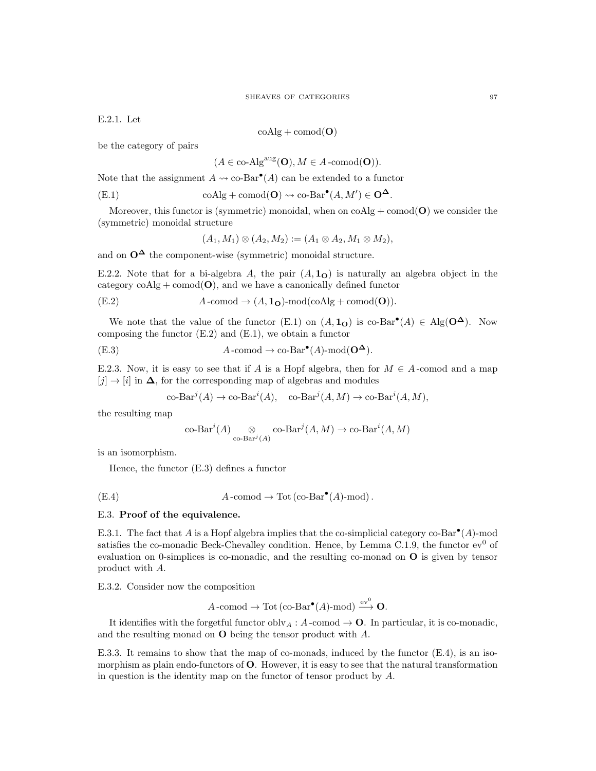E.2.1. Let

$$\text{coAlg} + \text{comod}(\mathbf{O})$$

be the category of pairs

$$(A \in \text{co-Alg}^{\text{aug}}(\mathbf{O}), M \in A\text{-comod}(\mathbf{O})).$$

Note that the assignment $A \rightsquigarrow \text{co-Bar}^\bullet(A)$ can be extended to a functor

$$\text{coAlg} + \text{comod}(\mathbf{O}) \rightsquigarrow \text{co-Bar}^\bullet(A, M') \in \mathbf{O}^{\mathbf{\Delta}}. \tag{E.1}$$

Moreover, this functor is (symmetric) monoidal, when on $\text{coAlg} + \text{comod}(\mathbf{O})$ we consider the (symmetric) monoidal structure

$$(A_1, M_1) \otimes (A_2, M_2) := (A_1 \otimes A_2, M_1 \otimes M_2),$$

and on $\mathbf{O}^{\mathbf{\Delta}}$ the component-wise (symmetric) monoidal structure.

E.2.2. Note that for a bi-algebra $A$, the pair $(A, \mathbf{1_O})$ is naturally an algebra object in the category $\text{coAlg} + \text{comod}(\mathbf{O})$, and we have a canonically defined functor

$$A\text{-comod} \to (A, \mathbf{1_O})\text{-mod}(\text{coAlg} + \text{comod}(\mathbf{O})). \tag{E.2}$$

We note that the value of the functor (E.1) on $(A, \mathbf{1_O})$ is $\text{co-Bar}^\bullet(A) \in \text{Alg}(\mathbf{O}^{\mathbf{\Delta}})$. Now composing the functor (E.2) and (E.1), we obtain a functor

$$A\text{-comod} \to \text{co-Bar}^\bullet(A)\text{-mod}(\mathbf{O}^{\mathbf{\Delta}}). \tag{E.3}$$

E.2.3. Now, it is easy to see that if $A$ is a Hopf algebra, then for $M \in A\text{-comod}$ and a map $[j] \to [i]$ in $\mathbf{\Delta}$, for the corresponding map of algebras and modules

$$\text{co-Bar}^j(A) \to \text{co-Bar}^i(A), \quad \text{co-Bar}^j(A, M) \to \text{co-Bar}^i(A, M),$$

the resulting map

$$\text{co-Bar}^i(A) \underset{\text{co-Bar}^j(A)}{\otimes} \text{co-Bar}^j(A, M) \to \text{co-Bar}^i(A, M)$$

is an isomorphism.

Hence, the functor (E.3) defines a functor

$$A\text{-comod} \to \text{Tot}\left(\text{co-Bar}^\bullet(A)\text{-mod}\right). \tag{E.4}$$

## E.3. **Proof of the equivalence.**

E.3.1. The fact that $A$ is a Hopf algebra implies that the co-simplicial category $\text{co-Bar}^\bullet(A)\text{-mod}$ satisfies the co-monadic Beck-Chevalley condition. Hence, by Lemma C.1.9, the functor $\text{ev}^0$ of evaluation on 0-simplices is co-monadic, and the resulting co-monad on $\mathbf{O}$ is given by tensor product with $A$.

E.3.2. Consider now the composition

$$A\text{-comod} \to \text{Tot}\left(\text{co-Bar}^\bullet(A)\text{-mod}\right) \xrightarrow{\text{ev}^0} \mathbf{O}.$$

It identifies with the forgetful functor $\text{oblv}_A : A\text{-comod} \to \mathbf{O}$. In particular, it is co-monadic, and the resulting monad on $\mathbf{O}$ being the tensor product with $A$.

E.3.3. It remains to show that the map of co-monads, induced by the functor (E.4), is an isomorphism as plain endo-functors of $\mathbf{O}$. However, it is easy to see that the natural transformation in question is the identity map on the functor of tensor product by $A$.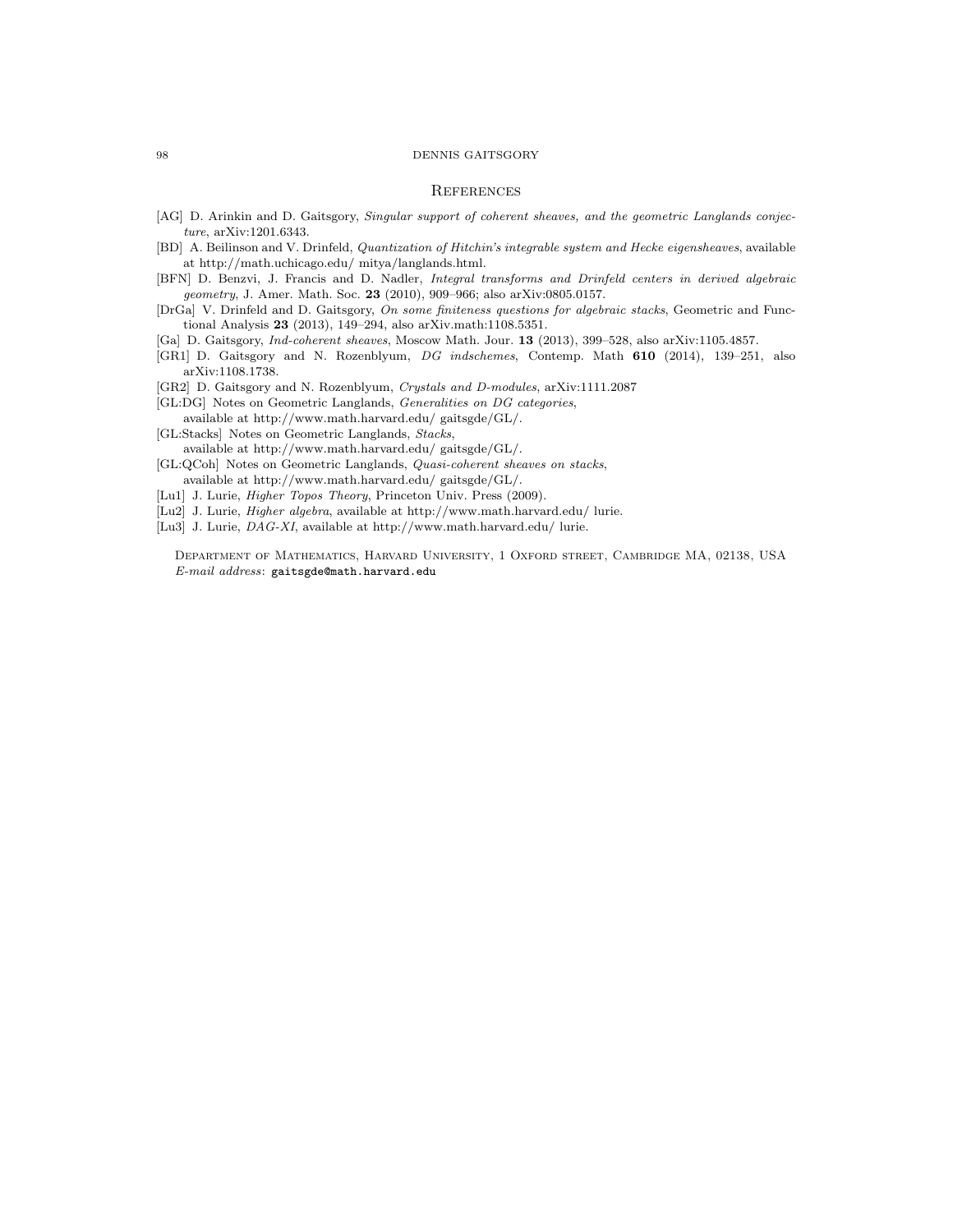# References

[AG] D. Arinkin and D. Gaitsgory, *Singular support of coherent sheaves, and the geometric Langlands conjecture*, arXiv:1201.6343.

[BD] A. Beilinson and V. Drinfeld, *Quantization of Hitchin's integrable system and Hecke eigensheaves*, available at http://math.uchicago.edu/ mitya/langlands.html.

[BFN] D. Benzvi, J. Francis and D. Nadler, *Integral transforms and Drinfeld centers in derived algebraic geometry*, J. Amer. Math. Soc. **23** (2010), 909–966; also arXiv:0805.0157.

[DrGa] V. Drinfeld and D. Gaitsgory, *On some finiteness questions for algebraic stacks*, Geometric and Functional Analysis **23** (2013), 149–294, also arXiv.math:1108.5351.

[Ga] D. Gaitsgory, *Ind-coherent sheaves*, Moscow Math. Jour. **13** (2013), 399–528, also arXiv:1105.4857.

[GR1] D. Gaitsgory and N. Rozenblyum, *DG indschemes*, Contemp. Math **610** (2014), 139–251, also arXiv:1108.1738.

[GR2] D. Gaitsgory and N. Rozenblyum, *Crystals and D-modules*, arXiv:1111.2087

[GL:DG] Notes on Geometric Langlands, *Generalities on DG categories*, available at http://www.math.harvard.edu/ gaitsgde/GL/.

[GL:Stacks] Notes on Geometric Langlands, *Stacks*, available at http://www.math.harvard.edu/ gaitsgde/GL/.

[GL:QCoh] Notes on Geometric Langlands, *Quasi-coherent sheaves on stacks*, available at http://www.math.harvard.edu/ gaitsgde/GL/.

[Lu1] J. Lurie, *Higher Topos Theory*, Princeton Univ. Press (2009).

[Lu2] J. Lurie, *Higher algebra*, available at http://www.math.harvard.edu/ lurie.

[Lu3] J. Lurie, *DAG-XI*, available at http://www.math.harvard.edu/ lurie.

Department of Mathematics, Harvard University, 1 Oxford street, Cambridge MA, 02138, USA
*E-mail address*: gaitsgde@math.harvard.edu